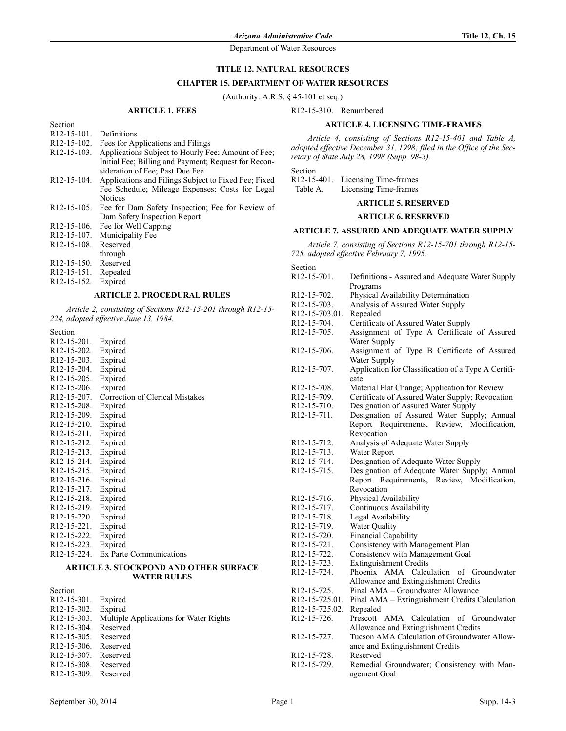# TITLE 12. NATURAL RESOURCES

## CHAPTER 15. DEPARTMENT OF WATER RESOURCES

(Authority: A.R.S. § 45-101 et seq.)

### ARTICLE 1. FEES

Section
R12-15-101. Definitions
R12-15-102. Fees for Applications and Filings
R12-15-103. Applications Subject to Hourly Fee; Amount of Fee; Initial Fee; Billing and Payment; Request for Reconsideration of Fee; Past Due Fee
R12-15-104. Applications and Filings Subject to Fixed Fee; Fixed Fee Schedule; Mileage Expenses; Costs for Legal Notices
R12-15-105. Fee for Dam Safety Inspection; Fee for Review of Dam Safety Inspection Report
R12-15-106. Fee for Well Capping
R12-15-107. Municipality Fee
R12-15-108. Reserved
through
R12-15-150. Reserved
R12-15-151. Repealed
R12-15-152. Expired

### ARTICLE 2. PROCEDURAL RULES

*Article 2, consisting of Sections R12-15-201 through R12-15-224, adopted effective June 13, 1984.*

Section
R12-15-201. Expired
R12-15-202. Expired
R12-15-203. Expired
R12-15-204. Expired
R12-15-205. Expired
R12-15-206. Expired
R12-15-207. Correction of Clerical Mistakes
R12-15-208. Expired
R12-15-209. Expired
R12-15-210. Expired
R12-15-211. Expired
R12-15-212. Expired
R12-15-213. Expired
R12-15-214. Expired
R12-15-215. Expired
R12-15-216. Expired
R12-15-217. Expired
R12-15-218. Expired
R12-15-219. Expired
R12-15-220. Expired
R12-15-221. Expired
R12-15-222. Expired
R12-15-223. Expired
R12-15-224. Ex Parte Communications

### ARTICLE 3. STOCKPOND AND OTHER SURFACE WATER RULES

Section
R12-15-301. Expired
R12-15-302. Expired
R12-15-303. Multiple Applications for Water Rights
R12-15-304. Reserved
R12-15-305. Reserved
R12-15-306. Reserved
R12-15-307. Reserved
R12-15-308. Reserved
R12-15-309. Reserved
R12-15-310. Renumbered

### ARTICLE 4. LICENSING TIME-FRAMES

*Article 4, consisting of Sections R12-15-401 and Table A, adopted effective December 31, 1998; filed in the Office of the Secretary of State July 28, 1998 (Supp. 98-3).*

Section
R12-15-401. Licensing Time-frames
Table A. Licensing Time-frames

### ARTICLE 5. RESERVED

### ARTICLE 6. RESERVED

### ARTICLE 7. ASSURED AND ADEQUATE WATER SUPPLY

*Article 7, consisting of Sections R12-15-701 through R12-15-725, adopted effective February 7, 1995.*

Section
R12-15-701. Definitions - Assured and Adequate Water Supply Programs
R12-15-702. Physical Availability Determination
R12-15-703. Analysis of Assured Water Supply
R12-15-703.01. Repealed
R12-15-704. Certificate of Assured Water Supply
R12-15-705. Assignment of Type A Certificate of Assured Water Supply
R12-15-706. Assignment of Type B Certificate of Assured Water Supply
R12-15-707. Application for Classification of a Type A Certificate
R12-15-708. Material Plat Change; Application for Review
R12-15-709. Certificate of Assured Water Supply; Revocation
R12-15-710. Designation of Assured Water Supply
R12-15-711. Designation of Assured Water Supply; Annual Report Requirements, Review, Modification, Revocation
R12-15-712. Analysis of Adequate Water Supply
R12-15-713. Water Report
R12-15-714. Designation of Adequate Water Supply
R12-15-715. Designation of Adequate Water Supply; Annual Report Requirements, Review, Modification, Revocation
R12-15-716. Physical Availability
R12-15-717. Continuous Availability
R12-15-718. Legal Availability
R12-15-719. Water Quality
R12-15-720. Financial Capability
R12-15-721. Consistency with Management Plan
R12-15-722. Consistency with Management Goal
R12-15-723. Extinguishment Credits
R12-15-724. Phoenix AMA Calculation of Groundwater Allowance and Extinguishment Credits
R12-15-725. Pinal AMA – Groundwater Allowance
R12-15-725.01. Pinal AMA – Extinguishment Credits Calculation
R12-15-725.02. Repealed
R12-15-726. Prescott AMA Calculation of Groundwater Allowance and Extinguishment Credits
R12-15-727. Tucson AMA Calculation of Groundwater Allowance and Extinguishment Credits
R12-15-728. Reserved
R12-15-729. Remedial Groundwater; Consistency with Management Goal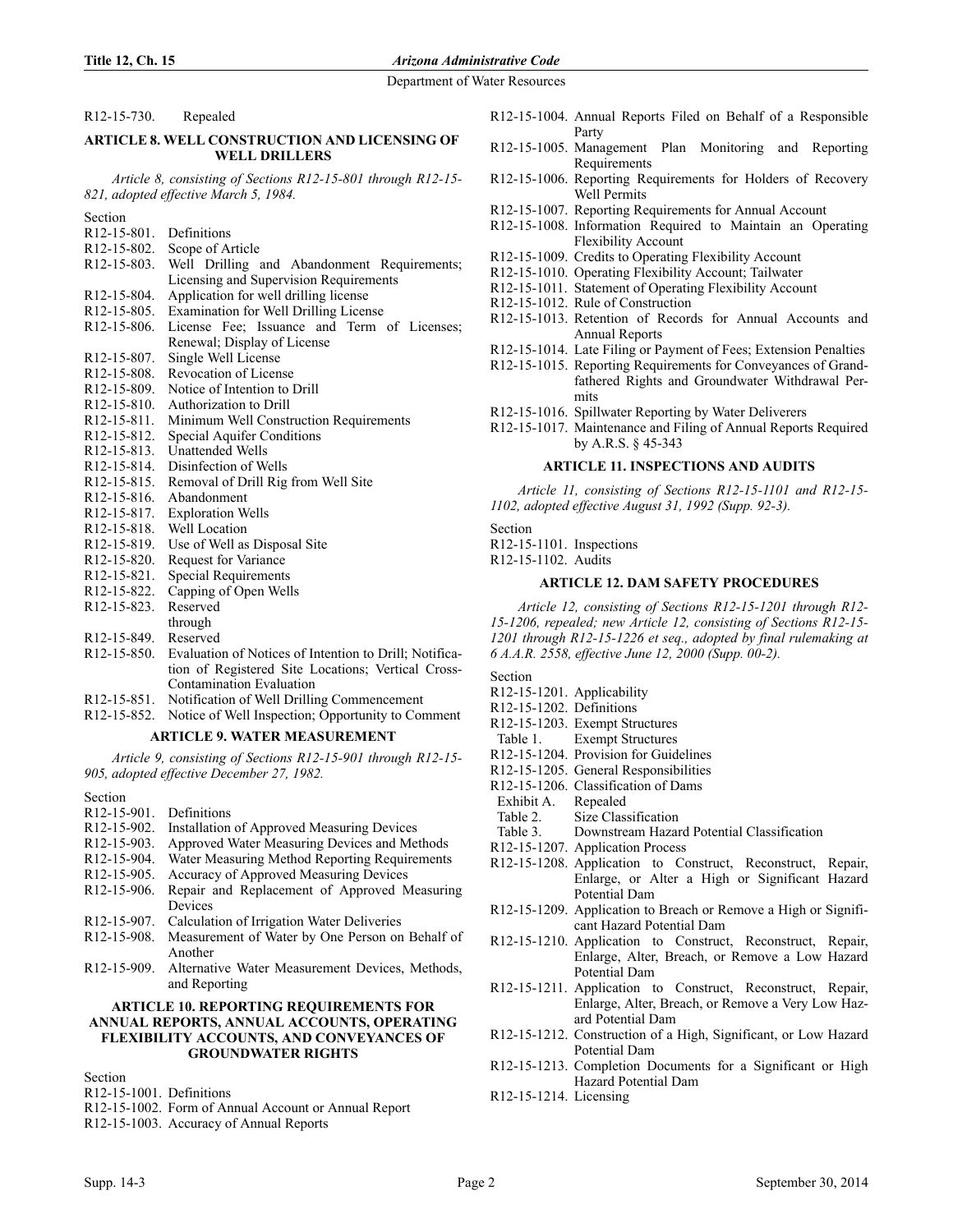R12-15-730. Repealed

### ARTICLE 8. WELL CONSTRUCTION AND LICENSING OF WELL DRILLERS

*Article 8, consisting of Sections R12-15-801 through R12-15-821, adopted effective March 5, 1984.*

Section
R12-15-801. Definitions
R12-15-802. Scope of Article
R12-15-803. Well Drilling and Abandonment Requirements; Licensing and Supervision Requirements
R12-15-804. Application for well drilling license
R12-15-805. Examination for Well Drilling License
R12-15-806. License Fee; Issuance and Term of Licenses; Renewal; Display of License
R12-15-807. Single Well License
R12-15-808. Revocation of License
R12-15-809. Notice of Intention to Drill
R12-15-810. Authorization to Drill
R12-15-811. Minimum Well Construction Requirements
R12-15-812. Special Aquifer Conditions
R12-15-813. Unattended Wells
R12-15-814. Disinfection of Wells
R12-15-815. Removal of Drill Rig from Well Site
R12-15-816. Abandonment
R12-15-817. Exploration Wells
R12-15-818. Well Location
R12-15-819. Use of Well as Disposal Site
R12-15-820. Request for Variance
R12-15-821. Special Requirements
R12-15-822. Capping of Open Wells
R12-15-823. Reserved
through
R12-15-849. Reserved
R12-15-850. Evaluation of Notices of Intention to Drill; Notification of Registered Site Locations; Vertical Cross-Contamination Evaluation
R12-15-851. Notification of Well Drilling Commencement
R12-15-852. Notice of Well Inspection; Opportunity to Comment

### ARTICLE 9. WATER MEASUREMENT

*Article 9, consisting of Sections R12-15-901 through R12-15-905, adopted effective December 27, 1982.*

Section
R12-15-901. Definitions
R12-15-902. Installation of Approved Measuring Devices
R12-15-903. Approved Water Measuring Devices and Methods
R12-15-904. Water Measuring Method Reporting Requirements
R12-15-905. Accuracy of Approved Measuring Devices
R12-15-906. Repair and Replacement of Approved Measuring Devices
R12-15-907. Calculation of Irrigation Water Deliveries
R12-15-908. Measurement of Water by One Person on Behalf of Another
R12-15-909. Alternative Water Measurement Devices, Methods, and Reporting

### ARTICLE 10. REPORTING REQUIREMENTS FOR ANNUAL REPORTS, ANNUAL ACCOUNTS, OPERATING FLEXIBILITY ACCOUNTS, AND CONVEYANCES OF GROUNDWATER RIGHTS

Section
R12-15-1001. Definitions
R12-15-1002. Form of Annual Account or Annual Report
R12-15-1003. Accuracy of Annual Reports
R12-15-1004. Annual Reports Filed on Behalf of a Responsible Party
R12-15-1005. Management Plan Monitoring and Reporting Requirements
R12-15-1006. Reporting Requirements for Holders of Recovery Well Permits
R12-15-1007. Reporting Requirements for Annual Account
R12-15-1008. Information Required to Maintain an Operating Flexibility Account
R12-15-1009. Credits to Operating Flexibility Account
R12-15-1010. Operating Flexibility Account; Tailwater
R12-15-1011. Statement of Operating Flexibility Account
R12-15-1012. Rule of Construction
R12-15-1013. Retention of Records for Annual Accounts and Annual Reports
R12-15-1014. Late Filing or Payment of Fees; Extension Penalties
R12-15-1015. Reporting Requirements for Conveyances of Grandfathered Rights and Groundwater Withdrawal Permits
R12-15-1016. Spillwater Reporting by Water Deliverers
R12-15-1017. Maintenance and Filing of Annual Reports Required by A.R.S. § 45-343

### ARTICLE 11. INSPECTIONS AND AUDITS

*Article 11, consisting of Sections R12-15-1101 and R12-15-1102, adopted effective August 31, 1992 (Supp. 92-3).*

Section
R12-15-1101. Inspections
R12-15-1102. Audits

### ARTICLE 12. DAM SAFETY PROCEDURES

*Article 12, consisting of Sections R12-15-1201 through R12-15-1206, repealed; new Article 12, consisting of Sections R12-15-1201 through R12-15-1226 et seq., adopted by final rulemaking at 6 A.A.R. 2558, effective June 12, 2000 (Supp. 00-2).*

Section
R12-15-1201. Applicability
R12-15-1202. Definitions
R12-15-1203. Exempt Structures
Table 1. Exempt Structures
R12-15-1204. Provision for Guidelines
R12-15-1205. General Responsibilities
R12-15-1206. Classification of Dams
Exhibit A. Repealed
Table 2. Size Classification
Table 3. Downstream Hazard Potential Classification
R12-15-1207. Application Process
R12-15-1208. Application to Construct, Reconstruct, Repair, Enlarge, or Alter a High or Significant Hazard Potential Dam
R12-15-1209. Application to Breach or Remove a High or Significant Hazard Potential Dam
R12-15-1210. Application to Construct, Reconstruct, Repair, Enlarge, Alter, Breach, or Remove a Low Hazard Potential Dam
R12-15-1211. Application to Construct, Reconstruct, Repair, Enlarge, Alter, Breach, or Remove a Very Low Hazard Potential Dam
R12-15-1212. Construction of a High, Significant, or Low Hazard Potential Dam
R12-15-1213. Completion Documents for a Significant or High Hazard Potential Dam
R12-15-1214. Licensing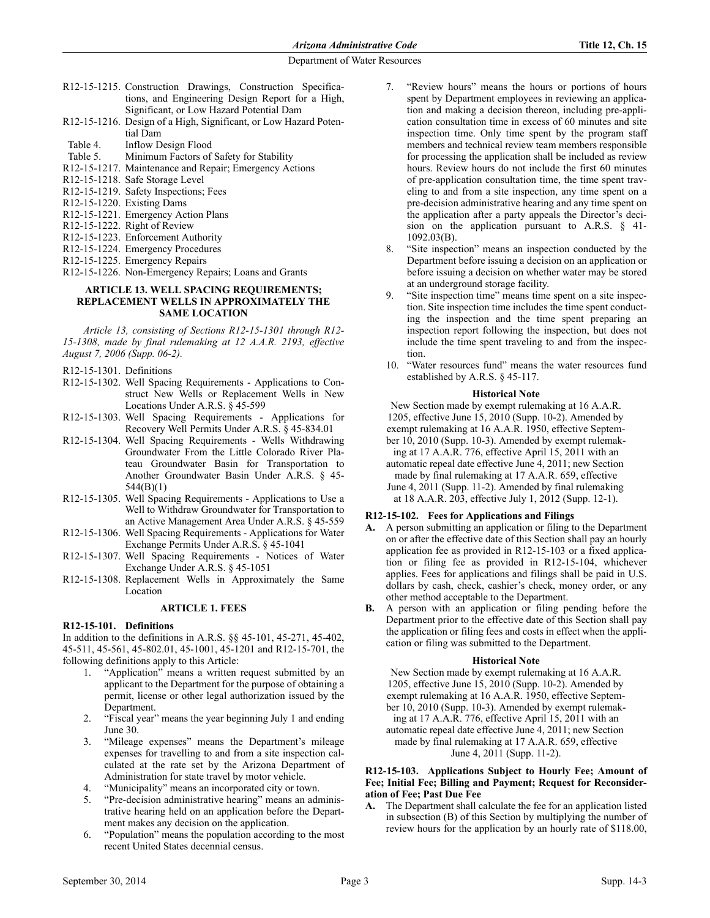R12-15-1215. Construction Drawings, Construction Specifications, and Engineering Design Report for a High, Significant, or Low Hazard Potential Dam
R12-15-1216. Design of a High, Significant, or Low Hazard Potential Dam
Table 4. Inflow Design Flood
Table 5. Minimum Factors of Safety for Stability
R12-15-1217. Maintenance and Repair; Emergency Actions
R12-15-1218. Safe Storage Level
R12-15-1219. Safety Inspections; Fees
R12-15-1220. Existing Dams
R12-15-1221. Emergency Action Plans
R12-15-1222. Right of Review
R12-15-1223. Enforcement Authority
R12-15-1224. Emergency Procedures
R12-15-1225. Emergency Repairs
R12-15-1226. Non-Emergency Repairs; Loans and Grants

### ARTICLE 13. WELL SPACING REQUIREMENTS; REPLACEMENT WELLS IN APPROXIMATELY THE SAME LOCATION

*Article 13, consisting of Sections R12-15-1301 through R12-15-1308, made by final rulemaking at 12 A.A.R. 2193, effective August 7, 2006 (Supp. 06-2).*

R12-15-1301. Definitions
R12-15-1302. Well Spacing Requirements - Applications to Construct New Wells or Replacement Wells in New Locations Under A.R.S. § 45-599
R12-15-1303. Well Spacing Requirements - Applications for Recovery Well Permits Under A.R.S. § 45-834.01
R12-15-1304. Well Spacing Requirements - Wells Withdrawing Groundwater From the Little Colorado River Plateau Groundwater Basin for Transportation to Another Groundwater Basin Under A.R.S. § 45-544(B)(1)
R12-15-1305. Well Spacing Requirements - Applications to Use a Well to Withdraw Groundwater for Transportation to an Active Management Area Under A.R.S. § 45-559
R12-15-1306. Well Spacing Requirements - Applications for Water Exchange Permits Under A.R.S. § 45-1041
R12-15-1307. Well Spacing Requirements - Notices of Water Exchange Under A.R.S. § 45-1051
R12-15-1308. Replacement Wells in Approximately the Same Location

## ARTICLE 1. FEES

### R12-15-101. Definitions

In addition to the definitions in A.R.S. §§ 45-101, 45-271, 45-402, 45-511, 45-561, 45-802.01, 45-1001, 45-1201 and R12-15-701, the following definitions apply to this Article:

1. "Application" means a written request submitted by an applicant to the Department for the purpose of obtaining a permit, license or other legal authorization issued by the Department.
2. "Fiscal year" means the year beginning July 1 and ending June 30.
3. "Mileage expenses" means the Department's mileage expenses for travelling to and from a site inspection calculated at the rate set by the Arizona Department of Administration for state travel by motor vehicle.
4. "Municipality" means an incorporated city or town.
5. "Pre-decision administrative hearing" means an administrative hearing held on an application before the Department makes any decision on the application.
6. "Population" means the population according to the most recent United States decennial census.
7. "Review hours" means the hours or portions of hours spent by Department employees in reviewing an application and making a decision thereon, including pre-application consultation time in excess of 60 minutes and site inspection time. Only time spent by the program staff members and technical review team members responsible for processing the application shall be included as review hours. Review hours do not include the first 60 minutes of pre-application consultation time, the time spent traveling to and from a site inspection, any time spent on a pre-decision administrative hearing and any time spent on the application after a party appeals the Director's decision on the application pursuant to A.R.S. § 41-1092.03(B).
8. "Site inspection" means an inspection conducted by the Department before issuing a decision on an application or before issuing a decision on whether water may be stored at an underground storage facility.
9. "Site inspection time" means time spent on a site inspection. Site inspection time includes the time spent conducting the inspection and the time spent preparing an inspection report following the inspection, but does not include the time spent traveling to and from the inspection.
10. "Water resources fund" means the water resources fund established by A.R.S. § 45-117.

**Historical Note**

New Section made by exempt rulemaking at 16 A.A.R. 1205, effective June 15, 2010 (Supp. 10-2). Amended by exempt rulemaking at 16 A.A.R. 1950, effective September 10, 2010 (Supp. 10-3). Amended by exempt rulemaking at 17 A.A.R. 776, effective April 15, 2011 with an automatic repeal date effective June 4, 2011; new Section made by final rulemaking at 17 A.A.R. 659, effective June 4, 2011 (Supp. 11-2). Amended by final rulemaking at 18 A.A.R. 203, effective July 1, 2012 (Supp. 12-1).

### R12-15-102. Fees for Applications and Filings

**A.** A person submitting an application or filing to the Department on or after the effective date of this Section shall pay an hourly application fee as provided in R12-15-103 or a fixed application or filing fee as provided in R12-15-104, whichever applies. Fees for applications and filings shall be paid in U.S. dollars by cash, check, cashier's check, money order, or any other method acceptable to the Department.

**B.** A person with an application or filing pending before the Department prior to the effective date of this Section shall pay the application or filing fees and costs in effect when the application or filing was submitted to the Department.

**Historical Note**

New Section made by exempt rulemaking at 16 A.A.R. 1205, effective June 15, 2010 (Supp. 10-2). Amended by exempt rulemaking at 16 A.A.R. 1950, effective September 10, 2010 (Supp. 10-3). Amended by exempt rulemaking at 17 A.A.R. 776, effective April 15, 2011 with an automatic repeal date effective June 4, 2011; new Section made by final rulemaking at 17 A.A.R. 659, effective June 4, 2011 (Supp. 11-2).

### R12-15-103. Applications Subject to Hourly Fee; Amount of Fee; Initial Fee; Billing and Payment; Request for Reconsideration of Fee; Past Due Fee

**A.** The Department shall calculate the fee for an application listed in subsection (B) of this Section by multiplying the number of review hours for the application by an hourly rate of $118.00,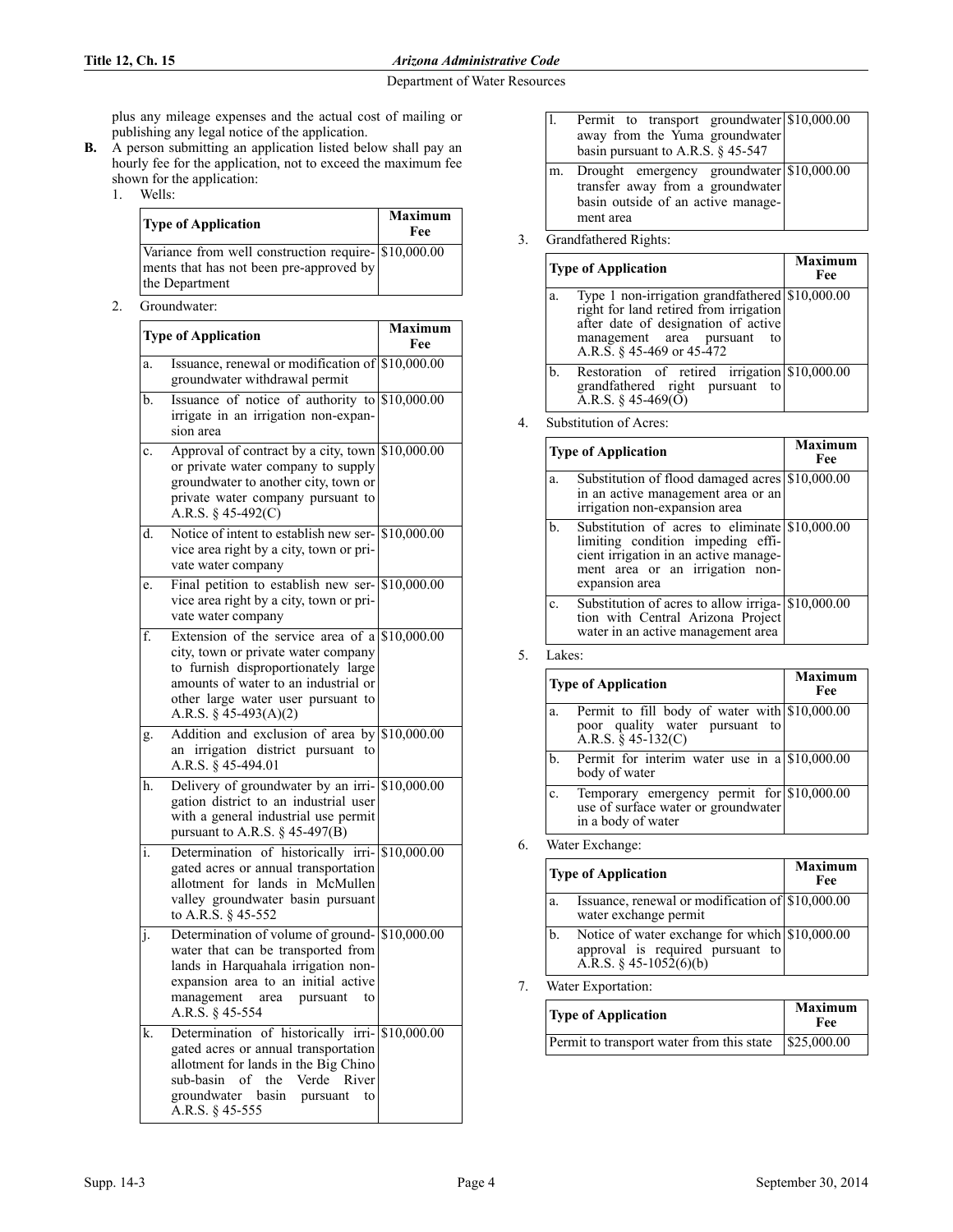plus any mileage expenses and the actual cost of mailing or publishing any legal notice of the application.

**B.** A person submitting an application listed below shall pay an hourly fee for the application, not to exceed the maximum fee shown for the application:

1. Wells:

| Type of Application | Maximum Fee |
|---|---|
| Variance from well construction requirements that has not been pre-approved by the Department | $10,000.00 |

2. Groundwater:

| | Type of Application | Maximum Fee |
|---|---|---|
| a. | Issuance, renewal or modification of groundwater withdrawal permit | $10,000.00 |
| b. | Issuance of notice of authority to irrigate in an irrigation non-expansion area | $10,000.00 |
| c. | Approval of contract by a city, town or private water company to supply groundwater to another city, town or private water company pursuant to A.R.S. § 45-492(C) | $10,000.00 |
| d. | Notice of intent to establish new service area right by a city, town or private water company | $10,000.00 |
| e. | Final petition to establish new service area right by a city, town or private water company | $10,000.00 |
| f. | Extension of the service area of a city, town or private water company to furnish disproportionately large amounts of water to an industrial or other large water user pursuant to A.R.S. § 45-493(A)(2) | $10,000.00 |
| g. | Addition and exclusion of area by an irrigation district pursuant to A.R.S. § 45-494.01 | $10,000.00 |
| h. | Delivery of groundwater by an irrigation district to an industrial user with a general industrial use permit pursuant to A.R.S. § 45-497(B) | $10,000.00 |
| i. | Determination of historically irrigated acres or annual transportation allotment for lands in McMullen valley groundwater basin pursuant to A.R.S. § 45-552 | $10,000.00 |
| j. | Determination of volume of groundwater that can be transported from lands in Harquahala irrigation non-expansion area to an initial active management area pursuant to A.R.S. § 45-554 | $10,000.00 |
| k. | Determination of historically irrigated acres or annual transportation allotment for lands in the Big Chino sub-basin of the Verde River groundwater basin pursuant to A.R.S. § 45-555 | $10,000.00 |
| l. | Permit to transport groundwater away from the Yuma groundwater basin pursuant to A.R.S. § 45-547 | $10,000.00 |
| m. | Drought emergency groundwater transfer away from a groundwater basin outside of an active management area | $10,000.00 |

3. Grandfathered Rights:

| | Type of Application | Maximum Fee |
|---|---|---|
| a. | Type 1 non-irrigation grandfathered right for land retired from irrigation after date of designation of active management area pursuant to A.R.S. § 45-469 or 45-472 | $10,000.00 |
| b. | Restoration of retired irrigation grandfathered right pursuant to A.R.S. § 45-469(O) | $10,000.00 |

4. Substitution of Acres:

| | Type of Application | Maximum Fee |
|---|---|---|
| a. | Substitution of flood damaged acres in an active management area or an irrigation non-expansion area | $10,000.00 |
| b. | Substitution of acres to eliminate limiting condition impeding efficient irrigation in an active management area or an irrigation non-expansion area | $10,000.00 |
| c. | Substitution of acres to allow irrigation with Central Arizona Project water in an active management area | $10,000.00 |

5. Lakes:

| | Type of Application | Maximum Fee |
|---|---|---|
| a. | Permit to fill body of water with poor quality water pursuant to A.R.S. § 45-132(C) | $10,000.00 |
| b. | Permit for interim water use in a body of water | $10,000.00 |
| c. | Temporary emergency permit for use of surface water or groundwater in a body of water | $10,000.00 |

6. Water Exchange:

| | Type of Application | Maximum Fee |
|---|---|---|
| a. | Issuance, renewal or modification of water exchange permit | $10,000.00 |
| b. | Notice of water exchange for which approval is required pursuant to A.R.S. § 45-1052(6)(b) | $10,000.00 |

7. Water Exportation:

| Type of Application | Maximum Fee |
|---|---|
| Permit to transport water from this state | $25,000.00 |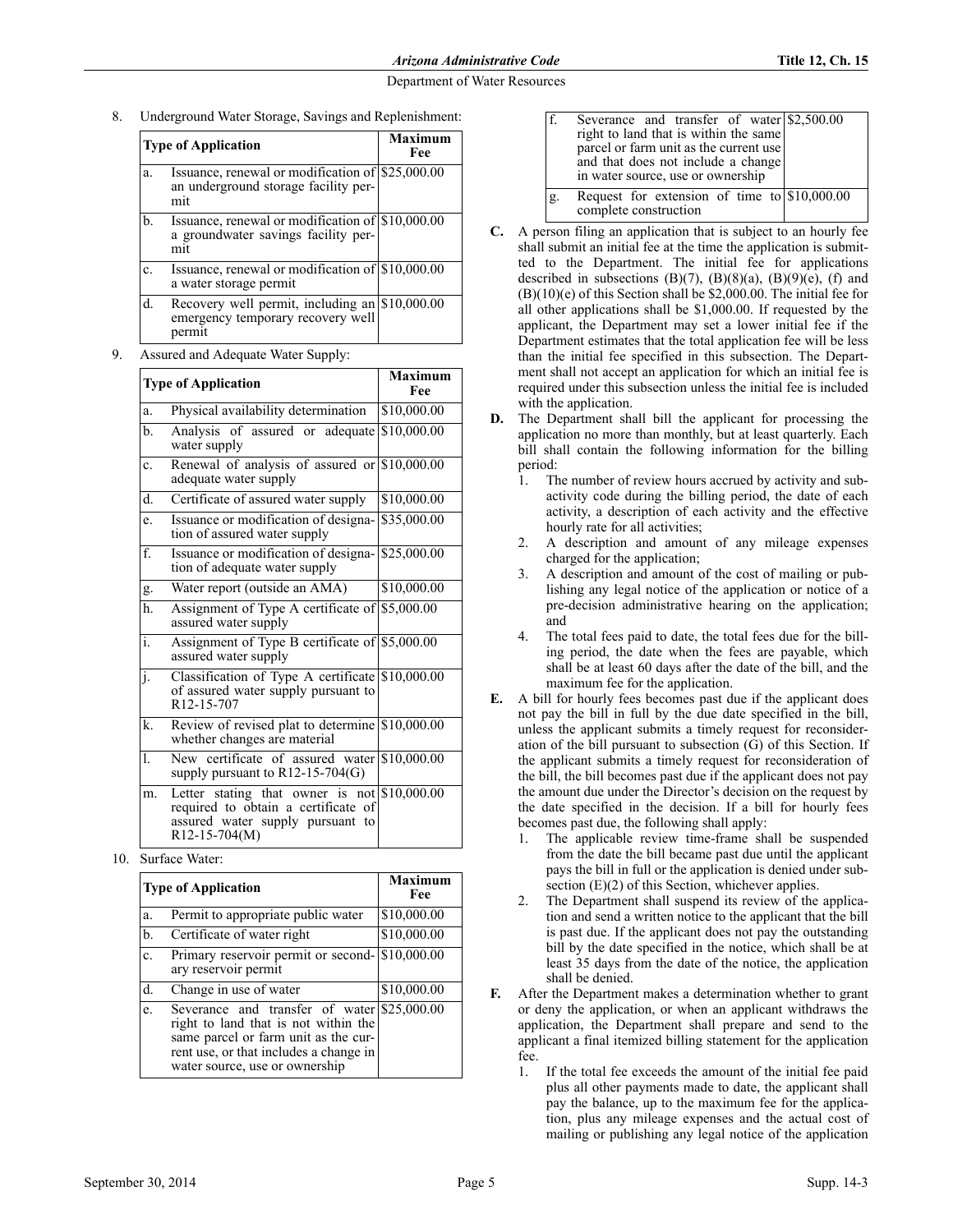8. Underground Water Storage, Savings and Replenishment:

| Type of Application | | Maximum Fee |
|---|---|---|
| a. | Issuance, renewal or modification of an underground storage facility permit | $25,000.00 |
| b. | Issuance, renewal or modification of a groundwater savings facility permit | $10,000.00 |
| c. | Issuance, renewal or modification of a water storage permit | $10,000.00 |
| d. | Recovery well permit, including an emergency temporary recovery well permit | $10,000.00 |

9. Assured and Adequate Water Supply:

| Type of Application | | Maximum Fee |
|---|---|---|
| a. | Physical availability determination | $10,000.00 |
| b. | Analysis of assured or adequate water supply | $10,000.00 |
| c. | Renewal of analysis of assured or adequate water supply | $10,000.00 |
| d. | Certificate of assured water supply | $10,000.00 |
| e. | Issuance or modification of designation of assured water supply | $35,000.00 |
| f. | Issuance or modification of designation of adequate water supply | $25,000.00 |
| g. | Water report (outside an AMA) | $10,000.00 |
| h. | Assignment of Type A certificate of assured water supply | $5,000.00 |
| i. | Assignment of Type B certificate of assured water supply | $5,000.00 |
| j. | Classification of Type A certificate of assured water supply pursuant to R12-15-707 | $10,000.00 |
| k. | Review of revised plat to determine whether changes are material | $10,000.00 |
| l. | New certificate of assured water supply pursuant to R12-15-704(G) | $10,000.00 |
| m. | Letter stating that owner is not required to obtain a certificate of assured water supply pursuant to R12-15-704(M) | $10,000.00 |

10. Surface Water:

| Type of Application | | Maximum Fee |
|---|---|---|
| a. | Permit to appropriate public water | $10,000.00 |
| b. | Certificate of water right | $10,000.00 |
| c. | Primary reservoir permit or secondary reservoir permit | $10,000.00 |
| d. | Change in use of water | $10,000.00 |
| e. | Severance and transfer of water right to land that is not within the same parcel or farm unit as the current use, or that includes a change in water source, use or ownership | $25,000.00 |
| f. | Severance and transfer of water right to land that is within the same parcel or farm unit as the current use and that does not include a change in water source, use or ownership | $2,500.00 |
| g. | Request for extension of time to complete construction | $10,000.00 |

**C.** A person filing an application that is subject to an hourly fee shall submit an initial fee at the time the application is submitted to the Department. The initial fee for applications described in subsections (B)(7), (B)(8)(a), (B)(9)(e), (f) and (B)(10)(e) of this Section shall be $2,000.00. The initial fee for all other applications shall be $1,000.00. If requested by the applicant, the Department may set a lower initial fee if the Department estimates that the total application fee will be less than the initial fee specified in this subsection. The Department shall not accept an application for which an initial fee is required under this subsection unless the initial fee is included with the application.

**D.** The Department shall bill the applicant for processing the application no more than monthly, but at least quarterly. Each bill shall contain the following information for the billing period:

1. The number of review hours accrued by activity and subactivity code during the billing period, the date of each activity, a description of each activity and the effective hourly rate for all activities;
2. A description and amount of any mileage expenses charged for the application;
3. A description and amount of the cost of mailing or publishing any legal notice of the application or notice of a pre-decision administrative hearing on the application; and
4. The total fees paid to date, the total fees due for the billing period, the date when the fees are payable, which shall be at least 60 days after the date of the bill, and the maximum fee for the application.

**E.** A bill for hourly fees becomes past due if the applicant does not pay the bill in full by the due date specified in the bill, unless the applicant submits a timely request for reconsideration of the bill pursuant to subsection (G) of this Section. If the applicant submits a timely request for reconsideration of the bill, the bill becomes past due if the applicant does not pay the amount due under the Director's decision on the request by the date specified in the decision. If a bill for hourly fees becomes past due, the following shall apply:

1. The applicable review time-frame shall be suspended from the date the bill became past due until the applicant pays the bill in full or the application is denied under subsection (E)(2) of this Section, whichever applies.
2. The Department shall suspend its review of the application and send a written notice to the applicant that the bill is past due. If the applicant does not pay the outstanding bill by the date specified in the notice, which shall be at least 35 days from the date of the notice, the application shall be denied.

**F.** After the Department makes a determination whether to grant or deny the application, or when an applicant withdraws the application, the Department shall prepare and send to the applicant a final itemized billing statement for the application fee.

1. If the total fee exceeds the amount of the initial fee paid plus all other payments made to date, the applicant shall pay the balance, up to the maximum fee for the application, plus any mileage expenses and the actual cost of mailing or publishing any legal notice of the application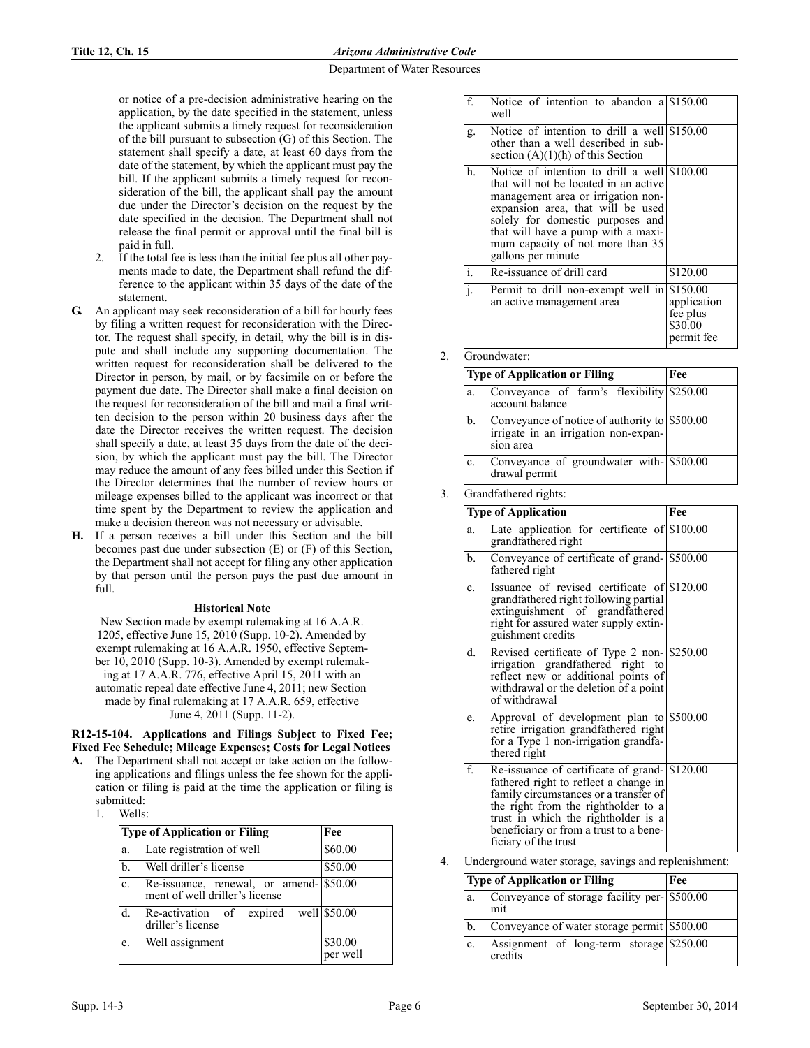or notice of a pre-decision administrative hearing on the application, by the date specified in the statement, unless the applicant submits a timely request for reconsideration of the bill pursuant to subsection (G) of this Section. The statement shall specify a date, at least 60 days from the date of the statement, by which the applicant must pay the bill. If the applicant submits a timely request for reconsideration of the bill, the applicant shall pay the amount due under the Director's decision on the request by the date specified in the decision. The Department shall not release the final permit or approval until the final bill is paid in full.

2. If the total fee is less than the initial fee plus all other payments made to date, the Department shall refund the difference to the applicant within 35 days of the date of the statement.

**G.** An applicant may seek reconsideration of a bill for hourly fees by filing a written request for reconsideration with the Director. The request shall specify, in detail, why the bill is in dispute and shall include any supporting documentation. The written request for reconsideration shall be delivered to the Director in person, by mail, or by facsimile on or before the payment due date. The Director shall make a final decision on the request for reconsideration of the bill and mail a final written decision to the person within 20 business days after the date the Director receives the written request. The decision shall specify a date, at least 35 days from the date of the decision, by which the applicant must pay the bill. The Director may reduce the amount of any fees billed under this Section if the Director determines that the number of review hours or mileage expenses billed to the applicant was incorrect or that time spent by the Department to review the application and make a decision thereon was not necessary or advisable.

**H.** If a person receives a bill under this Section and the bill becomes past due under subsection (E) or (F) of this Section, the Department shall not accept for filing any other application by that person until the person pays the past due amount in full.

**Historical Note**

New Section made by exempt rulemaking at 16 A.A.R. 1205, effective June 15, 2010 (Supp. 10-2). Amended by exempt rulemaking at 16 A.A.R. 1950, effective September 10, 2010 (Supp. 10-3). Amended by exempt rulemaking at 17 A.A.R. 776, effective April 15, 2011 with an automatic repeal date effective June 4, 2011; new Section made by final rulemaking at 17 A.A.R. 659, effective June 4, 2011 (Supp. 11-2).

**R12-15-104. Applications and Filings Subject to Fixed Fee; Fixed Fee Schedule; Mileage Expenses; Costs for Legal Notices**

**A.** The Department shall not accept or take action on the following applications and filings unless the fee shown for the application or filing is paid at the time the application or filing is submitted:

1. Wells:

| | Type of Application or Filing | Fee |
|---|---|---|
| a. | Late registration of well | $60.00 |
| b. | Well driller's license | $50.00 |
| c. | Re-issuance, renewal, or amendment of well driller's license | $50.00 |
| d. | Re-activation of expired well driller's license | $50.00 |
| e. | Well assignment | $30.00 per well |
| f. | Notice of intention to abandon a well | $150.00 |
| g. | Notice of intention to drill a well other than a well described in subsection (A)(1)(h) of this Section | $150.00 |
| h. | Notice of intention to drill a well that will not be located in an active management area or irrigation non-expansion area, that will be used solely for domestic purposes and that will have a pump with a maximum capacity of not more than 35 gallons per minute | $100.00 |
| i. | Re-issuance of drill card | $120.00 |
| j. | Permit to drill non-exempt well in an active management area | $150.00 application fee plus $30.00 permit fee |

2. Groundwater:

| | Type of Application or Filing | Fee |
|---|---|---|
| a. | Conveyance of farm's flexibility account balance | $250.00 |
| b. | Conveyance of notice of authority to irrigate in an irrigation non-expansion area | $500.00 |
| c. | Conveyance of groundwater withdrawal permit | $500.00 |

3. Grandfathered rights:

| | Type of Application | Fee |
|---|---|---|
| a. | Late application for certificate of grandfathered right | $100.00 |
| b. | Conveyance of certificate of grandfathered right | $500.00 |
| c. | Issuance of revised certificate of grandfathered right following partial extinguishment of grandfathered right for assured water supply extinguishment credits | $120.00 |
| d. | Revised certificate of Type 2 non-irrigation grandfathered right to reflect new or additional points of withdrawal or the deletion of a point of withdrawal | $250.00 |
| e. | Approval of development plan to retire irrigation grandfathered right for a Type 1 non-irrigation grandfathered right | $500.00 |
| f. | Re-issuance of certificate of grandfathered right to reflect a change in family circumstances or a transfer of the right from the rightholder to a trust in which the rightholder is a beneficiary or from a trust to a beneficiary of the trust | $120.00 |

4. Underground water storage, savings and replenishment:

| | Type of Application or Filing | Fee |
|---|---|---|
| a. | Conveyance of storage facility permit | $500.00 |
| b. | Conveyance of water storage permit | $500.00 |
| c. | Assignment of long-term storage credits | $250.00 |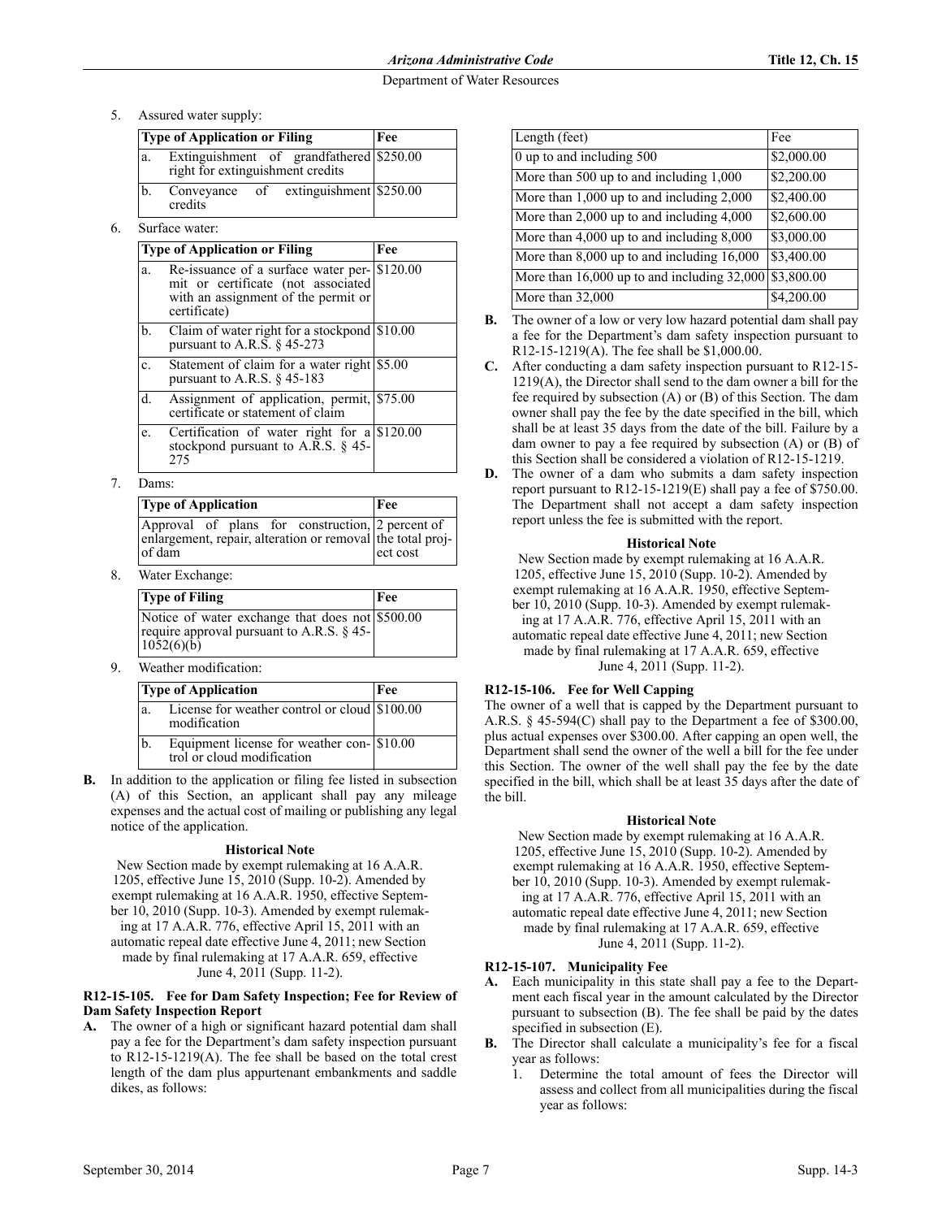5. Assured water supply:

| Type of Application or Filing | Fee |
|---|---|
| a. Extinguishment of grandfathered right for extinguishment credits | $250.00 |
| b. Conveyance of extinguishment credits | $250.00 |

6. Surface water:

| Type of Application or Filing | Fee |
|---|---|
| a. Re-issuance of a surface water permit or certificate (not associated with an assignment of the permit or certificate) | $120.00 |
| b. Claim of water right for a stockpond pursuant to A.R.S. § 45-273 | $10.00 |
| c. Statement of claim for a water right pursuant to A.R.S. § 45-183 | $5.00 |
| d. Assignment of application, permit, certificate or statement of claim | $75.00 |
| e. Certification of water right for a stockpond pursuant to A.R.S. § 45-275 | $120.00 |

7. Dams:

| Type of Application | Fee |
|---|---|
| Approval of plans for construction, enlargement, repair, alteration or removal of dam | 2 percent of the total project cost |

8. Water Exchange:

| Type of Filing | Fee |
|---|---|
| Notice of water exchange that does not require approval pursuant to A.R.S. § 45-1052(6)(b) | $500.00 |

9. Weather modification:

| Type of Application | Fee |
|---|---|
| a. License for weather control or cloud modification | $100.00 |
| b. Equipment license for weather control or cloud modification | $10.00 |

**B.** In addition to the application or filing fee listed in subsection (A) of this Section, an applicant shall pay any mileage expenses and the actual cost of mailing or publishing any legal notice of the application.

**Historical Note**

New Section made by exempt rulemaking at 16 A.A.R. 1205, effective June 15, 2010 (Supp. 10-2). Amended by exempt rulemaking at 16 A.A.R. 1950, effective September 10, 2010 (Supp. 10-3). Amended by exempt rulemaking at 17 A.A.R. 776, effective April 15, 2011 with an automatic repeal date effective June 4, 2011; new Section made by final rulemaking at 17 A.A.R. 659, effective June 4, 2011 (Supp. 11-2).

**R12-15-105. Fee for Dam Safety Inspection; Fee for Review of Dam Safety Inspection Report**

**A.** The owner of a high or significant hazard potential dam shall pay a fee for the Department's dam safety inspection pursuant to R12-15-1219(A). The fee shall be based on the total crest length of the dam plus appurtenant embankments and saddle dikes, as follows:

| Length (feet) | Fee |
|---|---|
| 0 up to and including 500 | $2,000.00 |
| More than 500 up to and including 1,000 | $2,200.00 |
| More than 1,000 up to and including 2,000 | $2,400.00 |
| More than 2,000 up to and including 4,000 | $2,600.00 |
| More than 4,000 up to and including 8,000 | $3,000.00 |
| More than 8,000 up to and including 16,000 | $3,400.00 |
| More than 16,000 up to and including 32,000 | $3,800.00 |
| More than 32,000 | $4,200.00 |

**B.** The owner of a low or very low hazard potential dam shall pay a fee for the Department's dam safety inspection pursuant to R12-15-1219(A). The fee shall be $1,000.00.

**C.** After conducting a dam safety inspection pursuant to R12-15-1219(A), the Director shall send to the dam owner a bill for the fee required by subsection (A) or (B) of this Section. The dam owner shall pay the fee by the date specified in the bill, which shall be at least 35 days from the date of the bill. Failure by a dam owner to pay a fee required by subsection (A) or (B) of this Section shall be considered a violation of R12-15-1219.

**D.** The owner of a dam who submits a dam safety inspection report pursuant to R12-15-1219(E) shall pay a fee of $750.00. The Department shall not accept a dam safety inspection report unless the fee is submitted with the report.

**Historical Note**

New Section made by exempt rulemaking at 16 A.A.R. 1205, effective June 15, 2010 (Supp. 10-2). Amended by exempt rulemaking at 16 A.A.R. 1950, effective September 10, 2010 (Supp. 10-3). Amended by exempt rulemaking at 17 A.A.R. 776, effective April 15, 2011 with an automatic repeal date effective June 4, 2011; new Section made by final rulemaking at 17 A.A.R. 659, effective June 4, 2011 (Supp. 11-2).

**R12-15-106. Fee for Well Capping**

The owner of a well that is capped by the Department pursuant to A.R.S. § 45-594(C) shall pay to the Department a fee of $300.00, plus actual expenses over $300.00. After capping an open well, the Department shall send the owner of the well a bill for the fee under this Section. The owner of the well shall pay the fee by the date specified in the bill, which shall be at least 35 days after the date of the bill.

**Historical Note**

New Section made by exempt rulemaking at 16 A.A.R. 1205, effective June 15, 2010 (Supp. 10-2). Amended by exempt rulemaking at 16 A.A.R. 1950, effective September 10, 2010 (Supp. 10-3). Amended by exempt rulemaking at 17 A.A.R. 776, effective April 15, 2011 with an automatic repeal date effective June 4, 2011; new Section made by final rulemaking at 17 A.A.R. 659, effective June 4, 2011 (Supp. 11-2).

**R12-15-107. Municipality Fee**

**A.** Each municipality in this state shall pay a fee to the Department each fiscal year in the amount calculated by the Director pursuant to subsection (B). The fee shall be paid by the dates specified in subsection (E).

**B.** The Director shall calculate a municipality's fee for a fiscal year as follows:

1. Determine the total amount of fees the Director will assess and collect from all municipalities during the fiscal year as follows: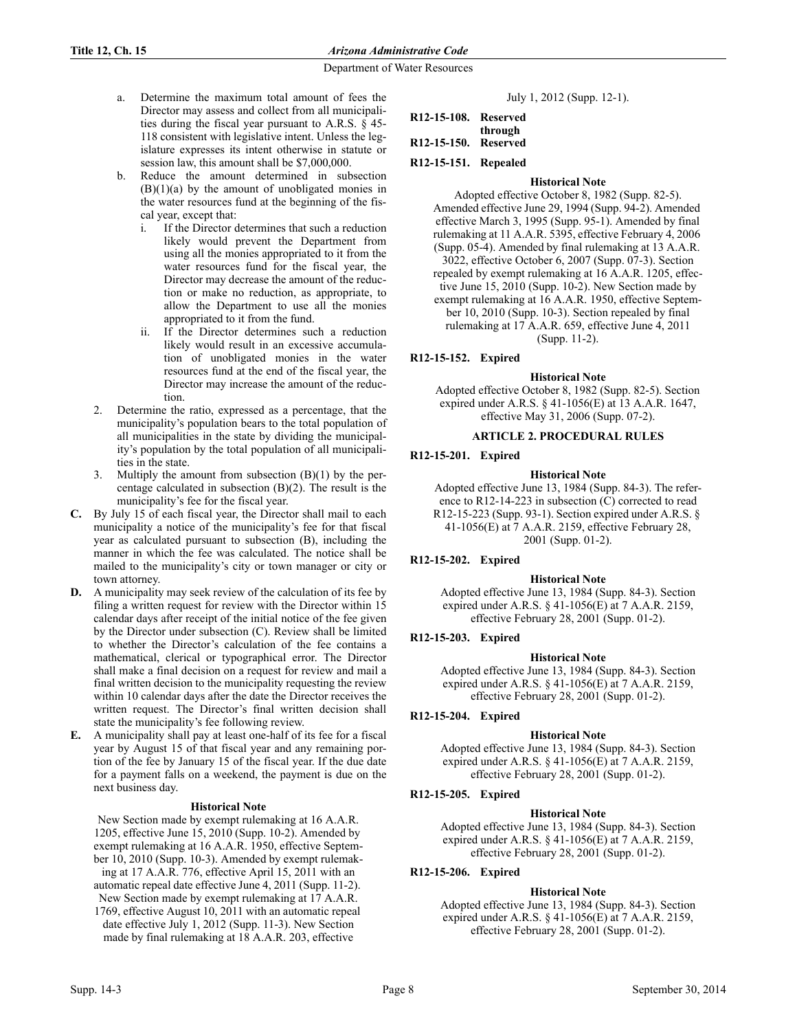a. Determine the maximum total amount of fees the Director may assess and collect from all municipalities during the fiscal year pursuant to A.R.S. § 45-118 consistent with legislative intent. Unless the legislature expresses its intent otherwise in statute or session law, this amount shall be $7,000,000.
b. Reduce the amount determined in subsection (B)(1)(a) by the amount of unobligated monies in the water resources fund at the beginning of the fiscal year, except that:
   i. If the Director determines that such a reduction likely would prevent the Department from using all the monies appropriated to it from the water resources fund for the fiscal year, the Director may decrease the amount of the reduction or make no reduction, as appropriate, to allow the Department to use all the monies appropriated to it from the fund.
   ii. If the Director determines such a reduction likely would result in an excessive accumulation of unobligated monies in the water resources fund at the end of the fiscal year, the Director may increase the amount of the reduction.

2. Determine the ratio, expressed as a percentage, that the municipality's population bears to the total population of all municipalities in the state by dividing the municipality's population by the total population of all municipalities in the state.
3. Multiply the amount from subsection (B)(1) by the percentage calculated in subsection (B)(2). The result is the municipality's fee for the fiscal year.

**C.** By July 15 of each fiscal year, the Director shall mail to each municipality a notice of the municipality's fee for that fiscal year as calculated pursuant to subsection (B), including the manner in which the fee was calculated. The notice shall be mailed to the municipality's city or town manager or city or town attorney.

**D.** A municipality may seek review of the calculation of its fee by filing a written request for review with the Director within 15 calendar days after receipt of the initial notice of the fee given by the Director under subsection (C). Review shall be limited to whether the Director's calculation of the fee contains a mathematical, clerical or typographical error. The Director shall make a final decision on a request for review and mail a final written decision to the municipality requesting the review within 10 calendar days after the date the Director receives the written request. The Director's final written decision shall state the municipality's fee following review.

**E.** A municipality shall pay at least one-half of its fee for a fiscal year by August 15 of that fiscal year and any remaining portion of the fee by January 15 of the fiscal year. If the due date for a payment falls on a weekend, the payment is due on the next business day.

**Historical Note**

New Section made by exempt rulemaking at 16 A.A.R. 1205, effective June 15, 2010 (Supp. 10-2). Amended by exempt rulemaking at 16 A.A.R. 1950, effective September 10, 2010 (Supp. 10-3). Amended by exempt rulemaking at 17 A.A.R. 776, effective April 15, 2011 with an automatic repeal date effective June 4, 2011 (Supp. 11-2). New Section made by exempt rulemaking at 17 A.A.R. 1769, effective August 10, 2011 with an automatic repeal date effective July 1, 2012 (Supp. 11-3). New Section made by final rulemaking at 18 A.A.R. 203, effective July 1, 2012 (Supp. 12-1).

**R12-15-108. Reserved through R12-15-150. Reserved**

**R12-15-151. Repealed**

**Historical Note**

Adopted effective October 8, 1982 (Supp. 82-5). Amended effective June 29, 1994 (Supp. 94-2). Amended effective March 3, 1995 (Supp. 95-1). Amended by final rulemaking at 11 A.A.R. 5395, effective February 4, 2006 (Supp. 05-4). Amended by final rulemaking at 13 A.A.R. 3022, effective October 6, 2007 (Supp. 07-3). Section repealed by exempt rulemaking at 16 A.A.R. 1205, effective June 15, 2010 (Supp. 10-2). New Section made by exempt rulemaking at 16 A.A.R. 1950, effective September 10, 2010 (Supp. 10-3). Section repealed by final rulemaking at 17 A.A.R. 659, effective June 4, 2011 (Supp. 11-2).

**R12-15-152. Expired**

**Historical Note**

Adopted effective October 8, 1982 (Supp. 82-5). Section expired under A.R.S. § 41-1056(E) at 13 A.A.R. 1647, effective May 31, 2006 (Supp. 07-2).

## ARTICLE 2. PROCEDURAL RULES

**R12-15-201. Expired**

**Historical Note**

Adopted effective June 13, 1984 (Supp. 84-3). The reference to R12-14-223 in subsection (C) corrected to read R12-15-223 (Supp. 93-1). Section expired under A.R.S. § 41-1056(E) at 7 A.A.R. 2159, effective February 28, 2001 (Supp. 01-2).

**R12-15-202. Expired**

**Historical Note**

Adopted effective June 13, 1984 (Supp. 84-3). Section expired under A.R.S. § 41-1056(E) at 7 A.A.R. 2159, effective February 28, 2001 (Supp. 01-2).

**R12-15-203. Expired**

**Historical Note**

Adopted effective June 13, 1984 (Supp. 84-3). Section expired under A.R.S. § 41-1056(E) at 7 A.A.R. 2159, effective February 28, 2001 (Supp. 01-2).

**R12-15-204. Expired**

**Historical Note**

Adopted effective June 13, 1984 (Supp. 84-3). Section expired under A.R.S. § 41-1056(E) at 7 A.A.R. 2159, effective February 28, 2001 (Supp. 01-2).

**R12-15-205. Expired**

**Historical Note**

Adopted effective June 13, 1984 (Supp. 84-3). Section expired under A.R.S. § 41-1056(E) at 7 A.A.R. 2159, effective February 28, 2001 (Supp. 01-2).

**R12-15-206. Expired**

**Historical Note**

Adopted effective June 13, 1984 (Supp. 84-3). Section expired under A.R.S. § 41-1056(E) at 7 A.A.R. 2159, effective February 28, 2001 (Supp. 01-2).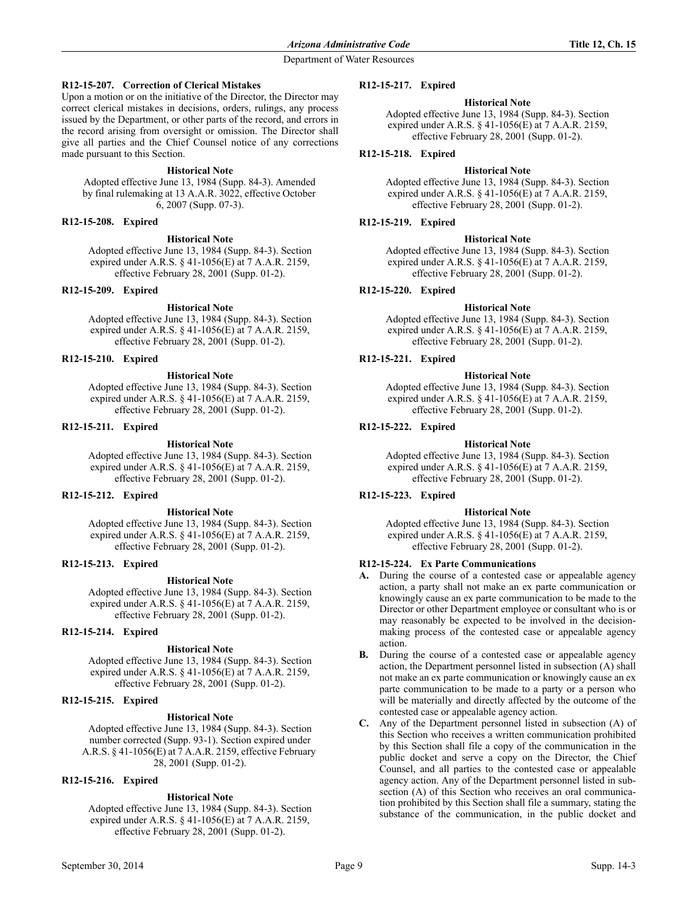### R12-15-207. Correction of Clerical Mistakes

Upon a motion or on the initiative of the Director, the Director may correct clerical mistakes in decisions, orders, rulings, any process issued by the Department, or other parts of the record, and errors in the record arising from oversight or omission. The Director shall give all parties and the Chief Counsel notice of any corrections made pursuant to this Section.

**Historical Note**

Adopted effective June 13, 1984 (Supp. 84-3). Amended by final rulemaking at 13 A.A.R. 3022, effective October 6, 2007 (Supp. 07-3).

### R12-15-208. Expired

**Historical Note**

Adopted effective June 13, 1984 (Supp. 84-3). Section expired under A.R.S. § 41-1056(E) at 7 A.A.R. 2159, effective February 28, 2001 (Supp. 01-2).

### R12-15-209. Expired

**Historical Note**

Adopted effective June 13, 1984 (Supp. 84-3). Section expired under A.R.S. § 41-1056(E) at 7 A.A.R. 2159, effective February 28, 2001 (Supp. 01-2).

### R12-15-210. Expired

**Historical Note**

Adopted effective June 13, 1984 (Supp. 84-3). Section expired under A.R.S. § 41-1056(E) at 7 A.A.R. 2159, effective February 28, 2001 (Supp. 01-2).

### R12-15-211. Expired

**Historical Note**

Adopted effective June 13, 1984 (Supp. 84-3). Section expired under A.R.S. § 41-1056(E) at 7 A.A.R. 2159, effective February 28, 2001 (Supp. 01-2).

### R12-15-212. Expired

**Historical Note**

Adopted effective June 13, 1984 (Supp. 84-3). Section expired under A.R.S. § 41-1056(E) at 7 A.A.R. 2159, effective February 28, 2001 (Supp. 01-2).

### R12-15-213. Expired

**Historical Note**

Adopted effective June 13, 1984 (Supp. 84-3). Section expired under A.R.S. § 41-1056(E) at 7 A.A.R. 2159, effective February 28, 2001 (Supp. 01-2).

### R12-15-214. Expired

**Historical Note**

Adopted effective June 13, 1984 (Supp. 84-3). Section expired under A.R.S. § 41-1056(E) at 7 A.A.R. 2159, effective February 28, 2001 (Supp. 01-2).

### R12-15-215. Expired

**Historical Note**

Adopted effective June 13, 1984 (Supp. 84-3). Section number corrected (Supp. 93-1). Section expired under A.R.S. § 41-1056(E) at 7 A.A.R. 2159, effective February 28, 2001 (Supp. 01-2).

### R12-15-216. Expired

**Historical Note**

Adopted effective June 13, 1984 (Supp. 84-3). Section expired under A.R.S. § 41-1056(E) at 7 A.A.R. 2159, effective February 28, 2001 (Supp. 01-2).

### R12-15-217. Expired

**Historical Note**

Adopted effective June 13, 1984 (Supp. 84-3). Section expired under A.R.S. § 41-1056(E) at 7 A.A.R. 2159, effective February 28, 2001 (Supp. 01-2).

### R12-15-218. Expired

**Historical Note**

Adopted effective June 13, 1984 (Supp. 84-3). Section expired under A.R.S. § 41-1056(E) at 7 A.A.R. 2159, effective February 28, 2001 (Supp. 01-2).

### R12-15-219. Expired

**Historical Note**

Adopted effective June 13, 1984 (Supp. 84-3). Section expired under A.R.S. § 41-1056(E) at 7 A.A.R. 2159, effective February 28, 2001 (Supp. 01-2).

### R12-15-220. Expired

**Historical Note**

Adopted effective June 13, 1984 (Supp. 84-3). Section expired under A.R.S. § 41-1056(E) at 7 A.A.R. 2159, effective February 28, 2001 (Supp. 01-2).

### R12-15-221. Expired

**Historical Note**

Adopted effective June 13, 1984 (Supp. 84-3). Section expired under A.R.S. § 41-1056(E) at 7 A.A.R. 2159, effective February 28, 2001 (Supp. 01-2).

### R12-15-222. Expired

**Historical Note**

Adopted effective June 13, 1984 (Supp. 84-3). Section expired under A.R.S. § 41-1056(E) at 7 A.A.R. 2159, effective February 28, 2001 (Supp. 01-2).

### R12-15-223. Expired

**Historical Note**

Adopted effective June 13, 1984 (Supp. 84-3). Section expired under A.R.S. § 41-1056(E) at 7 A.A.R. 2159, effective February 28, 2001 (Supp. 01-2).

### R12-15-224. Ex Parte Communications

**A.** During the course of a contested case or appealable agency action, a party shall not make an ex parte communication or knowingly cause an ex parte communication to be made to the Director or other Department employee or consultant who is or may reasonably be expected to be involved in the decision-making process of the contested case or appealable agency action.

**B.** During the course of a contested case or appealable agency action, the Department personnel listed in subsection (A) shall not make an ex parte communication or knowingly cause an ex parte communication to be made to a party or a person who will be materially and directly affected by the outcome of the contested case or appealable agency action.

**C.** Any of the Department personnel listed in subsection (A) of this Section who receives a written communication prohibited by this Section shall file a copy of the communication in the public docket and serve a copy on the Director, the Chief Counsel, and all parties to the contested case or appealable agency action. Any of the Department personnel listed in subsection (A) of this Section who receives an oral communication prohibited by this Section shall file a summary, stating the substance of the communication, in the public docket and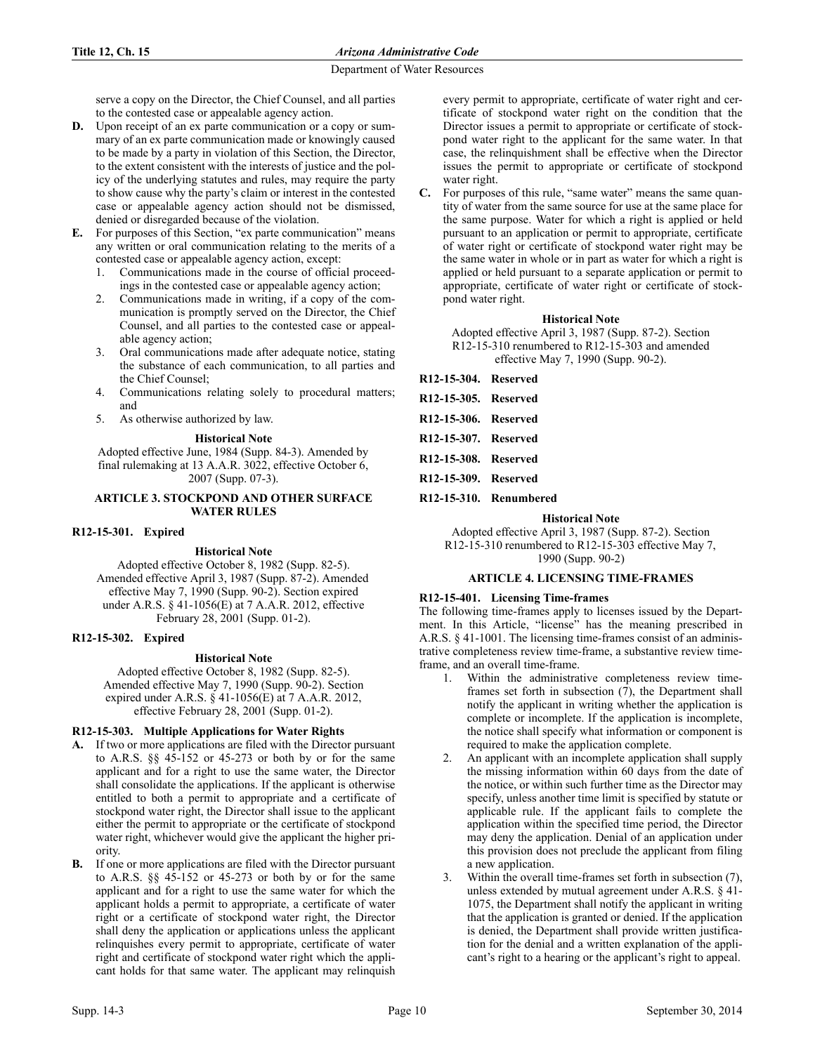serve a copy on the Director, the Chief Counsel, and all parties to the contested case or appealable agency action.

**D.** Upon receipt of an ex parte communication or a copy or summary of an ex parte communication made or knowingly caused to be made by a party in violation of this Section, the Director, to the extent consistent with the interests of justice and the policy of the underlying statutes and rules, may require the party to show cause why the party's claim or interest in the contested case or appealable agency action should not be dismissed, denied or disregarded because of the violation.

**E.** For purposes of this Section, "ex parte communication" means any written or oral communication relating to the merits of a contested case or appealable agency action, except:

1. Communications made in the course of official proceedings in the contested case or appealable agency action;
2. Communications made in writing, if a copy of the communication is promptly served on the Director, the Chief Counsel, and all parties to the contested case or appealable agency action;
3. Oral communications made after adequate notice, stating the substance of each communication, to all parties and the Chief Counsel;
4. Communications relating solely to procedural matters; and
5. As otherwise authorized by law.

**Historical Note**

Adopted effective June, 1984 (Supp. 84-3). Amended by final rulemaking at 13 A.A.R. 3022, effective October 6, 2007 (Supp. 07-3).

## ARTICLE 3. STOCKPOND AND OTHER SURFACE WATER RULES

### R12-15-301. Expired

**Historical Note**

Adopted effective October 8, 1982 (Supp. 82-5). Amended effective April 3, 1987 (Supp. 87-2). Amended effective May 7, 1990 (Supp. 90-2). Section expired under A.R.S. § 41-1056(E) at 7 A.A.R. 2012, effective February 28, 2001 (Supp. 01-2).

### R12-15-302. Expired

**Historical Note**

Adopted effective October 8, 1982 (Supp. 82-5). Amended effective May 7, 1990 (Supp. 90-2). Section expired under A.R.S. § 41-1056(E) at 7 A.A.R. 2012, effective February 28, 2001 (Supp. 01-2).

### R12-15-303. Multiple Applications for Water Rights

**A.** If two or more applications are filed with the Director pursuant to A.R.S. §§ 45-152 or 45-273 or both by or for the same applicant and for a right to use the same water, the Director shall consolidate the applications. If the applicant is otherwise entitled to both a permit to appropriate and a certificate of stockpond water right, the Director shall issue to the applicant either the permit to appropriate or the certificate of stockpond water right, whichever would give the applicant the higher priority.

**B.** If one or more applications are filed with the Director pursuant to A.R.S. §§ 45-152 or 45-273 or both by or for the same applicant and for a right to use the same water for which the applicant holds a permit to appropriate, a certificate of water right or a certificate of stockpond water right, the Director shall deny the application or applications unless the applicant relinquishes every permit to appropriate, certificate of water right and certificate of stockpond water right which the applicant holds for that same water. The applicant may relinquish every permit to appropriate, certificate of water right and certificate of stockpond water right on the condition that the Director issues a permit to appropriate or certificate of stockpond water right to the applicant for the same water. In that case, the relinquishment shall be effective when the Director issues the permit to appropriate or certificate of stockpond water right.

**C.** For purposes of this rule, "same water" means the same quantity of water from the same source for use at the same place for the same purpose. Water for which a right is applied or held pursuant to an application or permit to appropriate, certificate of water right or certificate of stockpond water right may be the same water in whole or in part as water for which a right is applied or held pursuant to a separate application or permit to appropriate, certificate of water right or certificate of stockpond water right.

**Historical Note**

Adopted effective April 3, 1987 (Supp. 87-2). Section R12-15-310 renumbered to R12-15-303 and amended effective May 7, 1990 (Supp. 90-2).

### R12-15-304. Reserved

### R12-15-305. Reserved

### R12-15-306. Reserved

### R12-15-307. Reserved

### R12-15-308. Reserved

### R12-15-309. Reserved

### R12-15-310. Renumbered

**Historical Note**

Adopted effective April 3, 1987 (Supp. 87-2). Section R12-15-310 renumbered to R12-15-303 effective May 7, 1990 (Supp. 90-2)

## ARTICLE 4. LICENSING TIME-FRAMES

### R12-15-401. Licensing Time-frames

The following time-frames apply to licenses issued by the Department. In this Article, "license" has the meaning prescribed in A.R.S. § 41-1001. The licensing time-frames consist of an administrative completeness review time-frame, a substantive review time-frame, and an overall time-frame.

1. Within the administrative completeness review time-frames set forth in subsection (7), the Department shall notify the applicant in writing whether the application is complete or incomplete. If the application is incomplete, the notice shall specify what information or component is required to make the application complete.
2. An applicant with an incomplete application shall supply the missing information within 60 days from the date of the notice, or within such further time as the Director may specify, unless another time limit is specified by statute or applicable rule. If the applicant fails to complete the application within the specified time period, the Director may deny the application. Denial of an application under this provision does not preclude the applicant from filing a new application.
3. Within the overall time-frames set forth in subsection (7), unless extended by mutual agreement under A.R.S. § 41-1075, the Department shall notify the applicant in writing that the application is granted or denied. If the application is denied, the Department shall provide written justification for the denial and a written explanation of the applicant's right to a hearing or the applicant's right to appeal.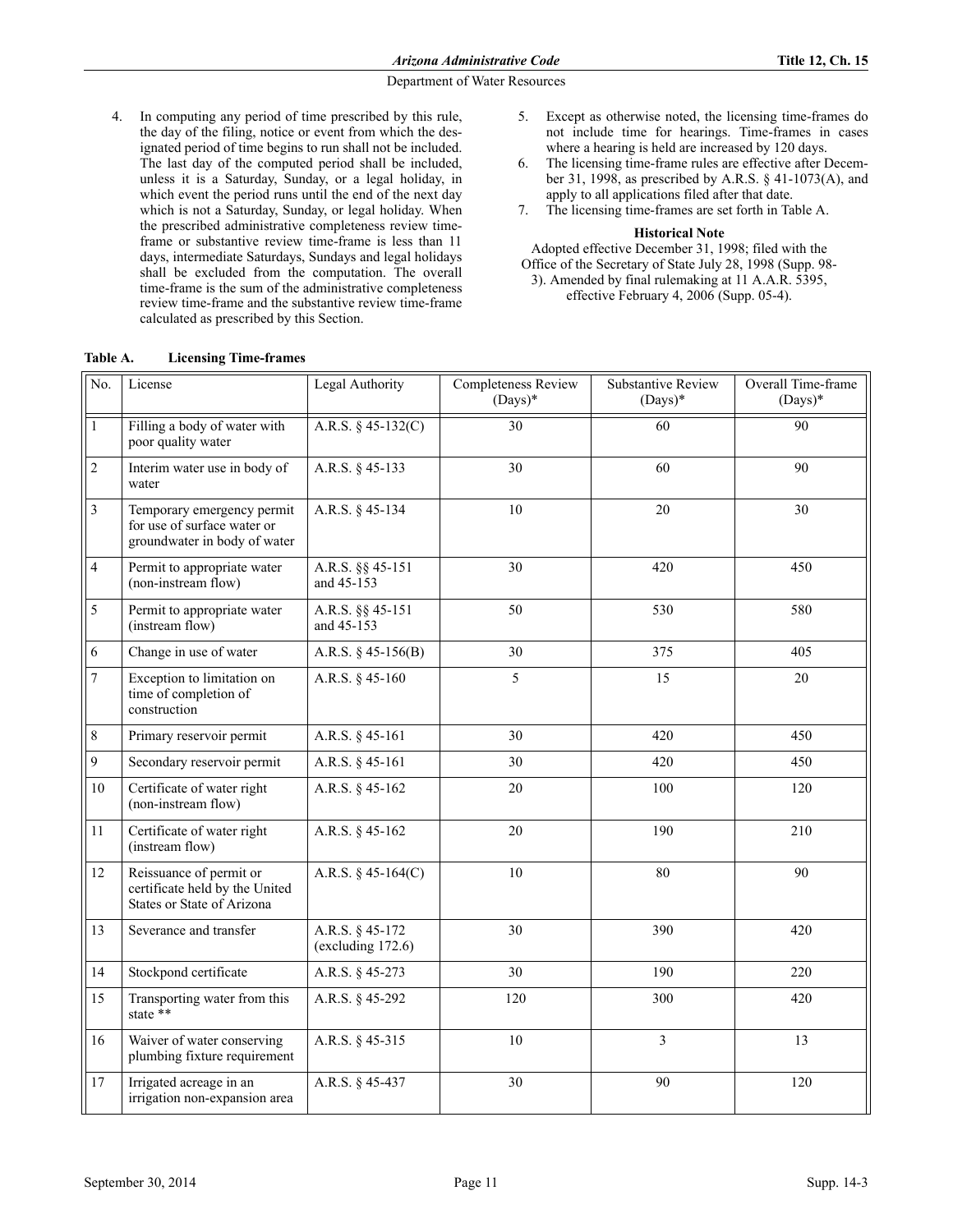4. In computing any period of time prescribed by this rule, the day of the filing, notice or event from which the designated period of time begins to run shall not be included. The last day of the computed period shall be included, unless it is a Saturday, Sunday, or a legal holiday, in which event the period runs until the end of the next day which is not a Saturday, Sunday, or legal holiday. When the prescribed administrative completeness review time-frame or substantive review time-frame is less than 11 days, intermediate Saturdays, Sundays and legal holidays shall be excluded from the computation. The overall time-frame is the sum of the administrative completeness review time-frame and the substantive review time-frame calculated as prescribed by this Section.
5. Except as otherwise noted, the licensing time-frames do not include time for hearings. Time-frames in cases where a hearing is held are increased by 120 days.
6. The licensing time-frame rules are effective after December 31, 1998, as prescribed by A.R.S. § 41-1073(A), and apply to all applications filed after that date.
7. The licensing time-frames are set forth in Table A.

**Historical Note**

Adopted effective December 31, 1998; filed with the Office of the Secretary of State July 28, 1998 (Supp. 98-3). Amended by final rulemaking at 11 A.A.R. 5395, effective February 4, 2006 (Supp. 05-4).

**Table A. Licensing Time-frames**

| No. | License | Legal Authority | Completeness Review (Days)* | Substantive Review (Days)* | Overall Time-frame (Days)* |
|---|---|---|---|---|---|
| 1 | Filling a body of water with poor quality water | A.R.S. § 45-132(C) | 30 | 60 | 90 |
| 2 | Interim water use in body of water | A.R.S. § 45-133 | 30 | 60 | 90 |
| 3 | Temporary emergency permit for use of surface water or groundwater in body of water | A.R.S. § 45-134 | 10 | 20 | 30 |
| 4 | Permit to appropriate water (non-instream flow) | A.R.S. §§ 45-151 and 45-153 | 30 | 420 | 450 |
| 5 | Permit to appropriate water (instream flow) | A.R.S. §§ 45-151 and 45-153 | 50 | 530 | 580 |
| 6 | Change in use of water | A.R.S. § 45-156(B) | 30 | 375 | 405 |
| 7 | Exception to limitation on time of completion of construction | A.R.S. § 45-160 | 5 | 15 | 20 |
| 8 | Primary reservoir permit | A.R.S. § 45-161 | 30 | 420 | 450 |
| 9 | Secondary reservoir permit | A.R.S. § 45-161 | 30 | 420 | 450 |
| 10 | Certificate of water right (non-instream flow) | A.R.S. § 45-162 | 20 | 100 | 120 |
| 11 | Certificate of water right (instream flow) | A.R.S. § 45-162 | 20 | 190 | 210 |
| 12 | Reissuance of permit or certificate held by the United States or State of Arizona | A.R.S. § 45-164(C) | 10 | 80 | 90 |
| 13 | Severance and transfer | A.R.S. § 45-172 (excluding 172.6) | 30 | 390 | 420 |
| 14 | Stockpond certificate | A.R.S. § 45-273 | 30 | 190 | 220 |
| 15 | Transporting water from this state ** | A.R.S. § 45-292 | 120 | 300 | 420 |
| 16 | Waiver of water conserving plumbing fixture requirement | A.R.S. § 45-315 | 10 | 3 | 13 |
| 17 | Irrigated acreage in an irrigation non-expansion area | A.R.S. § 45-437 | 30 | 90 | 120 |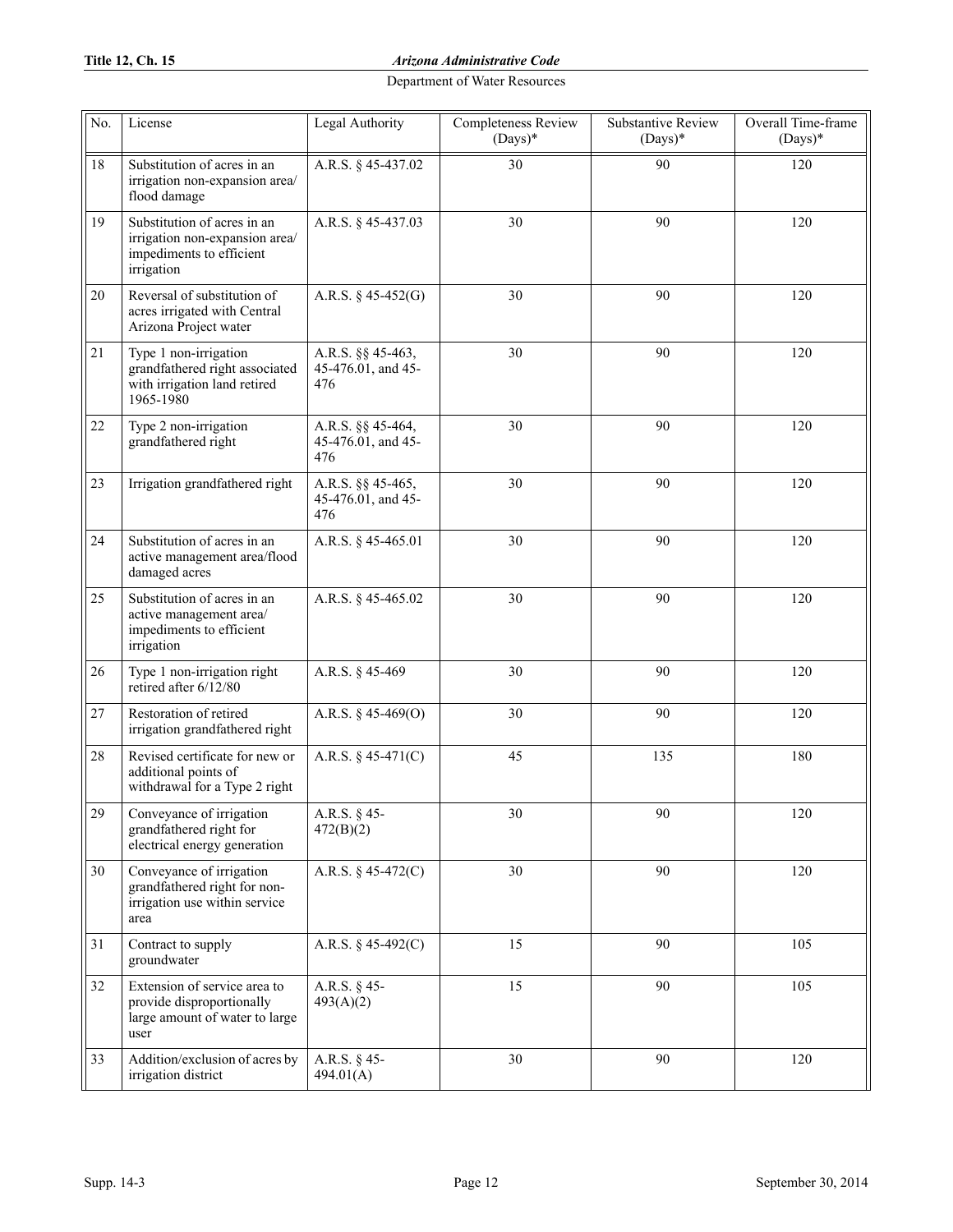| No. | License | Legal Authority | Completeness Review (Days)* | Substantive Review (Days)* | Overall Time-frame (Days)* |
|---|---|---|---|---|---|
| 18 | Substitution of acres in an irrigation non-expansion area/ flood damage | A.R.S. § 45-437.02 | 30 | 90 | 120 |
| 19 | Substitution of acres in an irrigation non-expansion area/ impediments to efficient irrigation | A.R.S. § 45-437.03 | 30 | 90 | 120 |
| 20 | Reversal of substitution of acres irrigated with Central Arizona Project water | A.R.S. § 45-452(G) | 30 | 90 | 120 |
| 21 | Type 1 non-irrigation grandfathered right associated with irrigation land retired 1965-1980 | A.R.S. §§ 45-463, 45-476.01, and 45-476 | 30 | 90 | 120 |
| 22 | Type 2 non-irrigation grandfathered right | A.R.S. §§ 45-464, 45-476.01, and 45-476 | 30 | 90 | 120 |
| 23 | Irrigation grandfathered right | A.R.S. §§ 45-465, 45-476.01, and 45-476 | 30 | 90 | 120 |
| 24 | Substitution of acres in an active management area/flood damaged acres | A.R.S. § 45-465.01 | 30 | 90 | 120 |
| 25 | Substitution of acres in an active management area/ impediments to efficient irrigation | A.R.S. § 45-465.02 | 30 | 90 | 120 |
| 26 | Type 1 non-irrigation right retired after 6/12/80 | A.R.S. § 45-469 | 30 | 90 | 120 |
| 27 | Restoration of retired irrigation grandfathered right | A.R.S. § 45-469(O) | 30 | 90 | 120 |
| 28 | Revised certificate for new or additional points of withdrawal for a Type 2 right | A.R.S. § 45-471(C) | 45 | 135 | 180 |
| 29 | Conveyance of irrigation grandfathered right for electrical energy generation | A.R.S. § 45-472(B)(2) | 30 | 90 | 120 |
| 30 | Conveyance of irrigation grandfathered right for non-irrigation use within service area | A.R.S. § 45-472(C) | 30 | 90 | 120 |
| 31 | Contract to supply groundwater | A.R.S. § 45-492(C) | 15 | 90 | 105 |
| 32 | Extension of service area to provide disproportionally large amount of water to large user | A.R.S. § 45-493(A)(2) | 15 | 90 | 105 |
| 33 | Addition/exclusion of acres by irrigation district | A.R.S. § 45-494.01(A) | 30 | 90 | 120 |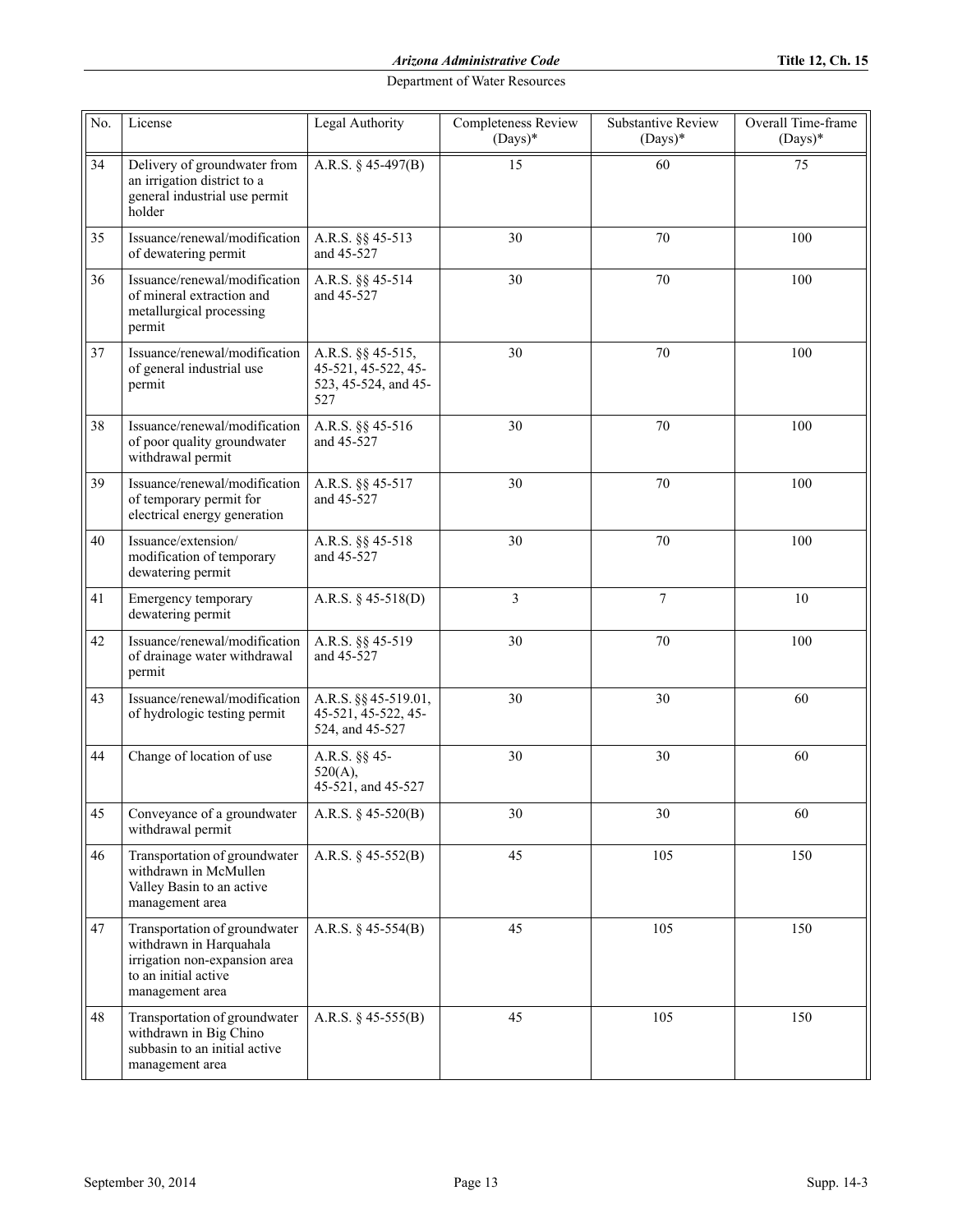| No. | License | Legal Authority | Completeness Review (Days)* | Substantive Review (Days)* | Overall Time-frame (Days)* |
|---|---|---|---|---|---|
| 34 | Delivery of groundwater from an irrigation district to a general industrial use permit holder | A.R.S. § 45-497(B) | 15 | 60 | 75 |
| 35 | Issuance/renewal/modification of dewatering permit | A.R.S. §§ 45-513 and 45-527 | 30 | 70 | 100 |
| 36 | Issuance/renewal/modification of mineral extraction and metallurgical processing permit | A.R.S. §§ 45-514 and 45-527 | 30 | 70 | 100 |
| 37 | Issuance/renewal/modification of general industrial use permit | A.R.S. §§ 45-515, 45-521, 45-522, 45-523, 45-524, and 45-527 | 30 | 70 | 100 |
| 38 | Issuance/renewal/modification of poor quality groundwater withdrawal permit | A.R.S. §§ 45-516 and 45-527 | 30 | 70 | 100 |
| 39 | Issuance/renewal/modification of temporary permit for electrical energy generation | A.R.S. §§ 45-517 and 45-527 | 30 | 70 | 100 |
| 40 | Issuance/extension/ modification of temporary dewatering permit | A.R.S. §§ 45-518 and 45-527 | 30 | 70 | 100 |
| 41 | Emergency temporary dewatering permit | A.R.S. § 45-518(D) | 3 | 7 | 10 |
| 42 | Issuance/renewal/modification of drainage water withdrawal permit | A.R.S. §§ 45-519 and 45-527 | 30 | 70 | 100 |
| 43 | Issuance/renewal/modification of hydrologic testing permit | A.R.S. §§ 45-519.01, 45-521, 45-522, 45-524, and 45-527 | 30 | 30 | 60 |
| 44 | Change of location of use | A.R.S. §§ 45-520(A), 45-521, and 45-527 | 30 | 30 | 60 |
| 45 | Conveyance of a groundwater withdrawal permit | A.R.S. § 45-520(B) | 30 | 30 | 60 |
| 46 | Transportation of groundwater withdrawn in McMullen Valley Basin to an active management area | A.R.S. § 45-552(B) | 45 | 105 | 150 |
| 47 | Transportation of groundwater withdrawn in Harquahala irrigation non-expansion area to an initial active management area | A.R.S. § 45-554(B) | 45 | 105 | 150 |
| 48 | Transportation of groundwater withdrawn in Big Chino subbasin to an initial active management area | A.R.S. § 45-555(B) | 45 | 105 | 150 |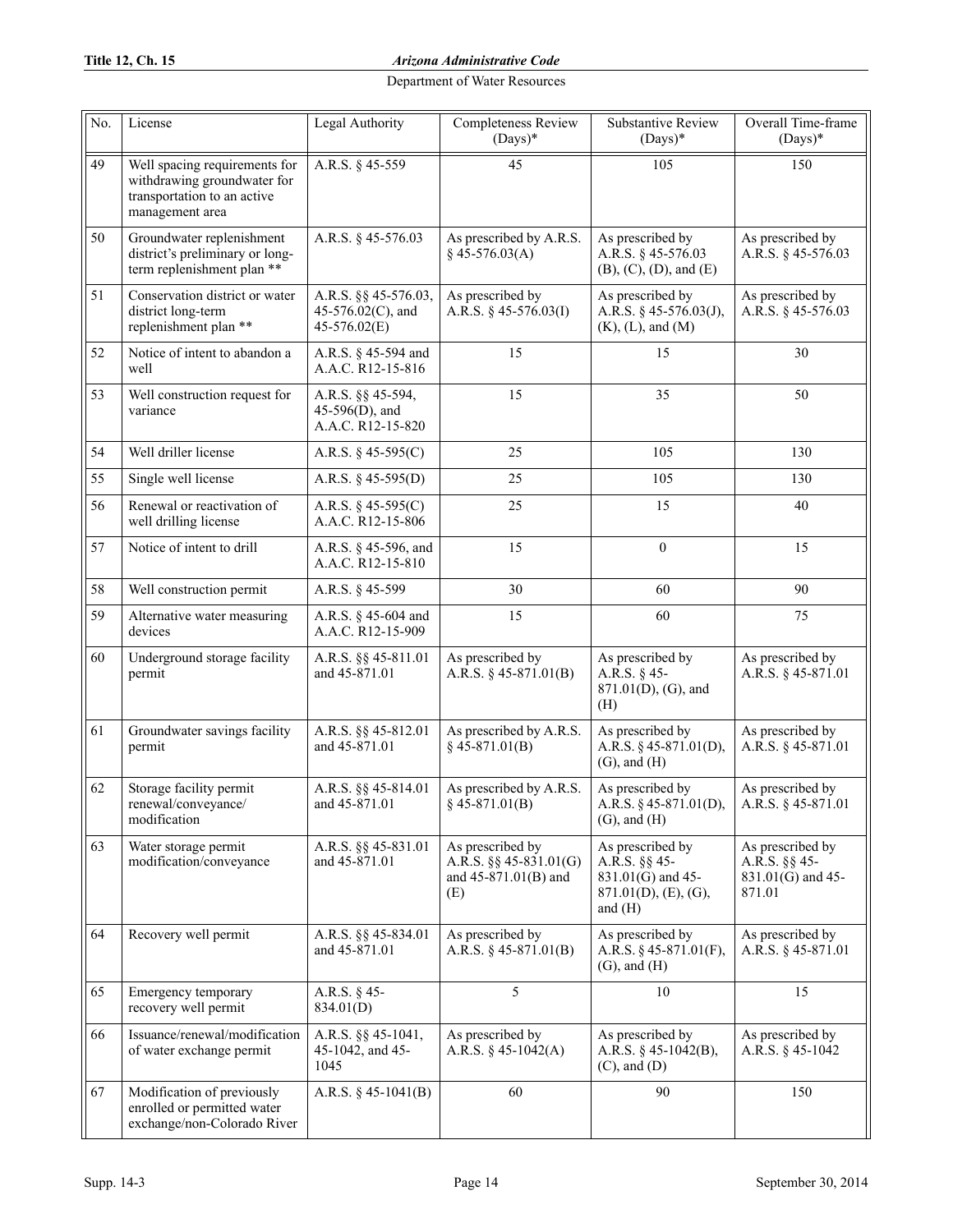| No. | License | Legal Authority | Completeness Review (Days)* | Substantive Review (Days)* | Overall Time-frame (Days)* |
|---|---|---|---|---|---|
| 49 | Well spacing requirements for withdrawing groundwater for transportation to an active management area | A.R.S. § 45-559 | 45 | 105 | 150 |
| 50 | Groundwater replenishment district's preliminary or long-term replenishment plan ** | A.R.S. § 45-576.03 | As prescribed by A.R.S. § 45-576.03(A) | As prescribed by A.R.S. § 45-576.03 (B), (C), (D), and (E) | As prescribed by A.R.S. § 45-576.03 |
| 51 | Conservation district or water district long-term replenishment plan ** | A.R.S. §§ 45-576.03, 45-576.02(C), and 45-576.02(E) | As prescribed by A.R.S. § 45-576.03(I) | As prescribed by A.R.S. § 45-576.03(J), (K), (L), and (M) | As prescribed by A.R.S. § 45-576.03 |
| 52 | Notice of intent to abandon a well | A.R.S. § 45-594 and A.A.C. R12-15-816 | 15 | 15 | 30 |
| 53 | Well construction request for variance | A.R.S. §§ 45-594, 45-596(D), and A.A.C. R12-15-820 | 15 | 35 | 50 |
| 54 | Well driller license | A.R.S. § 45-595(C) | 25 | 105 | 130 |
| 55 | Single well license | A.R.S. § 45-595(D) | 25 | 105 | 130 |
| 56 | Renewal or reactivation of well drilling license | A.R.S. § 45-595(C) A.A.C. R12-15-806 | 25 | 15 | 40 |
| 57 | Notice of intent to drill | A.R.S. § 45-596, and A.A.C. R12-15-810 | 15 | 0 | 15 |
| 58 | Well construction permit | A.R.S. § 45-599 | 30 | 60 | 90 |
| 59 | Alternative water measuring devices | A.R.S. § 45-604 and A.A.C. R12-15-909 | 15 | 60 | 75 |
| 60 | Underground storage facility permit | A.R.S. §§ 45-811.01 and 45-871.01 | As prescribed by A.R.S. § 45-871.01(B) | As prescribed by A.R.S. § 45-871.01(D), (G), and (H) | As prescribed by A.R.S. § 45-871.01 |
| 61 | Groundwater savings facility permit | A.R.S. §§ 45-812.01 and 45-871.01 | As prescribed by A.R.S. § 45-871.01(B) | As prescribed by A.R.S. § 45-871.01(D), (G), and (H) | As prescribed by A.R.S. § 45-871.01 |
| 62 | Storage facility permit renewal/conveyance/ modification | A.R.S. §§ 45-814.01 and 45-871.01 | As prescribed by A.R.S. § 45-871.01(B) | As prescribed by A.R.S. § 45-871.01(D), (G), and (H) | As prescribed by A.R.S. § 45-871.01 |
| 63 | Water storage permit modification/conveyance | A.R.S. §§ 45-831.01 and 45-871.01 | As prescribed by A.R.S. §§ 45-831.01(G) and 45-871.01(B) and (E) | As prescribed by A.R.S. §§ 45-831.01(G) and 45-871.01(D), (E), (G), and (H) | As prescribed by A.R.S. §§ 45-831.01(G) and 45-871.01 |
| 64 | Recovery well permit | A.R.S. §§ 45-834.01 and 45-871.01 | As prescribed by A.R.S. § 45-871.01(B) | As prescribed by A.R.S. § 45-871.01(F), (G), and (H) | As prescribed by A.R.S. § 45-871.01 |
| 65 | Emergency temporary recovery well permit | A.R.S. § 45-834.01(D) | 5 | 10 | 15 |
| 66 | Issuance/renewal/modification of water exchange permit | A.R.S. §§ 45-1041, 45-1042, and 45-1045 | As prescribed by A.R.S. § 45-1042(A) | As prescribed by A.R.S. § 45-1042(B), (C), and (D) | As prescribed by A.R.S. § 45-1042 |
| 67 | Modification of previously enrolled or permitted water exchange/non-Colorado River | A.R.S. § 45-1041(B) | 60 | 90 | 150 |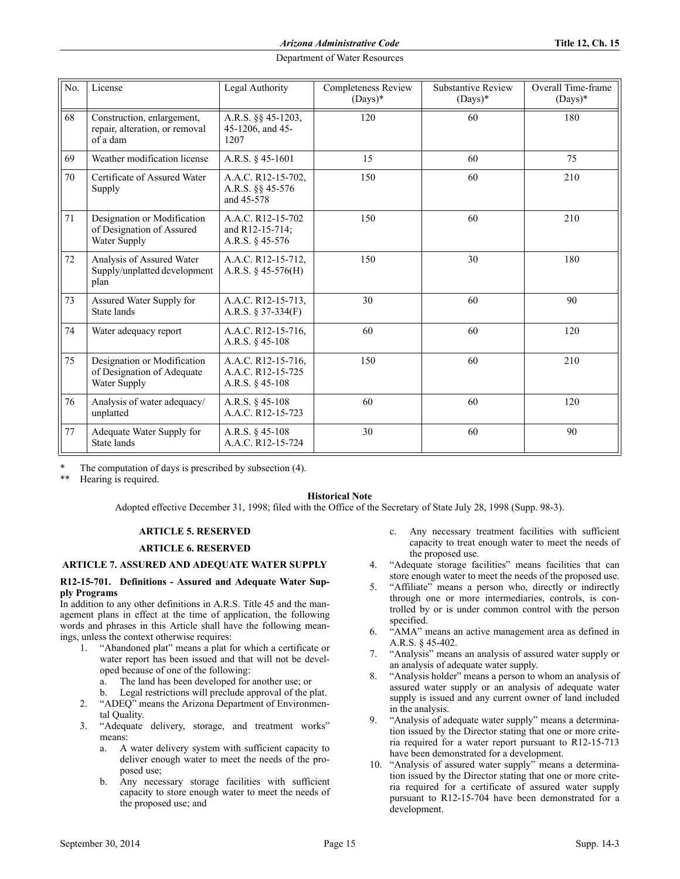| No. | License | Legal Authority | Completeness Review (Days)* | Substantive Review (Days)* | Overall Time-frame (Days)* |
|---|---|---|---|---|---|
| 68 | Construction, enlargement, repair, alteration, or removal of a dam | A.R.S. §§ 45-1203, 45-1206, and 45-1207 | 120 | 60 | 180 |
| 69 | Weather modification license | A.R.S. § 45-1601 | 15 | 60 | 75 |
| 70 | Certificate of Assured Water Supply | A.A.C. R12-15-702, A.R.S. §§ 45-576 and 45-578 | 150 | 60 | 210 |
| 71 | Designation or Modification of Designation of Assured Water Supply | A.A.C. R12-15-702 and R12-15-714; A.R.S. § 45-576 | 150 | 60 | 210 |
| 72 | Analysis of Assured Water Supply/unplatted development plan | A.A.C. R12-15-712, A.R.S. § 45-576(H) | 150 | 30 | 180 |
| 73 | Assured Water Supply for State lands | A.A.C. R12-15-713, A.R.S. § 37-334(F) | 30 | 60 | 90 |
| 74 | Water adequacy report | A.A.C. R12-15-716, A.R.S. § 45-108 | 60 | 60 | 120 |
| 75 | Designation or Modification of Designation of Adequate Water Supply | A.A.C. R12-15-716, A.A.C. R12-15-725 A.R.S. § 45-108 | 150 | 60 | 210 |
| 76 | Analysis of water adequacy/ unplatted | A.R.S. § 45-108 A.A.C. R12-15-723 | 60 | 60 | 120 |
| 77 | Adequate Water Supply for State lands | A.R.S. § 45-108 A.A.C. R12-15-724 | 30 | 60 | 90 |

\* The computation of days is prescribed by subsection (4).

\*\* Hearing is required.

**Historical Note**

Adopted effective December 31, 1998; filed with the Office of the Secretary of State July 28, 1998 (Supp. 98-3).

## ARTICLE 5. RESERVED

## ARTICLE 6. RESERVED

## ARTICLE 7. ASSURED AND ADEQUATE WATER SUPPLY

### R12-15-701. Definitions - Assured and Adequate Water Supply Programs

In addition to any other definitions in A.R.S. Title 45 and the management plans in effect at the time of application, the following words and phrases in this Article shall have the following meanings, unless the context otherwise requires:

1. "Abandoned plat" means a plat for which a certificate or water report has been issued and that will not be developed because of one of the following:
   a. The land has been developed for another use; or
   b. Legal restrictions will preclude approval of the plat.
2. "ADEQ" means the Arizona Department of Environmental Quality.
3. "Adequate delivery, storage, and treatment works" means:
   a. A water delivery system with sufficient capacity to deliver enough water to meet the needs of the proposed use;
   b. Any necessary storage facilities with sufficient capacity to store enough water to meet the needs of the proposed use; and
   c. Any necessary treatment facilities with sufficient capacity to treat enough water to meet the needs of the proposed use.
4. "Adequate storage facilities" means facilities that can store enough water to meet the needs of the proposed use.
5. "Affiliate" means a person who, directly or indirectly through one or more intermediaries, controls, is controlled by or is under common control with the person specified.
6. "AMA" means an active management area as defined in A.R.S. § 45-402.
7. "Analysis" means an analysis of assured water supply or an analysis of adequate water supply.
8. "Analysis holder" means a person to whom an analysis of assured water supply or an analysis of adequate water supply is issued and any current owner of land included in the analysis.
9. "Analysis of adequate water supply" means a determination issued by the Director stating that one or more criteria required for a water report pursuant to R12-15-713 have been demonstrated for a development.
10. "Analysis of assured water supply" means a determination issued by the Director stating that one or more criteria required for a certificate of assured water supply pursuant to R12-15-704 have been demonstrated for a development.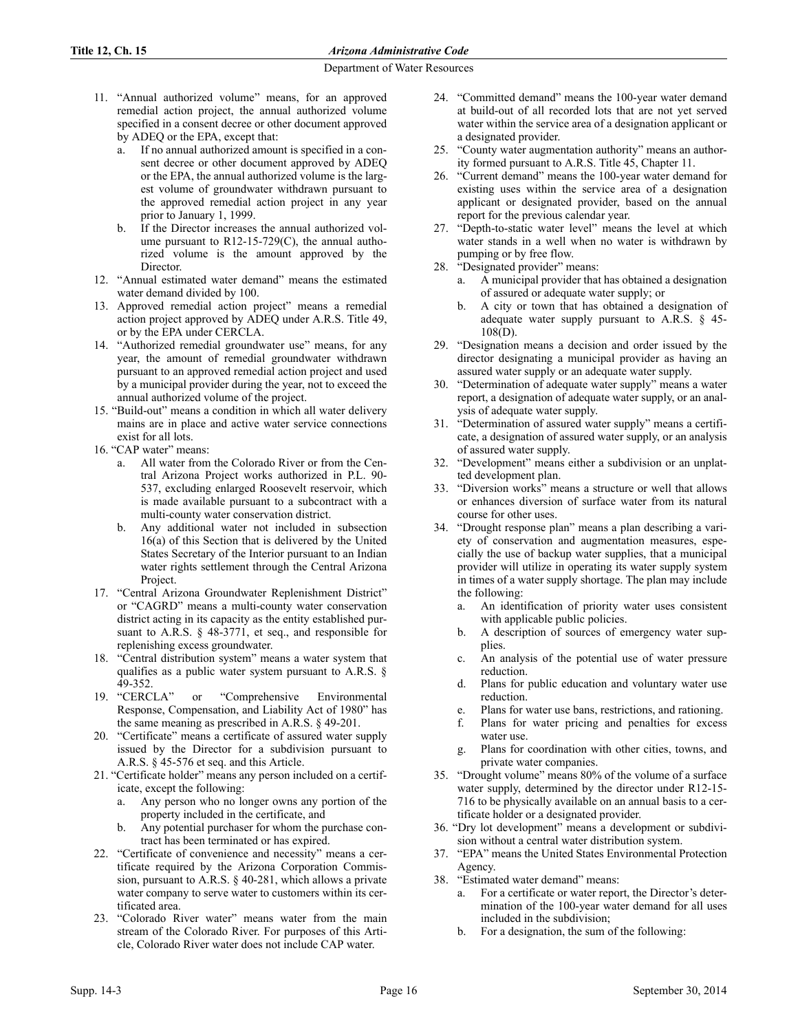11. "Annual authorized volume" means, for an approved remedial action project, the annual authorized volume specified in a consent decree or other document approved by ADEQ or the EPA, except that:
    a. If no annual authorized amount is specified in a consent decree or other document approved by ADEQ or the EPA, the annual authorized volume is the largest volume of groundwater withdrawn pursuant to the approved remedial action project in any year prior to January 1, 1999.
    b. If the Director increases the annual authorized volume pursuant to R12-15-729(C), the annual authorized volume is the amount approved by the Director.
12. "Annual estimated water demand" means the estimated water demand divided by 100.
13. Approved remedial action project" means a remedial action project approved by ADEQ under A.R.S. Title 49, or by the EPA under CERCLA.
14. "Authorized remedial groundwater use" means, for any year, the amount of remedial groundwater withdrawn pursuant to an approved remedial action project and used by a municipal provider during the year, not to exceed the annual authorized volume of the project.
15. "Build-out" means a condition in which all water delivery mains are in place and active water service connections exist for all lots.
16. "CAP water" means:
    a. All water from the Colorado River or from the Central Arizona Project works authorized in P.L. 90-537, excluding enlarged Roosevelt reservoir, which is made available pursuant to a subcontract with a multi-county water conservation district.
    b. Any additional water not included in subsection 16(a) of this Section that is delivered by the United States Secretary of the Interior pursuant to an Indian water rights settlement through the Central Arizona Project.
17. "Central Arizona Groundwater Replenishment District" or "CAGRD" means a multi-county water conservation district acting in its capacity as the entity established pursuant to A.R.S. § 48-3771, et seq., and responsible for replenishing excess groundwater.
18. "Central distribution system" means a water system that qualifies as a public water system pursuant to A.R.S. § 49-352.
19. "CERCLA" or "Comprehensive Environmental Response, Compensation, and Liability Act of 1980" has the same meaning as prescribed in A.R.S. § 49-201.
20. "Certificate" means a certificate of assured water supply issued by the Director for a subdivision pursuant to A.R.S. § 45-576 et seq. and this Article.
21. "Certificate holder" means any person included on a certificate, except the following:
    a. Any person who no longer owns any portion of the property included in the certificate, and
    b. Any potential purchaser for whom the purchase contract has been terminated or has expired.
22. "Certificate of convenience and necessity" means a certificate required by the Arizona Corporation Commission, pursuant to A.R.S. § 40-281, which allows a private water company to serve water to customers within its certificated area.
23. "Colorado River water" means water from the main stream of the Colorado River. For purposes of this Article, Colorado River water does not include CAP water.
24. "Committed demand" means the 100-year water demand at build-out of all recorded lots that are not yet served water within the service area of a designation applicant or a designated provider.
25. "County water augmentation authority" means an authority formed pursuant to A.R.S. Title 45, Chapter 11.
26. "Current demand" means the 100-year water demand for existing uses within the service area of a designation applicant or designated provider, based on the annual report for the previous calendar year.
27. "Depth-to-static water level" means the level at which water stands in a well when no water is withdrawn by pumping or by free flow.
28. "Designated provider" means:
    a. A municipal provider that has obtained a designation of assured or adequate water supply; or
    b. A city or town that has obtained a designation of adequate water supply pursuant to A.R.S. § 45-108(D).
29. "Designation means a decision and order issued by the director designating a municipal provider as having an assured water supply or an adequate water supply.
30. "Determination of adequate water supply" means a water report, a designation of adequate water supply, or an analysis of adequate water supply.
31. "Determination of assured water supply" means a certificate, a designation of assured water supply, or an analysis of assured water supply.
32. "Development" means either a subdivision or an unplatted development plan.
33. "Diversion works" means a structure or well that allows or enhances diversion of surface water from its natural course for other uses.
34. "Drought response plan" means a plan describing a variety of conservation and augmentation measures, especially the use of backup water supplies, that a municipal provider will utilize in operating its water supply system in times of a water supply shortage. The plan may include the following:
    a. An identification of priority water uses consistent with applicable public policies.
    b. A description of sources of emergency water supplies.
    c. An analysis of the potential use of water pressure reduction.
    d. Plans for public education and voluntary water use reduction.
    e. Plans for water use bans, restrictions, and rationing.
    f. Plans for water pricing and penalties for excess water use.
    g. Plans for coordination with other cities, towns, and private water companies.
35. "Drought volume" means 80% of the volume of a surface water supply, determined by the director under R12-15-716 to be physically available on an annual basis to a certificate holder or a designated provider.
36. "Dry lot development" means a development or subdivision without a central water distribution system.
37. "EPA" means the United States Environmental Protection Agency.
38. "Estimated water demand" means:
    a. For a certificate or water report, the Director's determination of the 100-year water demand for all uses included in the subdivision;
    b. For a designation, the sum of the following: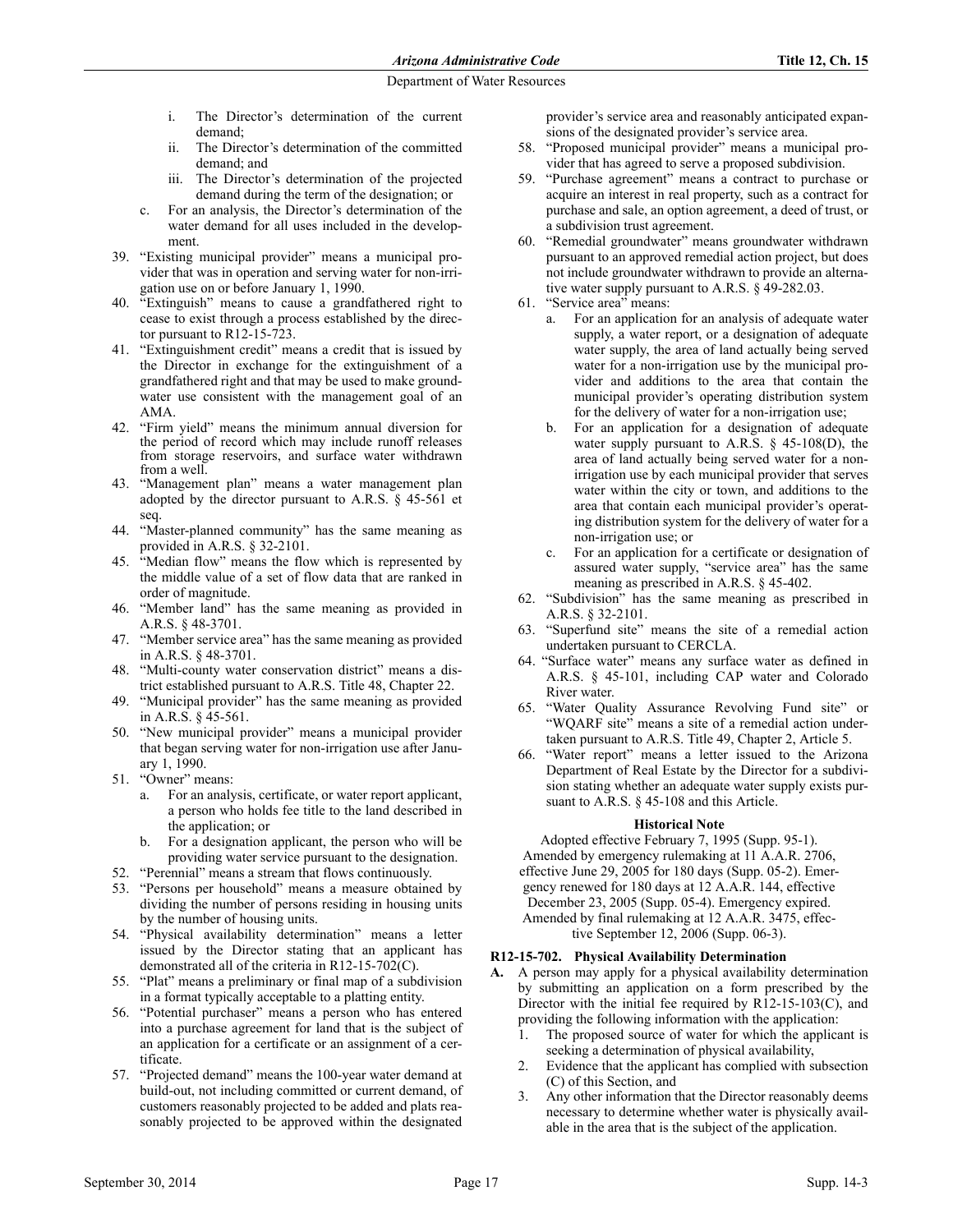i. The Director's determination of the current demand;
ii. The Director's determination of the committed demand; and
iii. The Director's determination of the projected demand during the term of the designation; or

c. For an analysis, the Director's determination of the water demand for all uses included in the development.

39. "Existing municipal provider" means a municipal provider that was in operation and serving water for non-irrigation use on or before January 1, 1990.
40. "Extinguish" means to cause a grandfathered right to cease to exist through a process established by the director pursuant to R12-15-723.
41. "Extinguishment credit" means a credit that is issued by the Director in exchange for the extinguishment of a grandfathered right and that may be used to make groundwater use consistent with the management goal of an AMA.
42. "Firm yield" means the minimum annual diversion for the period of record which may include runoff releases from storage reservoirs, and surface water withdrawn from a well.
43. "Management plan" means a water management plan adopted by the director pursuant to A.R.S. § 45-561 et seq.
44. "Master-planned community" has the same meaning as provided in A.R.S. § 32-2101.
45. "Median flow" means the flow which is represented by the middle value of a set of flow data that are ranked in order of magnitude.
46. "Member land" has the same meaning as provided in A.R.S. § 48-3701.
47. "Member service area" has the same meaning as provided in A.R.S. § 48-3701.
48. "Multi-county water conservation district" means a district established pursuant to A.R.S. Title 48, Chapter 22.
49. "Municipal provider" has the same meaning as provided in A.R.S. § 45-561.
50. "New municipal provider" means a municipal provider that began serving water for non-irrigation use after January 1, 1990.
51. "Owner" means:
    a. For an analysis, certificate, or water report applicant, a person who holds fee title to the land described in the application; or
    b. For a designation applicant, the person who will be providing water service pursuant to the designation.
52. "Perennial" means a stream that flows continuously.
53. "Persons per household" means a measure obtained by dividing the number of persons residing in housing units by the number of housing units.
54. "Physical availability determination" means a letter issued by the Director stating that an applicant has demonstrated all of the criteria in R12-15-702(C).
55. "Plat" means a preliminary or final map of a subdivision in a format typically acceptable to a platting entity.
56. "Potential purchaser" means a person who has entered into a purchase agreement for land that is the subject of an application for a certificate or an assignment of a certificate.
57. "Projected demand" means the 100-year water demand at build-out, not including committed or current demand, of customers reasonably projected to be added and plats reasonably projected to be approved within the designated provider's service area and reasonably anticipated expansions of the designated provider's service area.
58. "Proposed municipal provider" means a municipal provider that has agreed to serve a proposed subdivision.
59. "Purchase agreement" means a contract to purchase or acquire an interest in real property, such as a contract for purchase and sale, an option agreement, a deed of trust, or a subdivision trust agreement.
60. "Remedial groundwater" means groundwater withdrawn pursuant to an approved remedial action project, but does not include groundwater withdrawn to provide an alternative water supply pursuant to A.R.S. § 49-282.03.
61. "Service area" means:
    a. For an application for an analysis of adequate water supply, a water report, or a designation of adequate water supply, the area of land actually being served water for a non-irrigation use by the municipal provider and additions to the area that contain the municipal provider's operating distribution system for the delivery of water for a non-irrigation use;
    b. For an application for a designation of adequate water supply pursuant to A.R.S. § 45-108(D), the area of land actually being served water for a non-irrigation use by each municipal provider that serves water within the city or town, and additions to the area that contain each municipal provider's operating distribution system for the delivery of water for a non-irrigation use; or
    c. For an application for a certificate or designation of assured water supply, "service area" has the same meaning as prescribed in A.R.S. § 45-402.
62. "Subdivision" has the same meaning as prescribed in A.R.S. § 32-2101.
63. "Superfund site" means the site of a remedial action undertaken pursuant to CERCLA.
64. "Surface water" means any surface water as defined in A.R.S. § 45-101, including CAP water and Colorado River water.
65. "Water Quality Assurance Revolving Fund site" or "WQARF site" means a site of a remedial action undertaken pursuant to A.R.S. Title 49, Chapter 2, Article 5.
66. "Water report" means a letter issued to the Arizona Department of Real Estate by the Director for a subdivision stating whether an adequate water supply exists pursuant to A.R.S. § 45-108 and this Article.

**Historical Note**

Adopted effective February 7, 1995 (Supp. 95-1). Amended by emergency rulemaking at 11 A.A.R. 2706, effective June 29, 2005 for 180 days (Supp. 05-2). Emergency renewed for 180 days at 12 A.A.R. 144, effective December 23, 2005 (Supp. 05-4). Emergency expired. Amended by final rulemaking at 12 A.A.R. 3475, effective September 12, 2006 (Supp. 06-3).

**R12-15-702. Physical Availability Determination**

**A.** A person may apply for a physical availability determination by submitting an application on a form prescribed by the Director with the initial fee required by R12-15-103(C), and providing the following information with the application:
   1. The proposed source of water for which the applicant is seeking a determination of physical availability,
   2. Evidence that the applicant has complied with subsection (C) of this Section, and
   3. Any other information that the Director reasonably deems necessary to determine whether water is physically available in the area that is the subject of the application.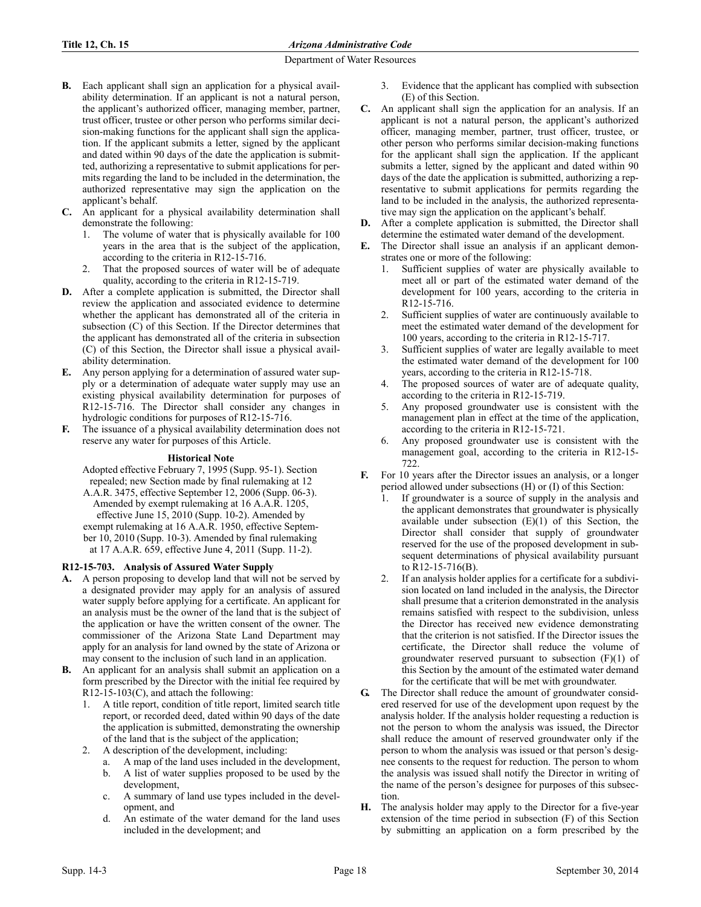**B.** Each applicant shall sign an application for a physical availability determination. If an applicant is not a natural person, the applicant's authorized officer, managing member, partner, trust officer, trustee or other person who performs similar decision-making functions for the applicant shall sign the application. If the applicant submits a letter, signed by the applicant and dated within 90 days of the date the application is submitted, authorizing a representative to submit applications for permits regarding the land to be included in the determination, the authorized representative may sign the application on the applicant's behalf.

**C.** An applicant for a physical availability determination shall demonstrate the following:

1. The volume of water that is physically available for 100 years in the area that is the subject of the application, according to the criteria in R12-15-716.
2. That the proposed sources of water will be of adequate quality, according to the criteria in R12-15-719.

**D.** After a complete application is submitted, the Director shall review the application and associated evidence to determine whether the applicant has demonstrated all of the criteria in subsection (C) of this Section. If the Director determines that the applicant has demonstrated all of the criteria in subsection (C) of this Section, the Director shall issue a physical availability determination.

**E.** Any person applying for a determination of assured water supply or a determination of adequate water supply may use an existing physical availability determination for purposes of R12-15-716. The Director shall consider any changes in hydrologic conditions for purposes of R12-15-716.

**F.** The issuance of a physical availability determination does not reserve any water for purposes of this Article.

**Historical Note**

Adopted effective February 7, 1995 (Supp. 95-1). Section repealed; new Section made by final rulemaking at 12 A.A.R. 3475, effective September 12, 2006 (Supp. 06-3). Amended by exempt rulemaking at 16 A.A.R. 1205, effective June 15, 2010 (Supp. 10-2). Amended by exempt rulemaking at 16 A.A.R. 1950, effective September 10, 2010 (Supp. 10-3). Amended by final rulemaking at 17 A.A.R. 659, effective June 4, 2011 (Supp. 11-2).

### R12-15-703. Analysis of Assured Water Supply

**A.** A person proposing to develop land that will not be served by a designated provider may apply for an analysis of assured water supply before applying for a certificate. An applicant for an analysis must be the owner of the land that is the subject of the application or have the written consent of the owner. The commissioner of the Arizona State Land Department may apply for an analysis for land owned by the state of Arizona or may consent to the inclusion of such land in an application.

**B.** An applicant for an analysis shall submit an application on a form prescribed by the Director with the initial fee required by R12-15-103(C), and attach the following:

1. A title report, condition of title report, limited search title report, or recorded deed, dated within 90 days of the date the application is submitted, demonstrating the ownership of the land that is the subject of the application;
2. A description of the development, including:
   a. A map of the land uses included in the development,
   b. A list of water supplies proposed to be used by the development,
   c. A summary of land use types included in the development, and
   d. An estimate of the water demand for the land uses included in the development; and
3. Evidence that the applicant has complied with subsection (E) of this Section.

**C.** An applicant shall sign the application for an analysis. If an applicant is not a natural person, the applicant's authorized officer, managing member, partner, trust officer, trustee, or other person who performs similar decision-making functions for the applicant shall sign the application. If the applicant submits a letter, signed by the applicant and dated within 90 days of the date the application is submitted, authorizing a representative to submit applications for permits regarding the land to be included in the analysis, the authorized representative may sign the application on the applicant's behalf.

**D.** After a complete application is submitted, the Director shall determine the estimated water demand of the development.

**E.** The Director shall issue an analysis if an applicant demonstrates one or more of the following:

1. Sufficient supplies of water are physically available to meet all or part of the estimated water demand of the development for 100 years, according to the criteria in R12-15-716.
2. Sufficient supplies of water are continuously available to meet the estimated water demand of the development for 100 years, according to the criteria in R12-15-717.
3. Sufficient supplies of water are legally available to meet the estimated water demand of the development for 100 years, according to the criteria in R12-15-718.
4. The proposed sources of water are of adequate quality, according to the criteria in R12-15-719.
5. Any proposed groundwater use is consistent with the management plan in effect at the time of the application, according to the criteria in R12-15-721.
6. Any proposed groundwater use is consistent with the management goal, according to the criteria in R12-15-722.

**F.** For 10 years after the Director issues an analysis, or a longer period allowed under subsections (H) or (I) of this Section:

1. If groundwater is a source of supply in the analysis and the applicant demonstrates that groundwater is physically available under subsection (E)(1) of this Section, the Director shall consider that supply of groundwater reserved for the use of the proposed development in subsequent determinations of physical availability pursuant to R12-15-716(B).
2. If an analysis holder applies for a certificate for a subdivision located on land included in the analysis, the Director shall presume that a criterion demonstrated in the analysis remains satisfied with respect to the subdivision, unless the Director has received new evidence demonstrating that the criterion is not satisfied. If the Director issues the certificate, the Director shall reduce the volume of groundwater reserved pursuant to subsection (F)(1) of this Section by the amount of the estimated water demand for the certificate that will be met with groundwater.

**G.** The Director shall reduce the amount of groundwater considered reserved for use of the development upon request by the analysis holder. If the analysis holder requesting a reduction is not the person to whom the analysis was issued, the Director shall reduce the amount of reserved groundwater only if the person to whom the analysis was issued or that person's designee consents to the request for reduction. The person to whom the analysis was issued shall notify the Director in writing of the name of the person's designee for purposes of this subsection.

**H.** The analysis holder may apply to the Director for a five-year extension of the time period in subsection (F) of this Section by submitting an application on a form prescribed by the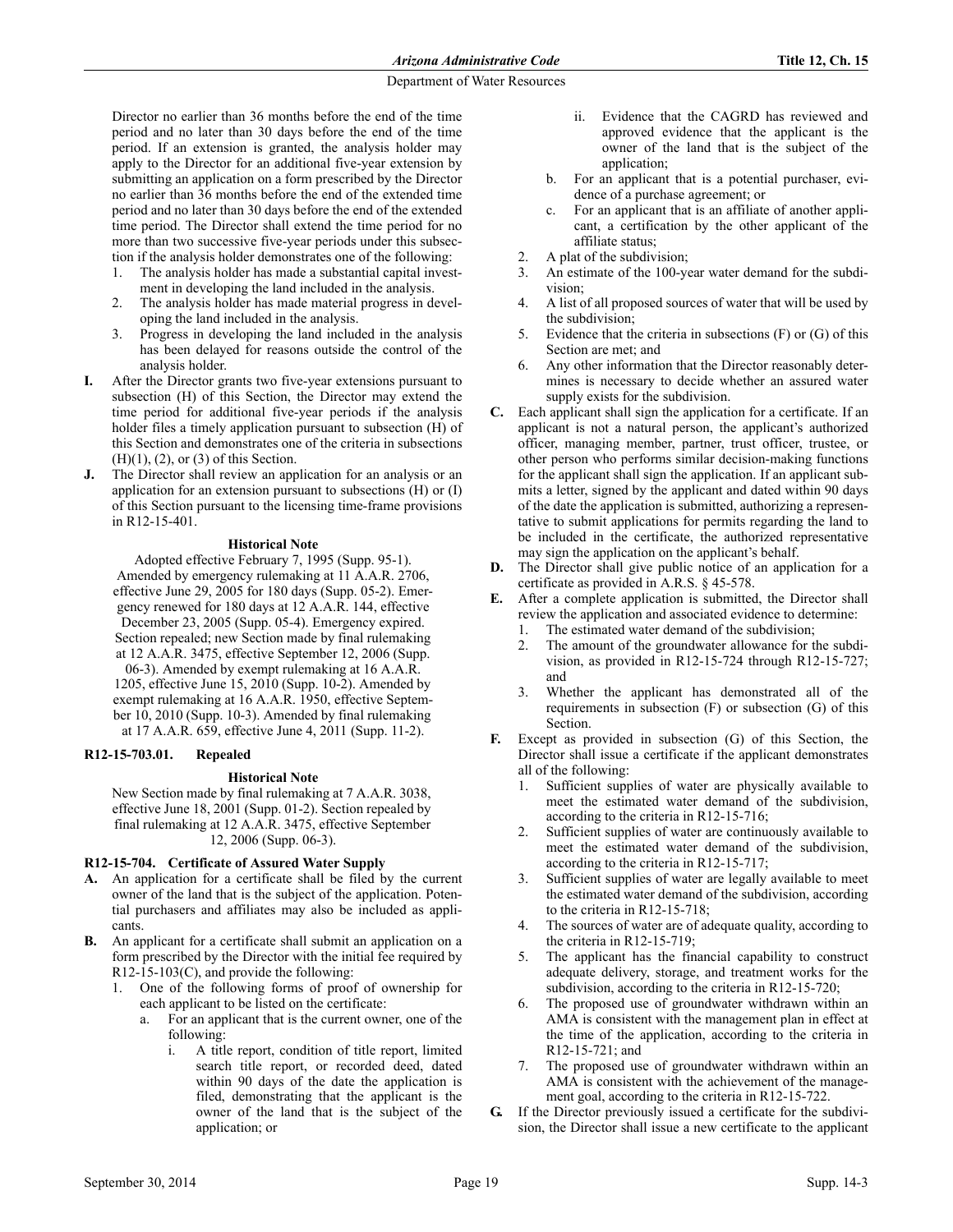Director no earlier than 36 months before the end of the time period and no later than 30 days before the end of the time period. If an extension is granted, the analysis holder may apply to the Director for an additional five-year extension by submitting an application on a form prescribed by the Director no earlier than 36 months before the end of the extended time period and no later than 30 days before the end of the extended time period. The Director shall extend the time period for no more than two successive five-year periods under this subsection if the analysis holder demonstrates one of the following:

1. The analysis holder has made a substantial capital investment in developing the land included in the analysis.
2. The analysis holder has made material progress in developing the land included in the analysis.
3. Progress in developing the land included in the analysis has been delayed for reasons outside the control of the analysis holder.

**I.** After the Director grants two five-year extensions pursuant to subsection (H) of this Section, the Director may extend the time period for additional five-year periods if the analysis holder files a timely application pursuant to subsection (H) of this Section and demonstrates one of the criteria in subsections (H)(1), (2), or (3) of this Section.

**J.** The Director shall review an application for an analysis or an application for an extension pursuant to subsections (H) or (I) of this Section pursuant to the licensing time-frame provisions in R12-15-401.

**Historical Note**

Adopted effective February 7, 1995 (Supp. 95-1). Amended by emergency rulemaking at 11 A.A.R. 2706, effective June 29, 2005 for 180 days (Supp. 05-2). Emergency renewed for 180 days at 12 A.A.R. 144, effective December 23, 2005 (Supp. 05-4). Emergency expired. Section repealed; new Section made by final rulemaking at 12 A.A.R. 3475, effective September 12, 2006 (Supp. 06-3). Amended by exempt rulemaking at 16 A.A.R. 1205, effective June 15, 2010 (Supp. 10-2). Amended by exempt rulemaking at 16 A.A.R. 1950, effective September 10, 2010 (Supp. 10-3). Amended by final rulemaking at 17 A.A.R. 659, effective June 4, 2011 (Supp. 11-2).

### R12-15-703.01. Repealed

**Historical Note**

New Section made by final rulemaking at 7 A.A.R. 3038, effective June 18, 2001 (Supp. 01-2). Section repealed by final rulemaking at 12 A.A.R. 3475, effective September 12, 2006 (Supp. 06-3).

### R12-15-704. Certificate of Assured Water Supply

**A.** An application for a certificate shall be filed by the current owner of the land that is the subject of the application. Potential purchasers and affiliates may also be included as applicants.

**B.** An applicant for a certificate shall submit an application on a form prescribed by the Director with the initial fee required by R12-15-103(C), and provide the following:

1. One of the following forms of proof of ownership for each applicant to be listed on the certificate:
   a. For an applicant that is the current owner, one of the following:
      i. A title report, condition of title report, limited search title report, or recorded deed, dated within 90 days of the date the application is filed, demonstrating that the applicant is the owner of the land that is the subject of the application; or
      ii. Evidence that the CAGRD has reviewed and approved evidence that the applicant is the owner of the land that is the subject of the application;
   b. For an applicant that is a potential purchaser, evidence of a purchase agreement; or
   c. For an applicant that is an affiliate of another applicant, a certification by the other applicant of the affiliate status;
2. A plat of the subdivision;
3. An estimate of the 100-year water demand for the subdivision;
4. A list of all proposed sources of water that will be used by the subdivision;
5. Evidence that the criteria in subsections (F) or (G) of this Section are met; and
6. Any other information that the Director reasonably determines is necessary to decide whether an assured water supply exists for the subdivision.

**C.** Each applicant shall sign the application for a certificate. If an applicant is not a natural person, the applicant's authorized officer, managing member, partner, trust officer, trustee, or other person who performs similar decision-making functions for the applicant shall sign the application. If an applicant submits a letter, signed by the applicant and dated within 90 days of the date the application is submitted, authorizing a representative to submit applications for permits regarding the land to be included in the certificate, the authorized representative may sign the application on the applicant's behalf.

**D.** The Director shall give public notice of an application for a certificate as provided in A.R.S. § 45-578.

**E.** After a complete application is submitted, the Director shall review the application and associated evidence to determine:

1. The estimated water demand of the subdivision;
2. The amount of the groundwater allowance for the subdivision, as provided in R12-15-724 through R12-15-727; and
3. Whether the applicant has demonstrated all of the requirements in subsection (F) or subsection (G) of this Section.

**F.** Except as provided in subsection (G) of this Section, the Director shall issue a certificate if the applicant demonstrates all of the following:

1. Sufficient supplies of water are physically available to meet the estimated water demand of the subdivision, according to the criteria in R12-15-716;
2. Sufficient supplies of water are continuously available to meet the estimated water demand of the subdivision, according to the criteria in R12-15-717;
3. Sufficient supplies of water are legally available to meet the estimated water demand of the subdivision, according to the criteria in R12-15-718;
4. The sources of water are of adequate quality, according to the criteria in R12-15-719;
5. The applicant has the financial capability to construct adequate delivery, storage, and treatment works for the subdivision, according to the criteria in R12-15-720;
6. The proposed use of groundwater withdrawn within an AMA is consistent with the management plan in effect at the time of the application, according to the criteria in R12-15-721; and
7. The proposed use of groundwater withdrawn within an AMA is consistent with the achievement of the management goal, according to the criteria in R12-15-722.

**G.** If the Director previously issued a certificate for the subdivision, the Director shall issue a new certificate to the applicant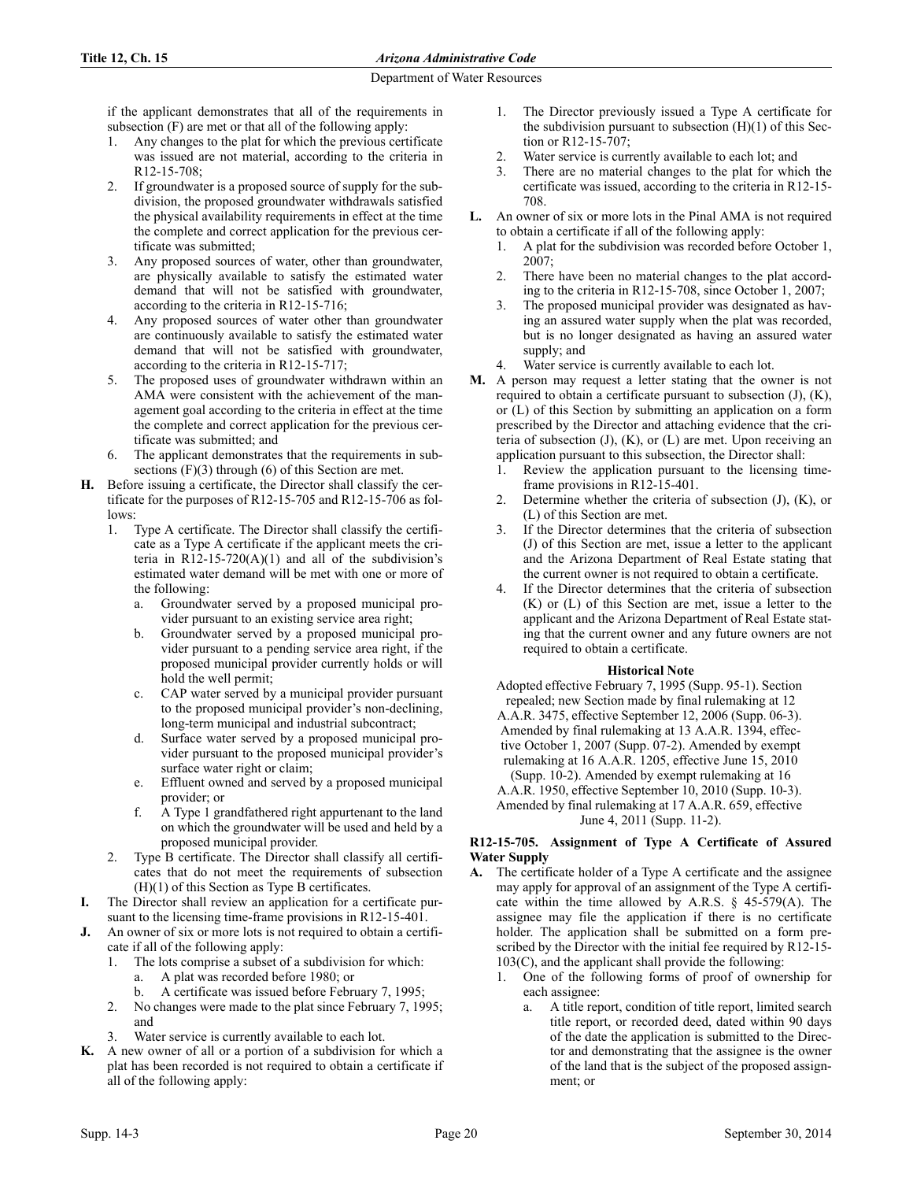if the applicant demonstrates that all of the requirements in subsection (F) are met or that all of the following apply:

1. Any changes to the plat for which the previous certificate was issued are not material, according to the criteria in R12-15-708;
2. If groundwater is a proposed source of supply for the subdivision, the proposed groundwater withdrawals satisfied the physical availability requirements in effect at the time the complete and correct application for the previous certificate was submitted;
3. Any proposed sources of water, other than groundwater, are physically available to satisfy the estimated water demand that will not be satisfied with groundwater, according to the criteria in R12-15-716;
4. Any proposed sources of water other than groundwater are continuously available to satisfy the estimated water demand that will not be satisfied with groundwater, according to the criteria in R12-15-717;
5. The proposed uses of groundwater withdrawn within an AMA were consistent with the achievement of the management goal according to the criteria in effect at the time the complete and correct application for the previous certificate was submitted; and
6. The applicant demonstrates that the requirements in subsections (F)(3) through (6) of this Section are met.

**H.** Before issuing a certificate, the Director shall classify the certificate for the purposes of R12-15-705 and R12-15-706 as follows:

1. Type A certificate. The Director shall classify the certificate as a Type A certificate if the applicant meets the criteria in R12-15-720(A)(1) and all of the subdivision's estimated water demand will be met with one or more of the following:
   a. Groundwater served by a proposed municipal provider pursuant to an existing service area right;
   b. Groundwater served by a proposed municipal provider pursuant to a pending service area right, if the proposed municipal provider currently holds or will hold the well permit;
   c. CAP water served by a municipal provider pursuant to the proposed municipal provider's non-declining, long-term municipal and industrial subcontract;
   d. Surface water served by a proposed municipal provider pursuant to the proposed municipal provider's surface water right or claim;
   e. Effluent owned and served by a proposed municipal provider; or
   f. A Type 1 grandfathered right appurtenant to the land on which the groundwater will be used and held by a proposed municipal provider.
2. Type B certificate. The Director shall classify all certificates that do not meet the requirements of subsection (H)(1) of this Section as Type B certificates.

**I.** The Director shall review an application for a certificate pursuant to the licensing time-frame provisions in R12-15-401.

**J.** An owner of six or more lots is not required to obtain a certificate if all of the following apply:

1. The lots comprise a subset of a subdivision for which:
   a. A plat was recorded before 1980; or
   b. A certificate was issued before February 7, 1995;
2. No changes were made to the plat since February 7, 1995; and
3. Water service is currently available to each lot.

**K.** A new owner of all or a portion of a subdivision for which a plat has been recorded is not required to obtain a certificate if all of the following apply:

1. The Director previously issued a Type A certificate for the subdivision pursuant to subsection (H)(1) of this Section or R12-15-707;
2. Water service is currently available to each lot; and
3. There are no material changes to the plat for which the certificate was issued, according to the criteria in R12-15-708.

**L.** An owner of six or more lots in the Pinal AMA is not required to obtain a certificate if all of the following apply:

1. A plat for the subdivision was recorded before October 1, 2007;
2. There have been no material changes to the plat according to the criteria in R12-15-708, since October 1, 2007;
3. The proposed municipal provider was designated as having an assured water supply when the plat was recorded, but is no longer designated as having an assured water supply; and
4. Water service is currently available to each lot.

**M.** A person may request a letter stating that the owner is not required to obtain a certificate pursuant to subsection (J), (K), or (L) of this Section by submitting an application on a form prescribed by the Director and attaching evidence that the criteria of subsection (J), (K), or (L) are met. Upon receiving an application pursuant to this subsection, the Director shall:

1. Review the application pursuant to the licensing time-frame provisions in R12-15-401.
2. Determine whether the criteria of subsection (J), (K), or (L) of this Section are met.
3. If the Director determines that the criteria of subsection (J) of this Section are met, issue a letter to the applicant and the Arizona Department of Real Estate stating that the current owner is not required to obtain a certificate.
4. If the Director determines that the criteria of subsection (K) or (L) of this Section are met, issue a letter to the applicant and the Arizona Department of Real Estate stating that the current owner and any future owners are not required to obtain a certificate.

**Historical Note**

Adopted effective February 7, 1995 (Supp. 95-1). Section repealed; new Section made by final rulemaking at 12 A.A.R. 3475, effective September 12, 2006 (Supp. 06-3). Amended by final rulemaking at 13 A.A.R. 1394, effective October 1, 2007 (Supp. 07-2). Amended by exempt rulemaking at 16 A.A.R. 1205, effective June 15, 2010 (Supp. 10-2). Amended by exempt rulemaking at 16 A.A.R. 1950, effective September 10, 2010 (Supp. 10-3). Amended by final rulemaking at 17 A.A.R. 659, effective June 4, 2011 (Supp. 11-2).

### R12-15-705. Assignment of Type A Certificate of Assured Water Supply

**A.** The certificate holder of a Type A certificate and the assignee may apply for approval of an assignment of the Type A certificate within the time allowed by A.R.S. § 45-579(A). The assignee may file the application if there is no certificate holder. The application shall be submitted on a form prescribed by the Director with the initial fee required by R12-15-103(C), and the applicant shall provide the following:

1. One of the following forms of proof of ownership for each assignee:
   a. A title report, condition of title report, limited search title report, or recorded deed, dated within 90 days of the date the application is submitted to the Director and demonstrating that the assignee is the owner of the land that is the subject of the proposed assignment; or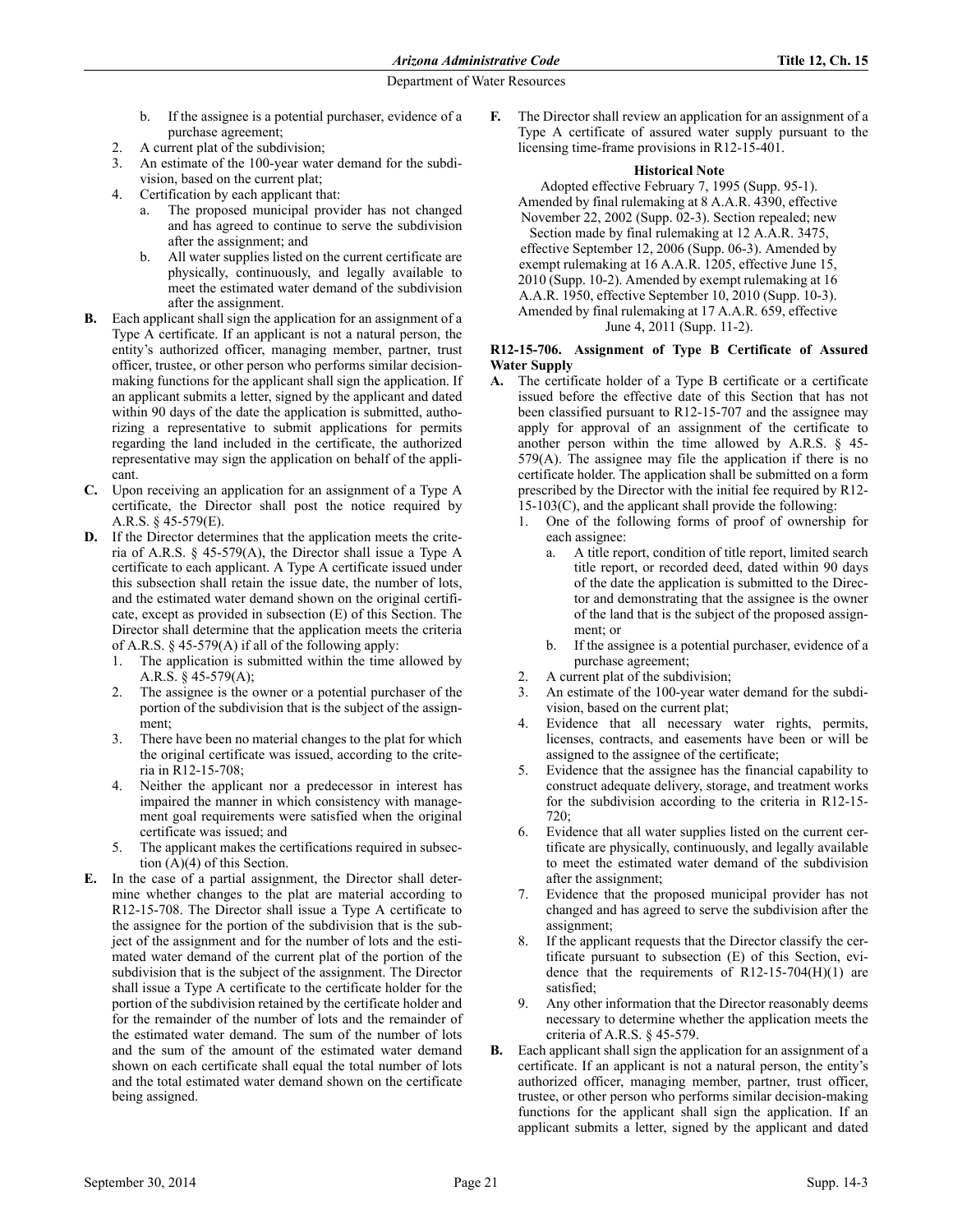b. If the assignee is a potential purchaser, evidence of a purchase agreement;
2. A current plat of the subdivision;
3. An estimate of the 100-year water demand for the subdivision, based on the current plat;
4. Certification by each applicant that:
   a. The proposed municipal provider has not changed and has agreed to continue to serve the subdivision after the assignment; and
   b. All water supplies listed on the current certificate are physically, continuously, and legally available to meet the estimated water demand of the subdivision after the assignment.

**B.** Each applicant shall sign the application for an assignment of a Type A certificate. If an applicant is not a natural person, the entity's authorized officer, managing member, partner, trust officer, trustee, or other person who performs similar decision-making functions for the applicant shall sign the application. If an applicant submits a letter, signed by the applicant and dated within 90 days of the date the application is submitted, authorizing a representative to submit applications for permits regarding the land included in the certificate, the authorized representative may sign the application on behalf of the applicant.

**C.** Upon receiving an application for an assignment of a Type A certificate, the Director shall post the notice required by A.R.S. § 45-579(E).

**D.** If the Director determines that the application meets the criteria of A.R.S. § 45-579(A), the Director shall issue a Type A certificate to each applicant. A Type A certificate issued under this subsection shall retain the issue date, the number of lots, and the estimated water demand shown on the original certificate, except as provided in subsection (E) of this Section. The Director shall determine that the application meets the criteria of A.R.S. § 45-579(A) if all of the following apply:
1. The application is submitted within the time allowed by A.R.S. § 45-579(A);
2. The assignee is the owner or a potential purchaser of the portion of the subdivision that is the subject of the assignment;
3. There have been no material changes to the plat for which the original certificate was issued, according to the criteria in R12-15-708;
4. Neither the applicant nor a predecessor in interest has impaired the manner in which consistency with management goal requirements were satisfied when the original certificate was issued; and
5. The applicant makes the certifications required in subsection (A)(4) of this Section.

**E.** In the case of a partial assignment, the Director shall determine whether changes to the plat are material according to R12-15-708. The Director shall issue a Type A certificate to the assignee for the portion of the subdivision that is the subject of the assignment and for the number of lots and the estimated water demand of the current plat of the portion of the subdivision that is the subject of the assignment. The Director shall issue a Type A certificate to the certificate holder for the portion of the subdivision retained by the certificate holder and for the remainder of the number of lots and the remainder of the estimated water demand. The sum of the number of lots and the sum of the amount of the estimated water demand shown on each certificate shall equal the total number of lots and the total estimated water demand shown on the certificate being assigned.

**F.** The Director shall review an application for an assignment of a Type A certificate of assured water supply pursuant to the licensing time-frame provisions in R12-15-401.

**Historical Note**

Adopted effective February 7, 1995 (Supp. 95-1). Amended by final rulemaking at 8 A.A.R. 4390, effective November 22, 2002 (Supp. 02-3). Section repealed; new Section made by final rulemaking at 12 A.A.R. 3475, effective September 12, 2006 (Supp. 06-3). Amended by exempt rulemaking at 16 A.A.R. 1205, effective June 15, 2010 (Supp. 10-2). Amended by exempt rulemaking at 16 A.A.R. 1950, effective September 10, 2010 (Supp. 10-3). Amended by final rulemaking at 17 A.A.R. 659, effective June 4, 2011 (Supp. 11-2).

### R12-15-706. Assignment of Type B Certificate of Assured Water Supply

**A.** The certificate holder of a Type B certificate or a certificate issued before the effective date of this Section that has not been classified pursuant to R12-15-707 and the assignee may apply for approval of an assignment of the certificate to another person within the time allowed by A.R.S. § 45-579(A). The assignee may file the application if there is no certificate holder. The application shall be submitted on a form prescribed by the Director with the initial fee required by R12-15-103(C), and the applicant shall provide the following:
1. One of the following forms of proof of ownership for each assignee:
   a. A title report, condition of title report, limited search title report, or recorded deed, dated within 90 days of the date the application is submitted to the Director and demonstrating that the assignee is the owner of the land that is the subject of the proposed assignment; or
   b. If the assignee is a potential purchaser, evidence of a purchase agreement;
2. A current plat of the subdivision;
3. An estimate of the 100-year water demand for the subdivision, based on the current plat;
4. Evidence that all necessary water rights, permits, licenses, contracts, and easements have been or will be assigned to the assignee of the certificate;
5. Evidence that the assignee has the financial capability to construct adequate delivery, storage, and treatment works for the subdivision according to the criteria in R12-15-720;
6. Evidence that all water supplies listed on the current certificate are physically, continuously, and legally available to meet the estimated water demand of the subdivision after the assignment;
7. Evidence that the proposed municipal provider has not changed and has agreed to serve the subdivision after the assignment;
8. If the applicant requests that the Director classify the certificate pursuant to subsection (E) of this Section, evidence that the requirements of R12-15-704(H)(1) are satisfied;
9. Any other information that the Director reasonably deems necessary to determine whether the application meets the criteria of A.R.S. § 45-579.

**B.** Each applicant shall sign the application for an assignment of a certificate. If an applicant is not a natural person, the entity's authorized officer, managing member, partner, trust officer, trustee, or other person who performs similar decision-making functions for the applicant shall sign the application. If an applicant submits a letter, signed by the applicant and dated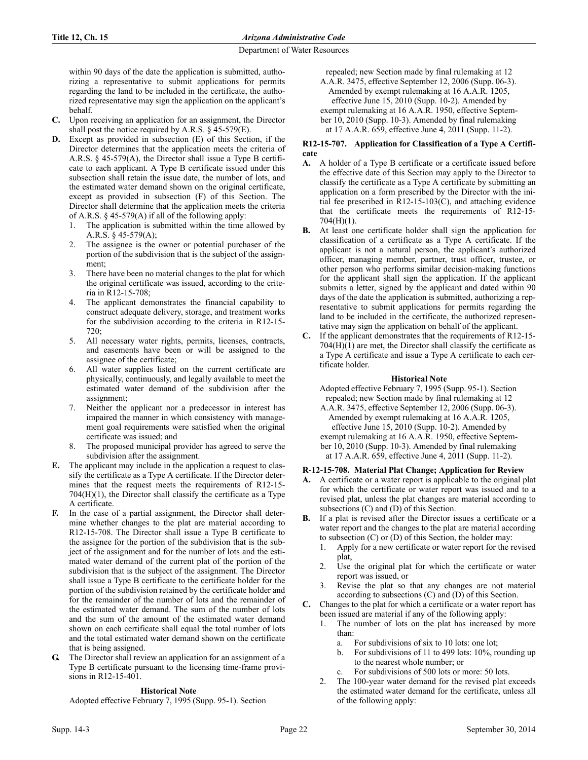within 90 days of the date the application is submitted, authorizing a representative to submit applications for permits regarding the land to be included in the certificate, the authorized representative may sign the application on the applicant's behalf.

**C.** Upon receiving an application for an assignment, the Director shall post the notice required by A.R.S. § 45-579(E).

**D.** Except as provided in subsection (E) of this Section, if the Director determines that the application meets the criteria of A.R.S. § 45-579(A), the Director shall issue a Type B certificate to each applicant. A Type B certificate issued under this subsection shall retain the issue date, the number of lots, and the estimated water demand shown on the original certificate, except as provided in subsection (F) of this Section. The Director shall determine that the application meets the criteria of A.R.S. § 45-579(A) if all of the following apply:

1. The application is submitted within the time allowed by A.R.S. § 45-579(A);
2. The assignee is the owner or potential purchaser of the portion of the subdivision that is the subject of the assignment;
3. There have been no material changes to the plat for which the original certificate was issued, according to the criteria in R12-15-708;
4. The applicant demonstrates the financial capability to construct adequate delivery, storage, and treatment works for the subdivision according to the criteria in R12-15-720;
5. All necessary water rights, permits, licenses, contracts, and easements have been or will be assigned to the assignee of the certificate;
6. All water supplies listed on the current certificate are physically, continuously, and legally available to meet the estimated water demand of the subdivision after the assignment;
7. Neither the applicant nor a predecessor in interest has impaired the manner in which consistency with management goal requirements were satisfied when the original certificate was issued; and
8. The proposed municipal provider has agreed to serve the subdivision after the assignment.

**E.** The applicant may include in the application a request to classify the certificate as a Type A certificate. If the Director determines that the request meets the requirements of R12-15-704(H)(1), the Director shall classify the certificate as a Type A certificate.

**F.** In the case of a partial assignment, the Director shall determine whether changes to the plat are material according to R12-15-708. The Director shall issue a Type B certificate to the assignee for the portion of the subdivision that is the subject of the assignment and for the number of lots and the estimated water demand of the current plat of the portion of the subdivision that is the subject of the assignment. The Director shall issue a Type B certificate to the certificate holder for the portion of the subdivision retained by the certificate holder and for the remainder of the number of lots and the remainder of the estimated water demand. The sum of the number of lots and the sum of the amount of the estimated water demand shown on each certificate shall equal the total number of lots and the total estimated water demand shown on the certificate that is being assigned.

**G.** The Director shall review an application for an assignment of a Type B certificate pursuant to the licensing time-frame provisions in R12-15-401.

**Historical Note**

Adopted effective February 7, 1995 (Supp. 95-1). Section repealed; new Section made by final rulemaking at 12 A.A.R. 3475, effective September 12, 2006 (Supp. 06-3). Amended by exempt rulemaking at 16 A.A.R. 1205, effective June 15, 2010 (Supp. 10-2). Amended by exempt rulemaking at 16 A.A.R. 1950, effective September 10, 2010 (Supp. 10-3). Amended by final rulemaking at 17 A.A.R. 659, effective June 4, 2011 (Supp. 11-2).

### R12-15-707. Application for Classification of a Type A Certificate

**A.** A holder of a Type B certificate or a certificate issued before the effective date of this Section may apply to the Director to classify the certificate as a Type A certificate by submitting an application on a form prescribed by the Director with the initial fee prescribed in R12-15-103(C), and attaching evidence that the certificate meets the requirements of R12-15-704(H)(1).

**B.** At least one certificate holder shall sign the application for classification of a certificate as a Type A certificate. If the applicant is not a natural person, the applicant's authorized officer, managing member, partner, trust officer, trustee, or other person who performs similar decision-making functions for the applicant shall sign the application. If the applicant submits a letter, signed by the applicant and dated within 90 days of the date the application is submitted, authorizing a representative to submit applications for permits regarding the land to be included in the certificate, the authorized representative may sign the application on behalf of the applicant.

**C.** If the applicant demonstrates that the requirements of R12-15-704(H)(1) are met, the Director shall classify the certificate as a Type A certificate and issue a Type A certificate to each certificate holder.

**Historical Note**

Adopted effective February 7, 1995 (Supp. 95-1). Section repealed; new Section made by final rulemaking at 12 A.A.R. 3475, effective September 12, 2006 (Supp. 06-3). Amended by exempt rulemaking at 16 A.A.R. 1205, effective June 15, 2010 (Supp. 10-2). Amended by exempt rulemaking at 16 A.A.R. 1950, effective September 10, 2010 (Supp. 10-3). Amended by final rulemaking at 17 A.A.R. 659, effective June 4, 2011 (Supp. 11-2).

### R-12-15-708. Material Plat Change; Application for Review

**A.** A certificate or a water report is applicable to the original plat for which the certificate or water report was issued and to a revised plat, unless the plat changes are material according to subsections (C) and (D) of this Section.

**B.** If a plat is revised after the Director issues a certificate or a water report and the changes to the plat are material according to subsection (C) or (D) of this Section, the holder may:

1. Apply for a new certificate or water report for the revised plat,
2. Use the original plat for which the certificate or water report was issued, or
3. Revise the plat so that any changes are not material according to subsections (C) and (D) of this Section.

**C.** Changes to the plat for which a certificate or a water report has been issued are material if any of the following apply:

1. The number of lots on the plat has increased by more than:
   a. For subdivisions of six to 10 lots: one lot;
   b. For subdivisions of 11 to 499 lots: 10%, rounding up to the nearest whole number; or
   c. For subdivisions of 500 lots or more: 50 lots.
2. The 100-year water demand for the revised plat exceeds the estimated water demand for the certificate, unless all of the following apply: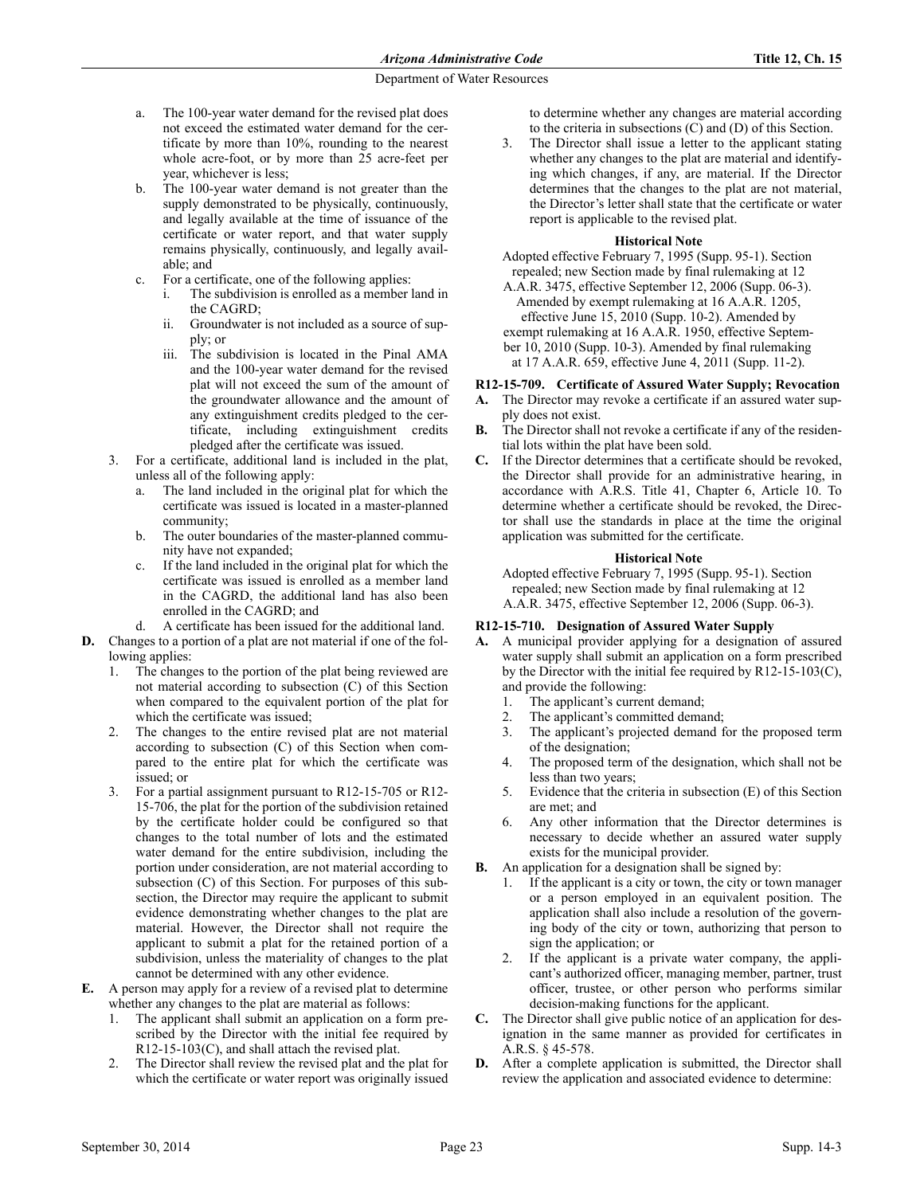a. The 100-year water demand for the revised plat does not exceed the estimated water demand for the certificate by more than 10%, rounding to the nearest whole acre-foot, or by more than 25 acre-feet per year, whichever is less;
b. The 100-year water demand is not greater than the supply demonstrated to be physically, continuously, and legally available at the time of issuance of the certificate or water report, and that water supply remains physically, continuously, and legally available; and
c. For a certificate, one of the following applies:
   i. The subdivision is enrolled as a member land in the CAGRD;
   ii. Groundwater is not included as a source of supply; or
   iii. The subdivision is located in the Pinal AMA and the 100-year water demand for the revised plat will not exceed the sum of the amount of the groundwater allowance and the amount of any extinguishment credits pledged to the certificate, including extinguishment credits pledged after the certificate was issued.

3. For a certificate, additional land is included in the plat, unless all of the following apply:
   a. The land included in the original plat for which the certificate was issued is located in a master-planned community;
   b. The outer boundaries of the master-planned community have not expanded;
   c. If the land included in the original plat for which the certificate was issued is enrolled as a member land in the CAGRD, the additional land has also been enrolled in the CAGRD; and
   d. A certificate has been issued for the additional land.

**D.** Changes to a portion of a plat are not material if one of the following applies:
1. The changes to the portion of the plat being reviewed are not material according to subsection (C) of this Section when compared to the equivalent portion of the plat for which the certificate was issued;
2. The changes to the entire revised plat are not material according to subsection (C) of this Section when compared to the entire plat for which the certificate was issued; or
3. For a partial assignment pursuant to R12-15-705 or R12-15-706, the plat for the portion of the subdivision retained by the certificate holder could be configured so that changes to the total number of lots and the estimated water demand for the entire subdivision, including the portion under consideration, are not material according to subsection (C) of this Section. For purposes of this subsection, the Director may require the applicant to submit evidence demonstrating whether changes to the plat are material. However, the Director shall not require the applicant to submit a plat for the retained portion of a subdivision, unless the materiality of changes to the plat cannot be determined with any other evidence.

**E.** A person may apply for a review of a revised plat to determine whether any changes to the plat are material as follows:
1. The applicant shall submit an application on a form prescribed by the Director with the initial fee required by R12-15-103(C), and shall attach the revised plat.
2. The Director shall review the revised plat and the plat for which the certificate or water report was originally issued to determine whether any changes are material according to the criteria in subsections (C) and (D) of this Section.
3. The Director shall issue a letter to the applicant stating whether any changes to the plat are material and identifying which changes, if any, are material. If the Director determines that the changes to the plat are not material, the Director's letter shall state that the certificate or water report is applicable to the revised plat.

#### Historical Note

Adopted effective February 7, 1995 (Supp. 95-1). Section repealed; new Section made by final rulemaking at 12 A.A.R. 3475, effective September 12, 2006 (Supp. 06-3). Amended by exempt rulemaking at 16 A.A.R. 1205, effective June 15, 2010 (Supp. 10-2). Amended by exempt rulemaking at 16 A.A.R. 1950, effective September 10, 2010 (Supp. 10-3). Amended by final rulemaking at 17 A.A.R. 659, effective June 4, 2011 (Supp. 11-2).

### R12-15-709. Certificate of Assured Water Supply; Revocation

**A.** The Director may revoke a certificate if an assured water supply does not exist.

**B.** The Director shall not revoke a certificate if any of the residential lots within the plat have been sold.

**C.** If the Director determines that a certificate should be revoked, the Director shall provide for an administrative hearing, in accordance with A.R.S. Title 41, Chapter 6, Article 10. To determine whether a certificate should be revoked, the Director shall use the standards in place at the time the original application was submitted for the certificate.

#### Historical Note

Adopted effective February 7, 1995 (Supp. 95-1). Section repealed; new Section made by final rulemaking at 12 A.A.R. 3475, effective September 12, 2006 (Supp. 06-3).

### R12-15-710. Designation of Assured Water Supply

**A.** A municipal provider applying for a designation of assured water supply shall submit an application on a form prescribed by the Director with the initial fee required by R12-15-103(C), and provide the following:
1. The applicant's current demand;
2. The applicant's committed demand;
3. The applicant's projected demand for the proposed term of the designation;
4. The proposed term of the designation, which shall not be less than two years;
5. Evidence that the criteria in subsection (E) of this Section are met; and
6. Any other information that the Director determines is necessary to decide whether an assured water supply exists for the municipal provider.

**B.** An application for a designation shall be signed by:
1. If the applicant is a city or town, the city or town manager or a person employed in an equivalent position. The application shall also include a resolution of the governing body of the city or town, authorizing that person to sign the application; or
2. If the applicant is a private water company, the applicant's authorized officer, managing member, partner, trust officer, trustee, or other person who performs similar decision-making functions for the applicant.

**C.** The Director shall give public notice of an application for designation in the same manner as provided for certificates in A.R.S. § 45-578.

**D.** After a complete application is submitted, the Director shall review the application and associated evidence to determine: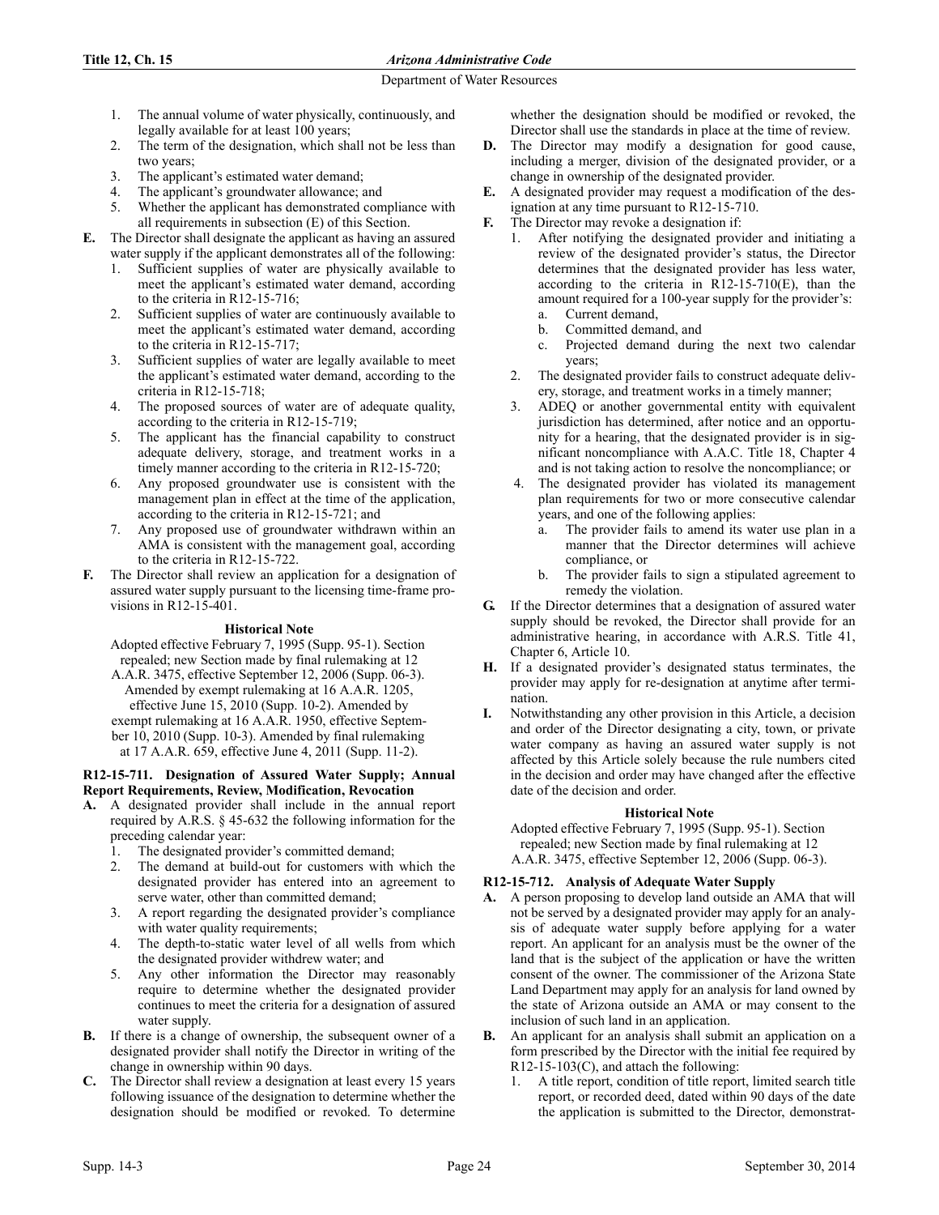1. The annual volume of water physically, continuously, and legally available for at least 100 years;
2. The term of the designation, which shall not be less than two years;
3. The applicant's estimated water demand;
4. The applicant's groundwater allowance; and
5. Whether the applicant has demonstrated compliance with all requirements in subsection (E) of this Section.

**E.** The Director shall designate the applicant as having an assured water supply if the applicant demonstrates all of the following:
1. Sufficient supplies of water are physically available to meet the applicant's estimated water demand, according to the criteria in R12-15-716;
2. Sufficient supplies of water are continuously available to meet the applicant's estimated water demand, according to the criteria in R12-15-717;
3. Sufficient supplies of water are legally available to meet the applicant's estimated water demand, according to the criteria in R12-15-718;
4. The proposed sources of water are of adequate quality, according to the criteria in R12-15-719;
5. The applicant has the financial capability to construct adequate delivery, storage, and treatment works in a timely manner according to the criteria in R12-15-720;
6. Any proposed groundwater use is consistent with the management plan in effect at the time of the application, according to the criteria in R12-15-721; and
7. Any proposed use of groundwater withdrawn within an AMA is consistent with the management goal, according to the criteria in R12-15-722.

**F.** The Director shall review an application for a designation of assured water supply pursuant to the licensing time-frame provisions in R12-15-401.

**Historical Note**

Adopted effective February 7, 1995 (Supp. 95-1). Section repealed; new Section made by final rulemaking at 12 A.A.R. 3475, effective September 12, 2006 (Supp. 06-3). Amended by exempt rulemaking at 16 A.A.R. 1205, effective June 15, 2010 (Supp. 10-2). Amended by exempt rulemaking at 16 A.A.R. 1950, effective September 10, 2010 (Supp. 10-3). Amended by final rulemaking at 17 A.A.R. 659, effective June 4, 2011 (Supp. 11-2).

### R12-15-711. Designation of Assured Water Supply; Annual Report Requirements, Review, Modification, Revocation

**A.** A designated provider shall include in the annual report required by A.R.S. § 45-632 the following information for the preceding calendar year:
1. The designated provider's committed demand;
2. The demand at build-out for customers with which the designated provider has entered into an agreement to serve water, other than committed demand;
3. A report regarding the designated provider's compliance with water quality requirements;
4. The depth-to-static water level of all wells from which the designated provider withdrew water; and
5. Any other information the Director may reasonably require to determine whether the designated provider continues to meet the criteria for a designation of assured water supply.

**B.** If there is a change of ownership, the subsequent owner of a designated provider shall notify the Director in writing of the change in ownership within 90 days.

**C.** The Director shall review a designation at least every 15 years following issuance of the designation to determine whether the designation should be modified or revoked. To determine whether the designation should be modified or revoked, the Director shall use the standards in place at the time of review.

**D.** The Director may modify a designation for good cause, including a merger, division of the designated provider, or a change in ownership of the designated provider.

**E.** A designated provider may request a modification of the designation at any time pursuant to R12-15-710.

**F.** The Director may revoke a designation if:
1. After notifying the designated provider and initiating a review of the designated provider's status, the Director determines that the designated provider has less water, according to the criteria in R12-15-710(E), than the amount required for a 100-year supply for the provider's:
   a. Current demand,
   b. Committed demand, and
   c. Projected demand during the next two calendar years;
2. The designated provider fails to construct adequate delivery, storage, and treatment works in a timely manner;
3. ADEQ or another governmental entity with equivalent jurisdiction has determined, after notice and an opportunity for a hearing, that the designated provider is in significant noncompliance with A.A.C. Title 18, Chapter 4 and is not taking action to resolve the noncompliance; or
4. The designated provider has violated its management plan requirements for two or more consecutive calendar years, and one of the following applies:
   a. The provider fails to amend its water use plan in a manner that the Director determines will achieve compliance, or
   b. The provider fails to sign a stipulated agreement to remedy the violation.

**G.** If the Director determines that a designation of assured water supply should be revoked, the Director shall provide for an administrative hearing, in accordance with A.R.S. Title 41, Chapter 6, Article 10.

**H.** If a designated provider's designated status terminates, the provider may apply for re-designation at anytime after termination.

**I.** Notwithstanding any other provision in this Article, a decision and order of the Director designating a city, town, or private water company as having an assured water supply is not affected by this Article solely because the rule numbers cited in the decision and order may have changed after the effective date of the decision and order.

**Historical Note**

Adopted effective February 7, 1995 (Supp. 95-1). Section repealed; new Section made by final rulemaking at 12 A.A.R. 3475, effective September 12, 2006 (Supp. 06-3).

### R12-15-712. Analysis of Adequate Water Supply

**A.** A person proposing to develop land outside an AMA that will not be served by a designated provider may apply for an analysis of adequate water supply before applying for a water report. An applicant for an analysis must be the owner of the land that is the subject of the application or have the written consent of the owner. The commissioner of the Arizona State Land Department may apply for an analysis for land owned by the state of Arizona outside an AMA or may consent to the inclusion of such land in an application.

**B.** An applicant for an analysis shall submit an application on a form prescribed by the Director with the initial fee required by R12-15-103(C), and attach the following:
1. A title report, condition of title report, limited search title report, or recorded deed, dated within 90 days of the date the application is submitted to the Director, demonstrat-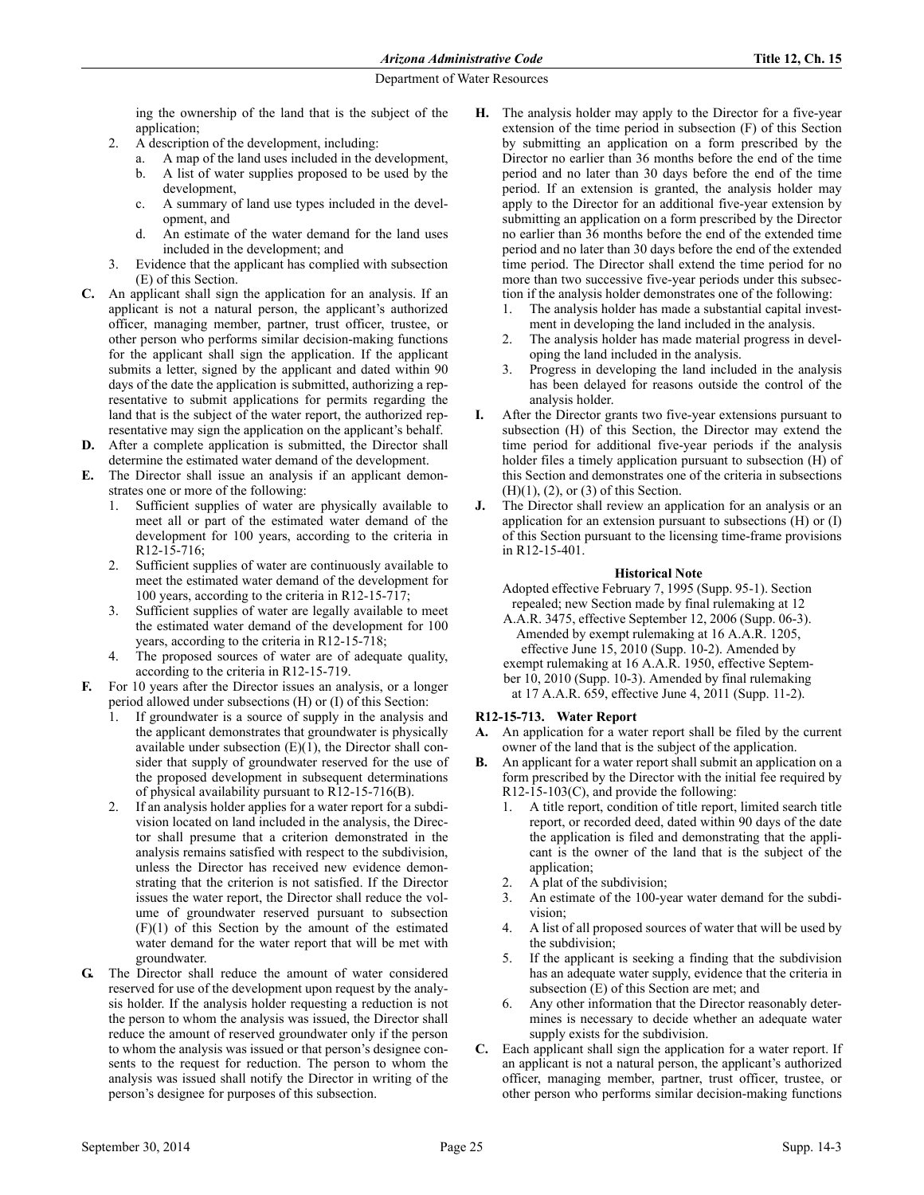ing the ownership of the land that is the subject of the application;

2. A description of the development, including:
   a. A map of the land uses included in the development,
   b. A list of water supplies proposed to be used by the development,
   c. A summary of land use types included in the development, and
   d. An estimate of the water demand for the land uses included in the development; and
3. Evidence that the applicant has complied with subsection (E) of this Section.

**C.** An applicant shall sign the application for an analysis. If an applicant is not a natural person, the applicant's authorized officer, managing member, partner, trust officer, trustee, or other person who performs similar decision-making functions for the applicant shall sign the application. If the applicant submits a letter, signed by the applicant and dated within 90 days of the date the application is submitted, authorizing a representative to submit applications for permits regarding the land that is the subject of the water report, the authorized representative may sign the application on the applicant's behalf.

**D.** After a complete application is submitted, the Director shall determine the estimated water demand of the development.

**E.** The Director shall issue an analysis if an applicant demonstrates one or more of the following:

1. Sufficient supplies of water are physically available to meet all or part of the estimated water demand of the development for 100 years, according to the criteria in R12-15-716;
2. Sufficient supplies of water are continuously available to meet the estimated water demand of the development for 100 years, according to the criteria in R12-15-717;
3. Sufficient supplies of water are legally available to meet the estimated water demand of the development for 100 years, according to the criteria in R12-15-718;
4. The proposed sources of water are of adequate quality, according to the criteria in R12-15-719.

**F.** For 10 years after the Director issues an analysis, or a longer period allowed under subsections (H) or (I) of this Section:

1. If groundwater is a source of supply in the analysis and the applicant demonstrates that groundwater is physically available under subsection (E)(1), the Director shall consider that supply of groundwater reserved for the use of the proposed development in subsequent determinations of physical availability pursuant to R12-15-716(B).
2. If an analysis holder applies for a water report for a subdivision located on land included in the analysis, the Director shall presume that a criterion demonstrated in the analysis remains satisfied with respect to the subdivision, unless the Director has received new evidence demonstrating that the criterion is not satisfied. If the Director issues the water report, the Director shall reduce the volume of groundwater reserved pursuant to subsection (F)(1) of this Section by the amount of the estimated water demand for the water report that will be met with groundwater.

**G.** The Director shall reduce the amount of water considered reserved for use of the development upon request by the analysis holder. If the analysis holder requesting a reduction is not the person to whom the analysis was issued, the Director shall reduce the amount of reserved groundwater only if the person to whom the analysis was issued or that person's designee consents to the request for reduction. The person to whom the analysis was issued shall notify the Director in writing of the person's designee for purposes of this subsection.

**H.** The analysis holder may apply to the Director for a five-year extension of the time period in subsection (F) of this Section by submitting an application on a form prescribed by the Director no earlier than 36 months before the end of the time period and no later than 30 days before the end of the time period. If an extension is granted, the analysis holder may apply to the Director for an additional five-year extension by submitting an application on a form prescribed by the Director no earlier than 36 months before the end of the extended time period and no later than 30 days before the end of the extended time period. The Director shall extend the time period for no more than two successive five-year periods under this subsection if the analysis holder demonstrates one of the following:

1. The analysis holder has made a substantial capital investment in developing the land included in the analysis.
2. The analysis holder has made material progress in developing the land included in the analysis.
3. Progress in developing the land included in the analysis has been delayed for reasons outside the control of the analysis holder.

**I.** After the Director grants two five-year extensions pursuant to subsection (H) of this Section, the Director may extend the time period for additional five-year periods if the analysis holder files a timely application pursuant to subsection (H) of this Section and demonstrates one of the criteria in subsections (H)(1), (2), or (3) of this Section.

**J.** The Director shall review an application for an analysis or an application for an extension pursuant to subsections (H) or (I) of this Section pursuant to the licensing time-frame provisions in R12-15-401.

**Historical Note**

Adopted effective February 7, 1995 (Supp. 95-1). Section repealed; new Section made by final rulemaking at 12 A.A.R. 3475, effective September 12, 2006 (Supp. 06-3). Amended by exempt rulemaking at 16 A.A.R. 1205, effective June 15, 2010 (Supp. 10-2). Amended by exempt rulemaking at 16 A.A.R. 1950, effective September 10, 2010 (Supp. 10-3). Amended by final rulemaking at 17 A.A.R. 659, effective June 4, 2011 (Supp. 11-2).

### R12-15-713. Water Report

**A.** An application for a water report shall be filed by the current owner of the land that is the subject of the application.

**B.** An applicant for a water report shall submit an application on a form prescribed by the Director with the initial fee required by R12-15-103(C), and provide the following:

1. A title report, condition of title report, limited search title report, or recorded deed, dated within 90 days of the date the application is filed and demonstrating that the applicant is the owner of the land that is the subject of the application;
2. A plat of the subdivision;
3. An estimate of the 100-year water demand for the subdivision;
4. A list of all proposed sources of water that will be used by the subdivision;
5. If the applicant is seeking a finding that the subdivision has an adequate water supply, evidence that the criteria in subsection (E) of this Section are met; and
6. Any other information that the Director reasonably determines is necessary to decide whether an adequate water supply exists for the subdivision.

**C.** Each applicant shall sign the application for a water report. If an applicant is not a natural person, the applicant's authorized officer, managing member, partner, trust officer, trustee, or other person who performs similar decision-making functions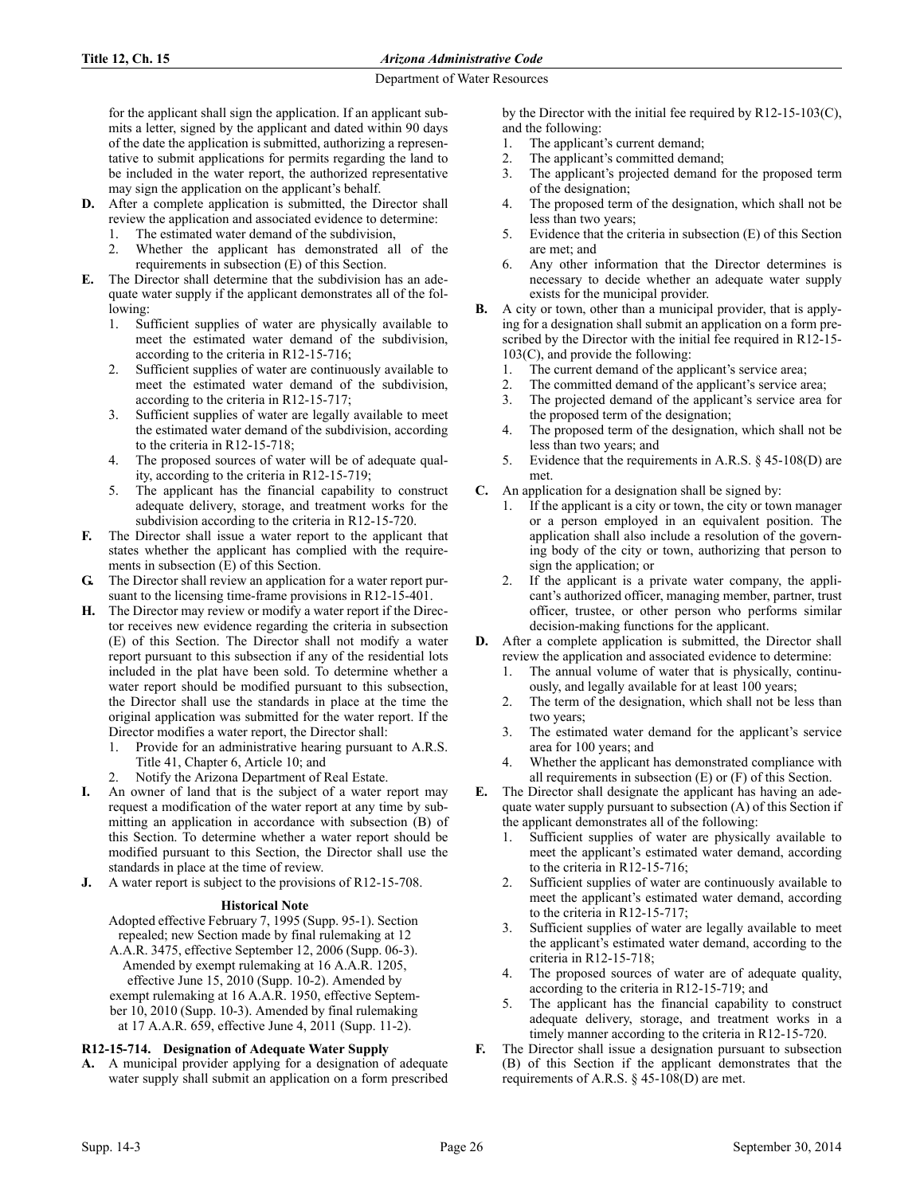for the applicant shall sign the application. If an applicant submits a letter, signed by the applicant and dated within 90 days of the date the application is submitted, authorizing a representative to submit applications for permits regarding the land to be included in the water report, the authorized representative may sign the application on the applicant's behalf.

**D.** After a complete application is submitted, the Director shall review the application and associated evidence to determine:
1. The estimated water demand of the subdivision,
2. Whether the applicant has demonstrated all of the requirements in subsection (E) of this Section.

**E.** The Director shall determine that the subdivision has an adequate water supply if the applicant demonstrates all of the following:
1. Sufficient supplies of water are physically available to meet the estimated water demand of the subdivision, according to the criteria in R12-15-716;
2. Sufficient supplies of water are continuously available to meet the estimated water demand of the subdivision, according to the criteria in R12-15-717;
3. Sufficient supplies of water are legally available to meet the estimated water demand of the subdivision, according to the criteria in R12-15-718;
4. The proposed sources of water will be of adequate quality, according to the criteria in R12-15-719;
5. The applicant has the financial capability to construct adequate delivery, storage, and treatment works for the subdivision according to the criteria in R12-15-720.

**F.** The Director shall issue a water report to the applicant that states whether the applicant has complied with the requirements in subsection (E) of this Section.

**G.** The Director shall review an application for a water report pursuant to the licensing time-frame provisions in R12-15-401.

**H.** The Director may review or modify a water report if the Director receives new evidence regarding the criteria in subsection (E) of this Section. The Director shall not modify a water report pursuant to this subsection if any of the residential lots included in the plat have been sold. To determine whether a water report should be modified pursuant to this subsection, the Director shall use the standards in place at the time the original application was submitted for the water report. If the Director modifies a water report, the Director shall:
1. Provide for an administrative hearing pursuant to A.R.S. Title 41, Chapter 6, Article 10; and
2. Notify the Arizona Department of Real Estate.

**I.** An owner of land that is the subject of a water report may request a modification of the water report at any time by submitting an application in accordance with subsection (B) of this Section. To determine whether a water report should be modified pursuant to this Section, the Director shall use the standards in place at the time of review.

**J.** A water report is subject to the provisions of R12-15-708.

**Historical Note**

Adopted effective February 7, 1995 (Supp. 95-1). Section repealed; new Section made by final rulemaking at 12 A.A.R. 3475, effective September 12, 2006 (Supp. 06-3). Amended by exempt rulemaking at 16 A.A.R. 1205, effective June 15, 2010 (Supp. 10-2). Amended by exempt rulemaking at 16 A.A.R. 1950, effective September 10, 2010 (Supp. 10-3). Amended by final rulemaking at 17 A.A.R. 659, effective June 4, 2011 (Supp. 11-2).

**R12-15-714. Designation of Adequate Water Supply**

**A.** A municipal provider applying for a designation of adequate water supply shall submit an application on a form prescribed by the Director with the initial fee required by R12-15-103(C), and the following:
1. The applicant's current demand;
2. The applicant's committed demand;
3. The applicant's projected demand for the proposed term of the designation;
4. The proposed term of the designation, which shall not be less than two years;
5. Evidence that the criteria in subsection (E) of this Section are met; and
6. Any other information that the Director determines is necessary to decide whether an adequate water supply exists for the municipal provider.

**B.** A city or town, other than a municipal provider, that is applying for a designation shall submit an application on a form prescribed by the Director with the initial fee required in R12-15-103(C), and provide the following:
1. The current demand of the applicant's service area;
2. The committed demand of the applicant's service area;
3. The projected demand of the applicant's service area for the proposed term of the designation;
4. The proposed term of the designation, which shall not be less than two years; and
5. Evidence that the requirements in A.R.S. § 45-108(D) are met.

**C.** An application for a designation shall be signed by:
1. If the applicant is a city or town, the city or town manager or a person employed in an equivalent position. The application shall also include a resolution of the governing body of the city or town, authorizing that person to sign the application; or
2. If the applicant is a private water company, the applicant's authorized officer, managing member, partner, trust officer, trustee, or other person who performs similar decision-making functions for the applicant.

**D.** After a complete application is submitted, the Director shall review the application and associated evidence to determine:
1. The annual volume of water that is physically, continuously, and legally available for at least 100 years;
2. The term of the designation, which shall not be less than two years;
3. The estimated water demand for the applicant's service area for 100 years; and
4. Whether the applicant has demonstrated compliance with all requirements in subsection (E) or (F) of this Section.

**E.** The Director shall designate the applicant has having an adequate water supply pursuant to subsection (A) of this Section if the applicant demonstrates all of the following:
1. Sufficient supplies of water are physically available to meet the applicant's estimated water demand, according to the criteria in R12-15-716;
2. Sufficient supplies of water are continuously available to meet the applicant's estimated water demand, according to the criteria in R12-15-717;
3. Sufficient supplies of water are legally available to meet the applicant's estimated water demand, according to the criteria in R12-15-718;
4. The proposed sources of water are of adequate quality, according to the criteria in R12-15-719; and
5. The applicant has the financial capability to construct adequate delivery, storage, and treatment works in a timely manner according to the criteria in R12-15-720.

**F.** The Director shall issue a designation pursuant to subsection (B) of this Section if the applicant demonstrates that the requirements of A.R.S. § 45-108(D) are met.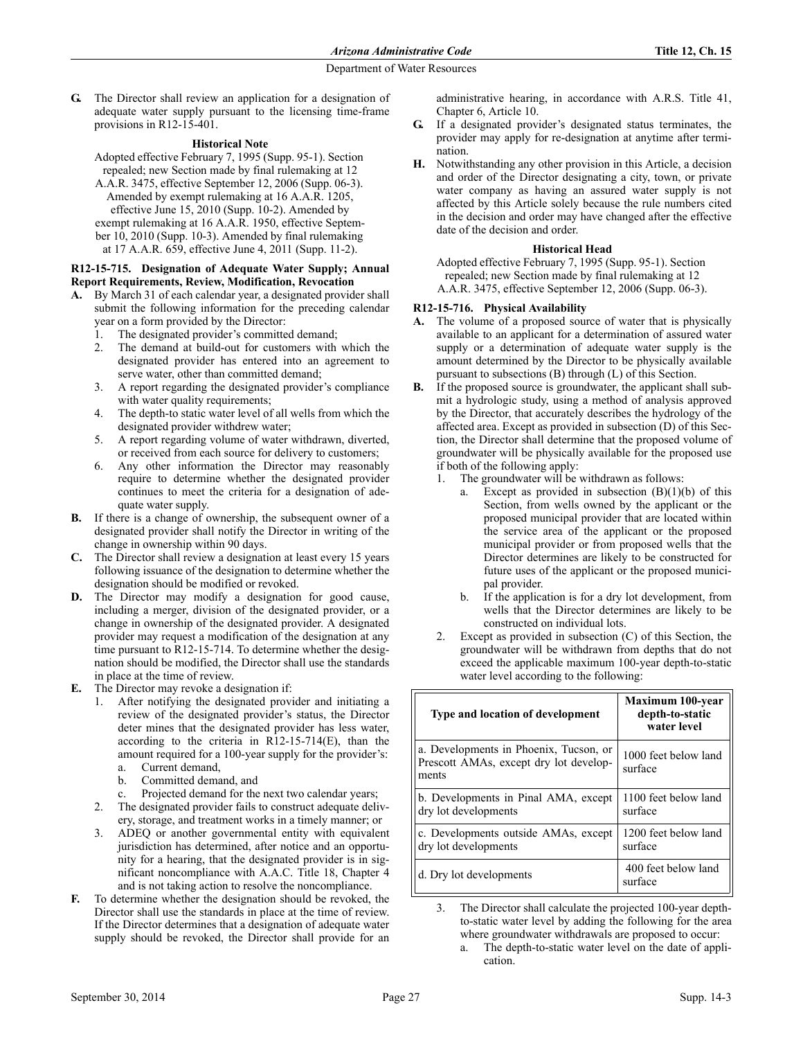**G.** The Director shall review an application for a designation of adequate water supply pursuant to the licensing time-frame provisions in R12-15-401.

**Historical Note**

Adopted effective February 7, 1995 (Supp. 95-1). Section repealed; new Section made by final rulemaking at 12 A.A.R. 3475, effective September 12, 2006 (Supp. 06-3). Amended by exempt rulemaking at 16 A.A.R. 1205, effective June 15, 2010 (Supp. 10-2). Amended by exempt rulemaking at 16 A.A.R. 1950, effective September 10, 2010 (Supp. 10-3). Amended by final rulemaking at 17 A.A.R. 659, effective June 4, 2011 (Supp. 11-2).

**R12-15-715. Designation of Adequate Water Supply; Annual Report Requirements, Review, Modification, Revocation**

**A.** By March 31 of each calendar year, a designated provider shall submit the following information for the preceding calendar year on a form provided by the Director:
   1. The designated provider's committed demand;
   2. The demand at build-out for customers with which the designated provider has entered into an agreement to serve water, other than committed demand;
   3. A report regarding the designated provider's compliance with water quality requirements;
   4. The depth-to static water level of all wells from which the designated provider withdrew water;
   5. A report regarding volume of water withdrawn, diverted, or received from each source for delivery to customers;
   6. Any other information the Director may reasonably require to determine whether the designated provider continues to meet the criteria for a designation of adequate water supply.

**B.** If there is a change of ownership, the subsequent owner of a designated provider shall notify the Director in writing of the change in ownership within 90 days.

**C.** The Director shall review a designation at least every 15 years following issuance of the designation to determine whether the designation should be modified or revoked.

**D.** The Director may modify a designation for good cause, including a merger, division of the designated provider, or a change in ownership of the designated provider. A designated provider may request a modification of the designation at any time pursuant to R12-15-714. To determine whether the designation should be modified, the Director shall use the standards in place at the time of review.

**E.** The Director may revoke a designation if:
   1. After notifying the designated provider and initiating a review of the designated provider's status, the Director deter mines that the designated provider has less water, according to the criteria in R12-15-714(E), than the amount required for a 100-year supply for the provider's:
      a. Current demand,
      b. Committed demand, and
      c. Projected demand for the next two calendar years;
   2. The designated provider fails to construct adequate delivery, storage, and treatment works in a timely manner; or
   3. ADEQ or another governmental entity with equivalent jurisdiction has determined, after notice and an opportunity for a hearing, that the designated provider is in significant noncompliance with A.A.C. Title 18, Chapter 4 and is not taking action to resolve the noncompliance.

**F.** To determine whether the designation should be revoked, the Director shall use the standards in place at the time of review. If the Director determines that a designation of adequate water supply should be revoked, the Director shall provide for an administrative hearing, in accordance with A.R.S. Title 41, Chapter 6, Article 10.

**G.** If a designated provider's designated status terminates, the provider may apply for re-designation at anytime after termination.

**H.** Notwithstanding any other provision in this Article, a decision and order of the Director designating a city, town, or private water company as having an assured water supply is not affected by this Article solely because the rule numbers cited in the decision and order may have changed after the effective date of the decision and order.

**Historical Head**

Adopted effective February 7, 1995 (Supp. 95-1). Section repealed; new Section made by final rulemaking at 12 A.A.R. 3475, effective September 12, 2006 (Supp. 06-3).

**R12-15-716. Physical Availability**

**A.** The volume of a proposed source of water that is physically available to an applicant for a determination of assured water supply or a determination of adequate water supply is the amount determined by the Director to be physically available pursuant to subsections (B) through (L) of this Section.

**B.** If the proposed source is groundwater, the applicant shall submit a hydrologic study, using a method of analysis approved by the Director, that accurately describes the hydrology of the affected area. Except as provided in subsection (D) of this Section, the Director shall determine that the proposed volume of groundwater will be physically available for the proposed use if both of the following apply:
   1. The groundwater will be withdrawn as follows:
      a. Except as provided in subsection (B)(1)(b) of this Section, from wells owned by the applicant or the proposed municipal provider that are located within the service area of the applicant or the proposed municipal provider or from proposed wells that the Director determines are likely to be constructed for future uses of the applicant or the proposed municipal provider.
      b. If the application is for a dry lot development, from wells that the Director determines are likely to be constructed on individual lots.
   2. Except as provided in subsection (C) of this Section, the groundwater will be withdrawn from depths that do not exceed the applicable maximum 100-year depth-to-static water level according to the following:

| Type and location of development | Maximum 100-year depth-to-static water level |
|---|---|
| a. Developments in Phoenix, Tucson, or Prescott AMAs, except dry lot developments | 1000 feet below land surface |
| b. Developments in Pinal AMA, except dry lot developments | 1100 feet below land surface |
| c. Developments outside AMAs, except dry lot developments | 1200 feet below land surface |
| d. Dry lot developments | 400 feet below land surface |

   3. The Director shall calculate the projected 100-year depth-to-static water level by adding the following for the area where groundwater withdrawals are proposed to occur:
      a. The depth-to-static water level on the date of application.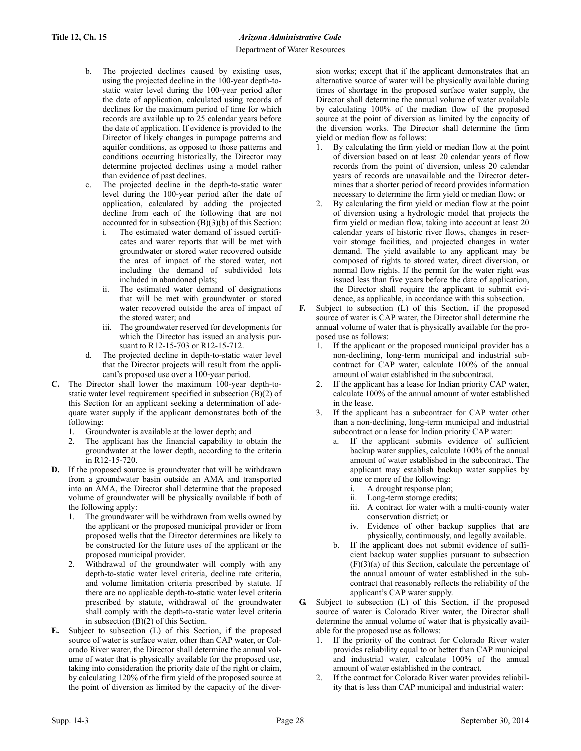b. The projected declines caused by existing uses, using the projected decline in the 100-year depth-to-static water level during the 100-year period after the date of application, calculated using records of declines for the maximum period of time for which records are available up to 25 calendar years before the date of application. If evidence is provided to the Director of likely changes in pumpage patterns and aquifer conditions, as opposed to those patterns and conditions occurring historically, the Director may determine projected declines using a model rather than evidence of past declines.

c. The projected decline in the depth-to-static water level during the 100-year period after the date of application, calculated by adding the projected decline from each of the following that are not accounted for in subsection (B)(3)(b) of this Section:

   i. The estimated water demand of issued certificates and water reports that will be met with groundwater or stored water recovered outside the area of impact of the stored water, not including the demand of subdivided lots included in abandoned plats;

   ii. The estimated water demand of designations that will be met with groundwater or stored water recovered outside the area of impact of the stored water; and

   iii. The groundwater reserved for developments for which the Director has issued an analysis pursuant to R12-15-703 or R12-15-712.

d. The projected decline in depth-to-static water level that the Director projects will result from the applicant's proposed use over a 100-year period.

**C.** The Director shall lower the maximum 100-year depth-to-static water level requirement specified in subsection (B)(2) of this Section for an applicant seeking a determination of adequate water supply if the applicant demonstrates both of the following:

1. Groundwater is available at the lower depth; and
2. The applicant has the financial capability to obtain the groundwater at the lower depth, according to the criteria in R12-15-720.

**D.** If the proposed source is groundwater that will be withdrawn from a groundwater basin outside an AMA and transported into an AMA, the Director shall determine that the proposed volume of groundwater will be physically available if both of the following apply:

1. The groundwater will be withdrawn from wells owned by the applicant or the proposed municipal provider or from proposed wells that the Director determines are likely to be constructed for the future uses of the applicant or the proposed municipal provider.
2. Withdrawal of the groundwater will comply with any depth-to-static water level criteria, decline rate criteria, and volume limitation criteria prescribed by statute. If there are no applicable depth-to-static water level criteria prescribed by statute, withdrawal of the groundwater shall comply with the depth-to-static water level criteria in subsection (B)(2) of this Section.

**E.** Subject to subsection (L) of this Section, if the proposed source of water is surface water, other than CAP water, or Colorado River water, the Director shall determine the annual volume of water that is physically available for the proposed use, taking into consideration the priority date of the right or claim, by calculating 120% of the firm yield of the proposed source at the point of diversion as limited by the capacity of the diversion works; except that if the applicant demonstrates that an alternative source of water will be physically available during times of shortage in the proposed surface water supply, the Director shall determine the annual volume of water available by calculating 100% of the median flow of the proposed source at the point of diversion as limited by the capacity of the diversion works. The Director shall determine the firm yield or median flow as follows:

1. By calculating the firm yield or median flow at the point of diversion based on at least 20 calendar years of flow records from the point of diversion, unless 20 calendar years of records are unavailable and the Director determines that a shorter period of record provides information necessary to determine the firm yield or median flow; or
2. By calculating the firm yield or median flow at the point of diversion using a hydrologic model that projects the firm yield or median flow, taking into account at least 20 calendar years of historic river flows, changes in reservoir storage facilities, and projected changes in water demand. The yield available to any applicant may be composed of rights to stored water, direct diversion, or normal flow rights. If the permit for the water right was issued less than five years before the date of application, the Director shall require the applicant to submit evidence, as applicable, in accordance with this subsection.

**F.** Subject to subsection (L) of this Section, if the proposed source of water is CAP water, the Director shall determine the annual volume of water that is physically available for the proposed use as follows:

1. If the applicant or the proposed municipal provider has a non-declining, long-term municipal and industrial subcontract for CAP water, calculate 100% of the annual amount of water established in the subcontract.
2. If the applicant has a lease for Indian priority CAP water, calculate 100% of the annual amount of water established in the lease.
3. If the applicant has a subcontract for CAP water other than a non-declining, long-term municipal and industrial subcontract or a lease for Indian priority CAP water:

   a. If the applicant submits evidence of sufficient backup water supplies, calculate 100% of the annual amount of water established in the subcontract. The applicant may establish backup water supplies by one or more of the following:

      i. A drought response plan;
      ii. Long-term storage credits;
      iii. A contract for water with a multi-county water conservation district; or
      iv. Evidence of other backup supplies that are physically, continuously, and legally available.

   b. If the applicant does not submit evidence of sufficient backup water supplies pursuant to subsection (F)(3)(a) of this Section, calculate the percentage of the annual amount of water established in the subcontract that reasonably reflects the reliability of the applicant's CAP water supply.

**G.** Subject to subsection (L) of this Section, if the proposed source of water is Colorado River water, the Director shall determine the annual volume of water that is physically available for the proposed use as follows:

1. If the priority of the contract for Colorado River water provides reliability equal to or better than CAP municipal and industrial water, calculate 100% of the annual amount of water established in the contract.
2. If the contract for Colorado River water provides reliability that is less than CAP municipal and industrial water: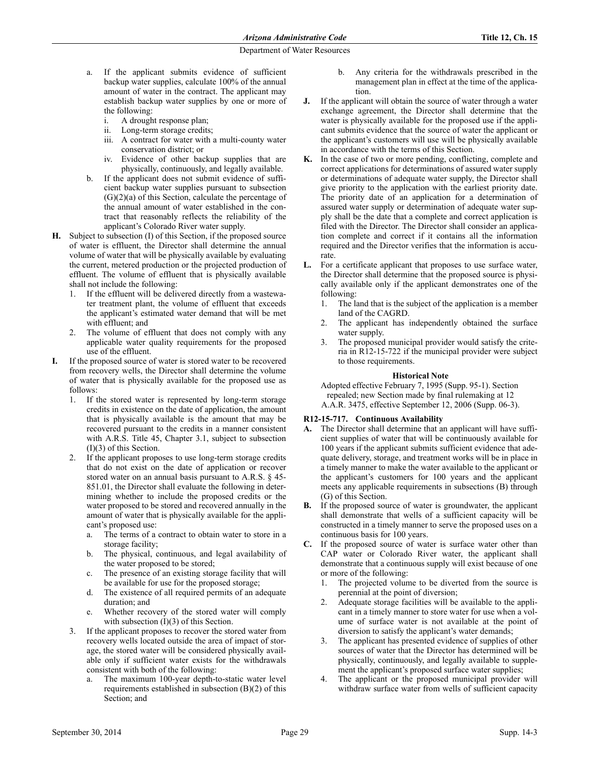a. If the applicant submits evidence of sufficient backup water supplies, calculate 100% of the annual amount of water in the contract. The applicant may establish backup water supplies by one or more of the following:
   i. A drought response plan;
   ii. Long-term storage credits;
   iii. A contract for water with a multi-county water conservation district; or
   iv. Evidence of other backup supplies that are physically, continuously, and legally available.
b. If the applicant does not submit evidence of sufficient backup water supplies pursuant to subsection (G)(2)(a) of this Section, calculate the percentage of the annual amount of water established in the contract that reasonably reflects the reliability of the applicant's Colorado River water supply.

**H.** Subject to subsection (I) of this Section, if the proposed source of water is effluent, the Director shall determine the annual volume of water that will be physically available by evaluating the current, metered production or the projected production of effluent. The volume of effluent that is physically available shall not include the following:
1. If the effluent will be delivered directly from a wastewater treatment plant, the volume of effluent that exceeds the applicant's estimated water demand that will be met with effluent; and
2. The volume of effluent that does not comply with any applicable water quality requirements for the proposed use of the effluent.

**I.** If the proposed source of water is stored water to be recovered from recovery wells, the Director shall determine the volume of water that is physically available for the proposed use as follows:
1. If the stored water is represented by long-term storage credits in existence on the date of application, the amount that is physically available is the amount that may be recovered pursuant to the credits in a manner consistent with A.R.S. Title 45, Chapter 3.1, subject to subsection (I)(3) of this Section.
2. If the applicant proposes to use long-term storage credits that do not exist on the date of application or recover stored water on an annual basis pursuant to A.R.S. § 45-851.01, the Director shall evaluate the following in determining whether to include the proposed credits or the water proposed to be stored and recovered annually in the amount of water that is physically available for the applicant's proposed use:
   a. The terms of a contract to obtain water to store in a storage facility;
   b. The physical, continuous, and legal availability of the water proposed to be stored;
   c. The presence of an existing storage facility that will be available for use for the proposed storage;
   d. The existence of all required permits of an adequate duration; and
   e. Whether recovery of the stored water will comply with subsection (I)(3) of this Section.
3. If the applicant proposes to recover the stored water from recovery wells located outside the area of impact of storage, the stored water will be considered physically available only if sufficient water exists for the withdrawals consistent with both of the following:
   a. The maximum 100-year depth-to-static water level requirements established in subsection (B)(2) of this Section; and
   b. Any criteria for the withdrawals prescribed in the management plan in effect at the time of the application.

**J.** If the applicant will obtain the source of water through a water exchange agreement, the Director shall determine that the water is physically available for the proposed use if the applicant submits evidence that the source of water the applicant or the applicant's customers will use will be physically available in accordance with the terms of this Section.

**K.** In the case of two or more pending, conflicting, complete and correct applications for determinations of assured water supply or determinations of adequate water supply, the Director shall give priority to the application with the earliest priority date. The priority date of an application for a determination of assured water supply or determination of adequate water supply shall be the date that a complete and correct application is filed with the Director. The Director shall consider an application complete and correct if it contains all the information required and the Director verifies that the information is accurate.

**L.** For a certificate applicant that proposes to use surface water, the Director shall determine that the proposed source is physically available only if the applicant demonstrates one of the following:
1. The land that is the subject of the application is a member land of the CAGRD.
2. The applicant has independently obtained the surface water supply.
3. The proposed municipal provider would satisfy the criteria in R12-15-722 if the municipal provider were subject to those requirements.

**Historical Note**

Adopted effective February 7, 1995 (Supp. 95-1). Section repealed; new Section made by final rulemaking at 12 A.A.R. 3475, effective September 12, 2006 (Supp. 06-3).

### R12-15-717. Continuous Availability

**A.** The Director shall determine that an applicant will have sufficient supplies of water that will be continuously available for 100 years if the applicant submits sufficient evidence that adequate delivery, storage, and treatment works will be in place in a timely manner to make the water available to the applicant or the applicant's customers for 100 years and the applicant meets any applicable requirements in subsections (B) through (G) of this Section.

**B.** If the proposed source of water is groundwater, the applicant shall demonstrate that wells of a sufficient capacity will be constructed in a timely manner to serve the proposed uses on a continuous basis for 100 years.

**C.** If the proposed source of water is surface water other than CAP water or Colorado River water, the applicant shall demonstrate that a continuous supply will exist because of one or more of the following:
1. The projected volume to be diverted from the source is perennial at the point of diversion;
2. Adequate storage facilities will be available to the applicant in a timely manner to store water for use when a volume of surface water is not available at the point of diversion to satisfy the applicant's water demands;
3. The applicant has presented evidence of supplies of other sources of water that the Director has determined will be physically, continuously, and legally available to supplement the applicant's proposed surface water supplies;
4. The applicant or the proposed municipal provider will withdraw surface water from wells of sufficient capacity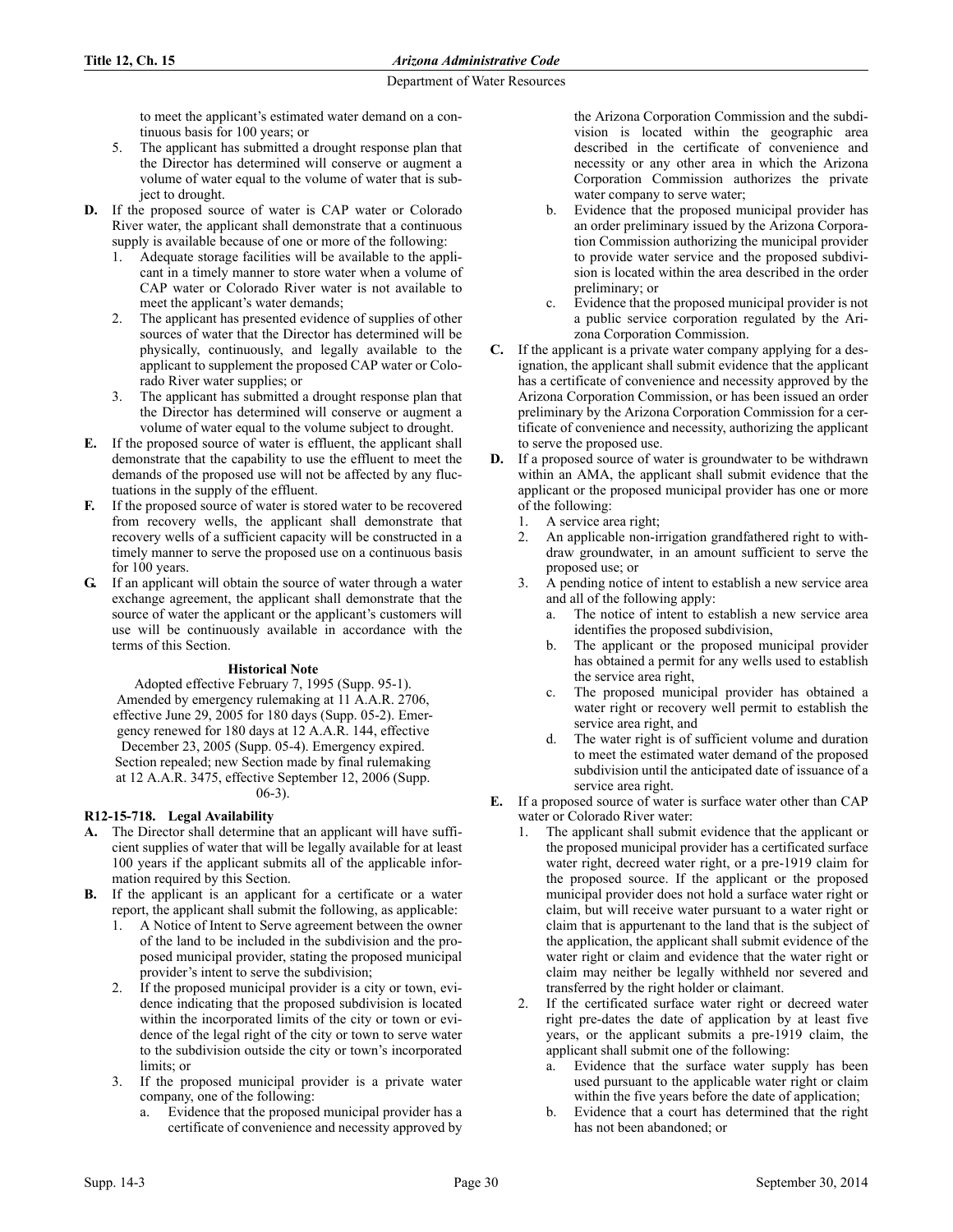to meet the applicant's estimated water demand on a continuous basis for 100 years; or

5. The applicant has submitted a drought response plan that the Director has determined will conserve or augment a volume of water equal to the volume of water that is subject to drought.

**D.** If the proposed source of water is CAP water or Colorado River water, the applicant shall demonstrate that a continuous supply is available because of one or more of the following:
   1. Adequate storage facilities will be available to the applicant in a timely manner to store water when a volume of CAP water or Colorado River water is not available to meet the applicant's water demands;
   2. The applicant has presented evidence of supplies of other sources of water that the Director has determined will be physically, continuously, and legally available to the applicant to supplement the proposed CAP water or Colorado River water supplies; or
   3. The applicant has submitted a drought response plan that the Director has determined will conserve or augment a volume of water equal to the volume subject to drought.

**E.** If the proposed source of water is effluent, the applicant shall demonstrate that the capability to use the effluent to meet the demands of the proposed use will not be affected by any fluctuations in the supply of the effluent.

**F.** If the proposed source of water is stored water to be recovered from recovery wells, the applicant shall demonstrate that recovery wells of a sufficient capacity will be constructed in a timely manner to serve the proposed use on a continuous basis for 100 years.

**G.** If an applicant will obtain the source of water through a water exchange agreement, the applicant shall demonstrate that the source of water the applicant or the applicant's customers will use will be continuously available in accordance with the terms of this Section.

**Historical Note**

Adopted effective February 7, 1995 (Supp. 95-1). Amended by emergency rulemaking at 11 A.A.R. 2706, effective June 29, 2005 for 180 days (Supp. 05-2). Emergency renewed for 180 days at 12 A.A.R. 144, effective December 23, 2005 (Supp. 05-4). Emergency expired. Section repealed; new Section made by final rulemaking at 12 A.A.R. 3475, effective September 12, 2006 (Supp. 06-3).

### R12-15-718. Legal Availability

**A.** The Director shall determine that an applicant will have sufficient supplies of water that will be legally available for at least 100 years if the applicant submits all of the applicable information required by this Section.

**B.** If the applicant is an applicant for a certificate or a water report, the applicant shall submit the following, as applicable:
   1. A Notice of Intent to Serve agreement between the owner of the land to be included in the subdivision and the proposed municipal provider, stating the proposed municipal provider's intent to serve the subdivision;
   2. If the proposed municipal provider is a city or town, evidence indicating that the proposed subdivision is located within the incorporated limits of the city or town or evidence of the legal right of the city or town to serve water to the subdivision outside the city or town's incorporated limits; or
   3. If the proposed municipal provider is a private water company, one of the following:
      a. Evidence that the proposed municipal provider has a certificate of convenience and necessity approved by the Arizona Corporation Commission and the subdivision is located within the geographic area described in the certificate of convenience and necessity or any other area in which the Arizona Corporation Commission authorizes the private water company to serve water;
      b. Evidence that the proposed municipal provider has an order preliminary issued by the Arizona Corporation Commission authorizing the municipal provider to provide water service and the proposed subdivision is located within the area described in the order preliminary; or
      c. Evidence that the proposed municipal provider is not a public service corporation regulated by the Arizona Corporation Commission.

**C.** If the applicant is a private water company applying for a designation, the applicant shall submit evidence that the applicant has a certificate of convenience and necessity approved by the Arizona Corporation Commission, or has been issued an order preliminary by the Arizona Corporation Commission for a certificate of convenience and necessity, authorizing the applicant to serve the proposed use.

**D.** If a proposed source of water is groundwater to be withdrawn within an AMA, the applicant shall submit evidence that the applicant or the proposed municipal provider has one or more of the following:
   1. A service area right;
   2. An applicable non-irrigation grandfathered right to withdraw groundwater, in an amount sufficient to serve the proposed use; or
   3. A pending notice of intent to establish a new service area and all of the following apply:
      a. The notice of intent to establish a new service area identifies the proposed subdivision,
      b. The applicant or the proposed municipal provider has obtained a permit for any wells used to establish the service area right,
      c. The proposed municipal provider has obtained a water right or recovery well permit to establish the service area right, and
      d. The water right is of sufficient volume and duration to meet the estimated water demand of the proposed subdivision until the anticipated date of issuance of a service area right.

**E.** If a proposed source of water is surface water other than CAP water or Colorado River water:
   1. The applicant shall submit evidence that the applicant or the proposed municipal provider has a certificated surface water right, decreed water right, or a pre-1919 claim for the proposed source. If the applicant or the proposed municipal provider does not hold a surface water right or claim, but will receive water pursuant to a water right or claim that is appurtenant to the land that is the subject of the application, the applicant shall submit evidence of the water right or claim and evidence that the water right or claim may neither be legally withheld nor severed and transferred by the right holder or claimant.
   2. If the certificated surface water right or decreed water right pre-dates the date of application by at least five years, or the applicant submits a pre-1919 claim, the applicant shall submit one of the following:
      a. Evidence that the surface water supply has been used pursuant to the applicable water right or claim within the five years before the date of application;
      b. Evidence that a court has determined that the right has not been abandoned; or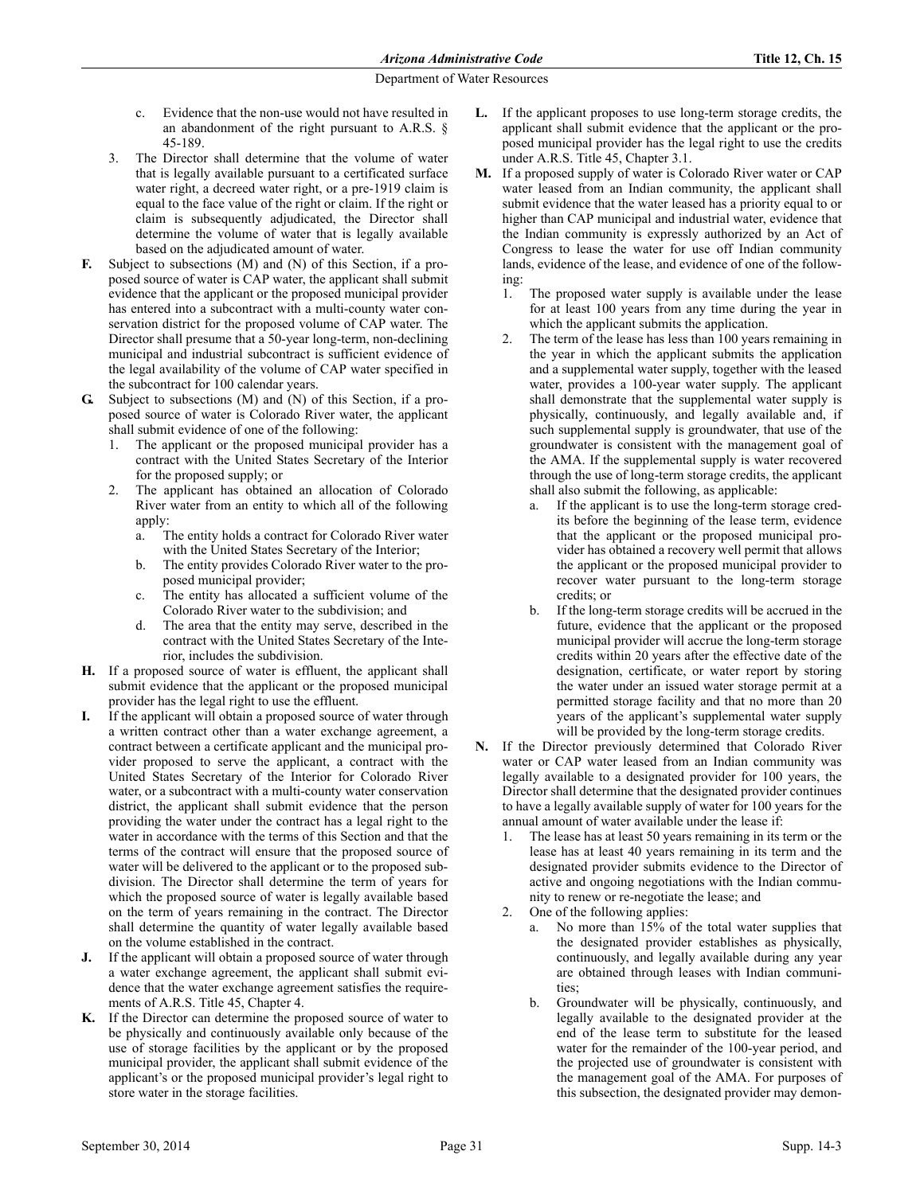c. Evidence that the non-use would not have resulted in an abandonment of the right pursuant to A.R.S. § 45-189.

3. The Director shall determine that the volume of water that is legally available pursuant to a certificated surface water right, a decreed water right, or a pre-1919 claim is equal to the face value of the right or claim. If the right or claim is subsequently adjudicated, the Director shall determine the volume of water that is legally available based on the adjudicated amount of water.

**F.** Subject to subsections (M) and (N) of this Section, if a proposed source of water is CAP water, the applicant shall submit evidence that the applicant or the proposed municipal provider has entered into a subcontract with a multi-county water conservation district for the proposed volume of CAP water. The Director shall presume that a 50-year long-term, non-declining municipal and industrial subcontract is sufficient evidence of the legal availability of the volume of CAP water specified in the subcontract for 100 calendar years.

**G.** Subject to subsections (M) and (N) of this Section, if a proposed source of water is Colorado River water, the applicant shall submit evidence of one of the following:

1. The applicant or the proposed municipal provider has a contract with the United States Secretary of the Interior for the proposed supply; or
2. The applicant has obtained an allocation of Colorado River water from an entity to which all of the following apply:
   a. The entity holds a contract for Colorado River water with the United States Secretary of the Interior;
   b. The entity provides Colorado River water to the proposed municipal provider;
   c. The entity has allocated a sufficient volume of the Colorado River water to the subdivision; and
   d. The area that the entity may serve, described in the contract with the United States Secretary of the Interior, includes the subdivision.

**H.** If a proposed source of water is effluent, the applicant shall submit evidence that the applicant or the proposed municipal provider has the legal right to use the effluent.

**I.** If the applicant will obtain a proposed source of water through a written contract other than a water exchange agreement, a contract between a certificate applicant and the municipal provider proposed to serve the applicant, a contract with the United States Secretary of the Interior for Colorado River water, or a subcontract with a multi-county water conservation district, the applicant shall submit evidence that the person providing the water under the contract has a legal right to the water in accordance with the terms of this Section and that the terms of the contract will ensure that the proposed source of water will be delivered to the applicant or to the proposed subdivision. The Director shall determine the term of years for which the proposed source of water is legally available based on the term of years remaining in the contract. The Director shall determine the quantity of water legally available based on the volume established in the contract.

**J.** If the applicant will obtain a proposed source of water through a water exchange agreement, the applicant shall submit evidence that the water exchange agreement satisfies the requirements of A.R.S. Title 45, Chapter 4.

**K.** If the Director can determine the proposed source of water to be physically and continuously available only because of the use of storage facilities by the applicant or by the proposed municipal provider, the applicant shall submit evidence of the applicant's or the proposed municipal provider's legal right to store water in the storage facilities.

**L.** If the applicant proposes to use long-term storage credits, the applicant shall submit evidence that the applicant or the proposed municipal provider has the legal right to use the credits under A.R.S. Title 45, Chapter 3.1.

**M.** If a proposed supply of water is Colorado River water or CAP water leased from an Indian community, the applicant shall submit evidence that the water leased has a priority equal to or higher than CAP municipal and industrial water, evidence that the Indian community is expressly authorized by an Act of Congress to lease the water for use off Indian community lands, evidence of the lease, and evidence of one of the following:

1. The proposed water supply is available under the lease for at least 100 years from any time during the year in which the applicant submits the application.
2. The term of the lease has less than 100 years remaining in the year in which the applicant submits the application and a supplemental water supply, together with the leased water, provides a 100-year water supply. The applicant shall demonstrate that the supplemental water supply is physically, continuously, and legally available and, if such supplemental supply is groundwater, that use of the groundwater is consistent with the management goal of the AMA. If the supplemental supply is water recovered through the use of long-term storage credits, the applicant shall also submit the following, as applicable:
   a. If the applicant is to use the long-term storage credits before the beginning of the lease term, evidence that the applicant or the proposed municipal provider has obtained a recovery well permit that allows the applicant or the proposed municipal provider to recover water pursuant to the long-term storage credits; or
   b. If the long-term storage credits will be accrued in the future, evidence that the applicant or the proposed municipal provider will accrue the long-term storage credits within 20 years after the effective date of the designation, certificate, or water report by storing the water under an issued water storage permit at a permitted storage facility and that no more than 20 years of the applicant's supplemental water supply will be provided by the long-term storage credits.

**N.** If the Director previously determined that Colorado River water or CAP water leased from an Indian community was legally available to a designated provider for 100 years, the Director shall determine that the designated provider continues to have a legally available supply of water for 100 years for the annual amount of water available under the lease if:

1. The lease has at least 50 years remaining in its term or the lease has at least 40 years remaining in its term and the designated provider submits evidence to the Director of active and ongoing negotiations with the Indian community to renew or re-negotiate the lease; and
2. One of the following applies:
   a. No more than 15% of the total water supplies that the designated provider establishes as physically, continuously, and legally available during any year are obtained through leases with Indian communities;
   b. Groundwater will be physically, continuously, and legally available to the designated provider at the end of the lease term to substitute for the leased water for the remainder of the 100-year period, and the projected use of groundwater is consistent with the management goal of the AMA. For purposes of this subsection, the designated provider may demon-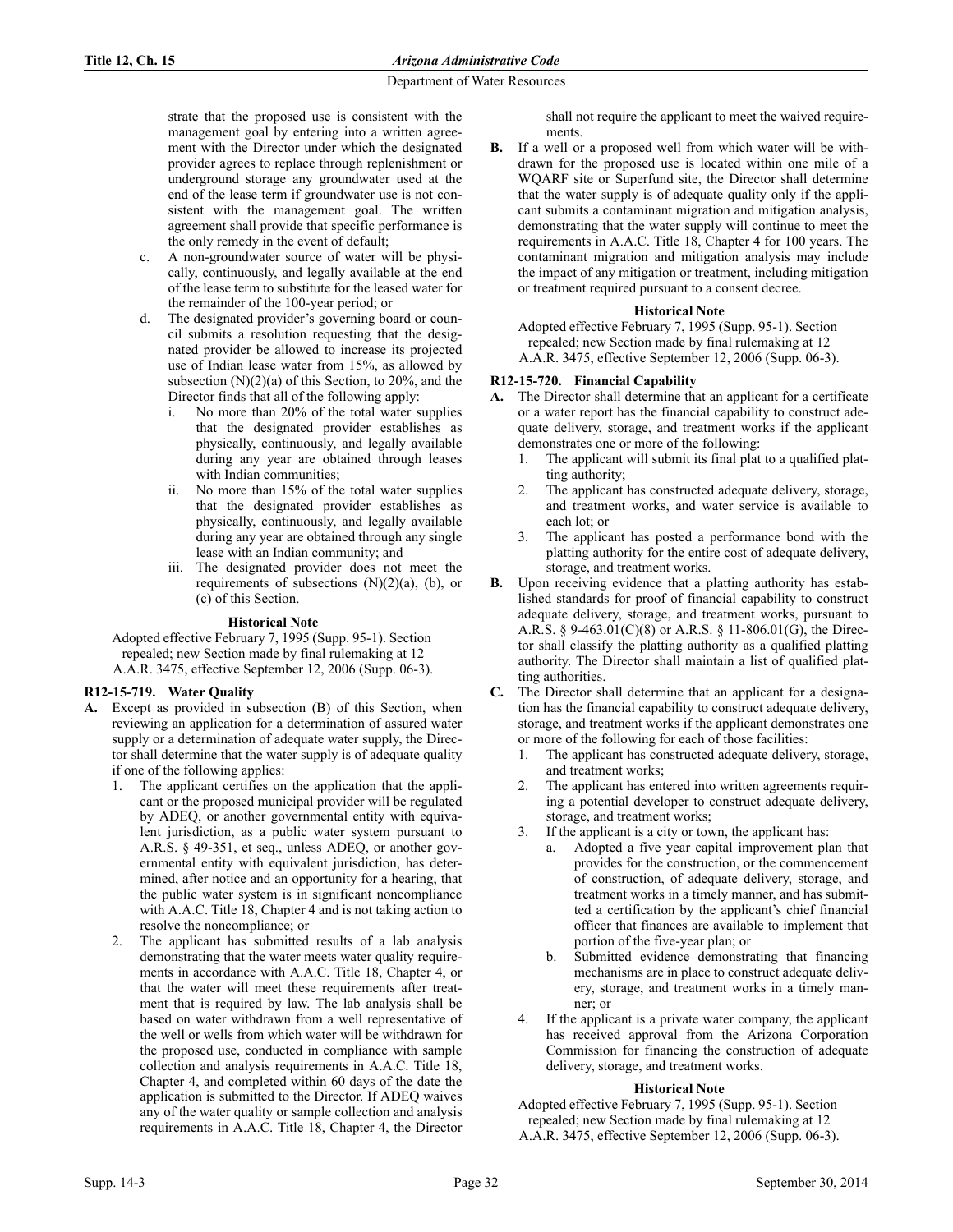strate that the proposed use is consistent with the management goal by entering into a written agreement with the Director under which the designated provider agrees to replace through replenishment or underground storage any groundwater used at the end of the lease term if groundwater use is not consistent with the management goal. The written agreement shall provide that specific performance is the only remedy in the event of default;

c. A non-groundwater source of water will be physically, continuously, and legally available at the end of the lease term to substitute for the leased water for the remainder of the 100-year period; or

d. The designated provider's governing board or council submits a resolution requesting that the designated provider be allowed to increase its projected use of Indian lease water from 15%, as allowed by subsection (N)(2)(a) of this Section, to 20%, and the Director finds that all of the following apply:

   i. No more than 20% of the total water supplies that the designated provider establishes as physically, continuously, and legally available during any year are obtained through leases with Indian communities;

   ii. No more than 15% of the total water supplies that the designated provider establishes as physically, continuously, and legally available during any year are obtained through any single lease with an Indian community; and

   iii. The designated provider does not meet the requirements of subsections (N)(2)(a), (b), or (c) of this Section.

**Historical Note**

Adopted effective February 7, 1995 (Supp. 95-1). Section repealed; new Section made by final rulemaking at 12 A.A.R. 3475, effective September 12, 2006 (Supp. 06-3).

### R12-15-719. Water Quality

**A.** Except as provided in subsection (B) of this Section, when reviewing an application for a determination of assured water supply or a determination of adequate water supply, the Director shall determine that the water supply is of adequate quality if one of the following applies:

1. The applicant certifies on the application that the applicant or the proposed municipal provider will be regulated by ADEQ, or another governmental entity with equivalent jurisdiction, as a public water system pursuant to A.R.S. § 49-351, et seq., unless ADEQ, or another governmental entity with equivalent jurisdiction, has determined, after notice and an opportunity for a hearing, that the public water system is in significant noncompliance with A.A.C. Title 18, Chapter 4 and is not taking action to resolve the noncompliance; or

2. The applicant has submitted results of a lab analysis demonstrating that the water meets water quality requirements in accordance with A.A.C. Title 18, Chapter 4, or that the water will meet these requirements after treatment that is required by law. The lab analysis shall be based on water withdrawn from a well representative of the well or wells from which water will be withdrawn for the proposed use, conducted in compliance with sample collection and analysis requirements in A.A.C. Title 18, Chapter 4, and completed within 60 days of the date the application is submitted to the Director. If ADEQ waives any of the water quality or sample collection and analysis requirements in A.A.C. Title 18, Chapter 4, the Director shall not require the applicant to meet the waived requirements.

**B.** If a well or a proposed well from which water will be withdrawn for the proposed use is located within one mile of a WQARF site or Superfund site, the Director shall determine that the water supply is of adequate quality only if the applicant submits a contaminant migration and mitigation analysis, demonstrating that the water supply will continue to meet the requirements in A.A.C. Title 18, Chapter 4 for 100 years. The contaminant migration and mitigation analysis may include the impact of any mitigation or treatment, including mitigation or treatment required pursuant to a consent decree.

**Historical Note**

Adopted effective February 7, 1995 (Supp. 95-1). Section repealed; new Section made by final rulemaking at 12 A.A.R. 3475, effective September 12, 2006 (Supp. 06-3).

### R12-15-720. Financial Capability

**A.** The Director shall determine that an applicant for a certificate or a water report has the financial capability to construct adequate delivery, storage, and treatment works if the applicant demonstrates one or more of the following:

1. The applicant will submit its final plat to a qualified platting authority;
2. The applicant has constructed adequate delivery, storage, and treatment works, and water service is available to each lot; or
3. The applicant has posted a performance bond with the platting authority for the entire cost of adequate delivery, storage, and treatment works.

**B.** Upon receiving evidence that a platting authority has established standards for proof of financial capability to construct adequate delivery, storage, and treatment works, pursuant to A.R.S. § 9-463.01(C)(8) or A.R.S. § 11-806.01(G), the Director shall classify the platting authority as a qualified platting authority. The Director shall maintain a list of qualified platting authorities.

**C.** The Director shall determine that an applicant for a designation has the financial capability to construct adequate delivery, storage, and treatment works if the applicant demonstrates one or more of the following for each of those facilities:

1. The applicant has constructed adequate delivery, storage, and treatment works;
2. The applicant has entered into written agreements requiring a potential developer to construct adequate delivery, storage, and treatment works;
3. If the applicant is a city or town, the applicant has:
   a. Adopted a five year capital improvement plan that provides for the construction, or the commencement of construction, of adequate delivery, storage, and treatment works in a timely manner, and has submitted a certification by the applicant's chief financial officer that finances are available to implement that portion of the five-year plan; or
   b. Submitted evidence demonstrating that financing mechanisms are in place to construct adequate delivery, storage, and treatment works in a timely manner; or
4. If the applicant is a private water company, the applicant has received approval from the Arizona Corporation Commission for financing the construction of adequate delivery, storage, and treatment works.

**Historical Note**

Adopted effective February 7, 1995 (Supp. 95-1). Section repealed; new Section made by final rulemaking at 12 A.A.R. 3475, effective September 12, 2006 (Supp. 06-3).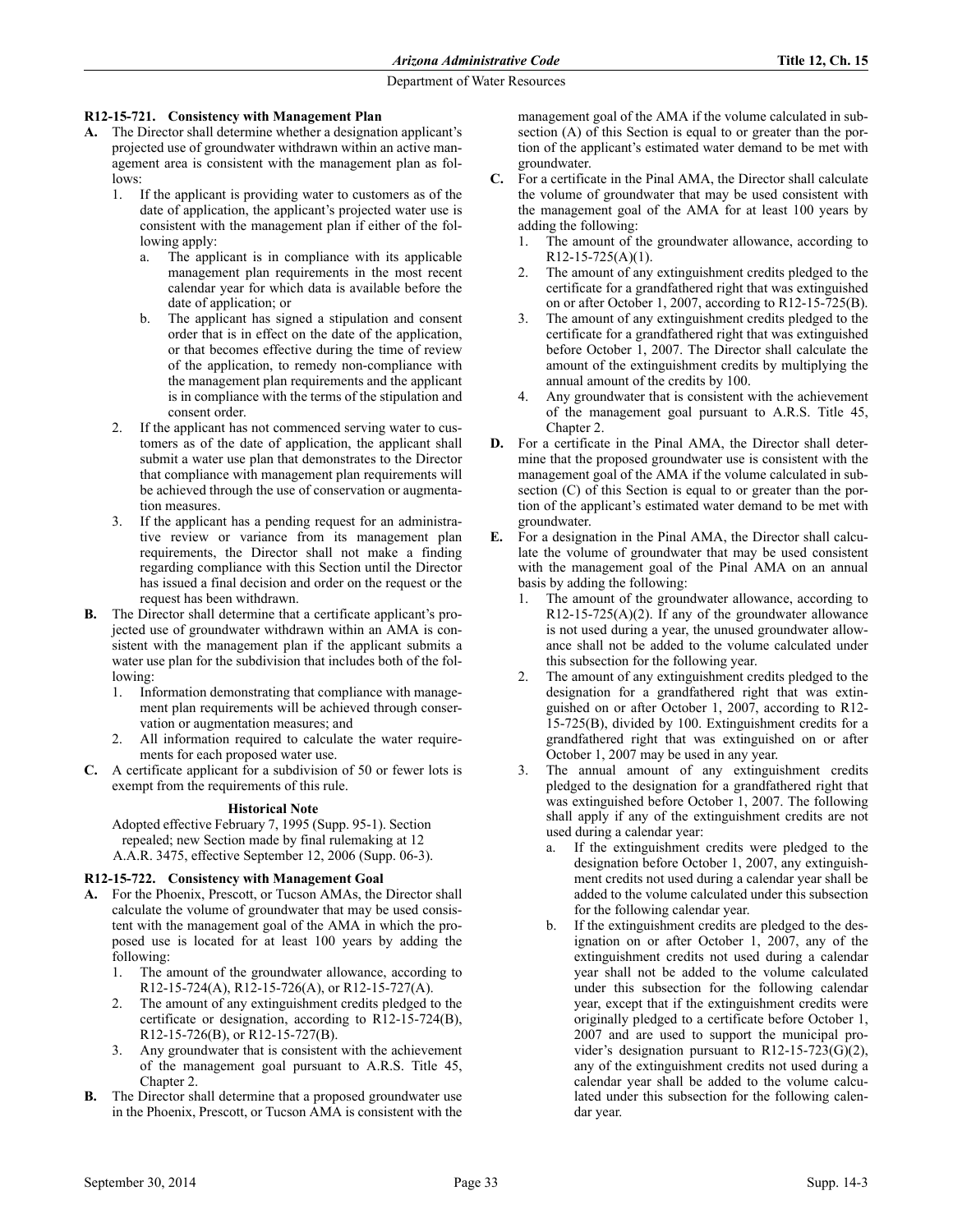### R12-15-721. Consistency with Management Plan

**A.** The Director shall determine whether a designation applicant's projected use of groundwater withdrawn within an active management area is consistent with the management plan as follows:

1. If the applicant is providing water to customers as of the date of application, the applicant's projected water use is consistent with the management plan if either of the following apply:
   a. The applicant is in compliance with its applicable management plan requirements in the most recent calendar year for which data is available before the date of application; or
   b. The applicant has signed a stipulation and consent order that is in effect on the date of the application, or that becomes effective during the time of review of the application, to remedy non-compliance with the management plan requirements and the applicant is in compliance with the terms of the stipulation and consent order.
2. If the applicant has not commenced serving water to customers as of the date of application, the applicant shall submit a water use plan that demonstrates to the Director that compliance with management plan requirements will be achieved through the use of conservation or augmentation measures.
3. If the applicant has a pending request for an administrative review or variance from its management plan requirements, the Director shall not make a finding regarding compliance with this Section until the Director has issued a final decision and order on the request or the request has been withdrawn.

**B.** The Director shall determine that a certificate applicant's projected use of groundwater withdrawn within an AMA is consistent with the management plan if the applicant submits a water use plan for the subdivision that includes both of the following:

1. Information demonstrating that compliance with management plan requirements will be achieved through conservation or augmentation measures; and
2. All information required to calculate the water requirements for each proposed water use.

**C.** A certificate applicant for a subdivision of 50 or fewer lots is exempt from the requirements of this rule.

**Historical Note**

Adopted effective February 7, 1995 (Supp. 95-1). Section repealed; new Section made by final rulemaking at 12 A.A.R. 3475, effective September 12, 2006 (Supp. 06-3).

### R12-15-722. Consistency with Management Goal

**A.** For the Phoenix, Prescott, or Tucson AMAs, the Director shall calculate the volume of groundwater that may be used consistent with the management goal of the AMA in which the proposed use is located for at least 100 years by adding the following:

1. The amount of the groundwater allowance, according to R12-15-724(A), R12-15-726(A), or R12-15-727(A).
2. The amount of any extinguishment credits pledged to the certificate or designation, according to R12-15-724(B), R12-15-726(B), or R12-15-727(B).
3. Any groundwater that is consistent with the achievement of the management goal pursuant to A.R.S. Title 45, Chapter 2.

**B.** The Director shall determine that a proposed groundwater use in the Phoenix, Prescott, or Tucson AMA is consistent with the management goal of the AMA if the volume calculated in subsection (A) of this Section is equal to or greater than the portion of the applicant's estimated water demand to be met with groundwater.

**C.** For a certificate in the Pinal AMA, the Director shall calculate the volume of groundwater that may be used consistent with the management goal of the AMA for at least 100 years by adding the following:

1. The amount of the groundwater allowance, according to R12-15-725(A)(1).
2. The amount of any extinguishment credits pledged to the certificate for a grandfathered right that was extinguished on or after October 1, 2007, according to R12-15-725(B).
3. The amount of any extinguishment credits pledged to the certificate for a grandfathered right that was extinguished before October 1, 2007. The Director shall calculate the amount of the extinguishment credits by multiplying the annual amount of the credits by 100.
4. Any groundwater that is consistent with the achievement of the management goal pursuant to A.R.S. Title 45, Chapter 2.

**D.** For a certificate in the Pinal AMA, the Director shall determine that the proposed groundwater use is consistent with the management goal of the AMA if the volume calculated in subsection (C) of this Section is equal to or greater than the portion of the applicant's estimated water demand to be met with groundwater.

**E.** For a designation in the Pinal AMA, the Director shall calculate the volume of groundwater that may be used consistent with the management goal of the Pinal AMA on an annual basis by adding the following:

1. The amount of the groundwater allowance, according to R12-15-725(A)(2). If any of the groundwater allowance is not used during a year, the unused groundwater allowance shall not be added to the volume calculated under this subsection for the following year.
2. The amount of any extinguishment credits pledged to the designation for a grandfathered right that was extinguished on or after October 1, 2007, according to R12-15-725(B), divided by 100. Extinguishment credits for a grandfathered right that was extinguished on or after October 1, 2007 may be used in any year.
3. The annual amount of any extinguishment credits pledged to the designation for a grandfathered right that was extinguished before October 1, 2007. The following shall apply if any of the extinguishment credits are not used during a calendar year:
   a. If the extinguishment credits were pledged to the designation before October 1, 2007, any extinguishment credits not used during a calendar year shall be added to the volume calculated under this subsection for the following calendar year.
   b. If the extinguishment credits are pledged to the designation on or after October 1, 2007, any of the extinguishment credits not used during a calendar year shall not be added to the volume calculated under this subsection for the following calendar year, except that if the extinguishment credits were originally pledged to a certificate before October 1, 2007 and are used to support the municipal provider's designation pursuant to R12-15-723(G)(2), any of the extinguishment credits not used during a calendar year shall be added to the volume calculated under this subsection for the following calendar year.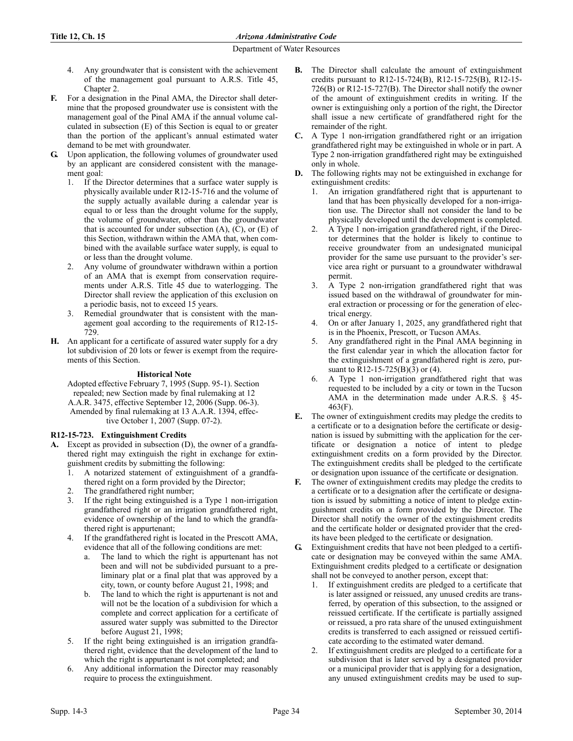4. Any groundwater that is consistent with the achievement of the management goal pursuant to A.R.S. Title 45, Chapter 2.

**F.** For a designation in the Pinal AMA, the Director shall determine that the proposed groundwater use is consistent with the management goal of the Pinal AMA if the annual volume calculated in subsection (E) of this Section is equal to or greater than the portion of the applicant's annual estimated water demand to be met with groundwater.

**G.** Upon application, the following volumes of groundwater used by an applicant are considered consistent with the management goal:

1. If the Director determines that a surface water supply is physically available under R12-15-716 and the volume of the supply actually available during a calendar year is equal to or less than the drought volume for the supply, the volume of groundwater, other than the groundwater that is accounted for under subsection (A), (C), or (E) of this Section, withdrawn within the AMA that, when combined with the available surface water supply, is equal to or less than the drought volume.
2. Any volume of groundwater withdrawn within a portion of an AMA that is exempt from conservation requirements under A.R.S. Title 45 due to waterlogging. The Director shall review the application of this exclusion on a periodic basis, not to exceed 15 years.
3. Remedial groundwater that is consistent with the management goal according to the requirements of R12-15-729.

**H.** An applicant for a certificate of assured water supply for a dry lot subdivision of 20 lots or fewer is exempt from the requirements of this Section.

**Historical Note**

Adopted effective February 7, 1995 (Supp. 95-1). Section repealed; new Section made by final rulemaking at 12 A.A.R. 3475, effective September 12, 2006 (Supp. 06-3). Amended by final rulemaking at 13 A.A.R. 1394, effective October 1, 2007 (Supp. 07-2).

### R12-15-723. Extinguishment Credits

**A.** Except as provided in subsection (D), the owner of a grandfathered right may extinguish the right in exchange for extinguishment credits by submitting the following:

1. A notarized statement of extinguishment of a grandfathered right on a form provided by the Director;
2. The grandfathered right number;
3. If the right being extinguished is a Type 1 non-irrigation grandfathered right or an irrigation grandfathered right, evidence of ownership of the land to which the grandfathered right is appurtenant;
4. If the grandfathered right is located in the Prescott AMA, evidence that all of the following conditions are met:
   a. The land to which the right is appurtenant has not been and will not be subdivided pursuant to a preliminary plat or a final plat that was approved by a city, town, or county before August 21, 1998; and
   b. The land to which the right is appurtenant is not and will not be the location of a subdivision for which a complete and correct application for a certificate of assured water supply was submitted to the Director before August 21, 1998;
5. If the right being extinguished is an irrigation grandfathered right, evidence that the development of the land to which the right is appurtenant is not completed; and
6. Any additional information the Director may reasonably require to process the extinguishment.

**B.** The Director shall calculate the amount of extinguishment credits pursuant to R12-15-724(B), R12-15-725(B), R12-15-726(B) or R12-15-727(B). The Director shall notify the owner of the amount of extinguishment credits in writing. If the owner is extinguishing only a portion of the right, the Director shall issue a new certificate of grandfathered right for the remainder of the right.

**C.** A Type 1 non-irrigation grandfathered right or an irrigation grandfathered right may be extinguished in whole or in part. A Type 2 non-irrigation grandfathered right may be extinguished only in whole.

**D.** The following rights may not be extinguished in exchange for extinguishment credits:

1. An irrigation grandfathered right that is appurtenant to land that has been physically developed for a non-irrigation use. The Director shall not consider the land to be physically developed until the development is completed.
2. A Type 1 non-irrigation grandfathered right, if the Director determines that the holder is likely to continue to receive groundwater from an undesignated municipal provider for the same use pursuant to the provider's service area right or pursuant to a groundwater withdrawal permit.
3. A Type 2 non-irrigation grandfathered right that was issued based on the withdrawal of groundwater for mineral extraction or processing or for the generation of electrical energy.
4. On or after January 1, 2025, any grandfathered right that is in the Phoenix, Prescott, or Tucson AMAs.
5. Any grandfathered right in the Pinal AMA beginning in the first calendar year in which the allocation factor for the extinguishment of a grandfathered right is zero, pursuant to R12-15-725(B)(3) or (4).
6. A Type 1 non-irrigation grandfathered right that was requested to be included by a city or town in the Tucson AMA in the determination made under A.R.S. § 45-463(F).

**E.** The owner of extinguishment credits may pledge the credits to a certificate or to a designation before the certificate or designation is issued by submitting with the application for the certificate or designation a notice of intent to pledge extinguishment credits on a form provided by the Director. The extinguishment credits shall be pledged to the certificate or designation upon issuance of the certificate or designation.

**F.** The owner of extinguishment credits may pledge the credits to a certificate or to a designation after the certificate or designation is issued by submitting a notice of intent to pledge extinguishment credits on a form provided by the Director. The Director shall notify the owner of the extinguishment credits and the certificate holder or designated provider that the credits have been pledged to the certificate or designation.

**G.** Extinguishment credits that have not been pledged to a certificate or designation may be conveyed within the same AMA. Extinguishment credits pledged to a certificate or designation shall not be conveyed to another person, except that:

1. If extinguishment credits are pledged to a certificate that is later assigned or reissued, any unused credits are transferred, by operation of this subsection, to the assigned or reissued certificate. If the certificate is partially assigned or reissued, a pro rata share of the unused extinguishment credits is transferred to each assigned or reissued certificate according to the estimated water demand.
2. If extinguishment credits are pledged to a certificate for a subdivision that is later served by a designated provider or a municipal provider that is applying for a designation, any unused extinguishment credits may be used to sup-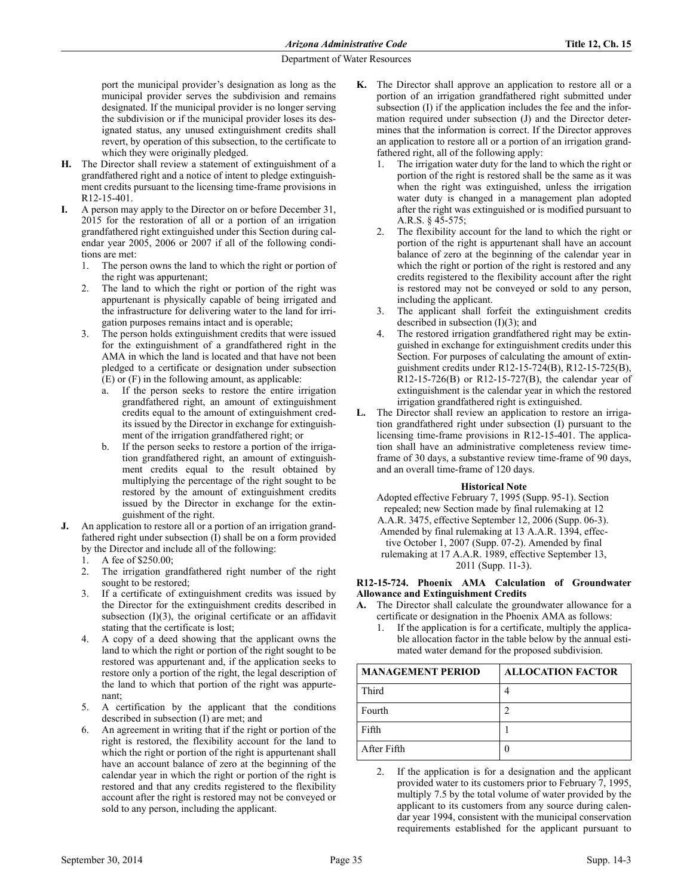port the municipal provider's designation as long as the municipal provider serves the subdivision and remains designated. If the municipal provider is no longer serving the subdivision or if the municipal provider loses its designated status, any unused extinguishment credits shall revert, by operation of this subsection, to the certificate to which they were originally pledged.

**H.** The Director shall review a statement of extinguishment of a grandfathered right and a notice of intent to pledge extinguishment credits pursuant to the licensing time-frame provisions in R12-15-401.

**I.** A person may apply to the Director on or before December 31, 2015 for the restoration of all or a portion of an irrigation grandfathered right extinguished under this Section during calendar year 2005, 2006 or 2007 if all of the following conditions are met:

1. The person owns the land to which the right or portion of the right was appurtenant;
2. The land to which the right or portion of the right was appurtenant is physically capable of being irrigated and the infrastructure for delivering water to the land for irrigation purposes remains intact and is operable;
3. The person holds extinguishment credits that were issued for the extinguishment of a grandfathered right in the AMA in which the land is located and that have not been pledged to a certificate or designation under subsection (E) or (F) in the following amount, as applicable:
   a. If the person seeks to restore the entire irrigation grandfathered right, an amount of extinguishment credits equal to the amount of extinguishment credits issued by the Director in exchange for extinguishment of the irrigation grandfathered right; or
   b. If the person seeks to restore a portion of the irrigation grandfathered right, an amount of extinguishment credits equal to the result obtained by multiplying the percentage of the right sought to be restored by the amount of extinguishment credits issued by the Director in exchange for the extinguishment of the right.

**J.** An application to restore all or a portion of an irrigation grandfathered right under subsection (I) shall be on a form provided by the Director and include all of the following:

1. A fee of $250.00;
2. The irrigation grandfathered right number of the right sought to be restored;
3. If a certificate of extinguishment credits was issued by the Director for the extinguishment credits described in subsection (I)(3), the original certificate or an affidavit stating that the certificate is lost;
4. A copy of a deed showing that the applicant owns the land to which the right or portion of the right sought to be restored was appurtenant and, if the application seeks to restore only a portion of the right, the legal description of the land to which that portion of the right was appurtenant;
5. A certification by the applicant that the conditions described in subsection (I) are met; and
6. An agreement in writing that if the right or portion of the right is restored, the flexibility account for the land to which the right or portion of the right is appurtenant shall have an account balance of zero at the beginning of the calendar year in which the right or portion of the right is restored and that any credits registered to the flexibility account after the right is restored may not be conveyed or sold to any person, including the applicant.

**K.** The Director shall approve an application to restore all or a portion of an irrigation grandfathered right submitted under subsection (I) if the application includes the fee and the information required under subsection (J) and the Director determines that the information is correct. If the Director approves an application to restore all or a portion of an irrigation grandfathered right, all of the following apply:

1. The irrigation water duty for the land to which the right or portion of the right is restored shall be the same as it was when the right was extinguished, unless the irrigation water duty is changed in a management plan adopted after the right was extinguished or is modified pursuant to A.R.S. § 45-575;
2. The flexibility account for the land to which the right or portion of the right is appurtenant shall have an account balance of zero at the beginning of the calendar year in which the right or portion of the right is restored and any credits registered to the flexibility account after the right is restored may not be conveyed or sold to any person, including the applicant.
3. The applicant shall forfeit the extinguishment credits described in subsection (I)(3); and
4. The restored irrigation grandfathered right may be extinguished in exchange for extinguishment credits under this Section. For purposes of calculating the amount of extinguishment credits under R12-15-724(B), R12-15-725(B), R12-15-726(B) or R12-15-727(B), the calendar year of extinguishment is the calendar year in which the restored irrigation grandfathered right is extinguished.

**L.** The Director shall review an application to restore an irrigation grandfathered right under subsection (I) pursuant to the licensing time-frame provisions in R12-15-401. The application shall have an administrative completeness review time-frame of 30 days, a substantive review time-frame of 90 days, and an overall time-frame of 120 days.

**Historical Note**

Adopted effective February 7, 1995 (Supp. 95-1). Section repealed; new Section made by final rulemaking at 12 A.A.R. 3475, effective September 12, 2006 (Supp. 06-3). Amended by final rulemaking at 13 A.A.R. 1394, effective October 1, 2007 (Supp. 07-2). Amended by final rulemaking at 17 A.A.R. 1989, effective September 13, 2011 (Supp. 11-3).

### R12-15-724. Phoenix AMA Calculation of Groundwater Allowance and Extinguishment Credits

**A.** The Director shall calculate the groundwater allowance for a certificate or designation in the Phoenix AMA as follows:

1. If the application is for a certificate, multiply the applicable allocation factor in the table below by the annual estimated water demand for the proposed subdivision.

| MANAGEMENT PERIOD | ALLOCATION FACTOR |
|---|---|
| Third | 4 |
| Fourth | 2 |
| Fifth | 1 |
| After Fifth | 0 |

2. If the application is for a designation and the applicant provided water to its customers prior to February 7, 1995, multiply 7.5 by the total volume of water provided by the applicant to its customers from any source during calendar year 1994, consistent with the municipal conservation requirements established for the applicant pursuant to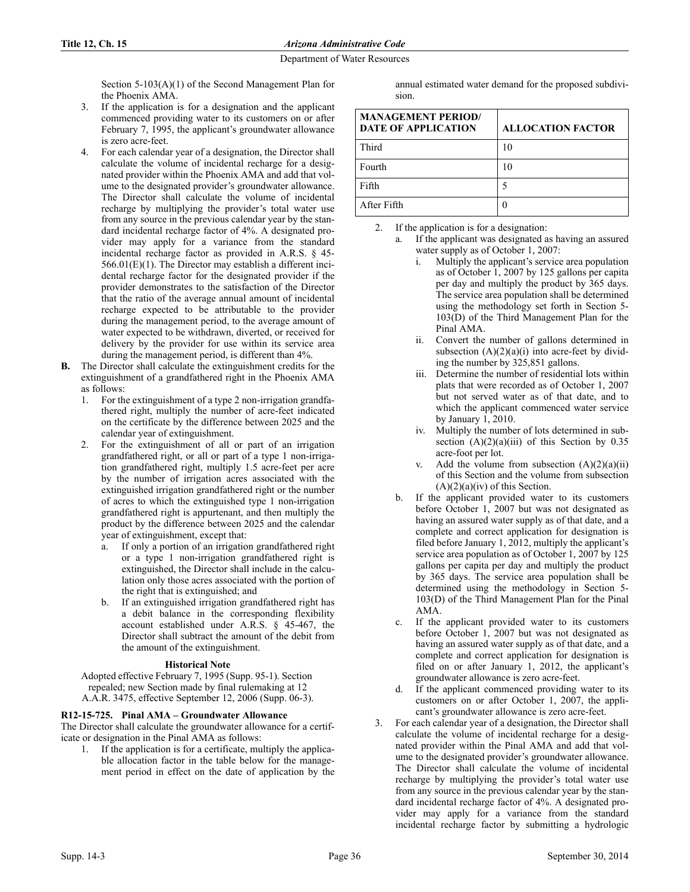Section 5-103(A)(1) of the Second Management Plan for the Phoenix AMA.

3. If the application is for a designation and the applicant commenced providing water to its customers on or after February 7, 1995, the applicant's groundwater allowance is zero acre-feet.
4. For each calendar year of a designation, the Director shall calculate the volume of incidental recharge for a designated provider within the Phoenix AMA and add that volume to the designated provider's groundwater allowance. The Director shall calculate the volume of incidental recharge by multiplying the provider's total water use from any source in the previous calendar year by the standard incidental recharge factor of 4%. A designated provider may apply for a variance from the standard incidental recharge factor as provided in A.R.S. § 45-566.01(E)(1). The Director may establish a different incidental recharge factor for the designated provider if the provider demonstrates to the satisfaction of the Director that the ratio of the average annual amount of incidental recharge expected to be attributable to the provider during the management period, to the average amount of water expected to be withdrawn, diverted, or received for delivery by the provider for use within its service area during the management period, is different than 4%.

**B.** The Director shall calculate the extinguishment credits for the extinguishment of a grandfathered right in the Phoenix AMA as follows:

1. For the extinguishment of a type 2 non-irrigation grandfathered right, multiply the number of acre-feet indicated on the certificate by the difference between 2025 and the calendar year of extinguishment.
2. For the extinguishment of all or part of an irrigation grandfathered right, or all or part of a type 1 non-irrigation grandfathered right, multiply 1.5 acre-feet per acre by the number of irrigation acres associated with the extinguished irrigation grandfathered right or the number of acres to which the extinguished type 1 non-irrigation grandfathered right is appurtenant, and then multiply the product by the difference between 2025 and the calendar year of extinguishment, except that:
   a. If only a portion of an irrigation grandfathered right or a type 1 non-irrigation grandfathered right is extinguished, the Director shall include in the calculation only those acres associated with the portion of the right that is extinguished; and
   b. If an extinguished irrigation grandfathered right has a debit balance in the corresponding flexibility account established under A.R.S. § 45-467, the Director shall subtract the amount of the debit from the amount of the extinguishment.

**Historical Note**

Adopted effective February 7, 1995 (Supp. 95-1). Section repealed; new Section made by final rulemaking at 12 A.A.R. 3475, effective September 12, 2006 (Supp. 06-3).

## R12-15-725. Pinal AMA – Groundwater Allowance

The Director shall calculate the groundwater allowance for a certificate or designation in the Pinal AMA as follows:

1. If the application is for a certificate, multiply the applicable allocation factor in the table below for the management period in effect on the date of application by the annual estimated water demand for the proposed subdivision.

| MANAGEMENT PERIOD/ DATE OF APPLICATION | ALLOCATION FACTOR |
|---|---|
| Third | 10 |
| Fourth | 10 |
| Fifth | 5 |
| After Fifth | 0 |

2. If the application is for a designation:
   a. If the applicant was designated as having an assured water supply as of October 1, 2007:
      i. Multiply the applicant's service area population as of October 1, 2007 by 125 gallons per capita per day and multiply the product by 365 days. The service area population shall be determined using the methodology set forth in Section 5-103(D) of the Third Management Plan for the Pinal AMA.
      ii. Convert the number of gallons determined in subsection (A)(2)(a)(i) into acre-feet by dividing the number by 325,851 gallons.
      iii. Determine the number of residential lots within plats that were recorded as of October 1, 2007 but not served water as of that date, and to which the applicant commenced water service by January 1, 2010.
      iv. Multiply the number of lots determined in subsection (A)(2)(a)(iii) of this Section by 0.35 acre-foot per lot.
      v. Add the volume from subsection (A)(2)(a)(ii) of this Section and the volume from subsection (A)(2)(a)(iv) of this Section.
   b. If the applicant provided water to its customers before October 1, 2007 but was not designated as having an assured water supply as of that date, and a complete and correct application for designation is filed before January 1, 2012, multiply the applicant's service area population as of October 1, 2007 by 125 gallons per capita per day and multiply the product by 365 days. The service area population shall be determined using the methodology in Section 5-103(D) of the Third Management Plan for the Pinal AMA.
   c. If the applicant provided water to its customers before October 1, 2007 but was not designated as having an assured water supply as of that date, and a complete and correct application for designation is filed on or after January 1, 2012, the applicant's groundwater allowance is zero acre-feet.
   d. If the applicant commenced providing water to its customers on or after October 1, 2007, the applicant's groundwater allowance is zero acre-feet.
3. For each calendar year of a designation, the Director shall calculate the volume of incidental recharge for a designated provider within the Pinal AMA and add that volume to the designated provider's groundwater allowance. The Director shall calculate the volume of incidental recharge by multiplying the provider's total water use from any source in the previous calendar year by the standard incidental recharge factor of 4%. A designated provider may apply for a variance from the standard incidental recharge factor by submitting a hydrologic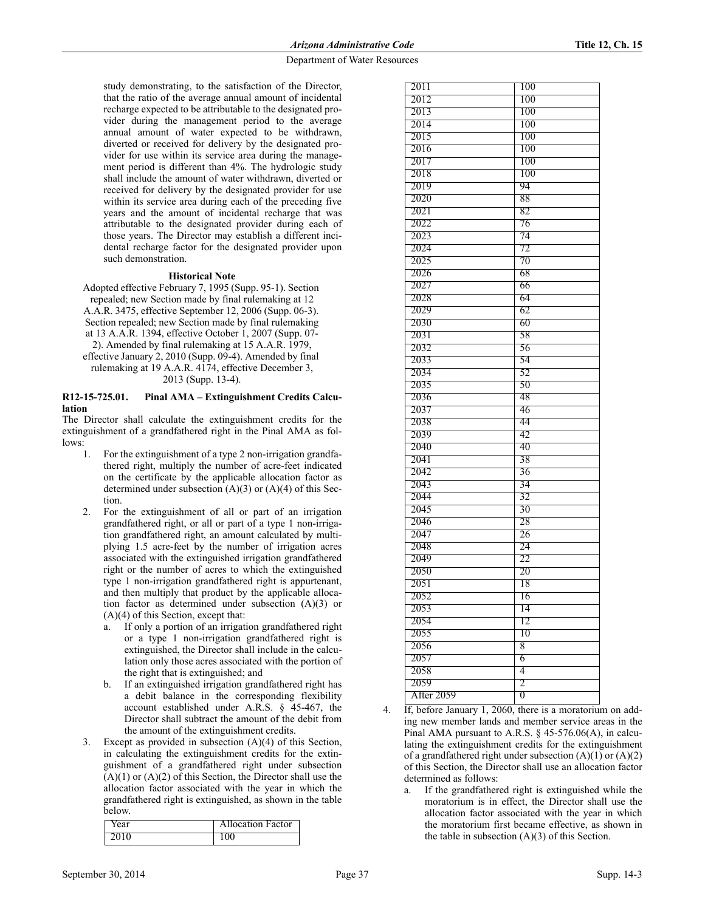study demonstrating, to the satisfaction of the Director, that the ratio of the average annual amount of incidental recharge expected to be attributable to the designated provider during the management period to the average annual amount of water expected to be withdrawn, diverted or received for delivery by the designated provider for use within its service area during the management period is different than 4%. The hydrologic study shall include the amount of water withdrawn, diverted or received for delivery by the designated provider for use within its service area during each of the preceding five years and the amount of incidental recharge that was attributable to the designated provider during each of those years. The Director may establish a different incidental recharge factor for the designated provider upon such demonstration.

**Historical Note**

Adopted effective February 7, 1995 (Supp. 95-1). Section repealed; new Section made by final rulemaking at 12 A.A.R. 3475, effective September 12, 2006 (Supp. 06-3). Section repealed; new Section made by final rulemaking at 13 A.A.R. 1394, effective October 1, 2007 (Supp. 07-2). Amended by final rulemaking at 15 A.A.R. 1979, effective January 2, 2010 (Supp. 09-4). Amended by final rulemaking at 19 A.A.R. 4174, effective December 3, 2013 (Supp. 13-4).

**R12-15-725.01. Pinal AMA – Extinguishment Credits Calculation**

The Director shall calculate the extinguishment credits for the extinguishment of a grandfathered right in the Pinal AMA as follows:

1. For the extinguishment of a type 2 non-irrigation grandfathered right, multiply the number of acre-feet indicated on the certificate by the applicable allocation factor as determined under subsection (A)(3) or (A)(4) of this Section.
2. For the extinguishment of all or part of an irrigation grandfathered right, or all or part of a type 1 non-irrigation grandfathered right, an amount calculated by multiplying 1.5 acre-feet by the number of irrigation acres associated with the extinguished irrigation grandfathered right or the number of acres to which the extinguished type 1 non-irrigation grandfathered right is appurtenant, and then multiply that product by the applicable allocation factor as determined under subsection (A)(3) or (A)(4) of this Section, except that:
   a. If only a portion of an irrigation grandfathered right or a type 1 non-irrigation grandfathered right is extinguished, the Director shall include in the calculation only those acres associated with the portion of the right that is extinguished; and
   b. If an extinguished irrigation grandfathered right has a debit balance in the corresponding flexibility account established under A.R.S. § 45-467, the Director shall subtract the amount of the debit from the amount of the extinguishment credits.
3. Except as provided in subsection (A)(4) of this Section, in calculating the extinguishment credits for the extinguishment of a grandfathered right under subsection (A)(1) or (A)(2) of this Section, the Director shall use the allocation factor associated with the year in which the grandfathered right is extinguished, as shown in the table below.

| Year | Allocation Factor |
|---|---|
| 2010 | 100 |
| 2011 | 100 |
| 2012 | 100 |
| 2013 | 100 |
| 2014 | 100 |
| 2015 | 100 |
| 2016 | 100 |
| 2017 | 100 |
| 2018 | 100 |
| 2019 | 94 |
| 2020 | 88 |
| 2021 | 82 |
| 2022 | 76 |
| 2023 | 74 |
| 2024 | 72 |
| 2025 | 70 |
| 2026 | 68 |
| 2027 | 66 |
| 2028 | 64 |
| 2029 | 62 |
| 2030 | 60 |
| 2031 | 58 |
| 2032 | 56 |
| 2033 | 54 |
| 2034 | 52 |
| 2035 | 50 |
| 2036 | 48 |
| 2037 | 46 |
| 2038 | 44 |
| 2039 | 42 |
| 2040 | 40 |
| 2041 | 38 |
| 2042 | 36 |
| 2043 | 34 |
| 2044 | 32 |
| 2045 | 30 |
| 2046 | 28 |
| 2047 | 26 |
| 2048 | 24 |
| 2049 | 22 |
| 2050 | 20 |
| 2051 | 18 |
| 2052 | 16 |
| 2053 | 14 |
| 2054 | 12 |
| 2055 | 10 |
| 2056 | 8 |
| 2057 | 6 |
| 2058 | 4 |
| 2059 | 2 |
| After 2059 | 0 |

4. If, before January 1, 2060, there is a moratorium on adding new member lands and member service areas in the Pinal AMA pursuant to A.R.S. § 45-576.06(A), in calculating the extinguishment credits for the extinguishment of a grandfathered right under subsection (A)(1) or (A)(2) of this Section, the Director shall use an allocation factor determined as follows:
   a. If the grandfathered right is extinguished while the moratorium is in effect, the Director shall use the allocation factor associated with the year in which the moratorium first became effective, as shown in the table in subsection (A)(3) of this Section.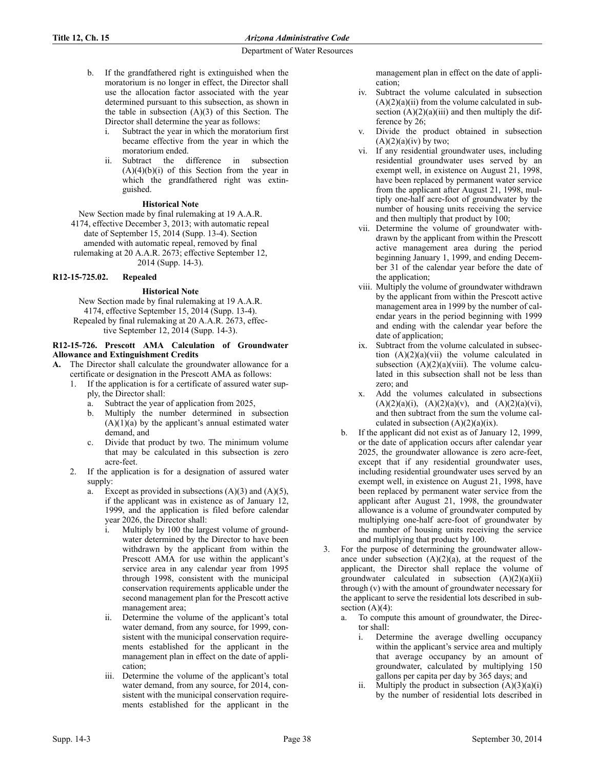b. If the grandfathered right is extinguished when the moratorium is no longer in effect, the Director shall use the allocation factor associated with the year determined pursuant to this subsection, as shown in the table in subsection (A)(3) of this Section. The Director shall determine the year as follows:
   i. Subtract the year in which the moratorium first became effective from the year in which the moratorium ended.
   ii. Subtract the difference in subsection (A)(4)(b)(i) of this Section from the year in which the grandfathered right was extinguished.

**Historical Note**

New Section made by final rulemaking at 19 A.A.R. 4174, effective December 3, 2013; with automatic repeal date of September 15, 2014 (Supp. 13-4). Section amended with automatic repeal, removed by final rulemaking at 20 A.A.R. 2673; effective September 12, 2014 (Supp. 14-3).

### R12-15-725.02. Repealed

**Historical Note**

New Section made by final rulemaking at 19 A.A.R. 4174, effective September 15, 2014 (Supp. 13-4). Repealed by final rulemaking at 20 A.A.R. 2673, effective September 12, 2014 (Supp. 14-3).

### R12-15-726. Prescott AMA Calculation of Groundwater Allowance and Extinguishment Credits

**A.** The Director shall calculate the groundwater allowance for a certificate or designation in the Prescott AMA as follows:

1. If the application is for a certificate of assured water supply, the Director shall:
   a. Subtract the year of application from 2025,
   b. Multiply the number determined in subsection (A)(1)(a) by the applicant's annual estimated water demand, and
   c. Divide that product by two. The minimum volume that may be calculated in this subsection is zero acre-feet.
2. If the application is for a designation of assured water supply:
   a. Except as provided in subsections (A)(3) and (A)(5), if the applicant was in existence as of January 12, 1999, and the application is filed before calendar year 2026, the Director shall:
      i. Multiply by 100 the largest volume of groundwater determined by the Director to have been withdrawn by the applicant from within the Prescott AMA for use within the applicant's service area in any calendar year from 1995 through 1998, consistent with the municipal conservation requirements applicable under the second management plan for the Prescott active management area;
      ii. Determine the volume of the applicant's total water demand, from any source, for 1999, consistent with the municipal conservation requirements established for the applicant in the management plan in effect on the date of application;
      iii. Determine the volume of the applicant's total water demand, from any source, for 2014, consistent with the municipal conservation requirements established for the applicant in the management plan in effect on the date of application;
      iv. Subtract the volume calculated in subsection (A)(2)(a)(ii) from the volume calculated in subsection (A)(2)(a)(iii) and then multiply the difference by 26;
      v. Divide the product obtained in subsection (A)(2)(a)(iv) by two;
      vi. If any residential groundwater uses, including residential groundwater uses served by an exempt well, in existence on August 21, 1998, have been replaced by permanent water service from the applicant after August 21, 1998, multiply one-half acre-foot of groundwater by the number of housing units receiving the service and then multiply that product by 100;
      vii. Determine the volume of groundwater withdrawn by the applicant from within the Prescott active management area during the period beginning January 1, 1999, and ending December 31 of the calendar year before the date of the application;
      viii. Multiply the volume of groundwater withdrawn by the applicant from within the Prescott active management area in 1999 by the number of calendar years in the period beginning with 1999 and ending with the calendar year before the date of application;
      ix. Subtract from the volume calculated in subsection (A)(2)(a)(vii) the volume calculated in subsection (A)(2)(a)(viii). The volume calculated in this subsection shall not be less than zero; and
      x. Add the volumes calculated in subsections (A)(2)(a)(i), (A)(2)(a)(v), and (A)(2)(a)(vi), and then subtract from the sum the volume calculated in subsection (A)(2)(a)(ix).
   b. If the applicant did not exist as of January 12, 1999, or the date of application occurs after calendar year 2025, the groundwater allowance is zero acre-feet, except that if any residential groundwater uses, including residential groundwater uses served by an exempt well, in existence on August 21, 1998, have been replaced by permanent water service from the applicant after August 21, 1998, the groundwater allowance is a volume of groundwater computed by multiplying one-half acre-foot of groundwater by the number of housing units receiving the service and multiplying that product by 100.
3. For the purpose of determining the groundwater allowance under subsection (A)(2)(a), at the request of the applicant, the Director shall replace the volume of groundwater calculated in subsection (A)(2)(a)(ii) through (v) with the amount of groundwater necessary for the applicant to serve the residential lots described in subsection (A)(4):
   a. To compute this amount of groundwater, the Director shall:
      i. Determine the average dwelling occupancy within the applicant's service area and multiply that average occupancy by an amount of groundwater, calculated by multiplying 150 gallons per capita per day by 365 days; and
      ii. Multiply the product in subsection (A)(3)(a)(i) by the number of residential lots described in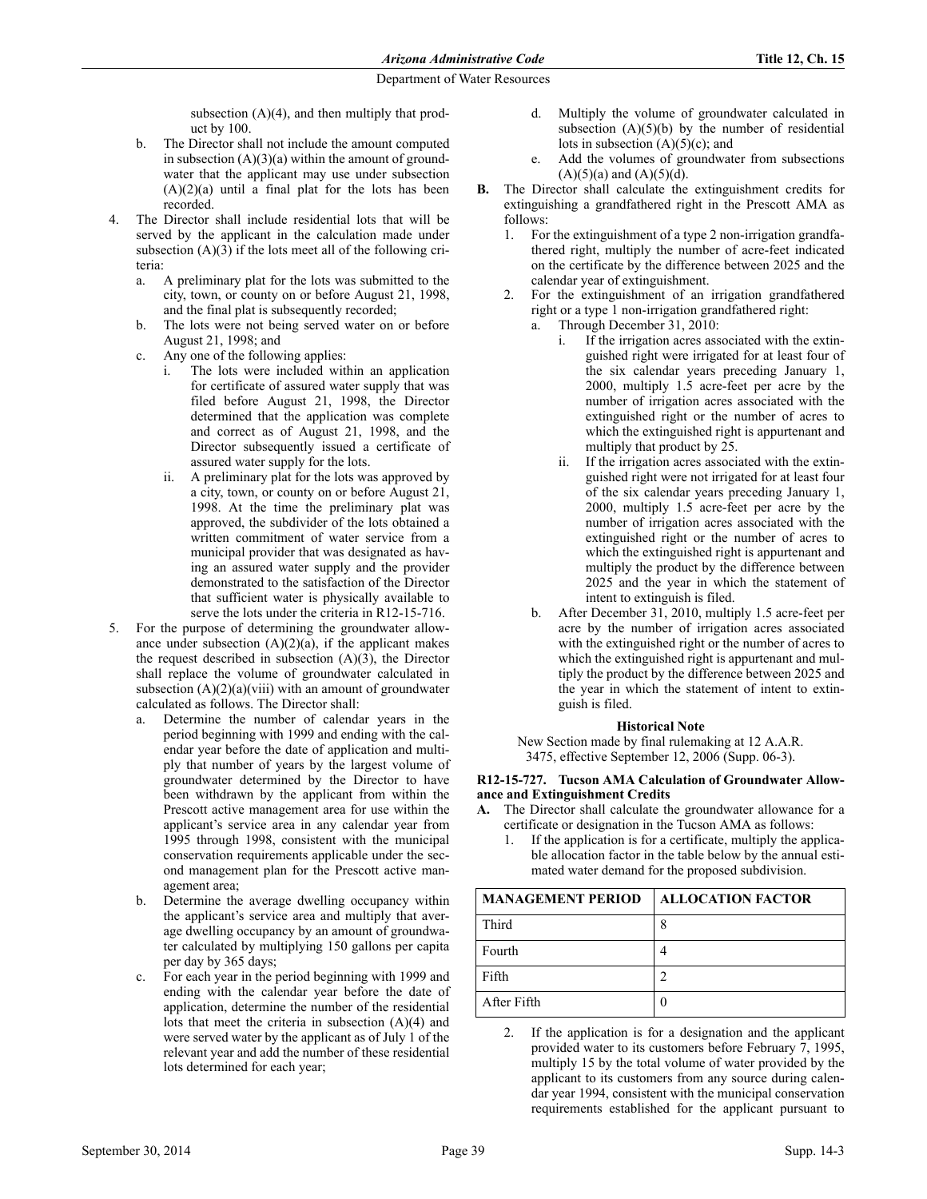subsection (A)(4), and then multiply that product by 100.

b. The Director shall not include the amount computed in subsection (A)(3)(a) within the amount of groundwater that the applicant may use under subsection (A)(2)(a) until a final plat for the lots has been recorded.

4. The Director shall include residential lots that will be served by the applicant in the calculation made under subsection (A)(3) if the lots meet all of the following criteria:
   a. A preliminary plat for the lots was submitted to the city, town, or county on or before August 21, 1998, and the final plat is subsequently recorded;
   b. The lots were not being served water on or before August 21, 1998; and
   c. Any one of the following applies:
      i. The lots were included within an application for certificate of assured water supply that was filed before August 21, 1998, the Director determined that the application was complete and correct as of August 21, 1998, and the Director subsequently issued a certificate of assured water supply for the lots.
      ii. A preliminary plat for the lots was approved by a city, town, or county on or before August 21, 1998. At the time the preliminary plat was approved, the subdivider of the lots obtained a written commitment of water service from a municipal provider that was designated as having an assured water supply and the provider demonstrated to the satisfaction of the Director that sufficient water is physically available to serve the lots under the criteria in R12-15-716.

5. For the purpose of determining the groundwater allowance under subsection (A)(2)(a), if the applicant makes the request described in subsection (A)(3), the Director shall replace the volume of groundwater calculated in subsection (A)(2)(a)(viii) with an amount of groundwater calculated as follows. The Director shall:
   a. Determine the number of calendar years in the period beginning with 1999 and ending with the calendar year before the date of application and multiply that number of years by the largest volume of groundwater determined by the Director to have been withdrawn by the applicant from within the Prescott active management area for use within the applicant's service area in any calendar year from 1995 through 1998, consistent with the municipal conservation requirements applicable under the second management plan for the Prescott active management area;
   b. Determine the average dwelling occupancy within the applicant's service area and multiply that average dwelling occupancy by an amount of groundwater calculated by multiplying 150 gallons per capita per day by 365 days;
   c. For each year in the period beginning with 1999 and ending with the calendar year before the date of application, determine the number of the residential lots that meet the criteria in subsection (A)(4) and were served water by the applicant as of July 1 of the relevant year and add the number of these residential lots determined for each year;
   d. Multiply the volume of groundwater calculated in subsection (A)(5)(b) by the number of residential lots in subsection (A)(5)(c); and
   e. Add the volumes of groundwater from subsections (A)(5)(a) and (A)(5)(d).

**B.** The Director shall calculate the extinguishment credits for extinguishing a grandfathered right in the Prescott AMA as follows:

1. For the extinguishment of a type 2 non-irrigation grandfathered right, multiply the number of acre-feet indicated on the certificate by the difference between 2025 and the calendar year of extinguishment.
2. For the extinguishment of an irrigation grandfathered right or a type 1 non-irrigation grandfathered right:
   a. Through December 31, 2010:
      i. If the irrigation acres associated with the extinguished right were irrigated for at least four of the six calendar years preceding January 1, 2000, multiply 1.5 acre-feet per acre by the number of irrigation acres associated with the extinguished right or the number of acres to which the extinguished right is appurtenant and multiply that product by 25.
      ii. If the irrigation acres associated with the extinguished right were not irrigated for at least four of the six calendar years preceding January 1, 2000, multiply 1.5 acre-feet per acre by the number of irrigation acres associated with the extinguished right or the number of acres to which the extinguished right is appurtenant and multiply the product by the difference between 2025 and the year in which the statement of intent to extinguish is filed.
   b. After December 31, 2010, multiply 1.5 acre-feet per acre by the number of irrigation acres associated with the extinguished right or the number of acres to which the extinguished right is appurtenant and multiply the product by the difference between 2025 and the year in which the statement of intent to extinguish is filed.

**Historical Note**

New Section made by final rulemaking at 12 A.A.R. 3475, effective September 12, 2006 (Supp. 06-3).

**R12-15-727. Tucson AMA Calculation of Groundwater Allowance and Extinguishment Credits**

**A.** The Director shall calculate the groundwater allowance for a certificate or designation in the Tucson AMA as follows:

1. If the application is for a certificate, multiply the applicable allocation factor in the table below by the annual estimated water demand for the proposed subdivision.

| MANAGEMENT PERIOD | ALLOCATION FACTOR |
| --- | --- |
| Third | 8 |
| Fourth | 4 |
| Fifth | 2 |
| After Fifth | 0 |

2. If the application is for a designation and the applicant provided water to its customers before February 7, 1995, multiply 15 by the total volume of water provided by the applicant to its customers from any source during calendar year 1994, consistent with the municipal conservation requirements established for the applicant pursuant to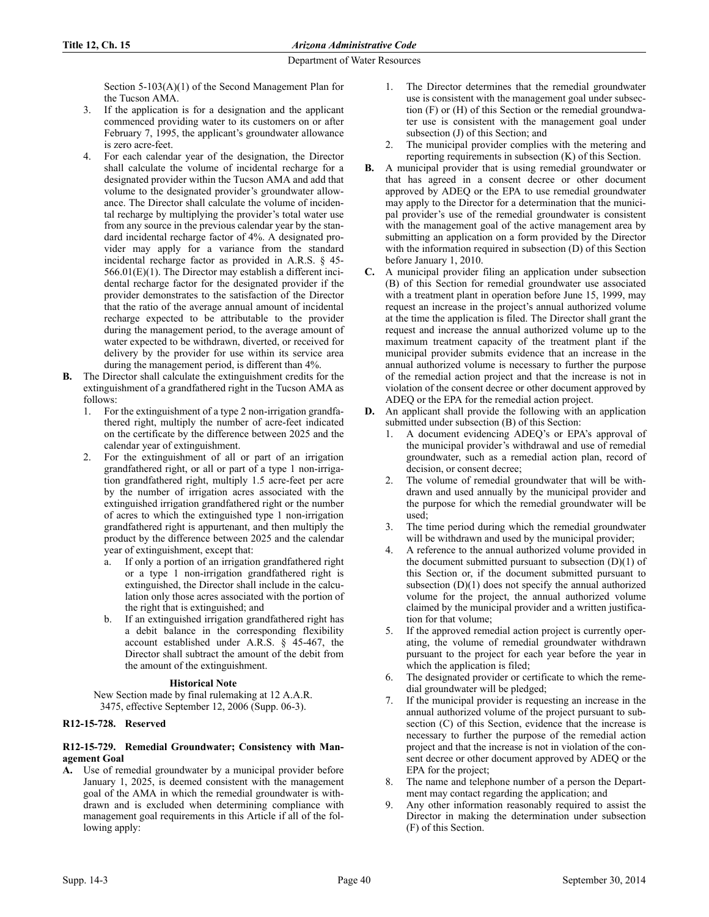Section 5-103(A)(1) of the Second Management Plan for the Tucson AMA.

3. If the application is for a designation and the applicant commenced providing water to its customers on or after February 7, 1995, the applicant's groundwater allowance is zero acre-feet.
4. For each calendar year of the designation, the Director shall calculate the volume of incidental recharge for a designated provider within the Tucson AMA and add that volume to the designated provider's groundwater allowance. The Director shall calculate the volume of incidental recharge by multiplying the provider's total water use from any source in the previous calendar year by the standard incidental recharge factor of 4%. A designated provider may apply for a variance from the standard incidental recharge factor as provided in A.R.S. § 45-566.01(E)(1). The Director may establish a different incidental recharge factor for the designated provider if the provider demonstrates to the satisfaction of the Director that the ratio of the average annual amount of incidental recharge expected to be attributable to the provider during the management period, to the average amount of water expected to be withdrawn, diverted, or received for delivery by the provider for use within its service area during the management period, is different than 4%.

**B.** The Director shall calculate the extinguishment credits for the extinguishment of a grandfathered right in the Tucson AMA as follows:

1. For the extinguishment of a type 2 non-irrigation grandfathered right, multiply the number of acre-feet indicated on the certificate by the difference between 2025 and the calendar year of extinguishment.
2. For the extinguishment of all or part of an irrigation grandfathered right, or all or part of a type 1 non-irrigation grandfathered right, multiply 1.5 acre-feet per acre by the number of irrigation acres associated with the extinguished irrigation grandfathered right or the number of acres to which the extinguished type 1 non-irrigation grandfathered right is appurtenant, and then multiply the product by the difference between 2025 and the calendar year of extinguishment, except that:
   a. If only a portion of an irrigation grandfathered right or a type 1 non-irrigation grandfathered right is extinguished, the Director shall include in the calculation only those acres associated with the portion of the right that is extinguished; and
   b. If an extinguished irrigation grandfathered right has a debit balance in the corresponding flexibility account established under A.R.S. § 45-467, the Director shall subtract the amount of the debit from the amount of the extinguishment.

**Historical Note**

New Section made by final rulemaking at 12 A.A.R. 3475, effective September 12, 2006 (Supp. 06-3).

### R12-15-728. Reserved

### R12-15-729. Remedial Groundwater; Consistency with Management Goal

**A.** Use of remedial groundwater by a municipal provider before January 1, 2025, is deemed consistent with the management goal of the AMA in which the remedial groundwater is withdrawn and is excluded when determining compliance with management goal requirements in this Article if all of the following apply:

1. The Director determines that the remedial groundwater use is consistent with the management goal under subsection (F) or (H) of this Section or the remedial groundwater use is consistent with the management goal under subsection (J) of this Section; and
2. The municipal provider complies with the metering and reporting requirements in subsection (K) of this Section.

**B.** A municipal provider that is using remedial groundwater or that has agreed in a consent decree or other document approved by ADEQ or the EPA to use remedial groundwater may apply to the Director for a determination that the municipal provider's use of the remedial groundwater is consistent with the management goal of the active management area by submitting an application on a form provided by the Director with the information required in subsection (D) of this Section before January 1, 2010.

**C.** A municipal provider filing an application under subsection (B) of this Section for remedial groundwater use associated with a treatment plant in operation before June 15, 1999, may request an increase in the project's annual authorized volume at the time the application is filed. The Director shall grant the request and increase the annual authorized volume up to the maximum treatment capacity of the treatment plant if the municipal provider submits evidence that an increase in the annual authorized volume is necessary to further the purpose of the remedial action project and that the increase is not in violation of the consent decree or other document approved by ADEQ or the EPA for the remedial action project.

**D.** An applicant shall provide the following with an application submitted under subsection (B) of this Section:

1. A document evidencing ADEQ's or EPA's approval of the municipal provider's withdrawal and use of remedial groundwater, such as a remedial action plan, record of decision, or consent decree;
2. The volume of remedial groundwater that will be withdrawn and used annually by the municipal provider and the purpose for which the remedial groundwater will be used;
3. The time period during which the remedial groundwater will be withdrawn and used by the municipal provider;
4. A reference to the annual authorized volume provided in the document submitted pursuant to subsection (D)(1) of this Section or, if the document submitted pursuant to subsection (D)(1) does not specify the annual authorized volume for the project, the annual authorized volume claimed by the municipal provider and a written justification for that volume;
5. If the approved remedial action project is currently operating, the volume of remedial groundwater withdrawn pursuant to the project for each year before the year in which the application is filed;
6. The designated provider or certificate to which the remedial groundwater will be pledged;
7. If the municipal provider is requesting an increase in the annual authorized volume of the project pursuant to subsection (C) of this Section, evidence that the increase is necessary to further the purpose of the remedial action project and that the increase is not in violation of the consent decree or other document approved by ADEQ or the EPA for the project;
8. The name and telephone number of a person the Department may contact regarding the application; and
9. Any other information reasonably required to assist the Director in making the determination under subsection (F) of this Section.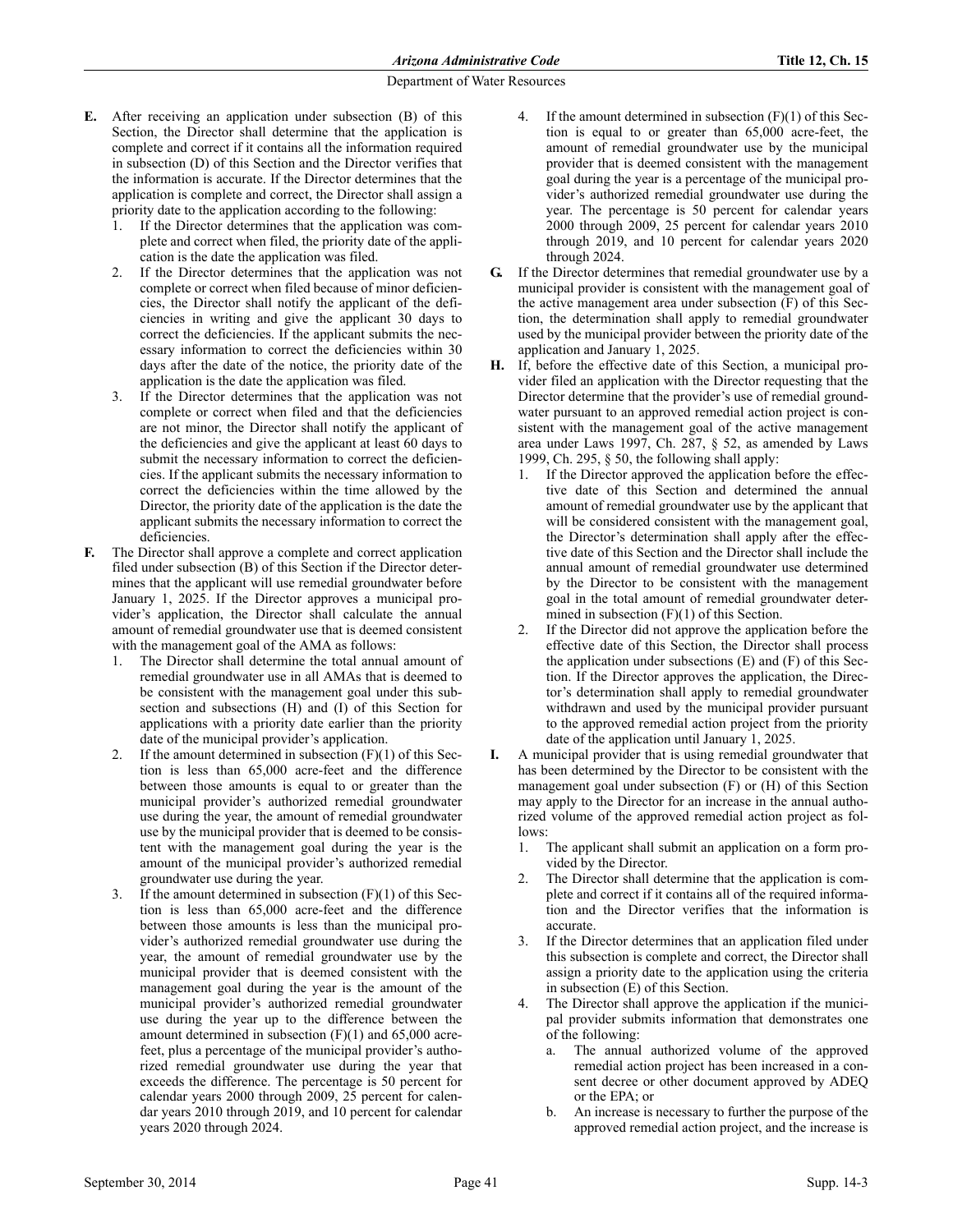**E.** After receiving an application under subsection (B) of this Section, the Director shall determine that the application is complete and correct if it contains all the information required in subsection (D) of this Section and the Director verifies that the information is accurate. If the Director determines that the application is complete and correct, the Director shall assign a priority date to the application according to the following:

1. If the Director determines that the application was complete and correct when filed, the priority date of the application is the date the application was filed.
2. If the Director determines that the application was not complete or correct when filed because of minor deficiencies, the Director shall notify the applicant of the deficiencies in writing and give the applicant 30 days to correct the deficiencies. If the applicant submits the necessary information to correct the deficiencies within 30 days after the date of the notice, the priority date of the application is the date the application was filed.
3. If the Director determines that the application was not complete or correct when filed and that the deficiencies are not minor, the Director shall notify the applicant of the deficiencies and give the applicant at least 60 days to submit the necessary information to correct the deficiencies. If the applicant submits the necessary information to correct the deficiencies within the time allowed by the Director, the priority date of the application is the date the applicant submits the necessary information to correct the deficiencies.

**F.** The Director shall approve a complete and correct application filed under subsection (B) of this Section if the Director determines that the applicant will use remedial groundwater before January 1, 2025. If the Director approves a municipal provider's application, the Director shall calculate the annual amount of remedial groundwater use that is deemed consistent with the management goal of the AMA as follows:

1. The Director shall determine the total annual amount of remedial groundwater use in all AMAs that is deemed to be consistent with the management goal under this subsection and subsections (H) and (I) of this Section for applications with a priority date earlier than the priority date of the municipal provider's application.
2. If the amount determined in subsection (F)(1) of this Section is less than 65,000 acre-feet and the difference between those amounts is equal to or greater than the municipal provider's authorized remedial groundwater use during the year, the amount of remedial groundwater use by the municipal provider that is deemed to be consistent with the management goal during the year is the amount of the municipal provider's authorized remedial groundwater use during the year.
3. If the amount determined in subsection (F)(1) of this Section is less than 65,000 acre-feet and the difference between those amounts is less than the municipal provider's authorized remedial groundwater use during the year, the amount of remedial groundwater use by the municipal provider that is deemed consistent with the management goal during the year is the amount of the municipal provider's authorized remedial groundwater use during the year up to the difference between the amount determined in subsection (F)(1) and 65,000 acre-feet, plus a percentage of the municipal provider's authorized remedial groundwater use during the year that exceeds the difference. The percentage is 50 percent for calendar years 2000 through 2009, 25 percent for calendar years 2010 through 2019, and 10 percent for calendar years 2020 through 2024.
4. If the amount determined in subsection (F)(1) of this Section is equal to or greater than 65,000 acre-feet, the amount of remedial groundwater use by the municipal provider that is deemed consistent with the management goal during the year is a percentage of the municipal provider's authorized remedial groundwater use during the year. The percentage is 50 percent for calendar years 2000 through 2009, 25 percent for calendar years 2010 through 2019, and 10 percent for calendar years 2020 through 2024.

**G.** If the Director determines that remedial groundwater use by a municipal provider is consistent with the management goal of the active management area under subsection (F) of this Section, the determination shall apply to remedial groundwater used by the municipal provider between the priority date of the application and January 1, 2025.

**H.** If, before the effective date of this Section, a municipal provider filed an application with the Director requesting that the Director determine that the provider's use of remedial groundwater pursuant to an approved remedial action project is consistent with the management goal of the active management area under Laws 1997, Ch. 287, § 52, as amended by Laws 1999, Ch. 295, § 50, the following shall apply:

1. If the Director approved the application before the effective date of this Section and determined the annual amount of remedial groundwater use by the applicant that will be considered consistent with the management goal, the Director's determination shall apply after the effective date of this Section and the Director shall include the annual amount of remedial groundwater use determined by the Director to be consistent with the management goal in the total amount of remedial groundwater determined in subsection (F)(1) of this Section.
2. If the Director did not approve the application before the effective date of this Section, the Director shall process the application under subsections (E) and (F) of this Section. If the Director approves the application, the Director's determination shall apply to remedial groundwater withdrawn and used by the municipal provider pursuant to the approved remedial action project from the priority date of the application until January 1, 2025.

**I.** A municipal provider that is using remedial groundwater that has been determined by the Director to be consistent with the management goal under subsection (F) or (H) of this Section may apply to the Director for an increase in the annual authorized volume of the approved remedial action project as follows:

1. The applicant shall submit an application on a form provided by the Director.
2. The Director shall determine that the application is complete and correct if it contains all of the required information and the Director verifies that the information is accurate.
3. If the Director determines that an application filed under this subsection is complete and correct, the Director shall assign a priority date to the application using the criteria in subsection (E) of this Section.
4. The Director shall approve the application if the municipal provider submits information that demonstrates one of the following:
   a. The annual authorized volume of the approved remedial action project has been increased in a consent decree or other document approved by ADEQ or the EPA; or
   b. An increase is necessary to further the purpose of the approved remedial action project, and the increase is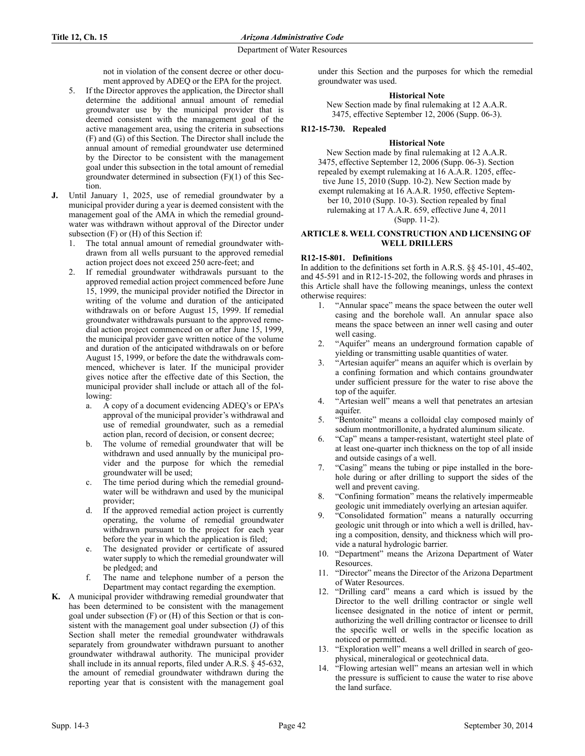not in violation of the consent decree or other document approved by ADEQ or the EPA for the project.

5. If the Director approves the application, the Director shall determine the additional annual amount of remedial groundwater use by the municipal provider that is deemed consistent with the management goal of the active management area, using the criteria in subsections (F) and (G) of this Section. The Director shall include the annual amount of remedial groundwater use determined by the Director to be consistent with the management goal under this subsection in the total amount of remedial groundwater determined in subsection (F)(1) of this Section.

**J.** Until January 1, 2025, use of remedial groundwater by a municipal provider during a year is deemed consistent with the management goal of the AMA in which the remedial groundwater was withdrawn without approval of the Director under subsection (F) or (H) of this Section if:

1. The total annual amount of remedial groundwater withdrawn from all wells pursuant to the approved remedial action project does not exceed 250 acre-feet; and
2. If remedial groundwater withdrawals pursuant to the approved remedial action project commenced before June 15, 1999, the municipal provider notified the Director in writing of the volume and duration of the anticipated withdrawals on or before August 15, 1999. If remedial groundwater withdrawals pursuant to the approved remedial action project commenced on or after June 15, 1999, the municipal provider gave written notice of the volume and duration of the anticipated withdrawals on or before August 15, 1999, or before the date the withdrawals commenced, whichever is later. If the municipal provider gives notice after the effective date of this Section, the municipal provider shall include or attach all of the following:
   a. A copy of a document evidencing ADEQ's or EPA's approval of the municipal provider's withdrawal and use of remedial groundwater, such as a remedial action plan, record of decision, or consent decree;
   b. The volume of remedial groundwater that will be withdrawn and used annually by the municipal provider and the purpose for which the remedial groundwater will be used;
   c. The time period during which the remedial groundwater will be withdrawn and used by the municipal provider;
   d. If the approved remedial action project is currently operating, the volume of remedial groundwater withdrawn pursuant to the project for each year before the year in which the application is filed;
   e. The designated provider or certificate of assured water supply to which the remedial groundwater will be pledged; and
   f. The name and telephone number of a person the Department may contact regarding the exemption.

**K.** A municipal provider withdrawing remedial groundwater that has been determined to be consistent with the management goal under subsection (F) or (H) of this Section or that is consistent with the management goal under subsection (J) of this Section shall meter the remedial groundwater withdrawals separately from groundwater withdrawn pursuant to another groundwater withdrawal authority. The municipal provider shall include in its annual reports, filed under A.R.S. § 45-632, the amount of remedial groundwater withdrawn during the reporting year that is consistent with the management goal under this Section and the purposes for which the remedial groundwater was used.

**Historical Note**

New Section made by final rulemaking at 12 A.A.R. 3475, effective September 12, 2006 (Supp. 06-3).

### R12-15-730. Repealed

**Historical Note**

New Section made by final rulemaking at 12 A.A.R. 3475, effective September 12, 2006 (Supp. 06-3). Section repealed by exempt rulemaking at 16 A.A.R. 1205, effective June 15, 2010 (Supp. 10-2). New Section made by exempt rulemaking at 16 A.A.R. 1950, effective September 10, 2010 (Supp. 10-3). Section repealed by final rulemaking at 17 A.A.R. 659, effective June 4, 2011 (Supp. 11-2).

## ARTICLE 8. WELL CONSTRUCTION AND LICENSING OF WELL DRILLERS

### R12-15-801. Definitions

In addition to the definitions set forth in A.R.S. §§ 45-101, 45-402, and 45-591 and in R12-15-202, the following words and phrases in this Article shall have the following meanings, unless the context otherwise requires:

1. "Annular space" means the space between the outer well casing and the borehole wall. An annular space also means the space between an inner well casing and outer well casing.
2. "Aquifer" means an underground formation capable of yielding or transmitting usable quantities of water.
3. "Artesian aquifer" means an aquifer which is overlain by a confining formation and which contains groundwater under sufficient pressure for the water to rise above the top of the aquifer.
4. "Artesian well" means a well that penetrates an artesian aquifer.
5. "Bentonite" means a colloidal clay composed mainly of sodium montmorillonite, a hydrated aluminum silicate.
6. "Cap" means a tamper-resistant, watertight steel plate of at least one-quarter inch thickness on the top of all inside and outside casings of a well.
7. "Casing" means the tubing or pipe installed in the borehole during or after drilling to support the sides of the well and prevent caving.
8. "Confining formation" means the relatively impermeable geologic unit immediately overlying an artesian aquifer.
9. "Consolidated formation" means a naturally occurring geologic unit through or into which a well is drilled, having a composition, density, and thickness which will provide a natural hydrologic barrier.
10. "Department" means the Arizona Department of Water Resources.
11. "Director" means the Director of the Arizona Department of Water Resources.
12. "Drilling card" means a card which is issued by the Director to the well drilling contractor or single well licensee designated in the notice of intent or permit, authorizing the well drilling contractor or licensee to drill the specific well or wells in the specific location as noticed or permitted.
13. "Exploration well" means a well drilled in search of geophysical, mineralogical or geotechnical data.
14. "Flowing artesian well" means an artesian well in which the pressure is sufficient to cause the water to rise above the land surface.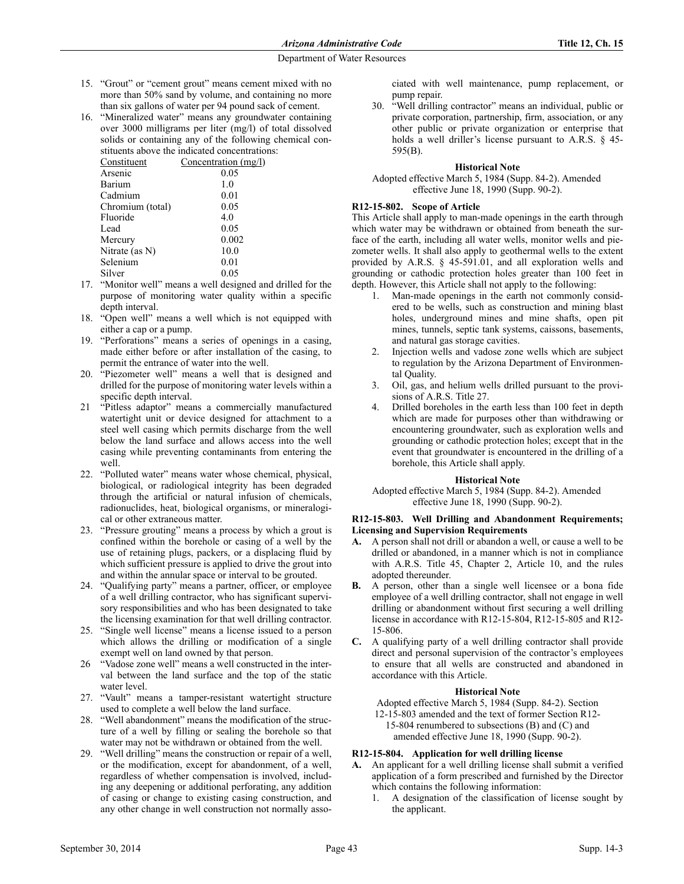15. "Grout" or "cement grout" means cement mixed with no more than 50% sand by volume, and containing no more than six gallons of water per 94 pound sack of cement.
16. "Mineralized water" means any groundwater containing over 3000 milligrams per liter (mg/l) of total dissolved solids or containing any of the following chemical constituents above the indicated concentrations:

| Constituent | Concentration (mg/l) |
|---|---|
| Arsenic | 0.05 |
| Barium | 1.0 |
| Cadmium | 0.01 |
| Chromium (total) | 0.05 |
| Fluoride | 4.0 |
| Lead | 0.05 |
| Mercury | 0.002 |
| Nitrate (as N) | 10.0 |
| Selenium | 0.01 |
| Silver | 0.05 |

17. "Monitor well" means a well designed and drilled for the purpose of monitoring water quality within a specific depth interval.
18. "Open well" means a well which is not equipped with either a cap or a pump.
19. "Perforations" means a series of openings in a casing, made either before or after installation of the casing, to permit the entrance of water into the well.
20. "Piezometer well" means a well that is designed and drilled for the purpose of monitoring water levels within a specific depth interval.
21 "Pitless adaptor" means a commercially manufactured watertight unit or device designed for attachment to a steel well casing which permits discharge from the well below the land surface and allows access into the well casing while preventing contaminants from entering the well.
22. "Polluted water" means water whose chemical, physical, biological, or radiological integrity has been degraded through the artificial or natural infusion of chemicals, radionuclides, heat, biological organisms, or mineralogical or other extraneous matter.
23. "Pressure grouting" means a process by which a grout is confined within the borehole or casing of a well by the use of retaining plugs, packers, or a displacing fluid by which sufficient pressure is applied to drive the grout into and within the annular space or interval to be grouted.
24. "Qualifying party" means a partner, officer, or employee of a well drilling contractor, who has significant supervisory responsibilities and who has been designated to take the licensing examination for that well drilling contractor.
25. "Single well license" means a license issued to a person which allows the drilling or modification of a single exempt well on land owned by that person.
26 "Vadose zone well" means a well constructed in the interval between the land surface and the top of the static water level.
27. "Vault" means a tamper-resistant watertight structure used to complete a well below the land surface.
28. "Well abandonment" means the modification of the structure of a well by filling or sealing the borehole so that water may not be withdrawn or obtained from the well.
29. "Well drilling" means the construction or repair of a well, or the modification, except for abandonment, of a well, regardless of whether compensation is involved, including any deepening or additional perforating, any addition of casing or change to existing casing construction, and any other change in well construction not normally associated with well maintenance, pump replacement, or pump repair.
30. "Well drilling contractor" means an individual, public or private corporation, partnership, firm, association, or any other public or private organization or enterprise that holds a well driller's license pursuant to A.R.S. § 45-595(B).

**Historical Note**

Adopted effective March 5, 1984 (Supp. 84-2). Amended effective June 18, 1990 (Supp. 90-2).

### R12-15-802. Scope of Article

This Article shall apply to man-made openings in the earth through which water may be withdrawn or obtained from beneath the surface of the earth, including all water wells, monitor wells and piezometer wells. It shall also apply to geothermal wells to the extent provided by A.R.S. § 45-591.01, and all exploration wells and grounding or cathodic protection holes greater than 100 feet in depth. However, this Article shall not apply to the following:

1. Man-made openings in the earth not commonly considered to be wells, such as construction and mining blast holes, underground mines and mine shafts, open pit mines, tunnels, septic tank systems, caissons, basements, and natural gas storage cavities.
2. Injection wells and vadose zone wells which are subject to regulation by the Arizona Department of Environmental Quality.
3. Oil, gas, and helium wells drilled pursuant to the provisions of A.R.S. Title 27.
4. Drilled boreholes in the earth less than 100 feet in depth which are made for purposes other than withdrawing or encountering groundwater, such as exploration wells and grounding or cathodic protection holes; except that in the event that groundwater is encountered in the drilling of a borehole, this Article shall apply.

**Historical Note**

Adopted effective March 5, 1984 (Supp. 84-2). Amended effective June 18, 1990 (Supp. 90-2).

### R12-15-803. Well Drilling and Abandonment Requirements; Licensing and Supervision Requirements

**A.** A person shall not drill or abandon a well, or cause a well to be drilled or abandoned, in a manner which is not in compliance with A.R.S. Title 45, Chapter 2, Article 10, and the rules adopted thereunder.

**B.** A person, other than a single well licensee or a bona fide employee of a well drilling contractor, shall not engage in well drilling or abandonment without first securing a well drilling license in accordance with R12-15-804, R12-15-805 and R12-15-806.

**C.** A qualifying party of a well drilling contractor shall provide direct and personal supervision of the contractor's employees to ensure that all wells are constructed and abandoned in accordance with this Article.

**Historical Note**

Adopted effective March 5, 1984 (Supp. 84-2). Section 12-15-803 amended and the text of former Section R12-15-804 renumbered to subsections (B) and (C) and amended effective June 18, 1990 (Supp. 90-2).

### R12-15-804. Application for well drilling license

**A.** An applicant for a well drilling license shall submit a verified application of a form prescribed and furnished by the Director which contains the following information:
   1. A designation of the classification of license sought by the applicant.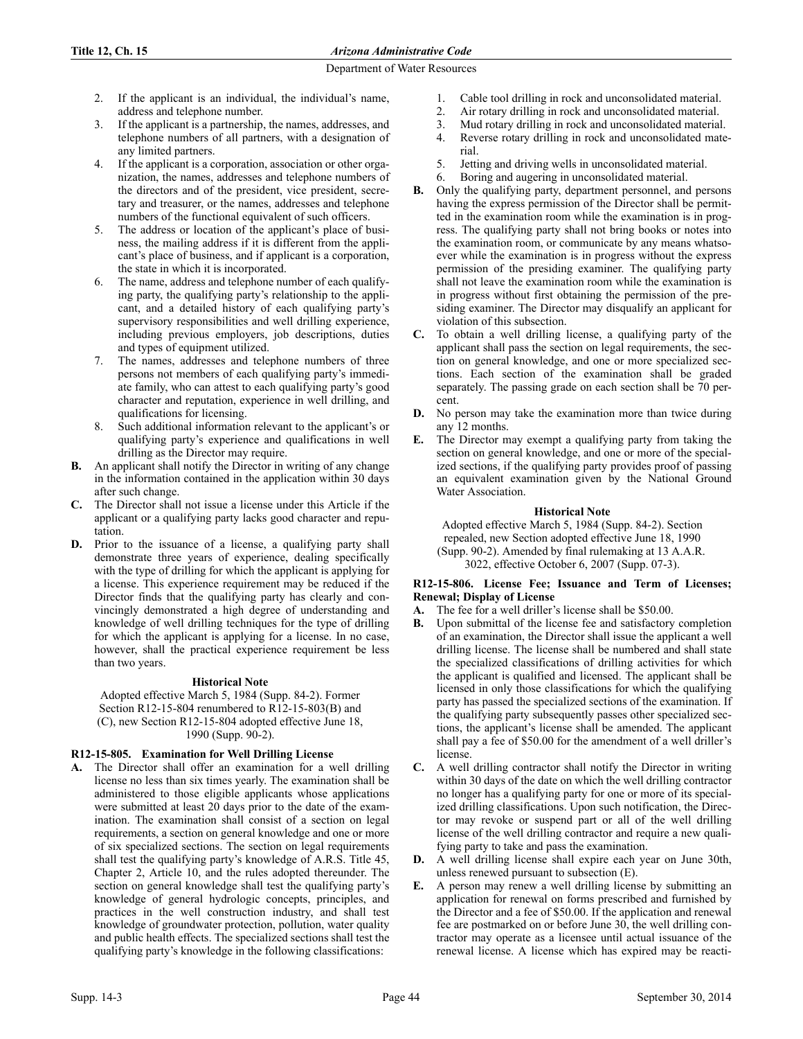2. If the applicant is an individual, the individual's name, address and telephone number.
3. If the applicant is a partnership, the names, addresses, and telephone numbers of all partners, with a designation of any limited partners.
4. If the applicant is a corporation, association or other organization, the names, addresses and telephone numbers of the directors and of the president, vice president, secretary and treasurer, or the names, addresses and telephone numbers of the functional equivalent of such officers.
5. The address or location of the applicant's place of business, the mailing address if it is different from the applicant's place of business, and if applicant is a corporation, the state in which it is incorporated.
6. The name, address and telephone number of each qualifying party, the qualifying party's relationship to the applicant, and a detailed history of each qualifying party's supervisory responsibilities and well drilling experience, including previous employers, job descriptions, duties and types of equipment utilized.
7. The names, addresses and telephone numbers of three persons not members of each qualifying party's immediate family, who can attest to each qualifying party's good character and reputation, experience in well drilling, and qualifications for licensing.
8. Such additional information relevant to the applicant's or qualifying party's experience and qualifications in well drilling as the Director may require.

**B.** An applicant shall notify the Director in writing of any change in the information contained in the application within 30 days after such change.

**C.** The Director shall not issue a license under this Article if the applicant or a qualifying party lacks good character and reputation.

**D.** Prior to the issuance of a license, a qualifying party shall demonstrate three years of experience, dealing specifically with the type of drilling for which the applicant is applying for a license. This experience requirement may be reduced if the Director finds that the qualifying party has clearly and convincingly demonstrated a high degree of understanding and knowledge of well drilling techniques for the type of drilling for which the applicant is applying for a license. In no case, however, shall the practical experience requirement be less than two years.

**Historical Note**

Adopted effective March 5, 1984 (Supp. 84-2). Former Section R12-15-804 renumbered to R12-15-803(B) and (C), new Section R12-15-804 adopted effective June 18, 1990 (Supp. 90-2).

### R12-15-805. Examination for Well Drilling License

**A.** The Director shall offer an examination for a well drilling license no less than six times yearly. The examination shall be administered to those eligible applicants whose applications were submitted at least 20 days prior to the date of the examination. The examination shall consist of a section on legal requirements, a section on general knowledge and one or more of six specialized sections. The section on legal requirements shall test the qualifying party's knowledge of A.R.S. Title 45, Chapter 2, Article 10, and the rules adopted thereunder. The section on general knowledge shall test the qualifying party's knowledge of general hydrologic concepts, principles, and practices in the well construction industry, and shall test knowledge of groundwater protection, pollution, water quality and public health effects. The specialized sections shall test the qualifying party's knowledge in the following classifications:

1. Cable tool drilling in rock and unconsolidated material.
2. Air rotary drilling in rock and unconsolidated material.
3. Mud rotary drilling in rock and unconsolidated material.
4. Reverse rotary drilling in rock and unconsolidated material.
5. Jetting and driving wells in unconsolidated material.
6. Boring and augering in unconsolidated material.

**B.** Only the qualifying party, department personnel, and persons having the express permission of the Director shall be permitted in the examination room while the examination is in progress. The qualifying party shall not bring books or notes into the examination room, or communicate by any means whatsoever while the examination is in progress without the express permission of the presiding examiner. The qualifying party shall not leave the examination room while the examination is in progress without first obtaining the permission of the presiding examiner. The Director may disqualify an applicant for violation of this subsection.

**C.** To obtain a well drilling license, a qualifying party of the applicant shall pass the section on legal requirements, the section on general knowledge, and one or more specialized sections. Each section of the examination shall be graded separately. The passing grade on each section shall be 70 percent.

**D.** No person may take the examination more than twice during any 12 months.

**E.** The Director may exempt a qualifying party from taking the section on general knowledge, and one or more of the specialized sections, if the qualifying party provides proof of passing an equivalent examination given by the National Ground Water Association.

**Historical Note**

Adopted effective March 5, 1984 (Supp. 84-2). Section repealed, new Section adopted effective June 18, 1990 (Supp. 90-2). Amended by final rulemaking at 13 A.A.R. 3022, effective October 6, 2007 (Supp. 07-3).

### R12-15-806. License Fee; Issuance and Term of Licenses; Renewal; Display of License

**A.** The fee for a well driller's license shall be $50.00.

**B.** Upon submittal of the license fee and satisfactory completion of an examination, the Director shall issue the applicant a well drilling license. The license shall be numbered and shall state the specialized classifications of drilling activities for which the applicant is qualified and licensed. The applicant shall be licensed in only those classifications for which the qualifying party has passed the specialized sections of the examination. If the qualifying party subsequently passes other specialized sections, the applicant's license shall be amended. The applicant shall pay a fee of $50.00 for the amendment of a well driller's license.

**C.** A well drilling contractor shall notify the Director in writing within 30 days of the date on which the well drilling contractor no longer has a qualifying party for one or more of its specialized drilling classifications. Upon such notification, the Director may revoke or suspend part or all of the well drilling license of the well drilling contractor and require a new qualifying party to take and pass the examination.

**D.** A well drilling license shall expire each year on June 30th, unless renewed pursuant to subsection (E).

**E.** A person may renew a well drilling license by submitting an application for renewal on forms prescribed and furnished by the Director and a fee of $50.00. If the application and renewal fee are postmarked on or before June 30, the well drilling contractor may operate as a licensee until actual issuance of the renewal license. A license which has expired may be reacti-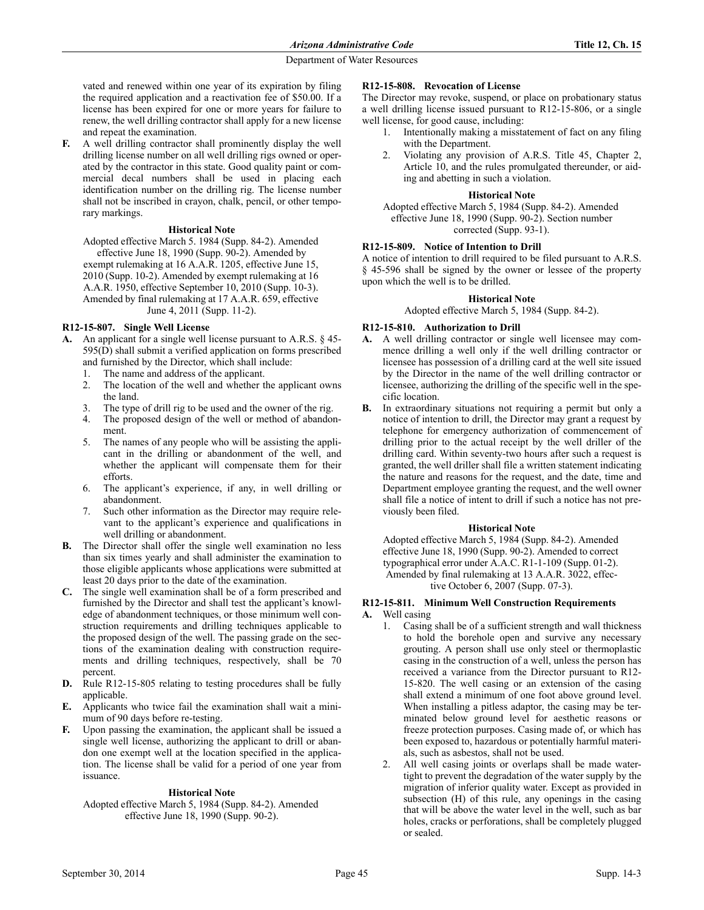vated and renewed within one year of its expiration by filing the required application and a reactivation fee of $50.00. If a license has been expired for one or more years for failure to renew, the well drilling contractor shall apply for a new license and repeat the examination.

**F.** A well drilling contractor shall prominently display the well drilling license number on all well drilling rigs owned or operated by the contractor in this state. Good quality paint or commercial decal numbers shall be used in placing each identification number on the drilling rig. The license number shall not be inscribed in crayon, chalk, pencil, or other temporary markings.

**Historical Note**

Adopted effective March 5. 1984 (Supp. 84-2). Amended effective June 18, 1990 (Supp. 90-2). Amended by exempt rulemaking at 16 A.A.R. 1205, effective June 15, 2010 (Supp. 10-2). Amended by exempt rulemaking at 16 A.A.R. 1950, effective September 10, 2010 (Supp. 10-3). Amended by final rulemaking at 17 A.A.R. 659, effective June 4, 2011 (Supp. 11-2).

### R12-15-807. Single Well License

**A.** An applicant for a single well license pursuant to A.R.S. § 45-595(D) shall submit a verified application on forms prescribed and furnished by the Director, which shall include:
1. The name and address of the applicant.
2. The location of the well and whether the applicant owns the land.
3. The type of drill rig to be used and the owner of the rig.
4. The proposed design of the well or method of abandonment.
5. The names of any people who will be assisting the applicant in the drilling or abandonment of the well, and whether the applicant will compensate them for their efforts.
6. The applicant's experience, if any, in well drilling or abandonment.
7. Such other information as the Director may require relevant to the applicant's experience and qualifications in well drilling or abandonment.

**B.** The Director shall offer the single well examination no less than six times yearly and shall administer the examination to those eligible applicants whose applications were submitted at least 20 days prior to the date of the examination.

**C.** The single well examination shall be of a form prescribed and furnished by the Director and shall test the applicant's knowledge of abandonment techniques, or those minimum well construction requirements and drilling techniques applicable to the proposed design of the well. The passing grade on the sections of the examination dealing with construction requirements and drilling techniques, respectively, shall be 70 percent.

**D.** Rule R12-15-805 relating to testing procedures shall be fully applicable.

**E.** Applicants who twice fail the examination shall wait a minimum of 90 days before re-testing.

**F.** Upon passing the examination, the applicant shall be issued a single well license, authorizing the applicant to drill or abandon one exempt well at the location specified in the application. The license shall be valid for a period of one year from issuance.

**Historical Note**

Adopted effective March 5, 1984 (Supp. 84-2). Amended effective June 18, 1990 (Supp. 90-2).

### R12-15-808. Revocation of License

The Director may revoke, suspend, or place on probationary status a well drilling license issued pursuant to R12-15-806, or a single well license, for good cause, including:
1. Intentionally making a misstatement of fact on any filing with the Department.
2. Violating any provision of A.R.S. Title 45, Chapter 2, Article 10, and the rules promulgated thereunder, or aiding and abetting in such a violation.

**Historical Note**

Adopted effective March 5, 1984 (Supp. 84-2). Amended effective June 18, 1990 (Supp. 90-2). Section number corrected (Supp. 93-1).

### R12-15-809. Notice of Intention to Drill

A notice of intention to drill required to be filed pursuant to A.R.S. § 45-596 shall be signed by the owner or lessee of the property upon which the well is to be drilled.

**Historical Note**

Adopted effective March 5, 1984 (Supp. 84-2).

### R12-15-810. Authorization to Drill

**A.** A well drilling contractor or single well licensee may commence drilling a well only if the well drilling contractor or licensee has possession of a drilling card at the well site issued by the Director in the name of the well drilling contractor or licensee, authorizing the drilling of the specific well in the specific location.

**B.** In extraordinary situations not requiring a permit but only a notice of intention to drill, the Director may grant a request by telephone for emergency authorization of commencement of drilling prior to the actual receipt by the well driller of the drilling card. Within seventy-two hours after such a request is granted, the well driller shall file a written statement indicating the nature and reasons for the request, and the date, time and Department employee granting the request, and the well owner shall file a notice of intent to drill if such a notice has not previously been filed.

**Historical Note**

Adopted effective March 5, 1984 (Supp. 84-2). Amended effective June 18, 1990 (Supp. 90-2). Amended to correct typographical error under A.A.C. R1-1-109 (Supp. 01-2). Amended by final rulemaking at 13 A.A.R. 3022, effective October 6, 2007 (Supp. 07-3).

### R12-15-811. Minimum Well Construction Requirements

**A.** Well casing
1. Casing shall be of a sufficient strength and wall thickness to hold the borehole open and survive any necessary grouting. A person shall use only steel or thermoplastic casing in the construction of a well, unless the person has received a variance from the Director pursuant to R12-15-820. The well casing or an extension of the casing shall extend a minimum of one foot above ground level. When installing a pitless adaptor, the casing may be terminated below ground level for aesthetic reasons or freeze protection purposes. Casing made of, or which has been exposed to, hazardous or potentially harmful materials, such as asbestos, shall not be used.
2. All well casing joints or overlaps shall be made watertight to prevent the degradation of the water supply by the migration of inferior quality water. Except as provided in subsection (H) of this rule, any openings in the casing that will be above the water level in the well, such as bar holes, cracks or perforations, shall be completely plugged or sealed.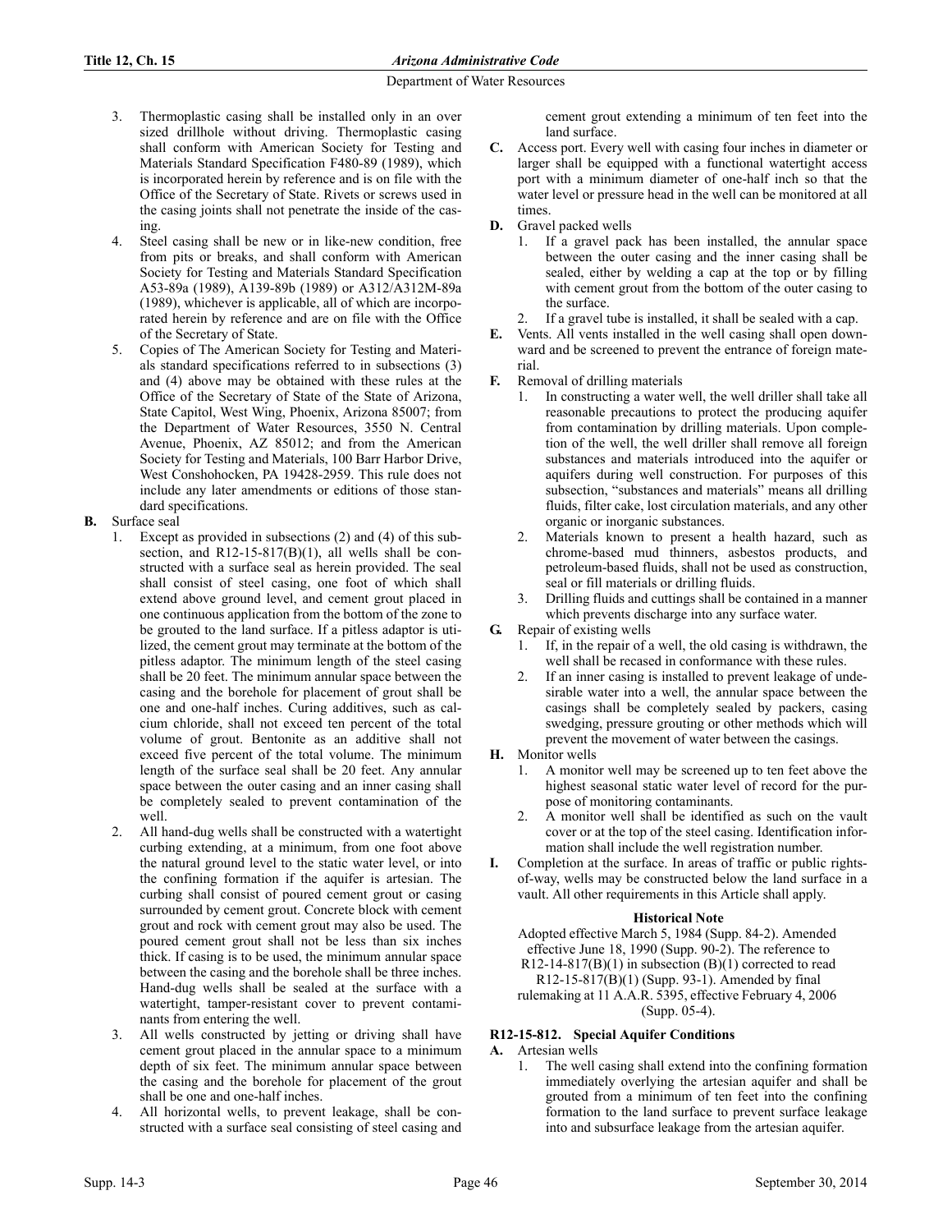3. Thermoplastic casing shall be installed only in an over sized drillhole without driving. Thermoplastic casing shall conform with American Society for Testing and Materials Standard Specification F480-89 (1989), which is incorporated herein by reference and is on file with the Office of the Secretary of State. Rivets or screws used in the casing joints shall not penetrate the inside of the casing.
4. Steel casing shall be new or in like-new condition, free from pits or breaks, and shall conform with American Society for Testing and Materials Standard Specification A53-89a (1989), A139-89b (1989) or A312/A312M-89a (1989), whichever is applicable, all of which are incorporated herein by reference and are on file with the Office of the Secretary of State.
5. Copies of The American Society for Testing and Materials standard specifications referred to in subsections (3) and (4) above may be obtained with these rules at the Office of the Secretary of State of the State of Arizona, State Capitol, West Wing, Phoenix, Arizona 85007; from the Department of Water Resources, 3550 N. Central Avenue, Phoenix, AZ 85012; and from the American Society for Testing and Materials, 100 Barr Harbor Drive, West Conshohocken, PA 19428-2959. This rule does not include any later amendments or editions of those standard specifications.

**B.** Surface seal

1. Except as provided in subsections (2) and (4) of this subsection, and R12-15-817(B)(1), all wells shall be constructed with a surface seal as herein provided. The seal shall consist of steel casing, one foot of which shall extend above ground level, and cement grout placed in one continuous application from the bottom of the zone to be grouted to the land surface. If a pitless adaptor is utilized, the cement grout may terminate at the bottom of the pitless adaptor. The minimum length of the steel casing shall be 20 feet. The minimum annular space between the casing and the borehole for placement of grout shall be one and one-half inches. Curing additives, such as calcium chloride, shall not exceed ten percent of the total volume of grout. Bentonite as an additive shall not exceed five percent of the total volume. The minimum length of the surface seal shall be 20 feet. Any annular space between the outer casing and an inner casing shall be completely sealed to prevent contamination of the well.
2. All hand-dug wells shall be constructed with a watertight curbing extending, at a minimum, from one foot above the natural ground level to the static water level, or into the confining formation if the aquifer is artesian. The curbing shall consist of poured cement grout or casing surrounded by cement grout. Concrete block with cement grout and rock with cement grout may also be used. The poured cement grout shall not be less than six inches thick. If casing is to be used, the minimum annular space between the casing and the borehole shall be three inches. Hand-dug wells shall be sealed at the surface with a watertight, tamper-resistant cover to prevent contaminants from entering the well.
3. All wells constructed by jetting or driving shall have cement grout placed in the annular space to a minimum depth of six feet. The minimum annular space between the casing and the borehole for placement of the grout shall be one and one-half inches.
4. All horizontal wells, to prevent leakage, shall be constructed with a surface seal consisting of steel casing and cement grout extending a minimum of ten feet into the land surface.

**C.** Access port. Every well with casing four inches in diameter or larger shall be equipped with a functional watertight access port with a minimum diameter of one-half inch so that the water level or pressure head in the well can be monitored at all times.

**D.** Gravel packed wells

1. If a gravel pack has been installed, the annular space between the outer casing and the inner casing shall be sealed, either by welding a cap at the top or by filling with cement grout from the bottom of the outer casing to the surface.
2. If a gravel tube is installed, it shall be sealed with a cap.

**E.** Vents. All vents installed in the well casing shall open downward and be screened to prevent the entrance of foreign material.

**F.** Removal of drilling materials

1. In constructing a water well, the well driller shall take all reasonable precautions to protect the producing aquifer from contamination by drilling materials. Upon completion of the well, the well driller shall remove all foreign substances and materials introduced into the aquifer or aquifers during well construction. For purposes of this subsection, "substances and materials" means all drilling fluids, filter cake, lost circulation materials, and any other organic or inorganic substances.
2. Materials known to present a health hazard, such as chrome-based mud thinners, asbestos products, and petroleum-based fluids, shall not be used as construction, seal or fill materials or drilling fluids.
3. Drilling fluids and cuttings shall be contained in a manner which prevents discharge into any surface water.

**G.** Repair of existing wells

1. If, in the repair of a well, the old casing is withdrawn, the well shall be recased in conformance with these rules.
2. If an inner casing is installed to prevent leakage of undesirable water into a well, the annular space between the casings shall be completely sealed by packers, casing swedging, pressure grouting or other methods which will prevent the movement of water between the casings.

**H.** Monitor wells

1. A monitor well may be screened up to ten feet above the highest seasonal static water level of record for the purpose of monitoring contaminants.
2. A monitor well shall be identified as such on the vault cover or at the top of the steel casing. Identification information shall include the well registration number.

**I.** Completion at the surface. In areas of traffic or public rights-of-way, wells may be constructed below the land surface in a vault. All other requirements in this Article shall apply.

**Historical Note**

Adopted effective March 5, 1984 (Supp. 84-2). Amended effective June 18, 1990 (Supp. 90-2). The reference to R12-14-817(B)(1) in subsection (B)(1) corrected to read R12-15-817(B)(1) (Supp. 93-1). Amended by final rulemaking at 11 A.A.R. 5395, effective February 4, 2006 (Supp. 05-4).

### R12-15-812. Special Aquifer Conditions

**A.** Artesian wells

1. The well casing shall extend into the confining formation immediately overlying the artesian aquifer and shall be grouted from a minimum of ten feet into the confining formation to the land surface to prevent surface leakage into and subsurface leakage from the artesian aquifer.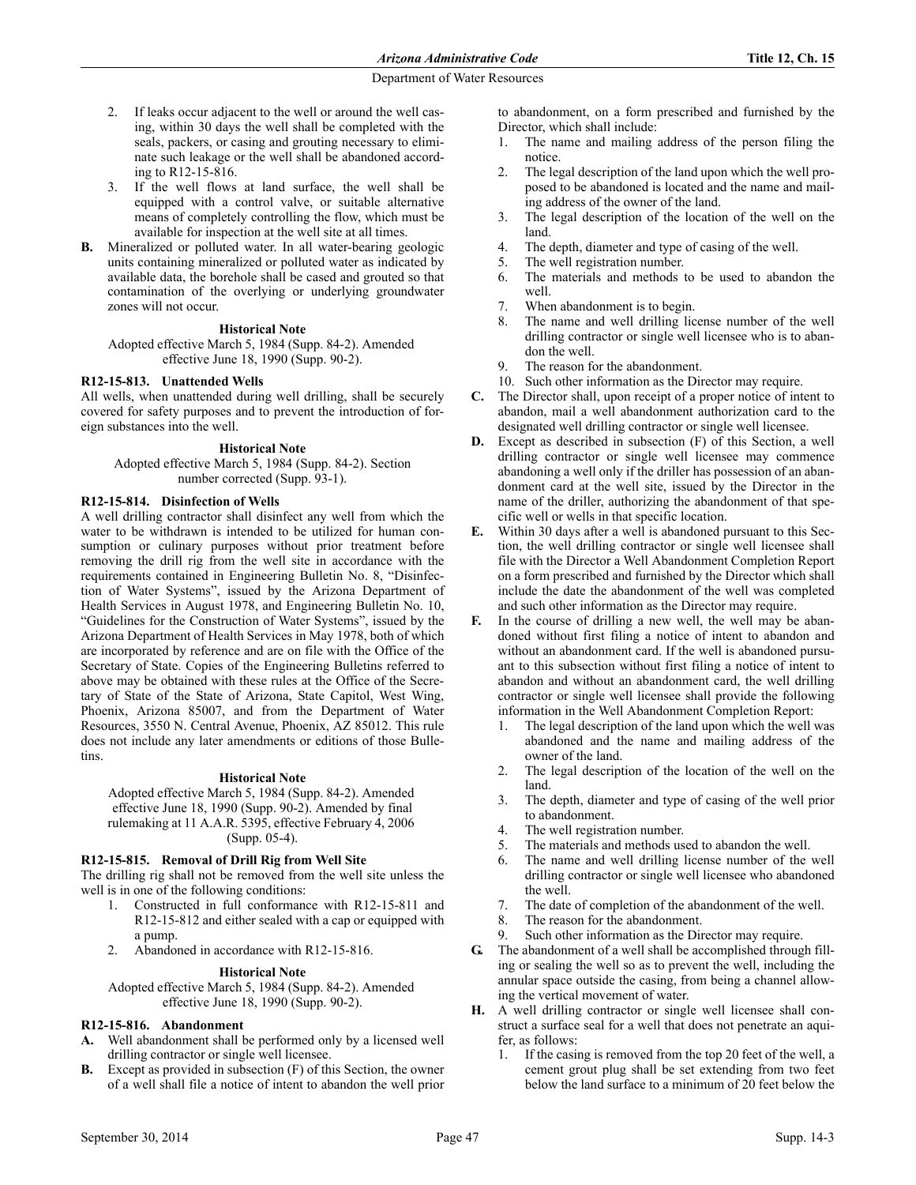2. If leaks occur adjacent to the well or around the well casing, within 30 days the well shall be completed with the seals, packers, or casing and grouting necessary to eliminate such leakage or the well shall be abandoned according to R12-15-816.
3. If the well flows at land surface, the well shall be equipped with a control valve, or suitable alternative means of completely controlling the flow, which must be available for inspection at the well site at all times.

**B.** Mineralized or polluted water. In all water-bearing geologic units containing mineralized or polluted water as indicated by available data, the borehole shall be cased and grouted so that contamination of the overlying or underlying groundwater zones will not occur.

**Historical Note**

Adopted effective March 5, 1984 (Supp. 84-2). Amended effective June 18, 1990 (Supp. 90-2).

### R12-15-813. Unattended Wells

All wells, when unattended during well drilling, shall be securely covered for safety purposes and to prevent the introduction of foreign substances into the well.

**Historical Note**

Adopted effective March 5, 1984 (Supp. 84-2). Section number corrected (Supp. 93-1).

### R12-15-814. Disinfection of Wells

A well drilling contractor shall disinfect any well from which the water to be withdrawn is intended to be utilized for human consumption or culinary purposes without prior treatment before removing the drill rig from the well site in accordance with the requirements contained in Engineering Bulletin No. 8, "Disinfection of Water Systems", issued by the Arizona Department of Health Services in August 1978, and Engineering Bulletin No. 10, "Guidelines for the Construction of Water Systems", issued by the Arizona Department of Health Services in May 1978, both of which are incorporated by reference and are on file with the Office of the Secretary of State. Copies of the Engineering Bulletins referred to above may be obtained with these rules at the Office of the Secretary of State of the State of Arizona, State Capitol, West Wing, Phoenix, Arizona 85007, and from the Department of Water Resources, 3550 N. Central Avenue, Phoenix, AZ 85012. This rule does not include any later amendments or editions of those Bulletins.

**Historical Note**

Adopted effective March 5, 1984 (Supp. 84-2). Amended effective June 18, 1990 (Supp. 90-2). Amended by final rulemaking at 11 A.A.R. 5395, effective February 4, 2006 (Supp. 05-4).

### R12-15-815. Removal of Drill Rig from Well Site

The drilling rig shall not be removed from the well site unless the well is in one of the following conditions:

1. Constructed in full conformance with R12-15-811 and R12-15-812 and either sealed with a cap or equipped with a pump.
2. Abandoned in accordance with R12-15-816.

**Historical Note**

Adopted effective March 5, 1984 (Supp. 84-2). Amended effective June 18, 1990 (Supp. 90-2).

### R12-15-816. Abandonment

**A.** Well abandonment shall be performed only by a licensed well drilling contractor or single well licensee.

**B.** Except as provided in subsection (F) of this Section, the owner of a well shall file a notice of intent to abandon the well prior to abandonment, on a form prescribed and furnished by the Director, which shall include:

1. The name and mailing address of the person filing the notice.
2. The legal description of the land upon which the well proposed to be abandoned is located and the name and mailing address of the owner of the land.
3. The legal description of the location of the well on the land.
4. The depth, diameter and type of casing of the well.
5. The well registration number.
6. The materials and methods to be used to abandon the well.
7. When abandonment is to begin.
8. The name and well drilling license number of the well drilling contractor or single well licensee who is to abandon the well.
9. The reason for the abandonment.
10. Such other information as the Director may require.

**C.** The Director shall, upon receipt of a proper notice of intent to abandon, mail a well abandonment authorization card to the designated well drilling contractor or single well licensee.

**D.** Except as described in subsection (F) of this Section, a well drilling contractor or single well licensee may commence abandoning a well only if the driller has possession of an abandonment card at the well site, issued by the Director in the name of the driller, authorizing the abandonment of that specific well or wells in that specific location.

**E.** Within 30 days after a well is abandoned pursuant to this Section, the well drilling contractor or single well licensee shall file with the Director a Well Abandonment Completion Report on a form prescribed and furnished by the Director which shall include the date the abandonment of the well was completed and such other information as the Director may require.

**F.** In the course of drilling a new well, the well may be abandoned without first filing a notice of intent to abandon and without an abandonment card. If the well is abandoned pursuant to this subsection without first filing a notice of intent to abandon and without an abandonment card, the well drilling contractor or single well licensee shall provide the following information in the Well Abandonment Completion Report:

1. The legal description of the land upon which the well was abandoned and the name and mailing address of the owner of the land.
2. The legal description of the location of the well on the land.
3. The depth, diameter and type of casing of the well prior to abandonment.
4. The well registration number.
5. The materials and methods used to abandon the well.
6. The name and well drilling license number of the well drilling contractor or single well licensee who abandoned the well.
7. The date of completion of the abandonment of the well.
8. The reason for the abandonment.
9. Such other information as the Director may require.

**G.** The abandonment of a well shall be accomplished through filling or sealing the well so as to prevent the well, including the annular space outside the casing, from being a channel allowing the vertical movement of water.

**H.** A well drilling contractor or single well licensee shall construct a surface seal for a well that does not penetrate an aquifer, as follows:

1. If the casing is removed from the top 20 feet of the well, a cement grout plug shall be set extending from two feet below the land surface to a minimum of 20 feet below the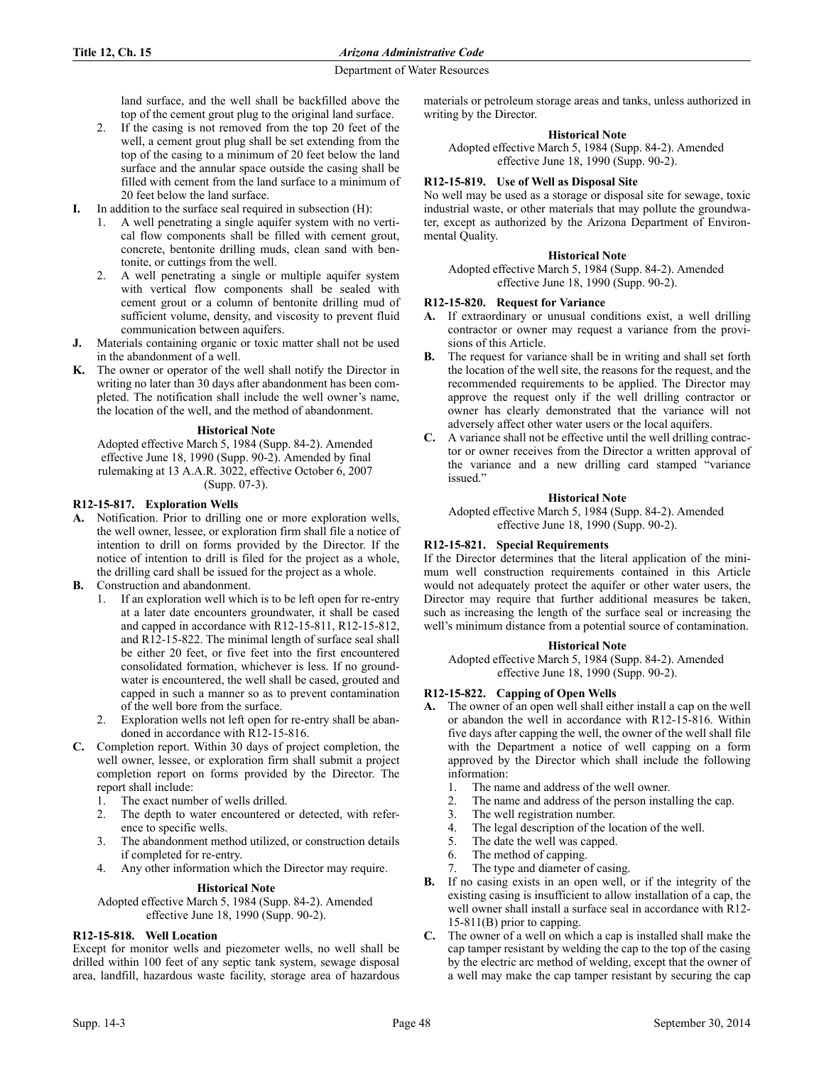land surface, and the well shall be backfilled above the top of the cement grout plug to the original land surface.

2. If the casing is not removed from the top 20 feet of the well, a cement grout plug shall be set extending from the top of the casing to a minimum of 20 feet below the land surface and the annular space outside the casing shall be filled with cement from the land surface to a minimum of 20 feet below the land surface.

**I.** In addition to the surface seal required in subsection (H):

1. A well penetrating a single aquifer system with no vertical flow components shall be filled with cement grout, concrete, bentonite drilling muds, clean sand with bentonite, or cuttings from the well.
2. A well penetrating a single or multiple aquifer system with vertical flow components shall be sealed with cement grout or a column of bentonite drilling mud of sufficient volume, density, and viscosity to prevent fluid communication between aquifers.

**J.** Materials containing organic or toxic matter shall not be used in the abandonment of a well.

**K.** The owner or operator of the well shall notify the Director in writing no later than 30 days after abandonment has been completed. The notification shall include the well owner's name, the location of the well, and the method of abandonment.

**Historical Note**

Adopted effective March 5, 1984 (Supp. 84-2). Amended effective June 18, 1990 (Supp. 90-2). Amended by final rulemaking at 13 A.A.R. 3022, effective October 6, 2007 (Supp. 07-3).

### R12-15-817. Exploration Wells

**A.** Notification. Prior to drilling one or more exploration wells, the well owner, lessee, or exploration firm shall file a notice of intention to drill on forms provided by the Director. If the notice of intention to drill is filed for the project as a whole, the drilling card shall be issued for the project as a whole.

**B.** Construction and abandonment.

1. If an exploration well which is to be left open for re-entry at a later date encounters groundwater, it shall be cased and capped in accordance with R12-15-811, R12-15-812, and R12-15-822. The minimal length of surface seal shall be either 20 feet, or five feet into the first encountered consolidated formation, whichever is less. If no groundwater is encountered, the well shall be cased, grouted and capped in such a manner so as to prevent contamination of the well bore from the surface.
2. Exploration wells not left open for re-entry shall be abandoned in accordance with R12-15-816.

**C.** Completion report. Within 30 days of project completion, the well owner, lessee, or exploration firm shall submit a project completion report on forms provided by the Director. The report shall include:

1. The exact number of wells drilled.
2. The depth to water encountered or detected, with reference to specific wells.
3. The abandonment method utilized, or construction details if completed for re-entry.
4. Any other information which the Director may require.

**Historical Note**

Adopted effective March 5, 1984 (Supp. 84-2). Amended effective June 18, 1990 (Supp. 90-2).

### R12-15-818. Well Location

Except for monitor wells and piezometer wells, no well shall be drilled within 100 feet of any septic tank system, sewage disposal area, landfill, hazardous waste facility, storage area of hazardous materials or petroleum storage areas and tanks, unless authorized in writing by the Director.

**Historical Note**

Adopted effective March 5, 1984 (Supp. 84-2). Amended effective June 18, 1990 (Supp. 90-2).

### R12-15-819. Use of Well as Disposal Site

No well may be used as a storage or disposal site for sewage, toxic industrial waste, or other materials that may pollute the groundwater, except as authorized by the Arizona Department of Environmental Quality.

**Historical Note**

Adopted effective March 5, 1984 (Supp. 84-2). Amended effective June 18, 1990 (Supp. 90-2).

### R12-15-820. Request for Variance

**A.** If extraordinary or unusual conditions exist, a well drilling contractor or owner may request a variance from the provisions of this Article.

**B.** The request for variance shall be in writing and shall set forth the location of the well site, the reasons for the request, and the recommended requirements to be applied. The Director may approve the request only if the well drilling contractor or owner has clearly demonstrated that the variance will not adversely affect other water users or the local aquifers.

**C.** A variance shall not be effective until the well drilling contractor or owner receives from the Director a written approval of the variance and a new drilling card stamped "variance issued."

**Historical Note**

Adopted effective March 5, 1984 (Supp. 84-2). Amended effective June 18, 1990 (Supp. 90-2).

### R12-15-821. Special Requirements

If the Director determines that the literal application of the minimum well construction requirements contained in this Article would not adequately protect the aquifer or other water users, the Director may require that further additional measures be taken, such as increasing the length of the surface seal or increasing the well's minimum distance from a potential source of contamination.

**Historical Note**

Adopted effective March 5, 1984 (Supp. 84-2). Amended effective June 18, 1990 (Supp. 90-2).

### R12-15-822. Capping of Open Wells

**A.** The owner of an open well shall either install a cap on the well or abandon the well in accordance with R12-15-816. Within five days after capping the well, the owner of the well shall file with the Department a notice of well capping on a form approved by the Director which shall include the following information:

1. The name and address of the well owner.
2. The name and address of the person installing the cap.
3. The well registration number.
4. The legal description of the location of the well.
5. The date the well was capped.
6. The method of capping.
7. The type and diameter of casing.

**B.** If no casing exists in an open well, or if the integrity of the existing casing is insufficient to allow installation of a cap, the well owner shall install a surface seal in accordance with R12-15-811(B) prior to capping.

**C.** The owner of a well on which a cap is installed shall make the cap tamper resistant by welding the cap to the top of the casing by the electric arc method of welding, except that the owner of a well may make the cap tamper resistant by securing the cap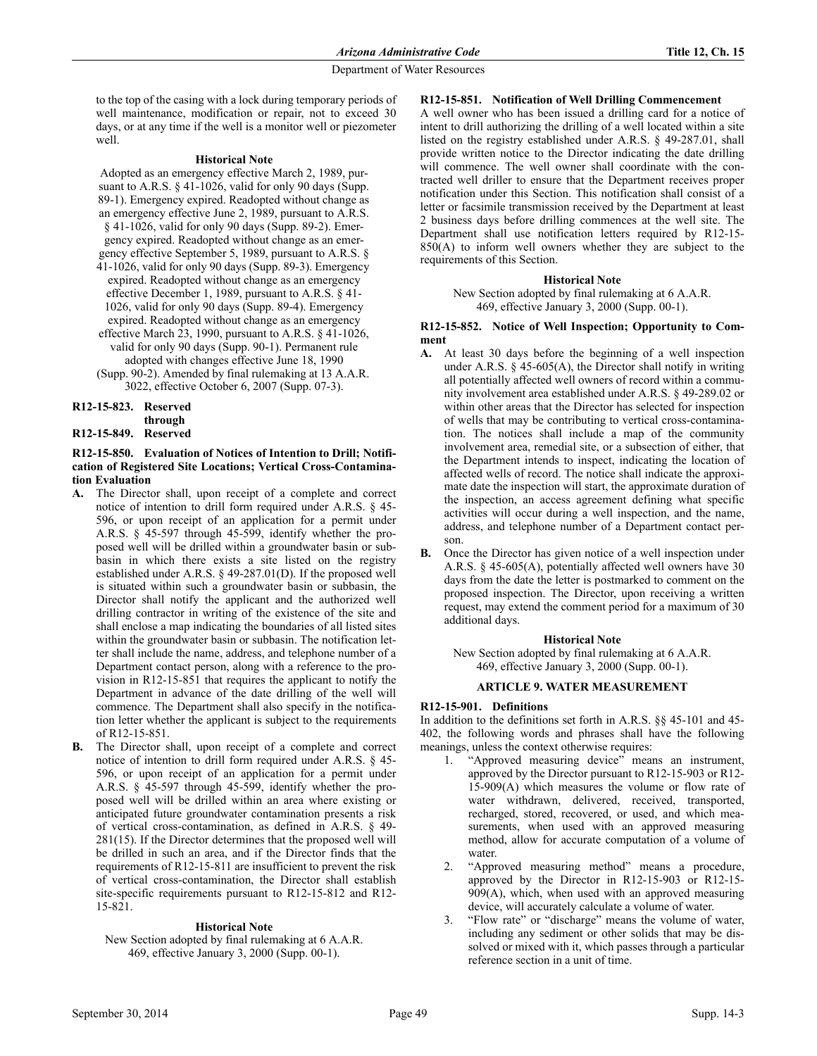to the top of the casing with a lock during temporary periods of well maintenance, modification or repair, not to exceed 30 days, or at any time if the well is a monitor well or piezometer well.

**Historical Note**

Adopted as an emergency effective March 2, 1989, pursuant to A.R.S. § 41-1026, valid for only 90 days (Supp. 89-1). Emergency expired. Readopted without change as an emergency effective June 2, 1989, pursuant to A.R.S. § 41-1026, valid for only 90 days (Supp. 89-2). Emergency expired. Readopted without change as an emergency effective September 5, 1989, pursuant to A.R.S. § 41-1026, valid for only 90 days (Supp. 89-3). Emergency expired. Readopted without change as an emergency effective December 1, 1989, pursuant to A.R.S. § 41-1026, valid for only 90 days (Supp. 89-4). Emergency expired. Readopted without change as an emergency effective March 23, 1990, pursuant to A.R.S. § 41-1026, valid for only 90 days (Supp. 90-1). Permanent rule adopted with changes effective June 18, 1990 (Supp. 90-2). Amended by final rulemaking at 13 A.A.R. 3022, effective October 6, 2007 (Supp. 07-3).

**R12-15-823. Reserved**
**through**
**R12-15-849. Reserved**

**R12-15-850. Evaluation of Notices of Intention to Drill; Notification of Registered Site Locations; Vertical Cross-Contamination Evaluation**

**A.** The Director shall, upon receipt of a complete and correct notice of intention to drill form required under A.R.S. § 45-596, or upon receipt of an application for a permit under A.R.S. § 45-597 through 45-599, identify whether the proposed well will be drilled within a groundwater basin or subbasin in which there exists a site listed on the registry established under A.R.S. § 49-287.01(D). If the proposed well is situated within such a groundwater basin or subbasin, the Director shall notify the applicant and the authorized well drilling contractor in writing of the existence of the site and shall enclose a map indicating the boundaries of all listed sites within the groundwater basin or subbasin. The notification letter shall include the name, address, and telephone number of a Department contact person, along with a reference to the provision in R12-15-851 that requires the applicant to notify the Department in advance of the date drilling of the well will commence. The Department shall also specify in the notification letter whether the applicant is subject to the requirements of R12-15-851.

**B.** The Director shall, upon receipt of a complete and correct notice of intention to drill form required under A.R.S. § 45-596, or upon receipt of an application for a permit under A.R.S. § 45-597 through 45-599, identify whether the proposed well will be drilled within an area where existing or anticipated future groundwater contamination presents a risk of vertical cross-contamination, as defined in A.R.S. § 49-281(15). If the Director determines that the proposed well will be drilled in such an area, and if the Director finds that the requirements of R12-15-811 are insufficient to prevent the risk of vertical cross-contamination, the Director shall establish site-specific requirements pursuant to R12-15-812 and R12-15-821.

**Historical Note**

New Section adopted by final rulemaking at 6 A.A.R. 469, effective January 3, 2000 (Supp. 00-1).

**R12-15-851. Notification of Well Drilling Commencement**

A well owner who has been issued a drilling card for a notice of intent to drill authorizing the drilling of a well located within a site listed on the registry established under A.R.S. § 49-287.01, shall provide written notice to the Director indicating the date drilling will commence. The well owner shall coordinate with the contracted well driller to ensure that the Department receives proper notification under this Section. This notification shall consist of a letter or facsimile transmission received by the Department at least 2 business days before drilling commences at the well site. The Department shall use notification letters required by R12-15-850(A) to inform well owners whether they are subject to the requirements of this Section.

**Historical Note**

New Section adopted by final rulemaking at 6 A.A.R. 469, effective January 3, 2000 (Supp. 00-1).

**R12-15-852. Notice of Well Inspection; Opportunity to Comment**

**A.** At least 30 days before the beginning of a well inspection under A.R.S. § 45-605(A), the Director shall notify in writing all potentially affected well owners of record within a community involvement area established under A.R.S. § 49-289.02 or within other areas that the Director has selected for inspection of wells that may be contributing to vertical cross-contamination. The notices shall include a map of the community involvement area, remedial site, or a subsection of either, that the Department intends to inspect, indicating the location of affected wells of record. The notice shall indicate the approximate date the inspection will start, the approximate duration of the inspection, an access agreement defining what specific activities will occur during a well inspection, and the name, address, and telephone number of a Department contact person.

**B.** Once the Director has given notice of a well inspection under A.R.S. § 45-605(A), potentially affected well owners have 30 days from the date the letter is postmarked to comment on the proposed inspection. The Director, upon receiving a written request, may extend the comment period for a maximum of 30 additional days.

**Historical Note**

New Section adopted by final rulemaking at 6 A.A.R. 469, effective January 3, 2000 (Supp. 00-1).

## ARTICLE 9. WATER MEASUREMENT

**R12-15-901. Definitions**

In addition to the definitions set forth in A.R.S. §§ 45-101 and 45-402, the following words and phrases shall have the following meanings, unless the context otherwise requires:

1. "Approved measuring device" means an instrument, approved by the Director pursuant to R12-15-903 or R12-15-909(A) which measures the volume or flow rate of water withdrawn, delivered, received, transported, recharged, stored, recovered, or used, and which measurements, when used with an approved measuring method, allow for accurate computation of a volume of water.
2. "Approved measuring method" means a procedure, approved by the Director in R12-15-903 or R12-15-909(A), which, when used with an approved measuring device, will accurately calculate a volume of water.
3. "Flow rate" or "discharge" means the volume of water, including any sediment or other solids that may be dissolved or mixed with it, which passes through a particular reference section in a unit of time.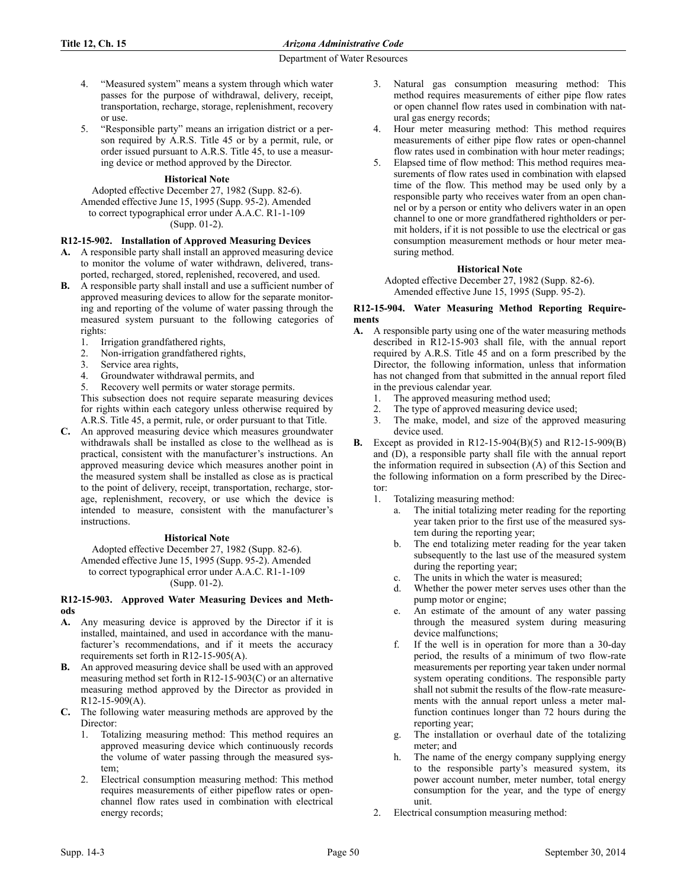4. "Measured system" means a system through which water passes for the purpose of withdrawal, delivery, receipt, transportation, recharge, storage, replenishment, recovery or use.
5. "Responsible party" means an irrigation district or a person required by A.R.S. Title 45 or by a permit, rule, or order issued pursuant to A.R.S. Title 45, to use a measuring device or method approved by the Director.

**Historical Note**

Adopted effective December 27, 1982 (Supp. 82-6). Amended effective June 15, 1995 (Supp. 95-2). Amended to correct typographical error under A.A.C. R1-1-109 (Supp. 01-2).

### R12-15-902. Installation of Approved Measuring Devices

**A.** A responsible party shall install an approved measuring device to monitor the volume of water withdrawn, delivered, transported, recharged, stored, replenished, recovered, and used.

**B.** A responsible party shall install and use a sufficient number of approved measuring devices to allow for the separate monitoring and reporting of the volume of water passing through the measured system pursuant to the following categories of rights:
1. Irrigation grandfathered rights,
2. Non-irrigation grandfathered rights,
3. Service area rights,
4. Groundwater withdrawal permits, and
5. Recovery well permits or water storage permits.

This subsection does not require separate measuring devices for rights within each category unless otherwise required by A.R.S. Title 45, a permit, rule, or order pursuant to that Title.

**C.** An approved measuring device which measures groundwater withdrawals shall be installed as close to the wellhead as is practical, consistent with the manufacturer's instructions. An approved measuring device which measures another point in the measured system shall be installed as close as is practical to the point of delivery, receipt, transportation, recharge, storage, replenishment, recovery, or use which the device is intended to measure, consistent with the manufacturer's instructions.

**Historical Note**

Adopted effective December 27, 1982 (Supp. 82-6). Amended effective June 15, 1995 (Supp. 95-2). Amended to correct typographical error under A.A.C. R1-1-109 (Supp. 01-2).

### R12-15-903. Approved Water Measuring Devices and Methods

**A.** Any measuring device is approved by the Director if it is installed, maintained, and used in accordance with the manufacturer's recommendations, and if it meets the accuracy requirements set forth in R12-15-905(A).

**B.** An approved measuring device shall be used with an approved measuring method set forth in R12-15-903(C) or an alternative measuring method approved by the Director as provided in R12-15-909(A).

**C.** The following water measuring methods are approved by the Director:
1. Totalizing measuring method: This method requires an approved measuring device which continuously records the volume of water passing through the measured system;
2. Electrical consumption measuring method: This method requires measurements of either pipeflow rates or open-channel flow rates used in combination with electrical energy records;
3. Natural gas consumption measuring method: This method requires measurements of either pipe flow rates or open channel flow rates used in combination with natural gas energy records;
4. Hour meter measuring method: This method requires measurements of either pipe flow rates or open-channel flow rates used in combination with hour meter readings;
5. Elapsed time of flow method: This method requires measurements of flow rates used in combination with elapsed time of the flow. This method may be used only by a responsible party who receives water from an open channel or by a person or entity who delivers water in an open channel to one or more grandfathered rightholders or permit holders, if it is not possible to use the electrical or gas consumption measurement methods or hour meter measuring method.

**Historical Note**

Adopted effective December 27, 1982 (Supp. 82-6). Amended effective June 15, 1995 (Supp. 95-2).

### R12-15-904. Water Measuring Method Reporting Requirements

**A.** A responsible party using one of the water measuring methods described in R12-15-903 shall file, with the annual report required by A.R.S. Title 45 and on a form prescribed by the Director, the following information, unless that information has not changed from that submitted in the annual report filed in the previous calendar year.
1. The approved measuring method used;
2. The type of approved measuring device used;
3. The make, model, and size of the approved measuring device used.

**B.** Except as provided in R12-15-904(B)(5) and R12-15-909(B) and (D), a responsible party shall file with the annual report the information required in subsection (A) of this Section and the following information on a form prescribed by the Director:
1. Totalizing measuring method:
   a. The initial totalizing meter reading for the reporting year taken prior to the first use of the measured system during the reporting year;
   b. The end totalizing meter reading for the year taken subsequently to the last use of the measured system during the reporting year;
   c. The units in which the water is measured;
   d. Whether the power meter serves uses other than the pump motor or engine;
   e. An estimate of the amount of any water passing through the measured system during measuring device malfunctions;
   f. If the well is in operation for more than a 30-day period, the results of a minimum of two flow-rate measurements per reporting year taken under normal system operating conditions. The responsible party shall not submit the results of the flow-rate measurements with the annual report unless a meter malfunction continues longer than 72 hours during the reporting year;
   g. The installation or overhaul date of the totalizing meter; and
   h. The name of the energy company supplying energy to the responsible party's measured system, its power account number, meter number, total energy consumption for the year, and the type of energy unit.
2. Electrical consumption measuring method: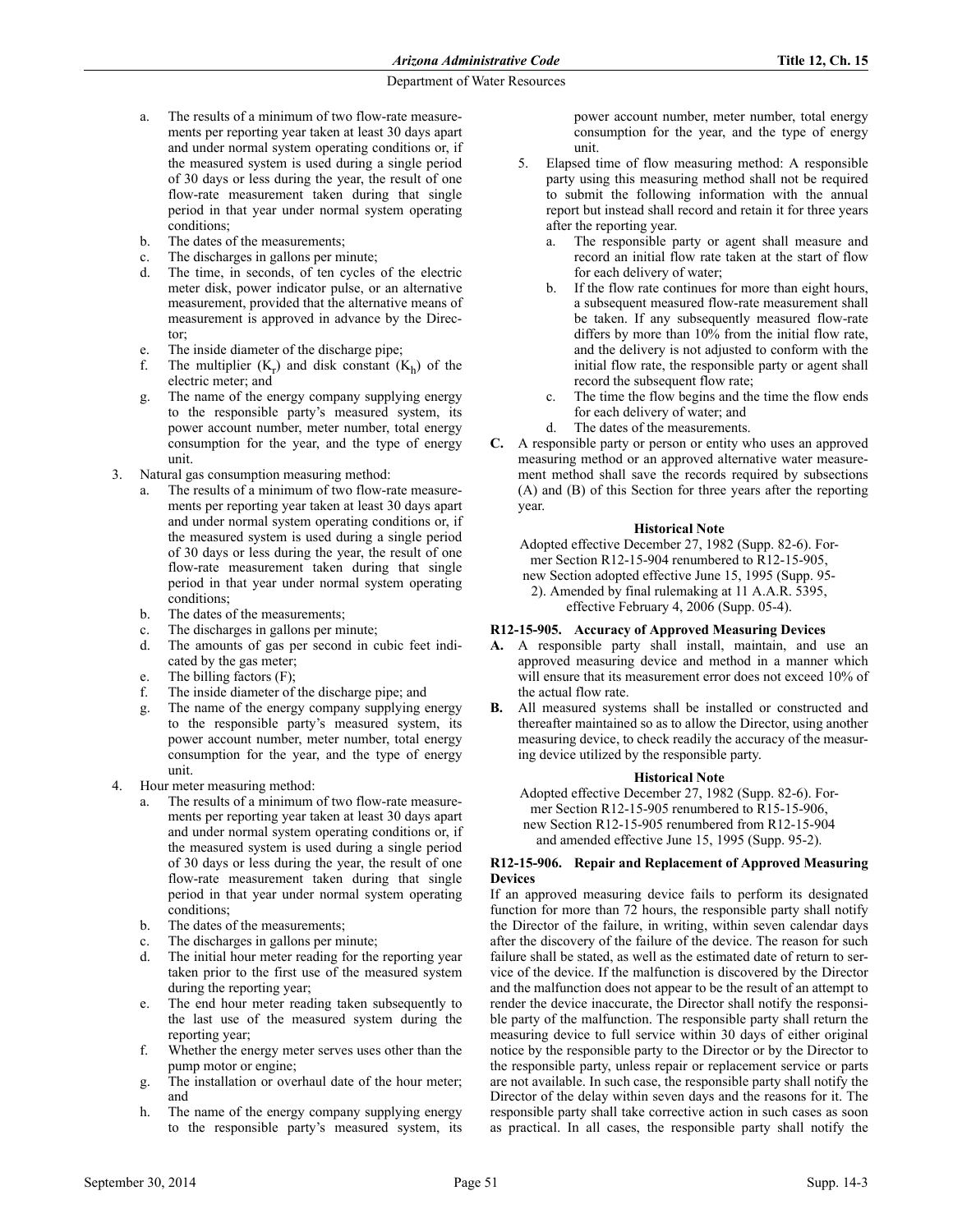a. The results of a minimum of two flow-rate measurements per reporting year taken at least 30 days apart and under normal system operating conditions or, if the measured system is used during a single period of 30 days or less during the year, the result of one flow-rate measurement taken during that single period in that year under normal system operating conditions;
b. The dates of the measurements;
c. The discharges in gallons per minute;
d. The time, in seconds, of ten cycles of the electric meter disk, power indicator pulse, or an alternative measurement, provided that the alternative means of measurement is approved in advance by the Director;
e. The inside diameter of the discharge pipe;
f. The multiplier ($K_r$) and disk constant ($K_h$) of the electric meter; and
g. The name of the energy company supplying energy to the responsible party's measured system, its power account number, meter number, total energy consumption for the year, and the type of energy unit.

3. Natural gas consumption measuring method:
   a. The results of a minimum of two flow-rate measurements per reporting year taken at least 30 days apart and under normal system operating conditions or, if the measured system is used during a single period of 30 days or less during the year, the result of one flow-rate measurement taken during that single period in that year under normal system operating conditions;
   b. The dates of the measurements;
   c. The discharges in gallons per minute;
   d. The amounts of gas per second in cubic feet indicated by the gas meter;
   e. The billing factors (F);
   f. The inside diameter of the discharge pipe; and
   g. The name of the energy company supplying energy to the responsible party's measured system, its power account number, meter number, total energy consumption for the year, and the type of energy unit.
4. Hour meter measuring method:
   a. The results of a minimum of two flow-rate measurements per reporting year taken at least 30 days apart and under normal system operating conditions or, if the measured system is used during a single period of 30 days or less during the year, the result of one flow-rate measurement taken during that single period in that year under normal system operating conditions;
   b. The dates of the measurements;
   c. The discharges in gallons per minute;
   d. The initial hour meter reading for the reporting year taken prior to the first use of the measured system during the reporting year;
   e. The end hour meter reading taken subsequently to the last use of the measured system during the reporting year;
   f. Whether the energy meter serves uses other than the pump motor or engine;
   g. The installation or overhaul date of the hour meter; and
   h. The name of the energy company supplying energy to the responsible party's measured system, its power account number, meter number, total energy consumption for the year, and the type of energy unit.
5. Elapsed time of flow measuring method: A responsible party using this measuring method shall not be required to submit the following information with the annual report but instead shall record and retain it for three years after the reporting year.
   a. The responsible party or agent shall measure and record an initial flow rate taken at the start of flow for each delivery of water;
   b. If the flow rate continues for more than eight hours, a subsequent measured flow-rate measurement shall be taken. If any subsequently measured flow-rate differs by more than 10% from the initial flow rate, and the delivery is not adjusted to conform with the initial flow rate, the responsible party or agent shall record the subsequent flow rate;
   c. The time the flow begins and the time the flow ends for each delivery of water; and
   d. The dates of the measurements.

**C.** A responsible party or person or entity who uses an approved measuring method or an approved alternative water measurement method shall save the records required by subsections (A) and (B) of this Section for three years after the reporting year.

**Historical Note**

Adopted effective December 27, 1982 (Supp. 82-6). Former Section R12-15-904 renumbered to R12-15-905, new Section adopted effective June 15, 1995 (Supp. 95-2). Amended by final rulemaking at 11 A.A.R. 5395, effective February 4, 2006 (Supp. 05-4).

### R12-15-905. Accuracy of Approved Measuring Devices

**A.** A responsible party shall install, maintain, and use an approved measuring device and method in a manner which will ensure that its measurement error does not exceed 10% of the actual flow rate.

**B.** All measured systems shall be installed or constructed and thereafter maintained so as to allow the Director, using another measuring device, to check readily the accuracy of the measuring device utilized by the responsible party.

**Historical Note**

Adopted effective December 27, 1982 (Supp. 82-6). Former Section R12-15-905 renumbered to R15-15-906, new Section R12-15-905 renumbered from R12-15-904 and amended effective June 15, 1995 (Supp. 95-2).

### R12-15-906. Repair and Replacement of Approved Measuring Devices

If an approved measuring device fails to perform its designated function for more than 72 hours, the responsible party shall notify the Director of the failure, in writing, within seven calendar days after the discovery of the failure of the device. The reason for such failure shall be stated, as well as the estimated date of return to service of the device. If the malfunction is discovered by the Director and the malfunction does not appear to be the result of an attempt to render the device inaccurate, the Director shall notify the responsible party of the malfunction. The responsible party shall return the measuring device to full service within 30 days of either original notice by the responsible party to the Director or by the Director to the responsible party, unless repair or replacement service or parts are not available. In such case, the responsible party shall notify the Director of the delay within seven days and the reasons for it. The responsible party shall take corrective action in such cases as soon as practical. In all cases, the responsible party shall notify the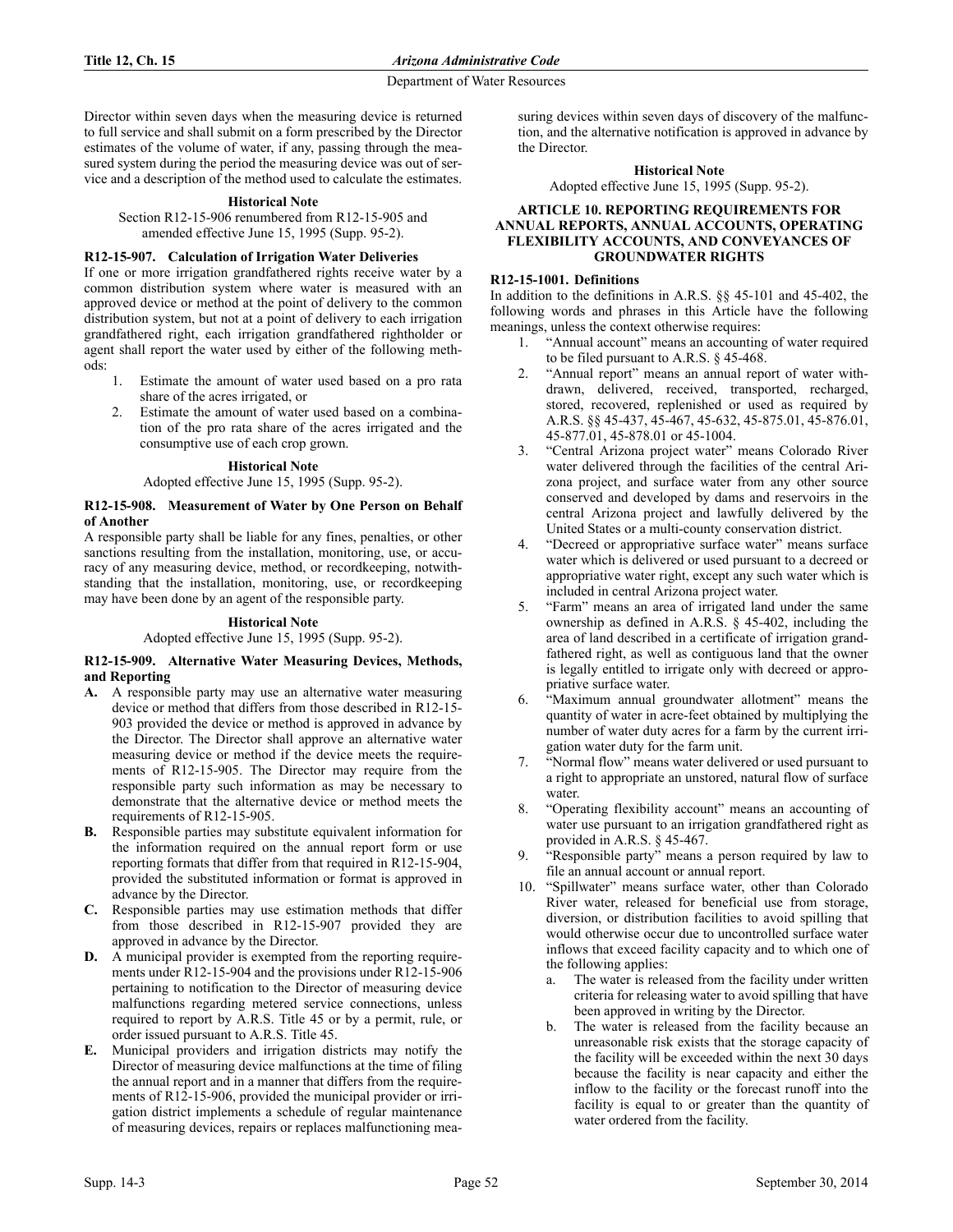Director within seven days when the measuring device is returned to full service and shall submit on a form prescribed by the Director estimates of the volume of water, if any, passing through the measured system during the period the measuring device was out of service and a description of the method used to calculate the estimates.

**Historical Note**

Section R12-15-906 renumbered from R12-15-905 and amended effective June 15, 1995 (Supp. 95-2).

### R12-15-907. Calculation of Irrigation Water Deliveries

If one or more irrigation grandfathered rights receive water by a common distribution system where water is measured with an approved device or method at the point of delivery to the common distribution system, but not at a point of delivery to each irrigation grandfathered right, each irrigation grandfathered rightholder or agent shall report the water used by either of the following methods:

1. Estimate the amount of water used based on a pro rata share of the acres irrigated, or
2. Estimate the amount of water used based on a combination of the pro rata share of the acres irrigated and the consumptive use of each crop grown.

**Historical Note**

Adopted effective June 15, 1995 (Supp. 95-2).

### R12-15-908. Measurement of Water by One Person on Behalf of Another

A responsible party shall be liable for any fines, penalties, or other sanctions resulting from the installation, monitoring, use, or accuracy of any measuring device, method, or recordkeeping, notwithstanding that the installation, monitoring, use, or recordkeeping may have been done by an agent of the responsible party.

**Historical Note**

Adopted effective June 15, 1995 (Supp. 95-2).

### R12-15-909. Alternative Water Measuring Devices, Methods, and Reporting

**A.** A responsible party may use an alternative water measuring device or method that differs from those described in R12-15-903 provided the device or method is approved in advance by the Director. The Director shall approve an alternative water measuring device or method if the device meets the requirements of R12-15-905. The Director may require from the responsible party such information as may be necessary to demonstrate that the alternative device or method meets the requirements of R12-15-905.

**B.** Responsible parties may substitute equivalent information for the information required on the annual report form or use reporting formats that differ from that required in R12-15-904, provided the substituted information or format is approved in advance by the Director.

**C.** Responsible parties may use estimation methods that differ from those described in R12-15-907 provided they are approved in advance by the Director.

**D.** A municipal provider is exempted from the reporting requirements under R12-15-904 and the provisions under R12-15-906 pertaining to notification to the Director of measuring device malfunctions regarding metered service connections, unless required to report by A.R.S. Title 45 or by a permit, rule, or order issued pursuant to A.R.S. Title 45.

**E.** Municipal providers and irrigation districts may notify the Director of measuring device malfunctions at the time of filing the annual report and in a manner that differs from the requirements of R12-15-906, provided the municipal provider or irrigation district implements a schedule of regular maintenance of measuring devices, repairs or replaces malfunctioning measuring devices within seven days of discovery of the malfunction, and the alternative notification is approved in advance by the Director.

**Historical Note**

Adopted effective June 15, 1995 (Supp. 95-2).

## ARTICLE 10. REPORTING REQUIREMENTS FOR ANNUAL REPORTS, ANNUAL ACCOUNTS, OPERATING FLEXIBILITY ACCOUNTS, AND CONVEYANCES OF GROUNDWATER RIGHTS

### R12-15-1001. Definitions

In addition to the definitions in A.R.S. §§ 45-101 and 45-402, the following words and phrases in this Article have the following meanings, unless the context otherwise requires:

1. "Annual account" means an accounting of water required to be filed pursuant to A.R.S. § 45-468.
2. "Annual report" means an annual report of water withdrawn, delivered, received, transported, recharged, stored, recovered, replenished or used as required by A.R.S. §§ 45-437, 45-467, 45-632, 45-875.01, 45-876.01, 45-877.01, 45-878.01 or 45-1004.
3. "Central Arizona project water" means Colorado River water delivered through the facilities of the central Arizona project, and surface water from any other source conserved and developed by dams and reservoirs in the central Arizona project and lawfully delivered by the United States or a multi-county conservation district.
4. "Decreed or appropriative surface water" means surface water which is delivered or used pursuant to a decreed or appropriative water right, except any such water which is included in central Arizona project water.
5. "Farm" means an area of irrigated land under the same ownership as defined in A.R.S. § 45-402, including the area of land described in a certificate of irrigation grandfathered right, as well as contiguous land that the owner is legally entitled to irrigate only with decreed or appropriative surface water.
6. "Maximum annual groundwater allotment" means the quantity of water in acre-feet obtained by multiplying the number of water duty acres for a farm by the current irrigation water duty for the farm unit.
7. "Normal flow" means water delivered or used pursuant to a right to appropriate an unstored, natural flow of surface water.
8. "Operating flexibility account" means an accounting of water use pursuant to an irrigation grandfathered right as provided in A.R.S. § 45-467.
9. "Responsible party" means a person required by law to file an annual account or annual report.
10. "Spillwater" means surface water, other than Colorado River water, released for beneficial use from storage, diversion, or distribution facilities to avoid spilling that would otherwise occur due to uncontrolled surface water inflows that exceed facility capacity and to which one of the following applies:
    a. The water is released from the facility under written criteria for releasing water to avoid spilling that have been approved in writing by the Director.
    b. The water is released from the facility because an unreasonable risk exists that the storage capacity of the facility will be exceeded within the next 30 days because the facility is near capacity and either the inflow to the facility or the forecast runoff into the facility is equal to or greater than the quantity of water ordered from the facility.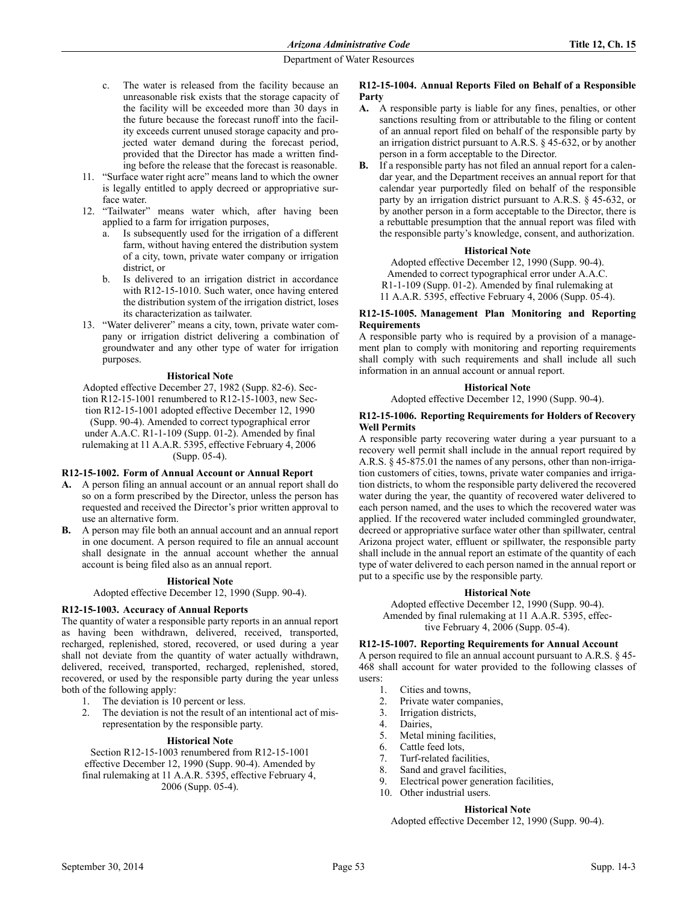c. The water is released from the facility because an unreasonable risk exists that the storage capacity of the facility will be exceeded more than 30 days in the future because the forecast runoff into the facility exceeds current unused storage capacity and projected water demand during the forecast period, provided that the Director has made a written finding before the release that the forecast is reasonable.

11. "Surface water right acre" means land to which the owner is legally entitled to apply decreed or appropriative surface water.
12. "Tailwater" means water which, after having been applied to a farm for irrigation purposes,
    a. Is subsequently used for the irrigation of a different farm, without having entered the distribution system of a city, town, private water company or irrigation district, or
    b. Is delivered to an irrigation district in accordance with R12-15-1010. Such water, once having entered the distribution system of the irrigation district, loses its characterization as tailwater.
13. "Water deliverer" means a city, town, private water company or irrigation district delivering a combination of groundwater and any other type of water for irrigation purposes.

**Historical Note**

Adopted effective December 27, 1982 (Supp. 82-6). Section R12-15-1001 renumbered to R12-15-1003, new Section R12-15-1001 adopted effective December 12, 1990 (Supp. 90-4). Amended to correct typographical error under A.A.C. R1-1-109 (Supp. 01-2). Amended by final rulemaking at 11 A.A.R. 5395, effective February 4, 2006 (Supp. 05-4).

### R12-15-1002. Form of Annual Account or Annual Report

**A.** A person filing an annual account or an annual report shall do so on a form prescribed by the Director, unless the person has requested and received the Director's prior written approval to use an alternative form.

**B.** A person may file both an annual account and an annual report in one document. A person required to file an annual account shall designate in the annual account whether the annual account is being filed also as an annual report.

**Historical Note**

Adopted effective December 12, 1990 (Supp. 90-4).

### R12-15-1003. Accuracy of Annual Reports

The quantity of water a responsible party reports in an annual report as having been withdrawn, delivered, received, transported, recharged, replenished, stored, recovered, or used during a year shall not deviate from the quantity of water actually withdrawn, delivered, received, transported, recharged, replenished, stored, recovered, or used by the responsible party during the year unless both of the following apply:

1. The deviation is 10 percent or less.
2. The deviation is not the result of an intentional act of misrepresentation by the responsible party.

**Historical Note**

Section R12-15-1003 renumbered from R12-15-1001 effective December 12, 1990 (Supp. 90-4). Amended by final rulemaking at 11 A.A.R. 5395, effective February 4, 2006 (Supp. 05-4).

### R12-15-1004. Annual Reports Filed on Behalf of a Responsible Party

**A.** A responsible party is liable for any fines, penalties, or other sanctions resulting from or attributable to the filing or content of an annual report filed on behalf of the responsible party by an irrigation district pursuant to A.R.S. § 45-632, or by another person in a form acceptable to the Director.

**B.** If a responsible party has not filed an annual report for a calendar year, and the Department receives an annual report for that calendar year purportedly filed on behalf of the responsible party by an irrigation district pursuant to A.R.S. § 45-632, or by another person in a form acceptable to the Director, there is a rebuttable presumption that the annual report was filed with the responsible party's knowledge, consent, and authorization.

**Historical Note**

Adopted effective December 12, 1990 (Supp. 90-4). Amended to correct typographical error under A.A.C. R1-1-109 (Supp. 01-2). Amended by final rulemaking at 11 A.A.R. 5395, effective February 4, 2006 (Supp. 05-4).

### R12-15-1005. Management Plan Monitoring and Reporting Requirements

A responsible party who is required by a provision of a management plan to comply with monitoring and reporting requirements shall comply with such requirements and shall include all such information in an annual account or annual report.

**Historical Note**

Adopted effective December 12, 1990 (Supp. 90-4).

### R12-15-1006. Reporting Requirements for Holders of Recovery Well Permits

A responsible party recovering water during a year pursuant to a recovery well permit shall include in the annual report required by A.R.S. § 45-875.01 the names of any persons, other than non-irrigation customers of cities, towns, private water companies and irrigation districts, to whom the responsible party delivered the recovered water during the year, the quantity of recovered water delivered to each person named, and the uses to which the recovered water was applied. If the recovered water included commingled groundwater, decreed or appropriative surface water other than spillwater, central Arizona project water, effluent or spillwater, the responsible party shall include in the annual report an estimate of the quantity of each type of water delivered to each person named in the annual report or put to a specific use by the responsible party.

**Historical Note**

Adopted effective December 12, 1990 (Supp. 90-4). Amended by final rulemaking at 11 A.A.R. 5395, effective February 4, 2006 (Supp. 05-4).

### R12-15-1007. Reporting Requirements for Annual Account

A person required to file an annual account pursuant to A.R.S. § 45-468 shall account for water provided to the following classes of users:

1. Cities and towns,
2. Private water companies,
3. Irrigation districts,
4. Dairies,
5. Metal mining facilities,
6. Cattle feed lots,
7. Turf-related facilities,
8. Sand and gravel facilities,
9. Electrical power generation facilities,
10. Other industrial users.

**Historical Note**

Adopted effective December 12, 1990 (Supp. 90-4).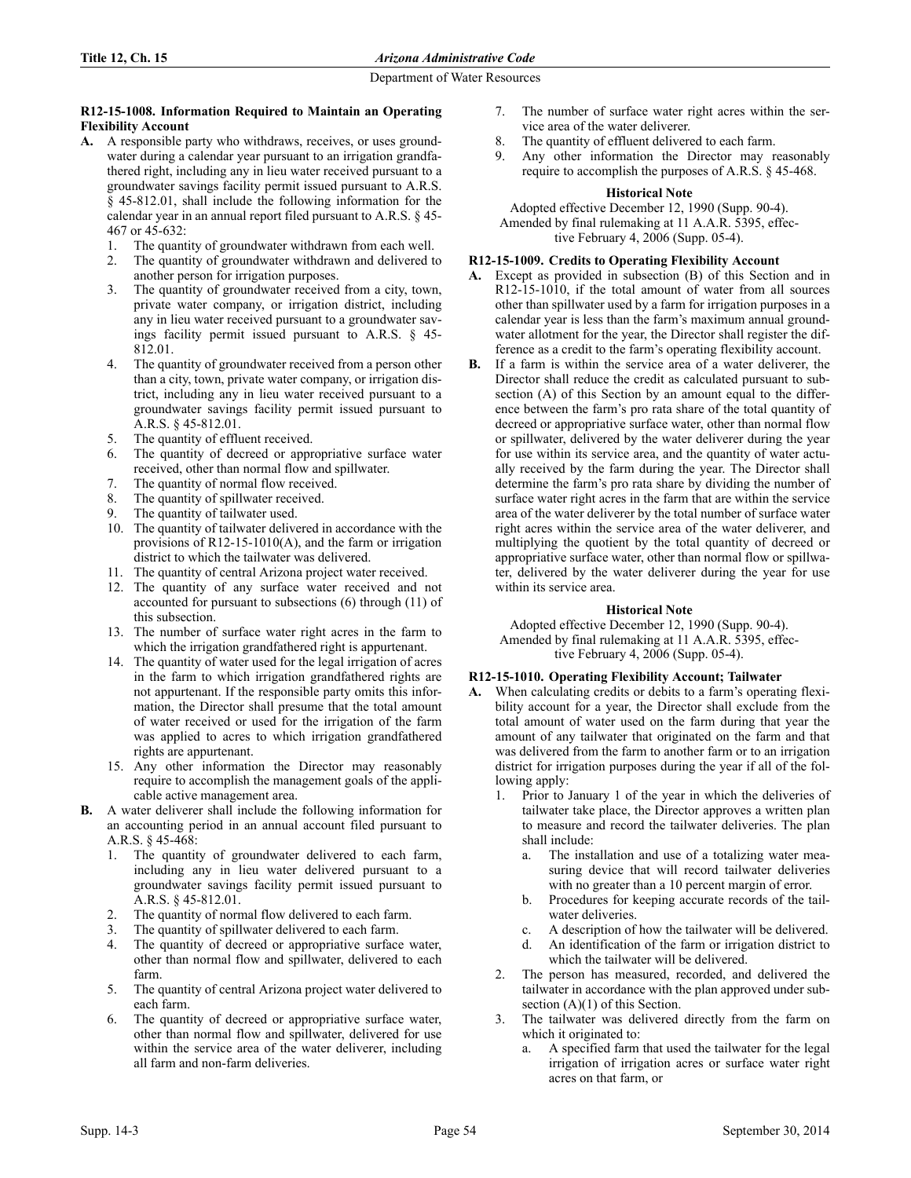### R12-15-1008. Information Required to Maintain an Operating Flexibility Account

**A.** A responsible party who withdraws, receives, or uses groundwater during a calendar year pursuant to an irrigation grandfathered right, including any in lieu water received pursuant to a groundwater savings facility permit issued pursuant to A.R.S. § 45-812.01, shall include the following information for the calendar year in an annual report filed pursuant to A.R.S. § 45-467 or 45-632:

1. The quantity of groundwater withdrawn from each well.
2. The quantity of groundwater withdrawn and delivered to another person for irrigation purposes.
3. The quantity of groundwater received from a city, town, private water company, or irrigation district, including any in lieu water received pursuant to a groundwater savings facility permit issued pursuant to A.R.S. § 45-812.01.
4. The quantity of groundwater received from a person other than a city, town, private water company, or irrigation district, including any in lieu water received pursuant to a groundwater savings facility permit issued pursuant to A.R.S. § 45-812.01.
5. The quantity of effluent received.
6. The quantity of decreed or appropriative surface water received, other than normal flow and spillwater.
7. The quantity of normal flow received.
8. The quantity of spillwater received.
9. The quantity of tailwater used.
10. The quantity of tailwater delivered in accordance with the provisions of R12-15-1010(A), and the farm or irrigation district to which the tailwater was delivered.
11. The quantity of central Arizona project water received.
12. The quantity of any surface water received and not accounted for pursuant to subsections (6) through (11) of this subsection.
13. The number of surface water right acres in the farm to which the irrigation grandfathered right is appurtenant.
14. The quantity of water used for the legal irrigation of acres in the farm to which irrigation grandfathered rights are not appurtenant. If the responsible party omits this information, the Director shall presume that the total amount of water received or used for the irrigation of the farm was applied to acres to which irrigation grandfathered rights are appurtenant.
15. Any other information the Director may reasonably require to accomplish the management goals of the applicable active management area.

**B.** A water deliverer shall include the following information for an accounting period in an annual account filed pursuant to A.R.S. § 45-468:

1. The quantity of groundwater delivered to each farm, including any in lieu water delivered pursuant to a groundwater savings facility permit issued pursuant to A.R.S. § 45-812.01.
2. The quantity of normal flow delivered to each farm.
3. The quantity of spillwater delivered to each farm.
4. The quantity of decreed or appropriative surface water, other than normal flow and spillwater, delivered to each farm.
5. The quantity of central Arizona project water delivered to each farm.
6. The quantity of decreed or appropriative surface water, other than normal flow and spillwater, delivered for use within the service area of the water deliverer, including all farm and non-farm deliveries.
7. The number of surface water right acres within the service area of the water deliverer.
8. The quantity of effluent delivered to each farm.
9. Any other information the Director may reasonably require to accomplish the purposes of A.R.S. § 45-468.

**Historical Note**

Adopted effective December 12, 1990 (Supp. 90-4). Amended by final rulemaking at 11 A.A.R. 5395, effective February 4, 2006 (Supp. 05-4).

### R12-15-1009. Credits to Operating Flexibility Account

**A.** Except as provided in subsection (B) of this Section and in R12-15-1010, if the total amount of water from all sources other than spillwater used by a farm for irrigation purposes in a calendar year is less than the farm's maximum annual groundwater allotment for the year, the Director shall register the difference as a credit to the farm's operating flexibility account.

**B.** If a farm is within the service area of a water deliverer, the Director shall reduce the credit as calculated pursuant to subsection (A) of this Section by an amount equal to the difference between the farm's pro rata share of the total quantity of decreed or appropriative surface water, other than normal flow or spillwater, delivered by the water deliverer during the year for use within its service area, and the quantity of water actually received by the farm during the year. The Director shall determine the farm's pro rata share by dividing the number of surface water right acres in the farm that are within the service area of the water deliverer by the total number of surface water right acres within the service area of the water deliverer, and multiplying the quotient by the total quantity of decreed or appropriative surface water, other than normal flow or spillwater, delivered by the water deliverer during the year for use within its service area.

**Historical Note**

Adopted effective December 12, 1990 (Supp. 90-4). Amended by final rulemaking at 11 A.A.R. 5395, effective February 4, 2006 (Supp. 05-4).

### R12-15-1010. Operating Flexibility Account; Tailwater

**A.** When calculating credits or debits to a farm's operating flexibility account for a year, the Director shall exclude from the total amount of water used on the farm during that year the amount of any tailwater that originated on the farm and that was delivered from the farm to another farm or to an irrigation district for irrigation purposes during the year if all of the following apply:

1. Prior to January 1 of the year in which the deliveries of tailwater take place, the Director approves a written plan to measure and record the tailwater deliveries. The plan shall include:
   a. The installation and use of a totalizing water measuring device that will record tailwater deliveries with no greater than a 10 percent margin of error.
   b. Procedures for keeping accurate records of the tailwater deliveries.
   c. A description of how the tailwater will be delivered.
   d. An identification of the farm or irrigation district to which the tailwater will be delivered.
2. The person has measured, recorded, and delivered the tailwater in accordance with the plan approved under subsection (A)(1) of this Section.
3. The tailwater was delivered directly from the farm on which it originated to:
   a. A specified farm that used the tailwater for the legal irrigation of irrigation acres or surface water right acres on that farm, or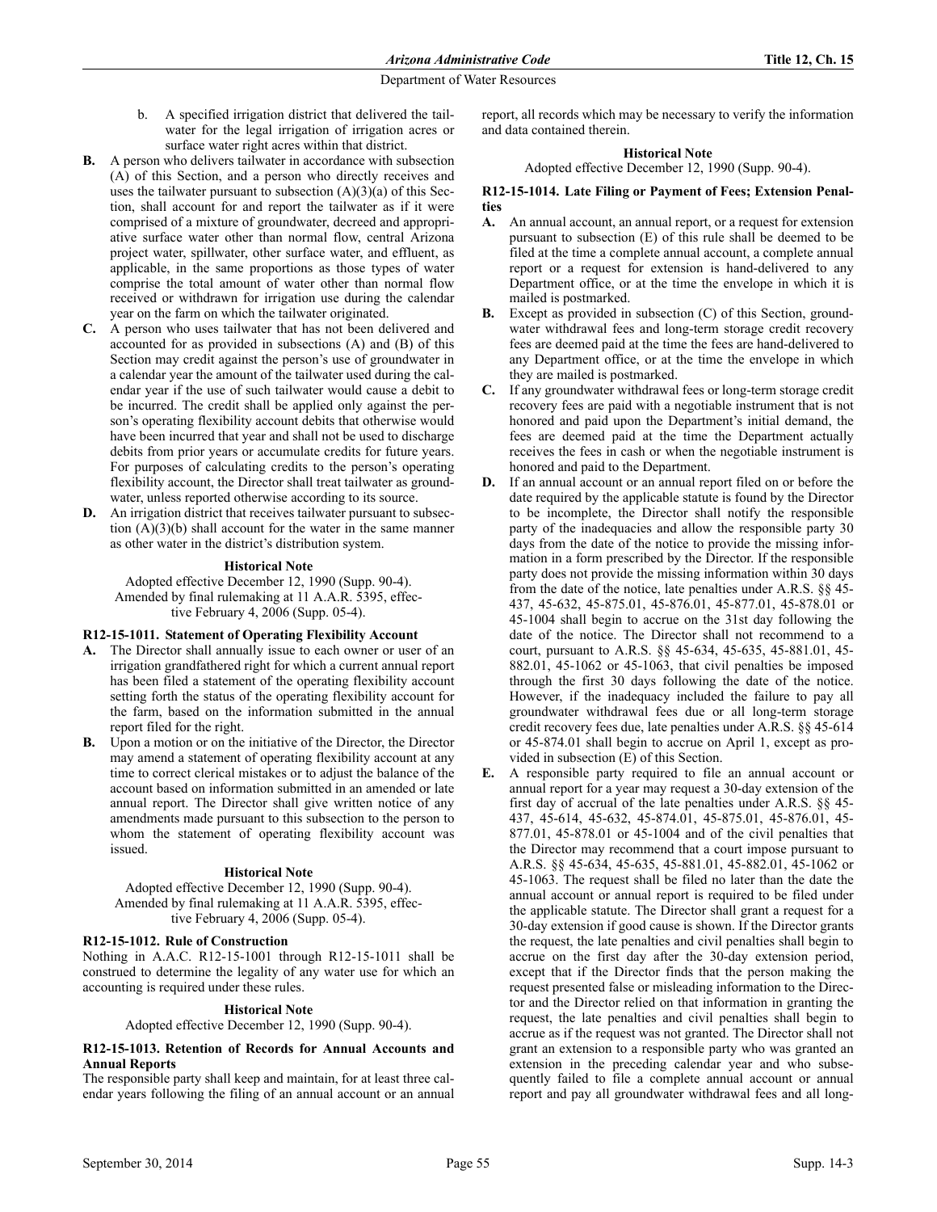b. A specified irrigation district that delivered the tailwater for the legal irrigation of irrigation acres or surface water right acres within that district.

**B.** A person who delivers tailwater in accordance with subsection (A) of this Section, and a person who directly receives and uses the tailwater pursuant to subsection (A)(3)(a) of this Section, shall account for and report the tailwater as if it were comprised of a mixture of groundwater, decreed and appropriative surface water other than normal flow, central Arizona project water, spillwater, other surface water, and effluent, as applicable, in the same proportions as those types of water comprise the total amount of water other than normal flow received or withdrawn for irrigation use during the calendar year on the farm on which the tailwater originated.

**C.** A person who uses tailwater that has not been delivered and accounted for as provided in subsections (A) and (B) of this Section may credit against the person's use of groundwater in a calendar year the amount of the tailwater used during the calendar year if the use of such tailwater would cause a debit to be incurred. The credit shall be applied only against the person's operating flexibility account debits that otherwise would have been incurred that year and shall not be used to discharge debits from prior years or accumulate credits for future years. For purposes of calculating credits to the person's operating flexibility account, the Director shall treat tailwater as groundwater, unless reported otherwise according to its source.

**D.** An irrigation district that receives tailwater pursuant to subsection (A)(3)(b) shall account for the water in the same manner as other water in the district's distribution system.

**Historical Note**

Adopted effective December 12, 1990 (Supp. 90-4). Amended by final rulemaking at 11 A.A.R. 5395, effective February 4, 2006 (Supp. 05-4).

### R12-15-1011. Statement of Operating Flexibility Account

**A.** The Director shall annually issue to each owner or user of an irrigation grandfathered right for which a current annual report has been filed a statement of the operating flexibility account setting forth the status of the operating flexibility account for the farm, based on the information submitted in the annual report filed for the right.

**B.** Upon a motion or on the initiative of the Director, the Director may amend a statement of operating flexibility account at any time to correct clerical mistakes or to adjust the balance of the account based on information submitted in an amended or late annual report. The Director shall give written notice of any amendments made pursuant to this subsection to the person to whom the statement of operating flexibility account was issued.

**Historical Note**

Adopted effective December 12, 1990 (Supp. 90-4). Amended by final rulemaking at 11 A.A.R. 5395, effective February 4, 2006 (Supp. 05-4).

### R12-15-1012. Rule of Construction

Nothing in A.A.C. R12-15-1001 through R12-15-1011 shall be construed to determine the legality of any water use for which an accounting is required under these rules.

**Historical Note**

Adopted effective December 12, 1990 (Supp. 90-4).

### R12-15-1013. Retention of Records for Annual Accounts and Annual Reports

The responsible party shall keep and maintain, for at least three calendar years following the filing of an annual account or an annual report, all records which may be necessary to verify the information and data contained therein.

**Historical Note**

Adopted effective December 12, 1990 (Supp. 90-4).

### R12-15-1014. Late Filing or Payment of Fees; Extension Penalties

**A.** An annual account, an annual report, or a request for extension pursuant to subsection (E) of this rule shall be deemed to be filed at the time a complete annual account, a complete annual report or a request for extension is hand-delivered to any Department office, or at the time the envelope in which it is mailed is postmarked.

**B.** Except as provided in subsection (C) of this Section, groundwater withdrawal fees and long-term storage credit recovery fees are deemed paid at the time the fees are hand-delivered to any Department office, or at the time the envelope in which they are mailed is postmarked.

**C.** If any groundwater withdrawal fees or long-term storage credit recovery fees are paid with a negotiable instrument that is not honored and paid upon the Department's initial demand, the fees are deemed paid at the time the Department actually receives the fees in cash or when the negotiable instrument is honored and paid to the Department.

**D.** If an annual account or an annual report filed on or before the date required by the applicable statute is found by the Director to be incomplete, the Director shall notify the responsible party of the inadequacies and allow the responsible party 30 days from the date of the notice to provide the missing information in a form prescribed by the Director. If the responsible party does not provide the missing information within 30 days from the date of the notice, late penalties under A.R.S. §§ 45-437, 45-632, 45-875.01, 45-876.01, 45-877.01, 45-878.01 or 45-1004 shall begin to accrue on the 31st day following the date of the notice. The Director shall not recommend to a court, pursuant to A.R.S. §§ 45-634, 45-635, 45-881.01, 45-882.01, 45-1062 or 45-1063, that civil penalties be imposed through the first 30 days following the date of the notice. However, if the inadequacy included the failure to pay all groundwater withdrawal fees due or all long-term storage credit recovery fees due, late penalties under A.R.S. §§ 45-614 or 45-874.01 shall begin to accrue on April 1, except as provided in subsection (E) of this Section.

**E.** A responsible party required to file an annual account or annual report for a year may request a 30-day extension of the first day of accrual of the late penalties under A.R.S. §§ 45-437, 45-614, 45-632, 45-874.01, 45-875.01, 45-876.01, 45-877.01, 45-878.01 or 45-1004 and of the civil penalties that the Director may recommend that a court impose pursuant to A.R.S. §§ 45-634, 45-635, 45-881.01, 45-882.01, 45-1062 or 45-1063. The request shall be filed no later than the date the annual account or annual report is required to be filed under the applicable statute. The Director shall grant a request for a 30-day extension if good cause is shown. If the Director grants the request, the late penalties and civil penalties shall begin to accrue on the first day after the 30-day extension period, except that if the Director finds that the person making the request presented false or misleading information to the Director and the Director relied on that information in granting the request, the late penalties and civil penalties shall begin to accrue as if the request was not granted. The Director shall not grant an extension to a responsible party who was granted an extension in the preceding calendar year and who subsequently failed to file a complete annual account or annual report and pay all groundwater withdrawal fees and all long-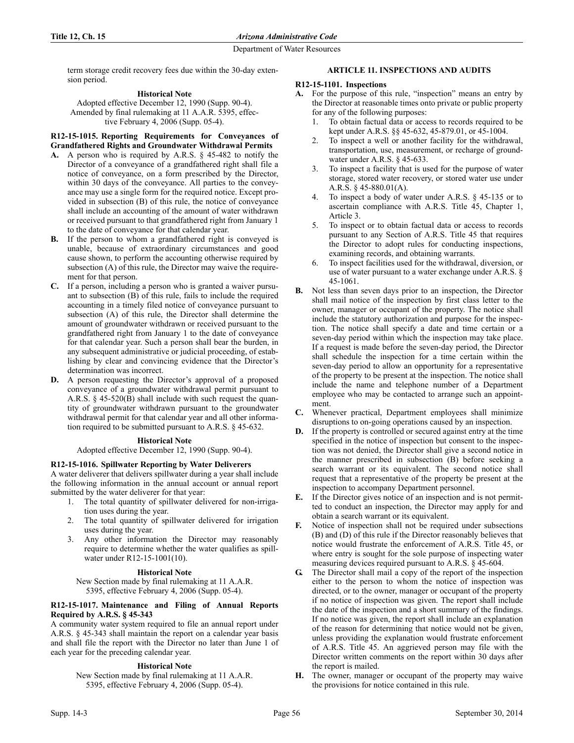term storage credit recovery fees due within the 30-day extension period.

**Historical Note**

Adopted effective December 12, 1990 (Supp. 90-4). Amended by final rulemaking at 11 A.A.R. 5395, effective February 4, 2006 (Supp. 05-4).

**R12-15-1015. Reporting Requirements for Conveyances of Grandfathered Rights and Groundwater Withdrawal Permits**

**A.** A person who is required by A.R.S. § 45-482 to notify the Director of a conveyance of a grandfathered right shall file a notice of conveyance, on a form prescribed by the Director, within 30 days of the conveyance. All parties to the conveyance may use a single form for the required notice. Except provided in subsection (B) of this rule, the notice of conveyance shall include an accounting of the amount of water withdrawn or received pursuant to that grandfathered right from January 1 to the date of conveyance for that calendar year.

**B.** If the person to whom a grandfathered right is conveyed is unable, because of extraordinary circumstances and good cause shown, to perform the accounting otherwise required by subsection (A) of this rule, the Director may waive the requirement for that person.

**C.** If a person, including a person who is granted a waiver pursuant to subsection (B) of this rule, fails to include the required accounting in a timely filed notice of conveyance pursuant to subsection (A) of this rule, the Director shall determine the amount of groundwater withdrawn or received pursuant to the grandfathered right from January 1 to the date of conveyance for that calendar year. Such a person shall bear the burden, in any subsequent administrative or judicial proceeding, of establishing by clear and convincing evidence that the Director's determination was incorrect.

**D.** A person requesting the Director's approval of a proposed conveyance of a groundwater withdrawal permit pursuant to A.R.S. § 45-520(B) shall include with such request the quantity of groundwater withdrawn pursuant to the groundwater withdrawal permit for that calendar year and all other information required to be submitted pursuant to A.R.S. § 45-632.

**Historical Note**

Adopted effective December 12, 1990 (Supp. 90-4).

**R12-15-1016. Spillwater Reporting by Water Deliverers**

A water deliverer that delivers spillwater during a year shall include the following information in the annual account or annual report submitted by the water deliverer for that year:

1. The total quantity of spillwater delivered for non-irrigation uses during the year.
2. The total quantity of spillwater delivered for irrigation uses during the year.
3. Any other information the Director may reasonably require to determine whether the water qualifies as spillwater under R12-15-1001(10).

**Historical Note**

New Section made by final rulemaking at 11 A.A.R. 5395, effective February 4, 2006 (Supp. 05-4).

**R12-15-1017. Maintenance and Filing of Annual Reports Required by A.R.S. § 45-343**

A community water system required to file an annual report under A.R.S. § 45-343 shall maintain the report on a calendar year basis and shall file the report with the Director no later than June 1 of each year for the preceding calendar year.

**Historical Note**

New Section made by final rulemaking at 11 A.A.R. 5395, effective February 4, 2006 (Supp. 05-4).

## ARTICLE 11. INSPECTIONS AND AUDITS

**R12-15-1101. Inspections**

**A.** For the purpose of this rule, "inspection" means an entry by the Director at reasonable times onto private or public property for any of the following purposes:

1. To obtain factual data or access to records required to be kept under A.R.S. §§ 45-632, 45-879.01, or 45-1004.
2. To inspect a well or another facility for the withdrawal, transportation, use, measurement, or recharge of groundwater under A.R.S. § 45-633.
3. To inspect a facility that is used for the purpose of water storage, stored water recovery, or stored water use under A.R.S. § 45-880.01(A).
4. To inspect a body of water under A.R.S. § 45-135 or to ascertain compliance with A.R.S. Title 45, Chapter 1, Article 3.
5. To inspect or to obtain factual data or access to records pursuant to any Section of A.R.S. Title 45 that requires the Director to adopt rules for conducting inspections, examining records, and obtaining warrants.
6. To inspect facilities used for the withdrawal, diversion, or use of water pursuant to a water exchange under A.R.S. § 45-1061.

**B.** Not less than seven days prior to an inspection, the Director shall mail notice of the inspection by first class letter to the owner, manager or occupant of the property. The notice shall include the statutory authorization and purpose for the inspection. The notice shall specify a date and time certain or a seven-day period within which the inspection may take place. If a request is made before the seven-day period, the Director shall schedule the inspection for a time certain within the seven-day period to allow an opportunity for a representative of the property to be present at the inspection. The notice shall include the name and telephone number of a Department employee who may be contacted to arrange such an appointment.

**C.** Whenever practical, Department employees shall minimize disruptions to on-going operations caused by an inspection.

**D.** If the property is controlled or secured against entry at the time specified in the notice of inspection but consent to the inspection was not denied, the Director shall give a second notice in the manner prescribed in subsection (B) before seeking a search warrant or its equivalent. The second notice shall request that a representative of the property be present at the inspection to accompany Department personnel.

**E.** If the Director gives notice of an inspection and is not permitted to conduct an inspection, the Director may apply for and obtain a search warrant or its equivalent.

**F.** Notice of inspection shall not be required under subsections (B) and (D) of this rule if the Director reasonably believes that notice would frustrate the enforcement of A.R.S. Title 45, or where entry is sought for the sole purpose of inspecting water measuring devices required pursuant to A.R.S. § 45-604.

**G.** The Director shall mail a copy of the report of the inspection either to the person to whom the notice of inspection was directed, or to the owner, manager or occupant of the property if no notice of inspection was given. The report shall include the date of the inspection and a short summary of the findings. If no notice was given, the report shall include an explanation of the reason for determining that notice would not be given, unless providing the explanation would frustrate enforcement of A.R.S. Title 45. An aggrieved person may file with the Director written comments on the report within 30 days after the report is mailed.

**H.** The owner, manager or occupant of the property may waive the provisions for notice contained in this rule.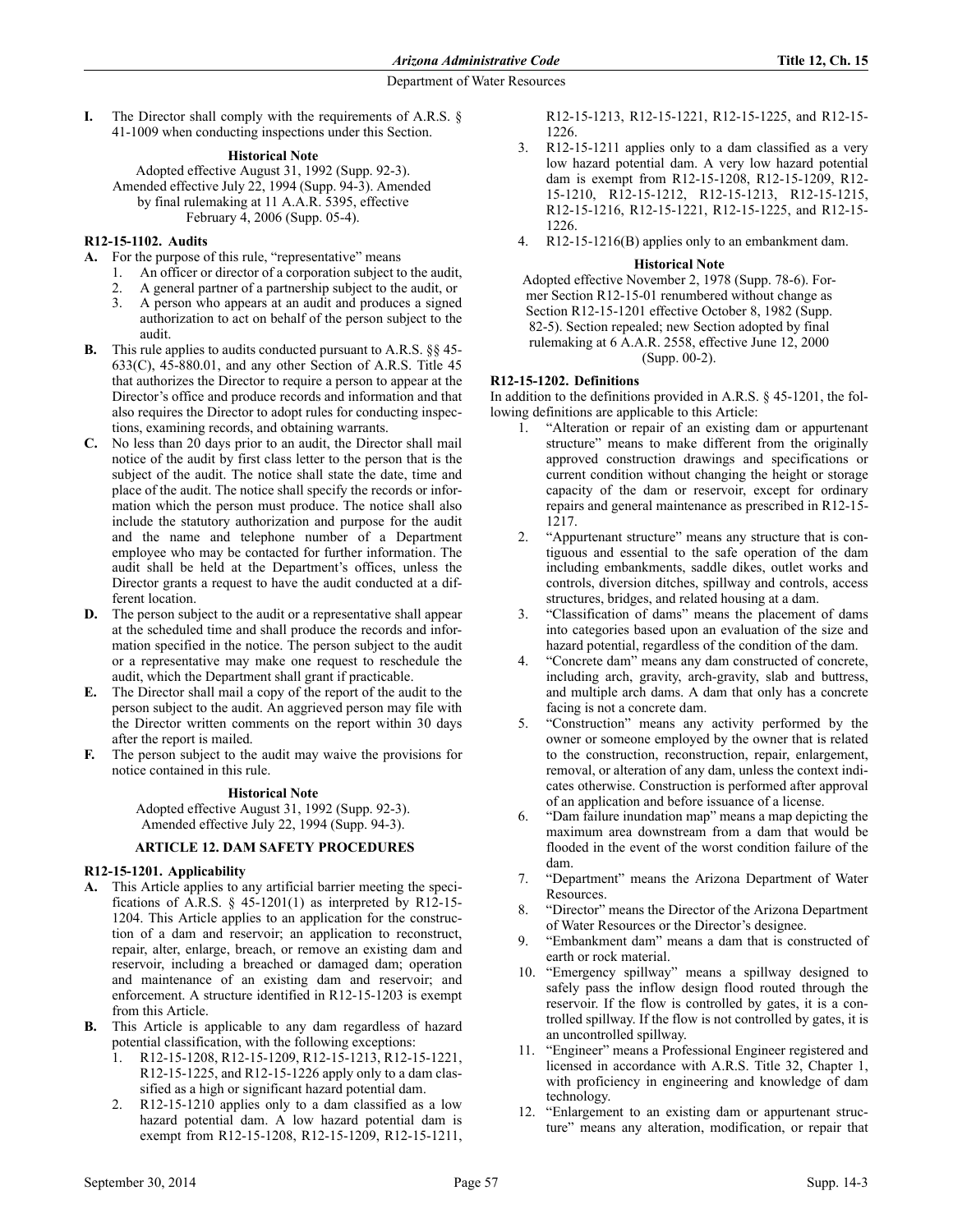**I.** The Director shall comply with the requirements of A.R.S. § 41-1009 when conducting inspections under this Section.

**Historical Note**

Adopted effective August 31, 1992 (Supp. 92-3). Amended effective July 22, 1994 (Supp. 94-3). Amended by final rulemaking at 11 A.A.R. 5395, effective February 4, 2006 (Supp. 05-4).

### R12-15-1102. Audits

**A.** For the purpose of this rule, "representative" means

1. An officer or director of a corporation subject to the audit,
2. A general partner of a partnership subject to the audit, or
3. A person who appears at an audit and produces a signed authorization to act on behalf of the person subject to the audit.

**B.** This rule applies to audits conducted pursuant to A.R.S. §§ 45-633(C), 45-880.01, and any other Section of A.R.S. Title 45 that authorizes the Director to require a person to appear at the Director's office and produce records and information and that also requires the Director to adopt rules for conducting inspections, examining records, and obtaining warrants.

**C.** No less than 20 days prior to an audit, the Director shall mail notice of the audit by first class letter to the person that is the subject of the audit. The notice shall state the date, time and place of the audit. The notice shall specify the records or information which the person must produce. The notice shall also include the statutory authorization and purpose for the audit and the name and telephone number of a Department employee who may be contacted for further information. The audit shall be held at the Department's offices, unless the Director grants a request to have the audit conducted at a different location.

**D.** The person subject to the audit or a representative shall appear at the scheduled time and shall produce the records and information specified in the notice. The person subject to the audit or a representative may make one request to reschedule the audit, which the Department shall grant if practicable.

**E.** The Director shall mail a copy of the report of the audit to the person subject to the audit. An aggrieved person may file with the Director written comments on the report within 30 days after the report is mailed.

**F.** The person subject to the audit may waive the provisions for notice contained in this rule.

**Historical Note**

Adopted effective August 31, 1992 (Supp. 92-3). Amended effective July 22, 1994 (Supp. 94-3).

## ARTICLE 12. DAM SAFETY PROCEDURES

### R12-15-1201. Applicability

**A.** This Article applies to any artificial barrier meeting the specifications of A.R.S. § 45-1201(1) as interpreted by R12-15-1204. This Article applies to an application for the construction of a dam and reservoir; an application to reconstruct, repair, alter, enlarge, breach, or remove an existing dam and reservoir, including a breached or damaged dam; operation and maintenance of an existing dam and reservoir; and enforcement. A structure identified in R12-15-1203 is exempt from this Article.

**B.** This Article is applicable to any dam regardless of hazard potential classification, with the following exceptions:

1. R12-15-1208, R12-15-1209, R12-15-1213, R12-15-1221, R12-15-1225, and R12-15-1226 apply only to a dam classified as a high or significant hazard potential dam.
2. R12-15-1210 applies only to a dam classified as a low hazard potential dam. A low hazard potential dam is exempt from R12-15-1208, R12-15-1209, R12-15-1211, R12-15-1213, R12-15-1221, R12-15-1225, and R12-15-1226.
3. R12-15-1211 applies only to a dam classified as a very low hazard potential dam. A very low hazard potential dam is exempt from R12-15-1208, R12-15-1209, R12-15-1210, R12-15-1212, R12-15-1213, R12-15-1215, R12-15-1216, R12-15-1221, R12-15-1225, and R12-15-1226.
4. R12-15-1216(B) applies only to an embankment dam.

**Historical Note**

Adopted effective November 2, 1978 (Supp. 78-6). Former Section R12-15-01 renumbered without change as Section R12-15-1201 effective October 8, 1982 (Supp. 82-5). Section repealed; new Section adopted by final rulemaking at 6 A.A.R. 2558, effective June 12, 2000 (Supp. 00-2).

### R12-15-1202. Definitions

In addition to the definitions provided in A.R.S. § 45-1201, the following definitions are applicable to this Article:

1. "Alteration or repair of an existing dam or appurtenant structure" means to make different from the originally approved construction drawings and specifications or current condition without changing the height or storage capacity of the dam or reservoir, except for ordinary repairs and general maintenance as prescribed in R12-15-1217.
2. "Appurtenant structure" means any structure that is contiguous and essential to the safe operation of the dam including embankments, saddle dikes, outlet works and controls, diversion ditches, spillway and controls, access structures, bridges, and related housing at a dam.
3. "Classification of dams" means the placement of dams into categories based upon an evaluation of the size and hazard potential, regardless of the condition of the dam.
4. "Concrete dam" means any dam constructed of concrete, including arch, gravity, arch-gravity, slab and buttress, and multiple arch dams. A dam that only has a concrete facing is not a concrete dam.
5. "Construction" means any activity performed by the owner or someone employed by the owner that is related to the construction, reconstruction, repair, enlargement, removal, or alteration of any dam, unless the context indicates otherwise. Construction is performed after approval of an application and before issuance of a license.
6. "Dam failure inundation map" means a map depicting the maximum area downstream from a dam that would be flooded in the event of the worst condition failure of the dam.
7. "Department" means the Arizona Department of Water Resources.
8. "Director" means the Director of the Arizona Department of Water Resources or the Director's designee.
9. "Embankment dam" means a dam that is constructed of earth or rock material.
10. "Emergency spillway" means a spillway designed to safely pass the inflow design flood routed through the reservoir. If the flow is controlled by gates, it is a controlled spillway. If the flow is not controlled by gates, it is an uncontrolled spillway.
11. "Engineer" means a Professional Engineer registered and licensed in accordance with A.R.S. Title 32, Chapter 1, with proficiency in engineering and knowledge of dam technology.
12. "Enlargement to an existing dam or appurtenant structure" means any alteration, modification, or repair that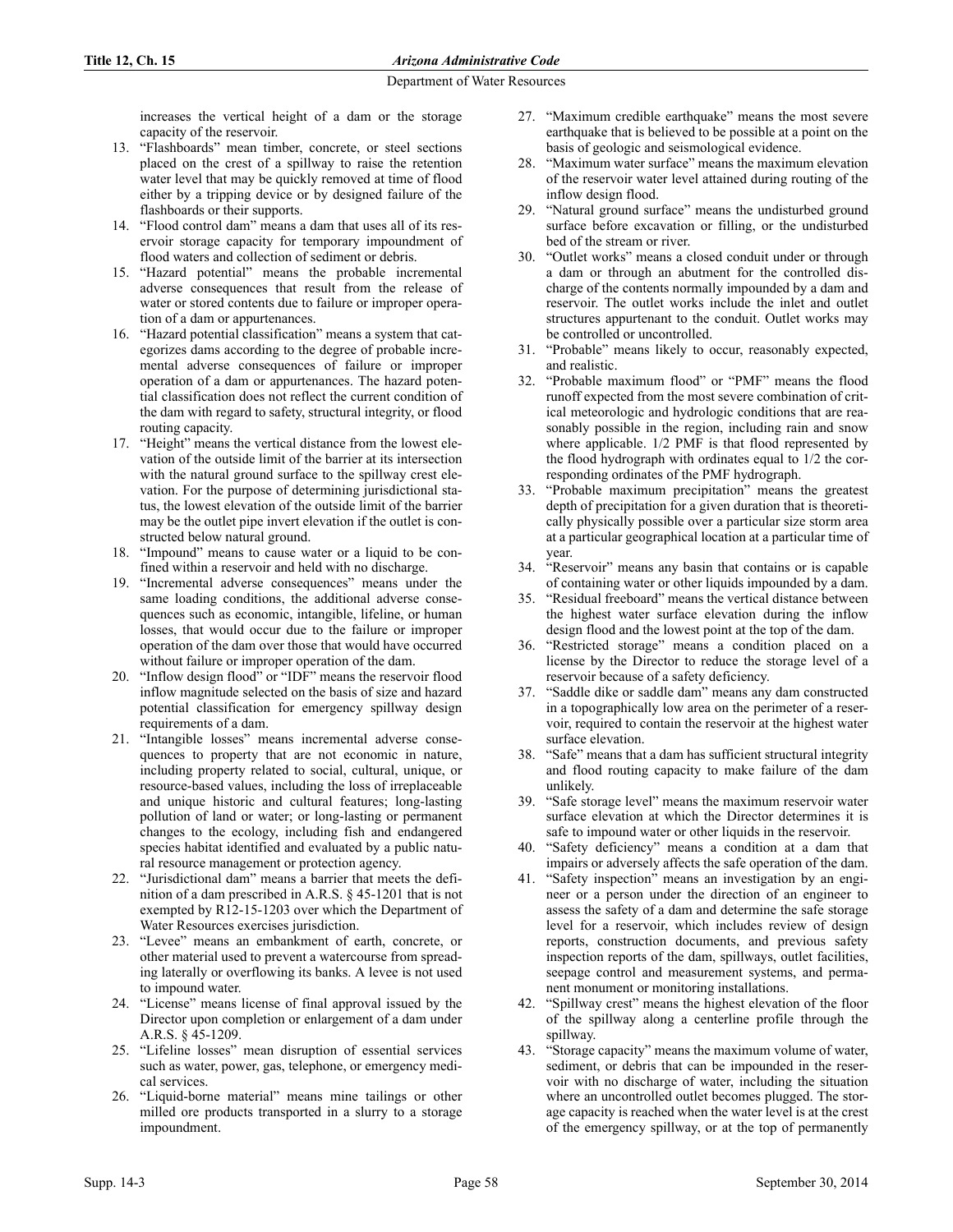increases the vertical height of a dam or the storage capacity of the reservoir.

13. "Flashboards" mean timber, concrete, or steel sections placed on the crest of a spillway to raise the retention water level that may be quickly removed at time of flood either by a tripping device or by designed failure of the flashboards or their supports.
14. "Flood control dam" means a dam that uses all of its reservoir storage capacity for temporary impoundment of flood waters and collection of sediment or debris.
15. "Hazard potential" means the probable incremental adverse consequences that result from the release of water or stored contents due to failure or improper operation of a dam or appurtenances.
16. "Hazard potential classification" means a system that categorizes dams according to the degree of probable incremental adverse consequences of failure or improper operation of a dam or appurtenances. The hazard potential classification does not reflect the current condition of the dam with regard to safety, structural integrity, or flood routing capacity.
17. "Height" means the vertical distance from the lowest elevation of the outside limit of the barrier at its intersection with the natural ground surface to the spillway crest elevation. For the purpose of determining jurisdictional status, the lowest elevation of the outside limit of the barrier may be the outlet pipe invert elevation if the outlet is constructed below natural ground.
18. "Impound" means to cause water or a liquid to be confined within a reservoir and held with no discharge.
19. "Incremental adverse consequences" means under the same loading conditions, the additional adverse consequences such as economic, intangible, lifeline, or human losses, that would occur due to the failure or improper operation of the dam over those that would have occurred without failure or improper operation of the dam.
20. "Inflow design flood" or "IDF" means the reservoir flood inflow magnitude selected on the basis of size and hazard potential classification for emergency spillway design requirements of a dam.
21. "Intangible losses" means incremental adverse consequences to property that are not economic in nature, including property related to social, cultural, unique, or resource-based values, including the loss of irreplaceable and unique historic and cultural features; long-lasting pollution of land or water; or long-lasting or permanent changes to the ecology, including fish and endangered species habitat identified and evaluated by a public natural resource management or protection agency.
22. "Jurisdictional dam" means a barrier that meets the definition of a dam prescribed in A.R.S. § 45-1201 that is not exempted by R12-15-1203 over which the Department of Water Resources exercises jurisdiction.
23. "Levee" means an embankment of earth, concrete, or other material used to prevent a watercourse from spreading laterally or overflowing its banks. A levee is not used to impound water.
24. "License" means license of final approval issued by the Director upon completion or enlargement of a dam under A.R.S. § 45-1209.
25. "Lifeline losses" mean disruption of essential services such as water, power, gas, telephone, or emergency medical services.
26. "Liquid-borne material" means mine tailings or other milled ore products transported in a slurry to a storage impoundment.
27. "Maximum credible earthquake" means the most severe earthquake that is believed to be possible at a point on the basis of geologic and seismological evidence.
28. "Maximum water surface" means the maximum elevation of the reservoir water level attained during routing of the inflow design flood.
29. "Natural ground surface" means the undisturbed ground surface before excavation or filling, or the undisturbed bed of the stream or river.
30. "Outlet works" means a closed conduit under or through a dam or through an abutment for the controlled discharge of the contents normally impounded by a dam and reservoir. The outlet works include the inlet and outlet structures appurtenant to the conduit. Outlet works may be controlled or uncontrolled.
31. "Probable" means likely to occur, reasonably expected, and realistic.
32. "Probable maximum flood" or "PMF" means the flood runoff expected from the most severe combination of critical meteorologic and hydrologic conditions that are reasonably possible in the region, including rain and snow where applicable. 1/2 PMF is that flood represented by the flood hydrograph with ordinates equal to 1/2 the corresponding ordinates of the PMF hydrograph.
33. "Probable maximum precipitation" means the greatest depth of precipitation for a given duration that is theoretically physically possible over a particular size storm area at a particular geographical location at a particular time of year.
34. "Reservoir" means any basin that contains or is capable of containing water or other liquids impounded by a dam.
35. "Residual freeboard" means the vertical distance between the highest water surface elevation during the inflow design flood and the lowest point at the top of the dam.
36. "Restricted storage" means a condition placed on a license by the Director to reduce the storage level of a reservoir because of a safety deficiency.
37. "Saddle dike or saddle dam" means any dam constructed in a topographically low area on the perimeter of a reservoir, required to contain the reservoir at the highest water surface elevation.
38. "Safe" means that a dam has sufficient structural integrity and flood routing capacity to make failure of the dam unlikely.
39. "Safe storage level" means the maximum reservoir water surface elevation at which the Director determines it is safe to impound water or other liquids in the reservoir.
40. "Safety deficiency" means a condition at a dam that impairs or adversely affects the safe operation of the dam.
41. "Safety inspection" means an investigation by an engineer or a person under the direction of an engineer to assess the safety of a dam and determine the safe storage level for a reservoir, which includes review of design reports, construction documents, and previous safety inspection reports of the dam, spillways, outlet facilities, seepage control and measurement systems, and permanent monument or monitoring installations.
42. "Spillway crest" means the highest elevation of the floor of the spillway along a centerline profile through the spillway.
43. "Storage capacity" means the maximum volume of water, sediment, or debris that can be impounded in the reservoir with no discharge of water, including the situation where an uncontrolled outlet becomes plugged. The storage capacity is reached when the water level is at the crest of the emergency spillway, or at the top of permanently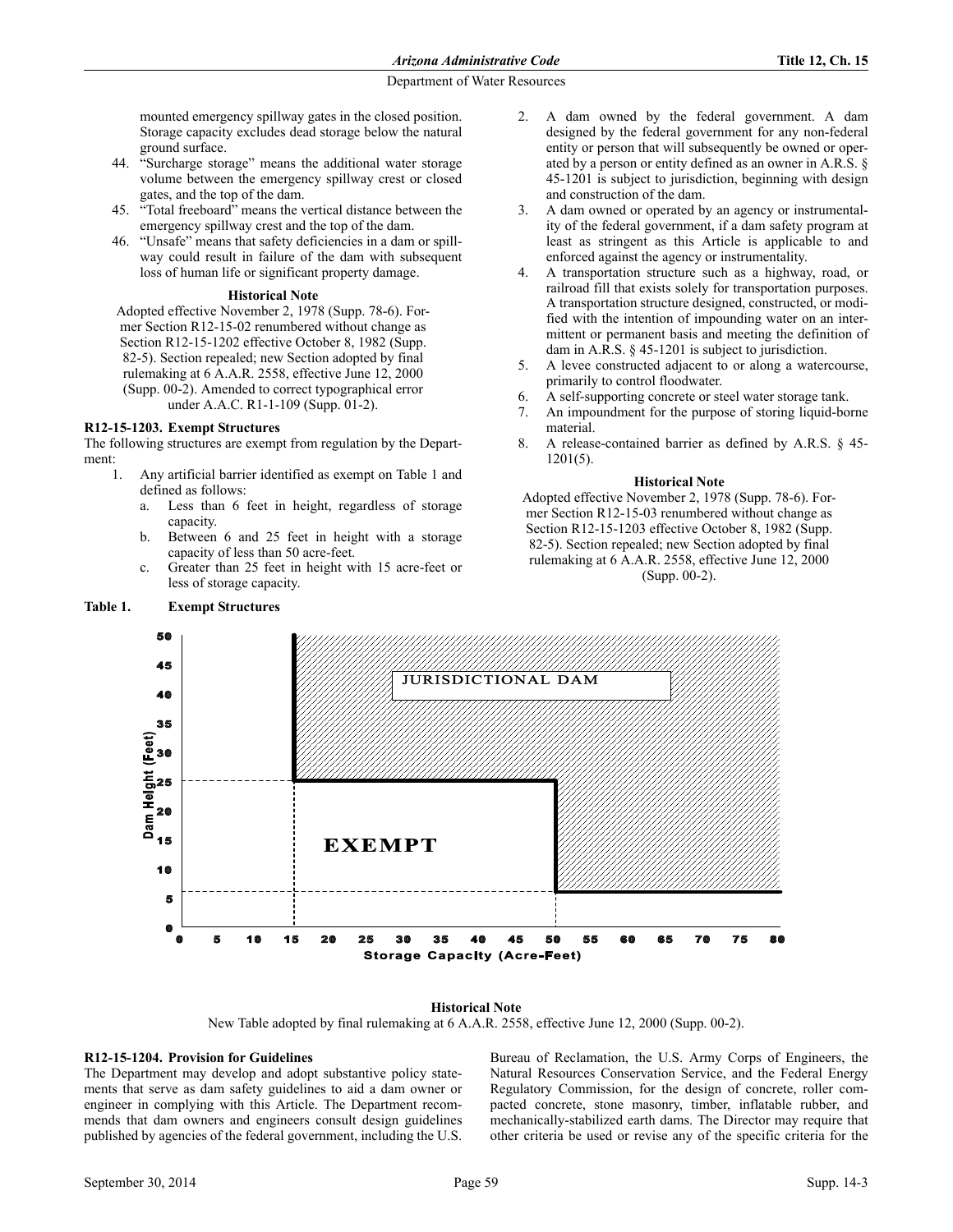mounted emergency spillway gates in the closed position. Storage capacity excludes dead storage below the natural ground surface.

44. "Surcharge storage" means the additional water storage volume between the emergency spillway crest or closed gates, and the top of the dam.
45. "Total freeboard" means the vertical distance between the emergency spillway crest and the top of the dam.
46. "Unsafe" means that safety deficiencies in a dam or spillway could result in failure of the dam with subsequent loss of human life or significant property damage.

**Historical Note**

Adopted effective November 2, 1978 (Supp. 78-6). Former Section R12-15-02 renumbered without change as Section R12-15-1202 effective October 8, 1982 (Supp. 82-5). Section repealed; new Section adopted by final rulemaking at 6 A.A.R. 2558, effective June 12, 2000 (Supp. 00-2). Amended to correct typographical error under A.A.C. R1-1-109 (Supp. 01-2).

## R12-15-1203. Exempt Structures

The following structures are exempt from regulation by the Department:

1. Any artificial barrier identified as exempt on Table 1 and defined as follows:
   a. Less than 6 feet in height, regardless of storage capacity.
   b. Between 6 and 25 feet in height with a storage capacity of less than 50 acre-feet.
   c. Greater than 25 feet in height with 15 acre-feet or less of storage capacity.
2. A dam owned by the federal government. A dam designed by the federal government for any non-federal entity or person that will subsequently be owned or operated by a person or entity defined as an owner in A.R.S. § 45-1201 is subject to jurisdiction, beginning with design and construction of the dam.
3. A dam owned or operated by an agency or instrumentality of the federal government, if a dam safety program at least as stringent as this Article is applicable to and enforced against the agency or instrumentality.
4. A transportation structure such as a highway, road, or railroad fill that exists solely for transportation purposes. A transportation structure designed, constructed, or modified with the intention of impounding water on an intermittent or permanent basis and meeting the definition of dam in A.R.S. § 45-1201 is subject to jurisdiction.
5. A levee constructed adjacent to or along a watercourse, primarily to control floodwater.
6. A self-supporting concrete or steel water storage tank.
7. An impoundment for the purpose of storing liquid-borne material.
8. A release-contained barrier as defined by A.R.S. § 45-1201(5).

**Historical Note**

Adopted effective November 2, 1978 (Supp. 78-6). Former Section R12-15-03 renumbered without change as Section R12-15-1203 effective October 8, 1982 (Supp. 82-5). Section repealed; new Section adopted by final rulemaking at 6 A.A.R. 2558, effective June 12, 2000 (Supp. 00-2).

**Table 1. Exempt Structures**

**Historical Note**

New Table adopted by final rulemaking at 6 A.A.R. 2558, effective June 12, 2000 (Supp. 00-2).

## R12-15-1204. Provision for Guidelines

The Department may develop and adopt substantive policy statements that serve as dam safety guidelines to aid a dam owner or engineer in complying with this Article. The Department recommends that dam owners and engineers consult design guidelines published by agencies of the federal government, including the U.S. Bureau of Reclamation, the U.S. Army Corps of Engineers, the Natural Resources Conservation Service, and the Federal Energy Regulatory Commission, for the design of concrete, roller compacted concrete, stone masonry, timber, inflatable rubber, and mechanically-stabilized earth dams. The Director may require that other criteria be used or revise any of the specific criteria for the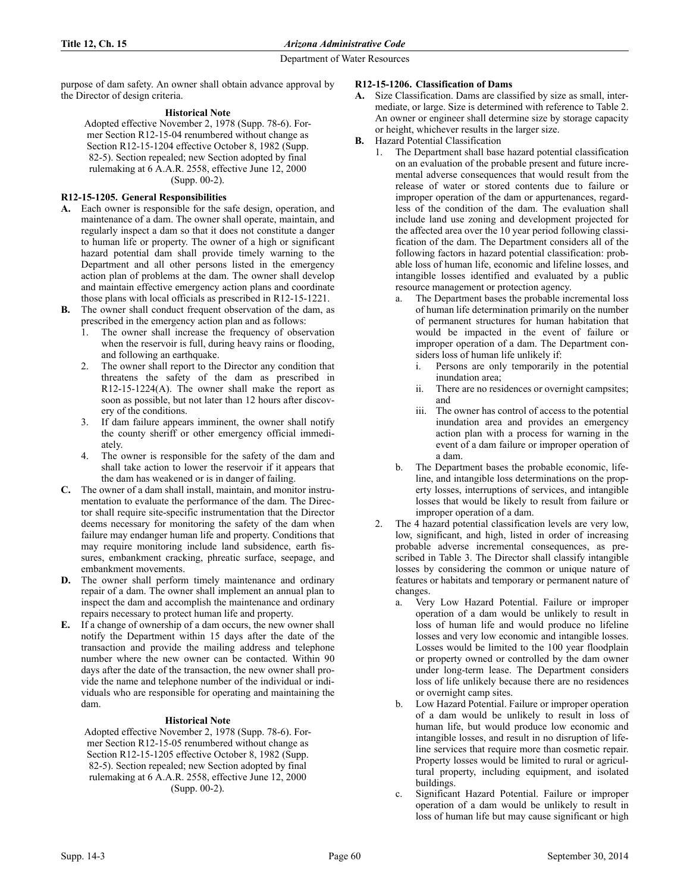purpose of dam safety. An owner shall obtain advance approval by the Director of design criteria.

**Historical Note**

Adopted effective November 2, 1978 (Supp. 78-6). Former Section R12-15-04 renumbered without change as Section R12-15-1204 effective October 8, 1982 (Supp. 82-5). Section repealed; new Section adopted by final rulemaking at 6 A.A.R. 2558, effective June 12, 2000 (Supp. 00-2).

### R12-15-1205. General Responsibilities

**A.** Each owner is responsible for the safe design, operation, and maintenance of a dam. The owner shall operate, maintain, and regularly inspect a dam so that it does not constitute a danger to human life or property. The owner of a high or significant hazard potential dam shall provide timely warning to the Department and all other persons listed in the emergency action plan of problems at the dam. The owner shall develop and maintain effective emergency action plans and coordinate those plans with local officials as prescribed in R12-15-1221.

**B.** The owner shall conduct frequent observation of the dam, as prescribed in the emergency action plan and as follows:

1. The owner shall increase the frequency of observation when the reservoir is full, during heavy rains or flooding, and following an earthquake.
2. The owner shall report to the Director any condition that threatens the safety of the dam as prescribed in R12-15-1224(A). The owner shall make the report as soon as possible, but not later than 12 hours after discovery of the conditions.
3. If dam failure appears imminent, the owner shall notify the county sheriff or other emergency official immediately.
4. The owner is responsible for the safety of the dam and shall take action to lower the reservoir if it appears that the dam has weakened or is in danger of failing.

**C.** The owner of a dam shall install, maintain, and monitor instrumentation to evaluate the performance of the dam. The Director shall require site-specific instrumentation that the Director deems necessary for monitoring the safety of the dam when failure may endanger human life and property. Conditions that may require monitoring include land subsidence, earth fissures, embankment cracking, phreatic surface, seepage, and embankment movements.

**D.** The owner shall perform timely maintenance and ordinary repair of a dam. The owner shall implement an annual plan to inspect the dam and accomplish the maintenance and ordinary repairs necessary to protect human life and property.

**E.** If a change of ownership of a dam occurs, the new owner shall notify the Department within 15 days after the date of the transaction and provide the mailing address and telephone number where the new owner can be contacted. Within 90 days after the date of the transaction, the new owner shall provide the name and telephone number of the individual or individuals who are responsible for operating and maintaining the dam.

**Historical Note**

Adopted effective November 2, 1978 (Supp. 78-6). Former Section R12-15-05 renumbered without change as Section R12-15-1205 effective October 8, 1982 (Supp. 82-5). Section repealed; new Section adopted by final rulemaking at 6 A.A.R. 2558, effective June 12, 2000 (Supp. 00-2).

### R12-15-1206. Classification of Dams

**A.** Size Classification. Dams are classified by size as small, intermediate, or large. Size is determined with reference to Table 2. An owner or engineer shall determine size by storage capacity or height, whichever results in the larger size.

**B.** Hazard Potential Classification

1. The Department shall base hazard potential classification on an evaluation of the probable present and future incremental adverse consequences that would result from the release of water or stored contents due to failure or improper operation of the dam or appurtenances, regardless of the condition of the dam. The evaluation shall include land use zoning and development projected for the affected area over the 10 year period following classification of the dam. The Department considers all of the following factors in hazard potential classification: probable loss of human life, economic and lifeline losses, and intangible losses identified and evaluated by a public resource management or protection agency.
   a. The Department bases the probable incremental loss of human life determination primarily on the number of permanent structures for human habitation that would be impacted in the event of failure or improper operation of a dam. The Department considers loss of human life unlikely if:
      i. Persons are only temporarily in the potential inundation area;
      ii. There are no residences or overnight campsites; and
      iii. The owner has control of access to the potential inundation area and provides an emergency action plan with a process for warning in the event of a dam failure or improper operation of a dam.
   b. The Department bases the probable economic, lifeline, and intangible loss determinations on the property losses, interruptions of services, and intangible losses that would be likely to result from failure or improper operation of a dam.
2. The 4 hazard potential classification levels are very low, low, significant, and high, listed in order of increasing probable adverse incremental consequences, as prescribed in Table 3. The Director shall classify intangible losses by considering the common or unique nature of features or habitats and temporary or permanent nature of changes.
   a. Very Low Hazard Potential. Failure or improper operation of a dam would be unlikely to result in loss of human life and would produce no lifeline losses and very low economic and intangible losses. Losses would be limited to the 100 year floodplain or property owned or controlled by the dam owner under long-term lease. The Department considers loss of life unlikely because there are no residences or overnight camp sites.
   b. Low Hazard Potential. Failure or improper operation of a dam would be unlikely to result in loss of human life, but would produce low economic and intangible losses, and result in no disruption of lifeline services that require more than cosmetic repair. Property losses would be limited to rural or agricultural property, including equipment, and isolated buildings.
   c. Significant Hazard Potential. Failure or improper operation of a dam would be unlikely to result in loss of human life but may cause significant or high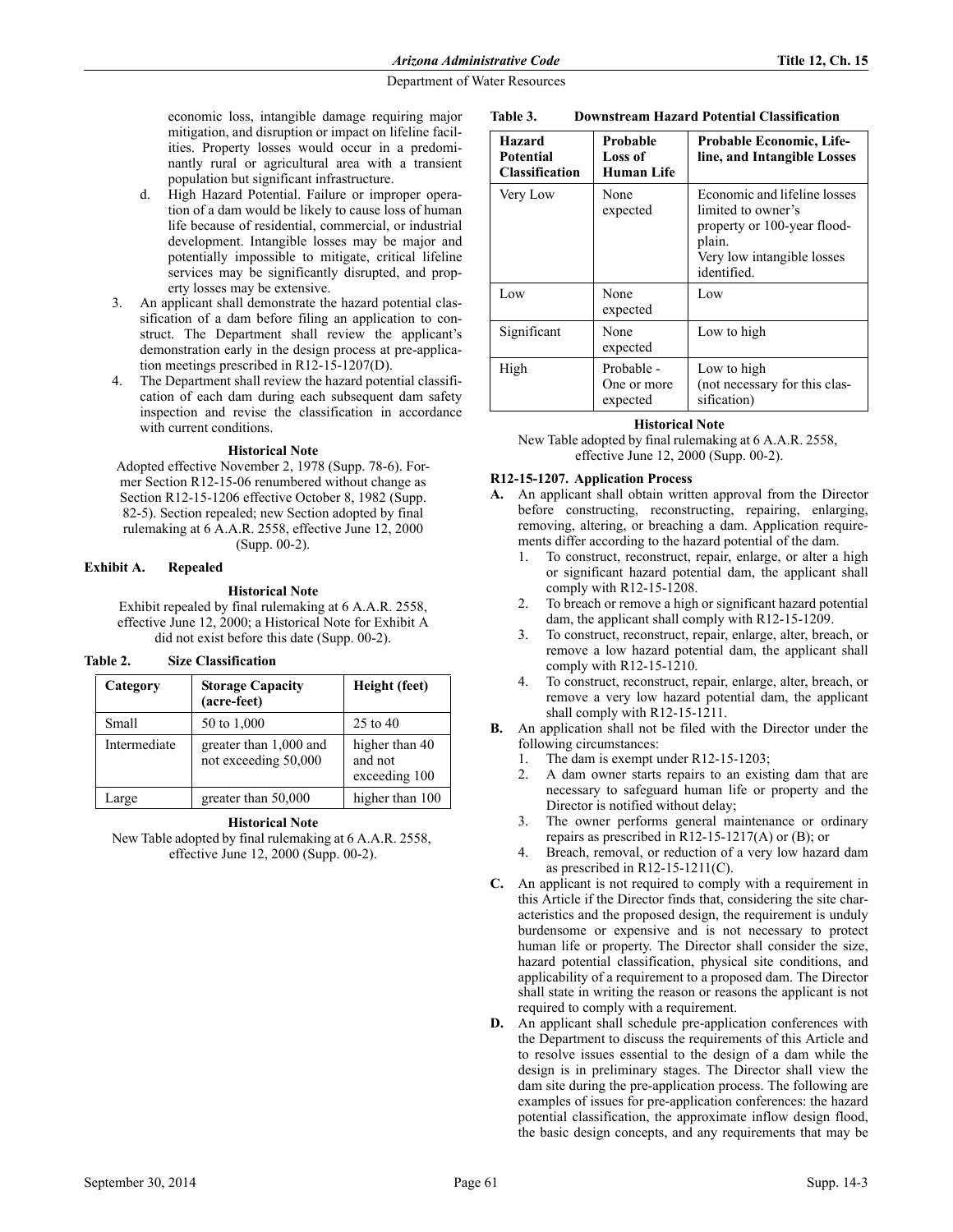economic loss, intangible damage requiring major mitigation, and disruption or impact on lifeline facilities. Property losses would occur in a predominantly rural or agricultural area with a transient population but significant infrastructure.

d. High Hazard Potential. Failure or improper operation of a dam would be likely to cause loss of human life because of residential, commercial, or industrial development. Intangible losses may be major and potentially impossible to mitigate, critical lifeline services may be significantly disrupted, and property losses may be extensive.

3. An applicant shall demonstrate the hazard potential classification of a dam before filing an application to construct. The Department shall review the applicant's demonstration early in the design process at pre-application meetings prescribed in R12-15-1207(D).
4. The Department shall review the hazard potential classification of each dam during each subsequent dam safety inspection and revise the classification in accordance with current conditions.

**Historical Note**

Adopted effective November 2, 1978 (Supp. 78-6). Former Section R12-15-06 renumbered without change as Section R12-15-1206 effective October 8, 1982 (Supp. 82-5). Section repealed; new Section adopted by final rulemaking at 6 A.A.R. 2558, effective June 12, 2000 (Supp. 00-2).

**Exhibit A. Repealed**

**Historical Note**

Exhibit repealed by final rulemaking at 6 A.A.R. 2558, effective June 12, 2000; a Historical Note for Exhibit A did not exist before this date (Supp. 00-2).

**Table 2. Size Classification**

| Category | Storage Capacity (acre-feet) | Height (feet) |
|---|---|---|
| Small | 50 to 1,000 | 25 to 40 |
| Intermediate | greater than 1,000 and not exceeding 50,000 | higher than 40 and not exceeding 100 |
| Large | greater than 50,000 | higher than 100 |

**Historical Note**

New Table adopted by final rulemaking at 6 A.A.R. 2558, effective June 12, 2000 (Supp. 00-2).

**Table 3. Downstream Hazard Potential Classification**

| Hazard Potential Classification | Probable Loss of Human Life | Probable Economic, Lifeline, and Intangible Losses |
|---|---|---|
| Very Low | None expected | Economic and lifeline losses limited to owner's property or 100-year floodplain. Very low intangible losses identified. |
| Low | None expected | Low |
| Significant | None expected | Low to high |
| High | Probable - One or more expected | Low to high (not necessary for this classification) |

**Historical Note**

New Table adopted by final rulemaking at 6 A.A.R. 2558, effective June 12, 2000 (Supp. 00-2).

### R12-15-1207. Application Process

**A.** An applicant shall obtain written approval from the Director before constructing, reconstructing, repairing, enlarging, removing, altering, or breaching a dam. Application requirements differ according to the hazard potential of the dam.
1. To construct, reconstruct, repair, enlarge, or alter a high or significant hazard potential dam, the applicant shall comply with R12-15-1208.
2. To breach or remove a high or significant hazard potential dam, the applicant shall comply with R12-15-1209.
3. To construct, reconstruct, repair, enlarge, alter, breach, or remove a low hazard potential dam, the applicant shall comply with R12-15-1210.
4. To construct, reconstruct, repair, enlarge, alter, breach, or remove a very low hazard potential dam, the applicant shall comply with R12-15-1211.

**B.** An application shall not be filed with the Director under the following circumstances:
1. The dam is exempt under R12-15-1203;
2. A dam owner starts repairs to an existing dam that are necessary to safeguard human life or property and the Director is notified without delay;
3. The owner performs general maintenance or ordinary repairs as prescribed in R12-15-1217(A) or (B); or
4. Breach, removal, or reduction of a very low hazard dam as prescribed in R12-15-1211(C).

**C.** An applicant is not required to comply with a requirement in this Article if the Director finds that, considering the site characteristics and the proposed design, the requirement is unduly burdensome or expensive and is not necessary to protect human life or property. The Director shall consider the size, hazard potential classification, physical site conditions, and applicability of a requirement to a proposed dam. The Director shall state in writing the reason or reasons the applicant is not required to comply with a requirement.

**D.** An applicant shall schedule pre-application conferences with the Department to discuss the requirements of this Article and to resolve issues essential to the design of a dam while the design is in preliminary stages. The Director shall view the dam site during the pre-application process. The following are examples of issues for pre-application conferences: the hazard potential classification, the approximate inflow design flood, the basic design concepts, and any requirements that may be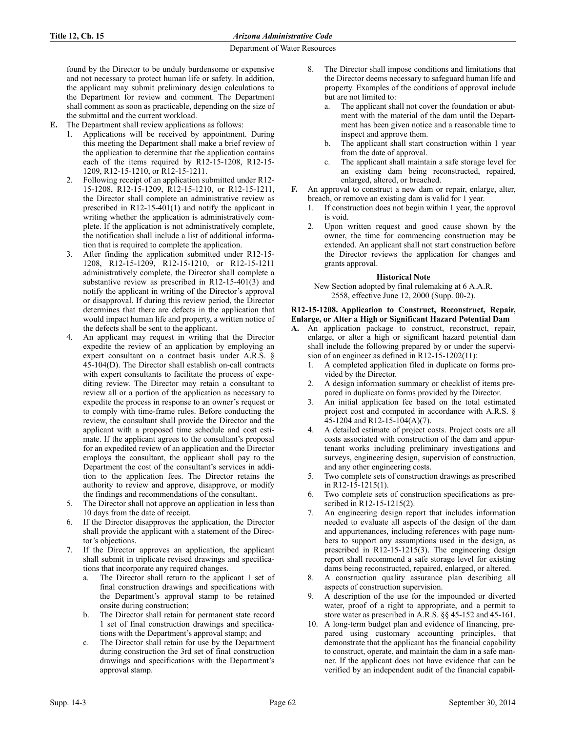found by the Director to be unduly burdensome or expensive and not necessary to protect human life or safety. In addition, the applicant may submit preliminary design calculations to the Department for review and comment. The Department shall comment as soon as practicable, depending on the size of the submittal and the current workload.

**E.** The Department shall review applications as follows:

1. Applications will be received by appointment. During this meeting the Department shall make a brief review of the application to determine that the application contains each of the items required by R12-15-1208, R12-15-1209, R12-15-1210, or R12-15-1211.
2. Following receipt of an application submitted under R12-15-1208, R12-15-1209, R12-15-1210, or R12-15-1211, the Director shall complete an administrative review as prescribed in R12-15-401(1) and notify the applicant in writing whether the application is administratively complete. If the application is not administratively complete, the notification shall include a list of additional information that is required to complete the application.
3. After finding the application submitted under R12-15-1208, R12-15-1209, R12-15-1210, or R12-15-1211 administratively complete, the Director shall complete a substantive review as prescribed in R12-15-401(3) and notify the applicant in writing of the Director's approval or disapproval. If during this review period, the Director determines that there are defects in the application that would impact human life and property, a written notice of the defects shall be sent to the applicant.
4. An applicant may request in writing that the Director expedite the review of an application by employing an expert consultant on a contract basis under A.R.S. § 45-104(D). The Director shall establish on-call contracts with expert consultants to facilitate the process of expediting review. The Director may retain a consultant to review all or a portion of the application as necessary to expedite the process in response to an owner's request or to comply with time-frame rules. Before conducting the review, the consultant shall provide the Director and the applicant with a proposed time schedule and cost estimate. If the applicant agrees to the consultant's proposal for an expedited review of an application and the Director employs the consultant, the applicant shall pay to the Department the cost of the consultant's services in addition to the application fees. The Director retains the authority to review and approve, disapprove, or modify the findings and recommendations of the consultant.
5. The Director shall not approve an application in less than 10 days from the date of receipt.
6. If the Director disapproves the application, the Director shall provide the applicant with a statement of the Director's objections.
7. If the Director approves an application, the applicant shall submit in triplicate revised drawings and specifications that incorporate any required changes.
   a. The Director shall return to the applicant 1 set of final construction drawings and specifications with the Department's approval stamp to be retained onsite during construction;
   b. The Director shall retain for permanent state record 1 set of final construction drawings and specifications with the Department's approval stamp; and
   c. The Director shall retain for use by the Department during construction the 3rd set of final construction drawings and specifications with the Department's approval stamp.
8. The Director shall impose conditions and limitations that the Director deems necessary to safeguard human life and property. Examples of the conditions of approval include but are not limited to:
   a. The applicant shall not cover the foundation or abutment with the material of the dam until the Department has been given notice and a reasonable time to inspect and approve them.
   b. The applicant shall start construction within 1 year from the date of approval.
   c. The applicant shall maintain a safe storage level for an existing dam being reconstructed, repaired, enlarged, altered, or breached.

**F.** An approval to construct a new dam or repair, enlarge, alter, breach, or remove an existing dam is valid for 1 year.

1. If construction does not begin within 1 year, the approval is void.
2. Upon written request and good cause shown by the owner, the time for commencing construction may be extended. An applicant shall not start construction before the Director reviews the application for changes and grants approval.

**Historical Note**

New Section adopted by final rulemaking at 6 A.A.R. 2558, effective June 12, 2000 (Supp. 00-2).

**R12-15-1208. Application to Construct, Reconstruct, Repair, Enlarge, or Alter a High or Significant Hazard Potential Dam**

**A.** An application package to construct, reconstruct, repair, enlarge, or alter a high or significant hazard potential dam shall include the following prepared by or under the supervision of an engineer as defined in R12-15-1202(11):

1. A completed application filed in duplicate on forms provided by the Director.
2. A design information summary or checklist of items prepared in duplicate on forms provided by the Director.
3. An initial application fee based on the total estimated project cost and computed in accordance with A.R.S. § 45-1204 and R12-15-104(A)(7).
4. A detailed estimate of project costs. Project costs are all costs associated with construction of the dam and appurtenant works including preliminary investigations and surveys, engineering design, supervision of construction, and any other engineering costs.
5. Two complete sets of construction drawings as prescribed in R12-15-1215(1).
6. Two complete sets of construction specifications as prescribed in R12-15-1215(2).
7. An engineering design report that includes information needed to evaluate all aspects of the design of the dam and appurtenances, including references with page numbers to support any assumptions used in the design, as prescribed in R12-15-1215(3). The engineering design report shall recommend a safe storage level for existing dams being reconstructed, repaired, enlarged, or altered.
8. A construction quality assurance plan describing all aspects of construction supervision.
9. A description of the use for the impounded or diverted water, proof of a right to appropriate, and a permit to store water as prescribed in A.R.S. §§ 45-152 and 45-161.
10. A long-term budget plan and evidence of financing, prepared using customary accounting principles, that demonstrate that the applicant has the financial capability to construct, operate, and maintain the dam in a safe manner. If the applicant does not have evidence that can be verified by an independent audit of the financial capabil-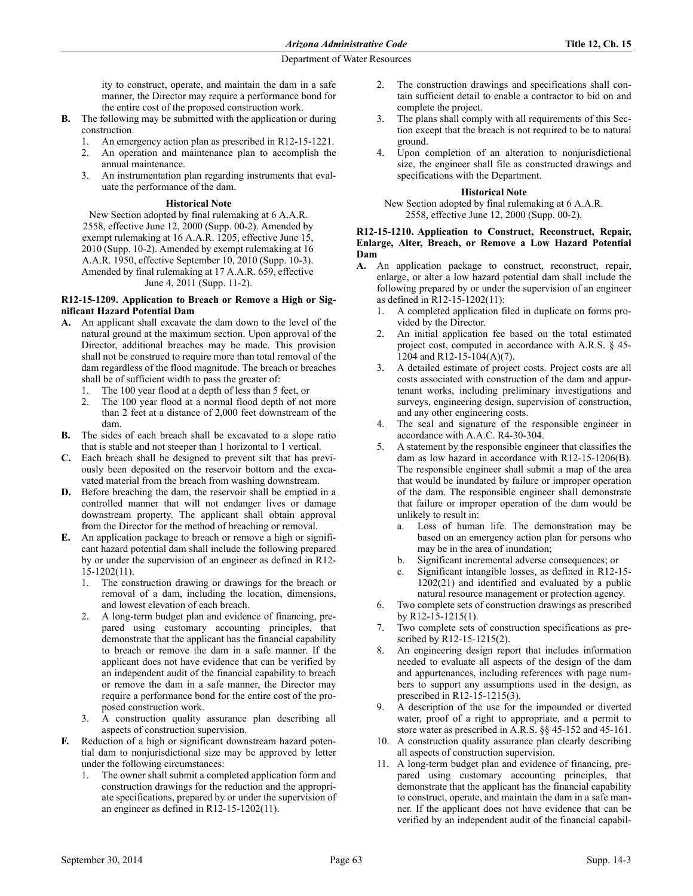ity to construct, operate, and maintain the dam in a safe manner, the Director may require a performance bond for the entire cost of the proposed construction work.

**B.** The following may be submitted with the application or during construction.

1. An emergency action plan as prescribed in R12-15-1221.
2. An operation and maintenance plan to accomplish the annual maintenance.
3. An instrumentation plan regarding instruments that evaluate the performance of the dam.

**Historical Note**

New Section adopted by final rulemaking at 6 A.A.R. 2558, effective June 12, 2000 (Supp. 00-2). Amended by exempt rulemaking at 16 A.A.R. 1205, effective June 15, 2010 (Supp. 10-2). Amended by exempt rulemaking at 16 A.A.R. 1950, effective September 10, 2010 (Supp. 10-3). Amended by final rulemaking at 17 A.A.R. 659, effective June 4, 2011 (Supp. 11-2).

**R12-15-1209. Application to Breach or Remove a High or Significant Hazard Potential Dam**

**A.** An applicant shall excavate the dam down to the level of the natural ground at the maximum section. Upon approval of the Director, additional breaches may be made. This provision shall not be construed to require more than total removal of the dam regardless of the flood magnitude. The breach or breaches shall be of sufficient width to pass the greater of:

1. The 100 year flood at a depth of less than 5 feet, or
2. The 100 year flood at a normal flood depth of not more than 2 feet at a distance of 2,000 feet downstream of the dam.

**B.** The sides of each breach shall be excavated to a slope ratio that is stable and not steeper than 1 horizontal to 1 vertical.

**C.** Each breach shall be designed to prevent silt that has previously been deposited on the reservoir bottom and the excavated material from the breach from washing downstream.

**D.** Before breaching the dam, the reservoir shall be emptied in a controlled manner that will not endanger lives or damage downstream property. The applicant shall obtain approval from the Director for the method of breaching or removal.

**E.** An application package to breach or remove a high or significant hazard potential dam shall include the following prepared by or under the supervision of an engineer as defined in R12-15-1202(11).

1. The construction drawing or drawings for the breach or removal of a dam, including the location, dimensions, and lowest elevation of each breach.
2. A long-term budget plan and evidence of financing, prepared using customary accounting principles, that demonstrate that the applicant has the financial capability to breach or remove the dam in a safe manner. If the applicant does not have evidence that can be verified by an independent audit of the financial capability to breach or remove the dam in a safe manner, the Director may require a performance bond for the entire cost of the proposed construction work.
3. A construction quality assurance plan describing all aspects of construction supervision.

**F.** Reduction of a high or significant downstream hazard potential dam to nonjurisdictional size may be approved by letter under the following circumstances:

1. The owner shall submit a completed application form and construction drawings for the reduction and the appropriate specifications, prepared by or under the supervision of an engineer as defined in R12-15-1202(11).
2. The construction drawings and specifications shall contain sufficient detail to enable a contractor to bid on and complete the project.
3. The plans shall comply with all requirements of this Section except that the breach is not required to be to natural ground.
4. Upon completion of an alteration to nonjurisdictional size, the engineer shall file as constructed drawings and specifications with the Department.

**Historical Note**

New Section adopted by final rulemaking at 6 A.A.R. 2558, effective June 12, 2000 (Supp. 00-2).

**R12-15-1210. Application to Construct, Reconstruct, Repair, Enlarge, Alter, Breach, or Remove a Low Hazard Potential Dam**

**A.** An application package to construct, reconstruct, repair, enlarge, or alter a low hazard potential dam shall include the following prepared by or under the supervision of an engineer as defined in R12-15-1202(11):

1. A completed application filed in duplicate on forms provided by the Director.
2. An initial application fee based on the total estimated project cost, computed in accordance with A.R.S. § 45-1204 and R12-15-104(A)(7).
3. A detailed estimate of project costs. Project costs are all costs associated with construction of the dam and appurtenant works, including preliminary investigations and surveys, engineering design, supervision of construction, and any other engineering costs.
4. The seal and signature of the responsible engineer in accordance with A.A.C. R4-30-304.
5. A statement by the responsible engineer that classifies the dam as low hazard in accordance with R12-15-1206(B). The responsible engineer shall submit a map of the area that would be inundated by failure or improper operation of the dam. The responsible engineer shall demonstrate that failure or improper operation of the dam would be unlikely to result in:
    a. Loss of human life. The demonstration may be based on an emergency action plan for persons who may be in the area of inundation;
    b. Significant incremental adverse consequences; or
    c. Significant intangible losses, as defined in R12-15-1202(21) and identified and evaluated by a public natural resource management or protection agency.
6. Two complete sets of construction drawings as prescribed by R12-15-1215(1).
7. Two complete sets of construction specifications as prescribed by R12-15-1215(2).
8. An engineering design report that includes information needed to evaluate all aspects of the design of the dam and appurtenances, including references with page numbers to support any assumptions used in the design, as prescribed in R12-15-1215(3).
9. A description of the use for the impounded or diverted water, proof of a right to appropriate, and a permit to store water as prescribed in A.R.S. §§ 45-152 and 45-161.
10. A construction quality assurance plan clearly describing all aspects of construction supervision.
11. A long-term budget plan and evidence of financing, prepared using customary accounting principles, that demonstrate that the applicant has the financial capability to construct, operate, and maintain the dam in a safe manner. If the applicant does not have evidence that can be verified by an independent audit of the financial capabil-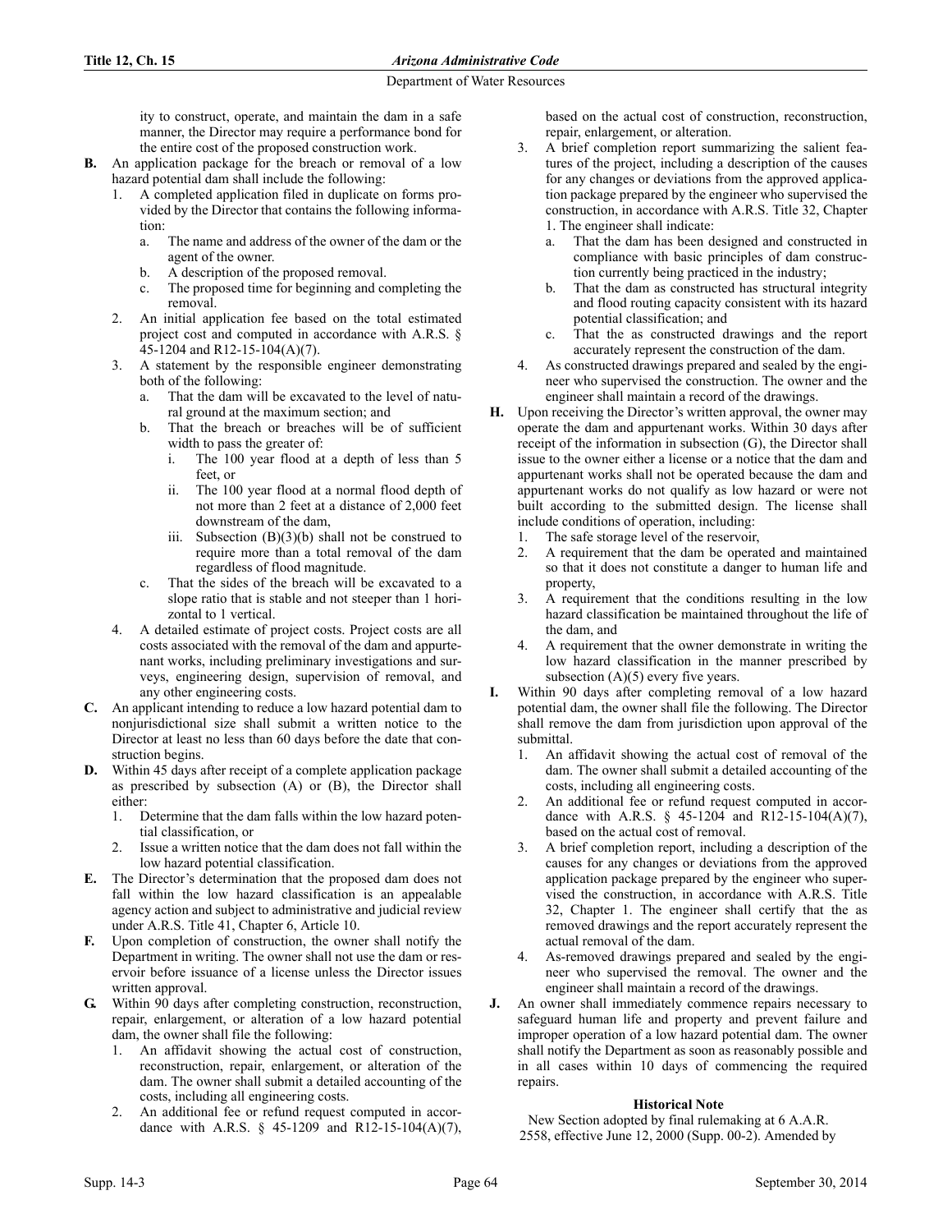ity to construct, operate, and maintain the dam in a safe manner, the Director may require a performance bond for the entire cost of the proposed construction work.

**B.** An application package for the breach or removal of a low hazard potential dam shall include the following:

1. A completed application filed in duplicate on forms provided by the Director that contains the following information:
   a. The name and address of the owner of the dam or the agent of the owner.
   b. A description of the proposed removal.
   c. The proposed time for beginning and completing the removal.
2. An initial application fee based on the total estimated project cost and computed in accordance with A.R.S. § 45-1204 and R12-15-104(A)(7).
3. A statement by the responsible engineer demonstrating both of the following:
   a. That the dam will be excavated to the level of natural ground at the maximum section; and
   b. That the breach or breaches will be of sufficient width to pass the greater of:
      i. The 100 year flood at a depth of less than 5 feet, or
      ii. The 100 year flood at a normal flood depth of not more than 2 feet at a distance of 2,000 feet downstream of the dam,
      iii. Subsection (B)(3)(b) shall not be construed to require more than a total removal of the dam regardless of flood magnitude.
   c. That the sides of the breach will be excavated to a slope ratio that is stable and not steeper than 1 horizontal to 1 vertical.
4. A detailed estimate of project costs. Project costs are all costs associated with the removal of the dam and appurtenant works, including preliminary investigations and surveys, engineering design, supervision of removal, and any other engineering costs.

**C.** An applicant intending to reduce a low hazard potential dam to nonjurisdictional size shall submit a written notice to the Director at least no less than 60 days before the date that construction begins.

**D.** Within 45 days after receipt of a complete application package as prescribed by subsection (A) or (B), the Director shall either:

1. Determine that the dam falls within the low hazard potential classification, or
2. Issue a written notice that the dam does not fall within the low hazard potential classification.

**E.** The Director's determination that the proposed dam does not fall within the low hazard classification is an appealable agency action and subject to administrative and judicial review under A.R.S. Title 41, Chapter 6, Article 10.

**F.** Upon completion of construction, the owner shall notify the Department in writing. The owner shall not use the dam or reservoir before issuance of a license unless the Director issues written approval.

**G.** Within 90 days after completing construction, reconstruction, repair, enlargement, or alteration of a low hazard potential dam, the owner shall file the following:

1. An affidavit showing the actual cost of construction, reconstruction, repair, enlargement, or alteration of the dam. The owner shall submit a detailed accounting of the costs, including all engineering costs.
2. An additional fee or refund request computed in accordance with A.R.S. § 45-1209 and R12-15-104(A)(7), based on the actual cost of construction, reconstruction, repair, enlargement, or alteration.
3. A brief completion report summarizing the salient features of the project, including a description of the causes for any changes or deviations from the approved application package prepared by the engineer who supervised the construction, in accordance with A.R.S. Title 32, Chapter 1. The engineer shall indicate:
   a. That the dam has been designed and constructed in compliance with basic principles of dam construction currently being practiced in the industry;
   b. That the dam as constructed has structural integrity and flood routing capacity consistent with its hazard potential classification; and
   c. That the as constructed drawings and the report accurately represent the construction of the dam.
4. As constructed drawings prepared and sealed by the engineer who supervised the construction. The owner and the engineer shall maintain a record of the drawings.

**H.** Upon receiving the Director's written approval, the owner may operate the dam and appurtenant works. Within 30 days after receipt of the information in subsection (G), the Director shall issue to the owner either a license or a notice that the dam and appurtenant works shall not be operated because the dam and appurtenant works do not qualify as low hazard or were not built according to the submitted design. The license shall include conditions of operation, including:

1. The safe storage level of the reservoir,
2. A requirement that the dam be operated and maintained so that it does not constitute a danger to human life and property,
3. A requirement that the conditions resulting in the low hazard classification be maintained throughout the life of the dam, and
4. A requirement that the owner demonstrate in writing the low hazard classification in the manner prescribed by subsection (A)(5) every five years.

**I.** Within 90 days after completing removal of a low hazard potential dam, the owner shall file the following. The Director shall remove the dam from jurisdiction upon approval of the submittal.

1. An affidavit showing the actual cost of removal of the dam. The owner shall submit a detailed accounting of the costs, including all engineering costs.
2. An additional fee or refund request computed in accordance with A.R.S. § 45-1204 and R12-15-104(A)(7), based on the actual cost of removal.
3. A brief completion report, including a description of the causes for any changes or deviations from the approved application package prepared by the engineer who supervised the construction, in accordance with A.R.S. Title 32, Chapter 1. The engineer shall certify that the as removed drawings and the report accurately represent the actual removal of the dam.
4. As-removed drawings prepared and sealed by the engineer who supervised the removal. The owner and the engineer shall maintain a record of the drawings.

**J.** An owner shall immediately commence repairs necessary to safeguard human life and property and prevent failure and improper operation of a low hazard potential dam. The owner shall notify the Department as soon as reasonably possible and in all cases within 10 days of commencing the required repairs.

**Historical Note**

New Section adopted by final rulemaking at 6 A.A.R. 2558, effective June 12, 2000 (Supp. 00-2). Amended by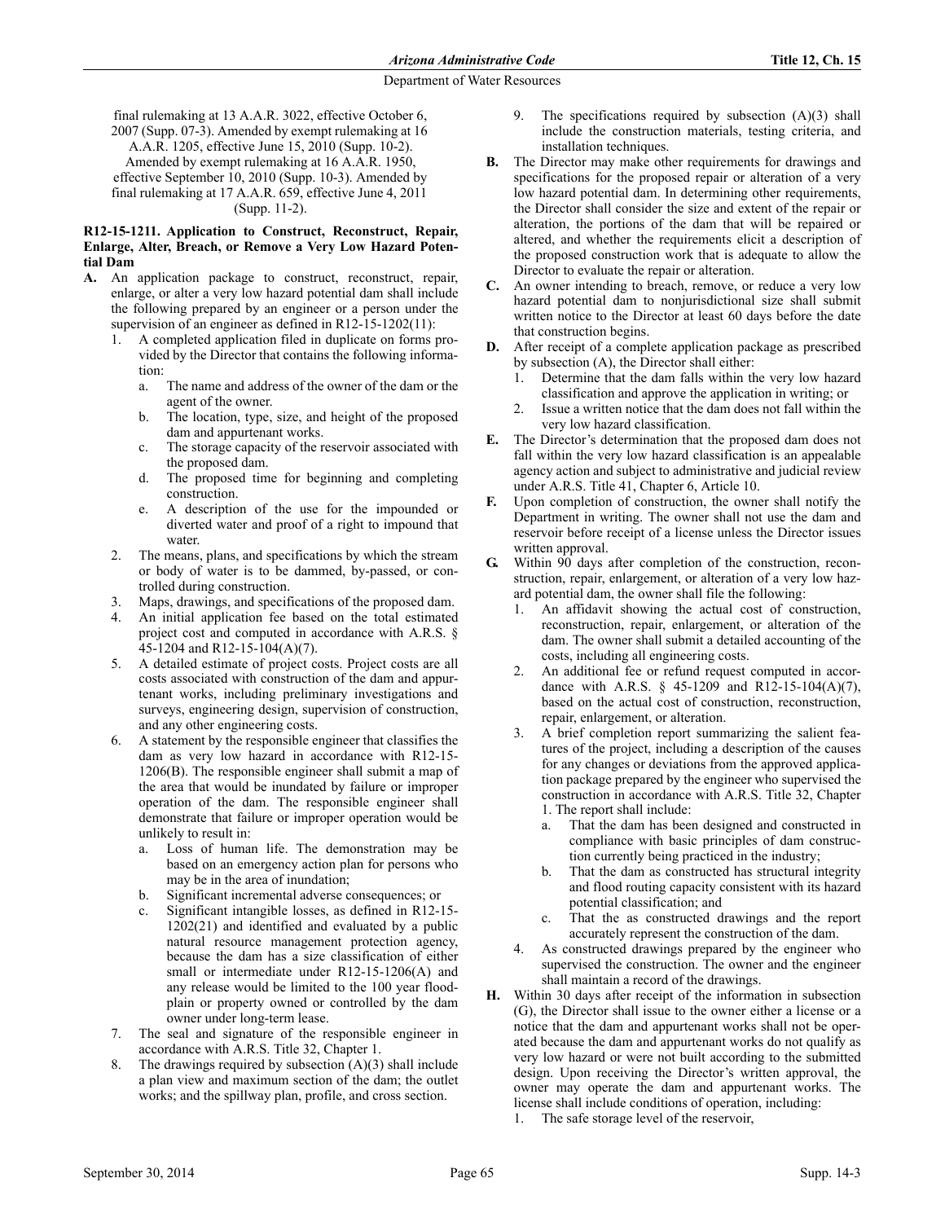final rulemaking at 13 A.A.R. 3022, effective October 6, 2007 (Supp. 07-3). Amended by exempt rulemaking at 16 A.A.R. 1205, effective June 15, 2010 (Supp. 10-2). Amended by exempt rulemaking at 16 A.A.R. 1950, effective September 10, 2010 (Supp. 10-3). Amended by final rulemaking at 17 A.A.R. 659, effective June 4, 2011 (Supp. 11-2).

**R12-15-1211. Application to Construct, Reconstruct, Repair, Enlarge, Alter, Breach, or Remove a Very Low Hazard Potential Dam**

**A.** An application package to construct, reconstruct, repair, enlarge, or alter a very low hazard potential dam shall include the following prepared by an engineer or a person under the supervision of an engineer as defined in R12-15-1202(11):

1. A completed application filed in duplicate on forms provided by the Director that contains the following information:
   a. The name and address of the owner of the dam or the agent of the owner.
   b. The location, type, size, and height of the proposed dam and appurtenant works.
   c. The storage capacity of the reservoir associated with the proposed dam.
   d. The proposed time for beginning and completing construction.
   e. A description of the use for the impounded or diverted water and proof of a right to impound that water.
2. The means, plans, and specifications by which the stream or body of water is to be dammed, by-passed, or controlled during construction.
3. Maps, drawings, and specifications of the proposed dam.
4. An initial application fee based on the total estimated project cost and computed in accordance with A.R.S. § 45-1204 and R12-15-104(A)(7).
5. A detailed estimate of project costs. Project costs are all costs associated with construction of the dam and appurtenant works, including preliminary investigations and surveys, engineering design, supervision of construction, and any other engineering costs.
6. A statement by the responsible engineer that classifies the dam as very low hazard in accordance with R12-15-1206(B). The responsible engineer shall submit a map of the area that would be inundated by failure or improper operation of the dam. The responsible engineer shall demonstrate that failure or improper operation would be unlikely to result in:
   a. Loss of human life. The demonstration may be based on an emergency action plan for persons who may be in the area of inundation;
   b. Significant incremental adverse consequences; or
   c. Significant intangible losses, as defined in R12-15-1202(21) and identified and evaluated by a public natural resource management protection agency, because the dam has a size classification of either small or intermediate under R12-15-1206(A) and any release would be limited to the 100 year floodplain or property owned or controlled by the dam owner under long-term lease.
7. The seal and signature of the responsible engineer in accordance with A.R.S. Title 32, Chapter 1.
8. The drawings required by subsection (A)(3) shall include a plan view and maximum section of the dam; the outlet works; and the spillway plan, profile, and cross section.
9. The specifications required by subsection (A)(3) shall include the construction materials, testing criteria, and installation techniques.

**B.** The Director may make other requirements for drawings and specifications for the proposed repair or alteration of a very low hazard potential dam. In determining other requirements, the Director shall consider the size and extent of the repair or alteration, the portions of the dam that will be repaired or altered, and whether the requirements elicit a description of the proposed construction work that is adequate to allow the Director to evaluate the repair or alteration.

**C.** An owner intending to breach, remove, or reduce a very low hazard potential dam to nonjurisdictional size shall submit written notice to the Director at least 60 days before the date that construction begins.

**D.** After receipt of a complete application package as prescribed by subsection (A), the Director shall either:

1. Determine that the dam falls within the very low hazard classification and approve the application in writing; or
2. Issue a written notice that the dam does not fall within the very low hazard classification.

**E.** The Director's determination that the proposed dam does not fall within the very low hazard classification is an appealable agency action and subject to administrative and judicial review under A.R.S. Title 41, Chapter 6, Article 10.

**F.** Upon completion of construction, the owner shall notify the Department in writing. The owner shall not use the dam and reservoir before receipt of a license unless the Director issues written approval.

**G.** Within 90 days after completion of the construction, reconstruction, repair, enlargement, or alteration of a very low hazard potential dam, the owner shall file the following:

1. An affidavit showing the actual cost of construction, reconstruction, repair, enlargement, or alteration of the dam. The owner shall submit a detailed accounting of the costs, including all engineering costs.
2. An additional fee or refund request computed in accordance with A.R.S. § 45-1209 and R12-15-104(A)(7), based on the actual cost of construction, reconstruction, repair, enlargement, or alteration.
3. A brief completion report summarizing the salient features of the project, including a description of the causes for any changes or deviations from the approved application package prepared by the engineer who supervised the construction in accordance with A.R.S. Title 32, Chapter 1. The report shall include:
   a. That the dam has been designed and constructed in compliance with basic principles of dam construction currently being practiced in the industry;
   b. That the dam as constructed has structural integrity and flood routing capacity consistent with its hazard potential classification; and
   c. That the as constructed drawings and the report accurately represent the construction of the dam.
4. As constructed drawings prepared by the engineer who supervised the construction. The owner and the engineer shall maintain a record of the drawings.

**H.** Within 30 days after receipt of the information in subsection (G), the Director shall issue to the owner either a license or a notice that the dam and appurtenant works shall not be operated because the dam and appurtenant works do not qualify as very low hazard or were not built according to the submitted design. Upon receiving the Director's written approval, the owner may operate the dam and appurtenant works. The license shall include conditions of operation, including:

1. The safe storage level of the reservoir,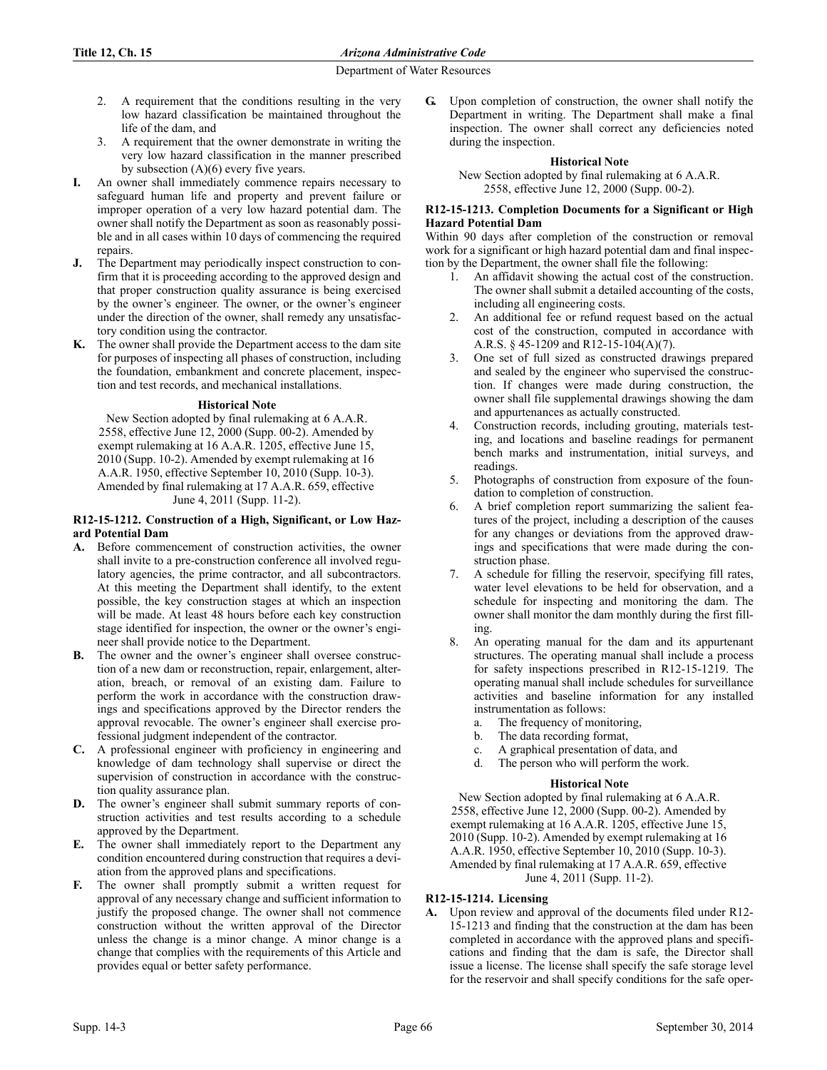2. A requirement that the conditions resulting in the very low hazard classification be maintained throughout the life of the dam, and
3. A requirement that the owner demonstrate in writing the very low hazard classification in the manner prescribed by subsection (A)(6) every five years.

**I.** An owner shall immediately commence repairs necessary to safeguard human life and property and prevent failure or improper operation of a very low hazard potential dam. The owner shall notify the Department as soon as reasonably possible and in all cases within 10 days of commencing the required repairs.

**J.** The Department may periodically inspect construction to confirm that it is proceeding according to the approved design and that proper construction quality assurance is being exercised by the owner's engineer. The owner, or the owner's engineer under the direction of the owner, shall remedy any unsatisfactory condition using the contractor.

**K.** The owner shall provide the Department access to the dam site for purposes of inspecting all phases of construction, including the foundation, embankment and concrete placement, inspection and test records, and mechanical installations.

**Historical Note**

New Section adopted by final rulemaking at 6 A.A.R. 2558, effective June 12, 2000 (Supp. 00-2). Amended by exempt rulemaking at 16 A.A.R. 1205, effective June 15, 2010 (Supp. 10-2). Amended by exempt rulemaking at 16 A.A.R. 1950, effective September 10, 2010 (Supp. 10-3). Amended by final rulemaking at 17 A.A.R. 659, effective June 4, 2011 (Supp. 11-2).

### R12-15-1212. Construction of a High, Significant, or Low Hazard Potential Dam

**A.** Before commencement of construction activities, the owner shall invite to a pre-construction conference all involved regulatory agencies, the prime contractor, and all subcontractors. At this meeting the Department shall identify, to the extent possible, the key construction stages at which an inspection will be made. At least 48 hours before each key construction stage identified for inspection, the owner or the owner's engineer shall provide notice to the Department.

**B.** The owner and the owner's engineer shall oversee construction of a new dam or reconstruction, repair, enlargement, alteration, breach, or removal of an existing dam. Failure to perform the work in accordance with the construction drawings and specifications approved by the Director renders the approval revocable. The owner's engineer shall exercise professional judgment independent of the contractor.

**C.** A professional engineer with proficiency in engineering and knowledge of dam technology shall supervise or direct the supervision of construction in accordance with the construction quality assurance plan.

**D.** The owner's engineer shall submit summary reports of construction activities and test results according to a schedule approved by the Department.

**E.** The owner shall immediately report to the Department any condition encountered during construction that requires a deviation from the approved plans and specifications.

**F.** The owner shall promptly submit a written request for approval of any necessary change and sufficient information to justify the proposed change. The owner shall not commence construction without the written approval of the Director unless the change is a minor change. A minor change is a change that complies with the requirements of this Article and provides equal or better safety performance.

**G.** Upon completion of construction, the owner shall notify the Department in writing. The Department shall make a final inspection. The owner shall correct any deficiencies noted during the inspection.

**Historical Note**

New Section adopted by final rulemaking at 6 A.A.R. 2558, effective June 12, 2000 (Supp. 00-2).

### R12-15-1213. Completion Documents for a Significant or High Hazard Potential Dam

Within 90 days after completion of the construction or removal work for a significant or high hazard potential dam and final inspection by the Department, the owner shall file the following:

1. An affidavit showing the actual cost of the construction. The owner shall submit a detailed accounting of the costs, including all engineering costs.
2. An additional fee or refund request based on the actual cost of the construction, computed in accordance with A.R.S. § 45-1209 and R12-15-104(A)(7).
3. One set of full sized as constructed drawings prepared and sealed by the engineer who supervised the construction. If changes were made during construction, the owner shall file supplemental drawings showing the dam and appurtenances as actually constructed.
4. Construction records, including grouting, materials testing, and locations and baseline readings for permanent bench marks and instrumentation, initial surveys, and readings.
5. Photographs of construction from exposure of the foundation to completion of construction.
6. A brief completion report summarizing the salient features of the project, including a description of the causes for any changes or deviations from the approved drawings and specifications that were made during the construction phase.
7. A schedule for filling the reservoir, specifying fill rates, water level elevations to be held for observation, and a schedule for inspecting and monitoring the dam. The owner shall monitor the dam monthly during the first filling.
8. An operating manual for the dam and its appurtenant structures. The operating manual shall include a process for safety inspections prescribed in R12-15-1219. The operating manual shall include schedules for surveillance activities and baseline information for any installed instrumentation as follows:
   a. The frequency of monitoring,
   b. The data recording format,
   c. A graphical presentation of data, and
   d. The person who will perform the work.

**Historical Note**

New Section adopted by final rulemaking at 6 A.A.R. 2558, effective June 12, 2000 (Supp. 00-2). Amended by exempt rulemaking at 16 A.A.R. 1205, effective June 15, 2010 (Supp. 10-2). Amended by exempt rulemaking at 16 A.A.R. 1950, effective September 10, 2010 (Supp. 10-3). Amended by final rulemaking at 17 A.A.R. 659, effective June 4, 2011 (Supp. 11-2).

### R12-15-1214. Licensing

**A.** Upon review and approval of the documents filed under R12-15-1213 and finding that the construction at the dam has been completed in accordance with the approved plans and specifications and finding that the dam is safe, the Director shall issue a license. The license shall specify the safe storage level for the reservoir and shall specify conditions for the safe oper-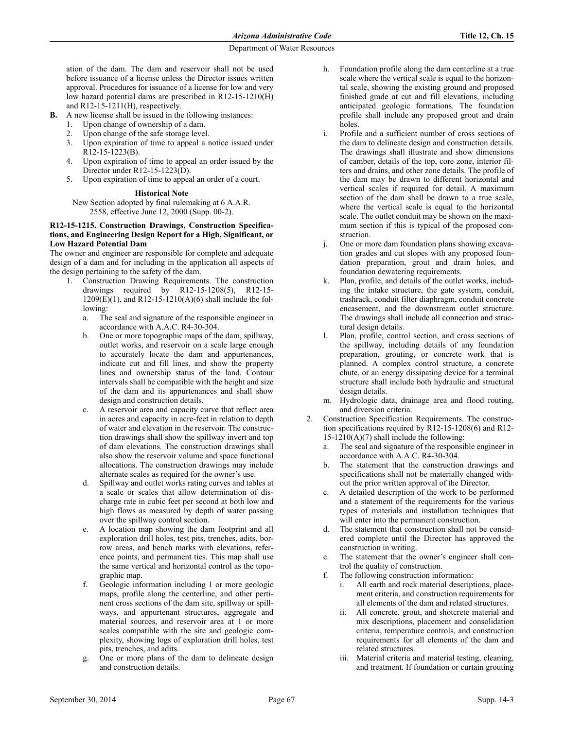ation of the dam. The dam and reservoir shall not be used before issuance of a license unless the Director issues written approval. Procedures for issuance of a license for low and very low hazard potential dams are prescribed in R12-15-1210(H) and R12-15-1211(H), respectively.

**B.** A new license shall be issued in the following instances:

1. Upon change of ownership of a dam.
2. Upon change of the safe storage level.
3. Upon expiration of time to appeal a notice issued under R12-15-1223(B).
4. Upon expiration of time to appeal an order issued by the Director under R12-15-1223(D).
5. Upon expiration of time to appeal an order of a court.

**Historical Note**

New Section adopted by final rulemaking at 6 A.A.R. 2558, effective June 12, 2000 (Supp. 00-2).

**R12-15-1215. Construction Drawings, Construction Specifications, and Engineering Design Report for a High, Significant, or Low Hazard Potential Dam**

The owner and engineer are responsible for complete and adequate design of a dam and for including in the application all aspects of the design pertaining to the safety of the dam.

1. Construction Drawing Requirements. The construction drawings required by R12-15-1208(5), R12-15-1209(E)(1), and R12-15-1210(A)(6) shall include the following:
   a. The seal and signature of the responsible engineer in accordance with A.A.C. R4-30-304.
   b. One or more topographic maps of the dam, spillway, outlet works, and reservoir on a scale large enough to accurately locate the dam and appurtenances, indicate cut and fill lines, and show the property lines and ownership status of the land. Contour intervals shall be compatible with the height and size of the dam and its appurtenances and shall show design and construction details.
   c. A reservoir area and capacity curve that reflect area in acres and capacity in acre-feet in relation to depth of water and elevation in the reservoir. The construction drawings shall show the spillway invert and top of dam elevations. The construction drawings shall also show the reservoir volume and space functional allocations. The construction drawings may include alternate scales as required for the owner's use.
   d. Spillway and outlet works rating curves and tables at a scale or scales that allow determination of discharge rate in cubic feet per second at both low and high flows as measured by depth of water passing over the spillway control section.
   e. A location map showing the dam footprint and all exploration drill holes, test pits, trenches, adits, borrow areas, and bench marks with elevations, reference points, and permanent ties. This map shall use the same vertical and horizontal control as the topographic map.
   f. Geologic information including 1 or more geologic maps, profile along the centerline, and other pertinent cross sections of the dam site, spillway or spillways, and appurtenant structures, aggregate and material sources, and reservoir area at 1 or more scales compatible with the site and geologic complexity, showing logs of exploration drill holes, test pits, trenches, and adits.
   g. One or more plans of the dam to delineate design and construction details.
   h. Foundation profile along the dam centerline at a true scale where the vertical scale is equal to the horizontal scale, showing the existing ground and proposed finished grade at cut and fill elevations, including anticipated geologic formations. The foundation profile shall include any proposed grout and drain holes.
   i. Profile and a sufficient number of cross sections of the dam to delineate design and construction details. The drawings shall illustrate and show dimensions of camber, details of the top, core zone, interior filters and drains, and other zone details. The profile of the dam may be drawn to different horizontal and vertical scales if required for detail. A maximum section of the dam shall be drawn to a true scale, where the vertical scale is equal to the horizontal scale. The outlet conduit may be shown on the maximum section if this is typical of the proposed construction.
   j. One or more dam foundation plans showing excavation grades and cut slopes with any proposed foundation preparation, grout and drain holes, and foundation dewatering requirements.
   k. Plan, profile, and details of the outlet works, including the intake structure, the gate system, conduit, trashrack, conduit filter diaphragm, conduit concrete encasement, and the downstream outlet structure. The drawings shall include all connection and structural design details.
   l. Plan, profile, control section, and cross sections of the spillway, including details of any foundation preparation, grouting, or concrete work that is planned. A complex control structure, a concrete chute, or an energy dissipating device for a terminal structure shall include both hydraulic and structural design details.
   m. Hydrologic data, drainage area and flood routing, and diversion criteria.
2. Construction Specification Requirements. The construction specifications required by R12-15-1208(6) and R12-15-1210(A)(7) shall include the following:
   a. The seal and signature of the responsible engineer in accordance with A.A.C. R4-30-304.
   b. The statement that the construction drawings and specifications shall not be materially changed without the prior written approval of the Director.
   c. A detailed description of the work to be performed and a statement of the requirements for the various types of materials and installation techniques that will enter into the permanent construction.
   d. The statement that construction shall not be considered complete until the Director has approved the construction in writing.
   e. The statement that the owner's engineer shall control the quality of construction.
   f. The following construction information:
      i. All earth and rock material descriptions, placement criteria, and construction requirements for all elements of the dam and related structures.
      ii. All concrete, grout, and shotcrete material and mix descriptions, placement and consolidation criteria, temperature controls, and construction requirements for all elements of the dam and related structures.
      iii. Material criteria and material testing, cleaning, and treatment. If foundation or curtain grouting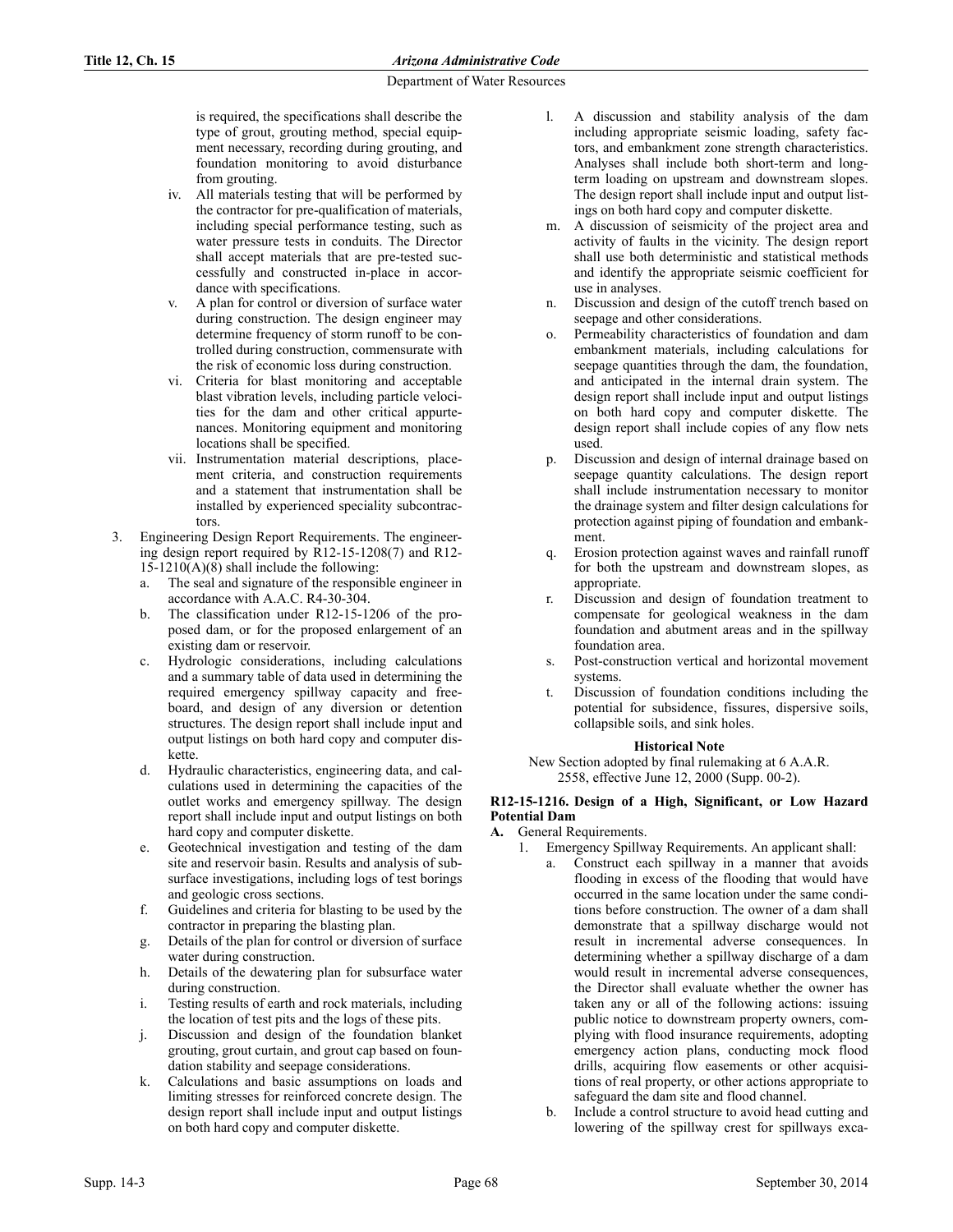is required, the specifications shall describe the type of grout, grouting method, special equipment necessary, recording during grouting, and foundation monitoring to avoid disturbance from grouting.

iv. All materials testing that will be performed by the contractor for pre-qualification of materials, including special performance testing, such as water pressure tests in conduits. The Director shall accept materials that are pre-tested successfully and constructed in-place in accordance with specifications.

v. A plan for control or diversion of surface water during construction. The design engineer may determine frequency of storm runoff to be controlled during construction, commensurate with the risk of economic loss during construction.

vi. Criteria for blast monitoring and acceptable blast vibration levels, including particle velocities for the dam and other critical appurtenances. Monitoring equipment and monitoring locations shall be specified.

vii. Instrumentation material descriptions, placement criteria, and construction requirements and a statement that instrumentation shall be installed by experienced speciality subcontractors.

3. Engineering Design Report Requirements. The engineering design report required by R12-15-1208(7) and R12-15-1210(A)(8) shall include the following:
   a. The seal and signature of the responsible engineer in accordance with A.A.C. R4-30-304.
   b. The classification under R12-15-1206 of the proposed dam, or for the proposed enlargement of an existing dam or reservoir.
   c. Hydrologic considerations, including calculations and a summary table of data used in determining the required emergency spillway capacity and freeboard, and design of any diversion or detention structures. The design report shall include input and output listings on both hard copy and computer diskette.
   d. Hydraulic characteristics, engineering data, and calculations used in determining the capacities of the outlet works and emergency spillway. The design report shall include input and output listings on both hard copy and computer diskette.
   e. Geotechnical investigation and testing of the dam site and reservoir basin. Results and analysis of subsurface investigations, including logs of test borings and geologic cross sections.
   f. Guidelines and criteria for blasting to be used by the contractor in preparing the blasting plan.
   g. Details of the plan for control or diversion of surface water during construction.
   h. Details of the dewatering plan for subsurface water during construction.
   i. Testing results of earth and rock materials, including the location of test pits and the logs of these pits.
   j. Discussion and design of the foundation blanket grouting, grout curtain, and grout cap based on foundation stability and seepage considerations.
   k. Calculations and basic assumptions on loads and limiting stresses for reinforced concrete design. The design report shall include input and output listings on both hard copy and computer diskette.
   l. A discussion and stability analysis of the dam including appropriate seismic loading, safety factors, and embankment zone strength characteristics. Analyses shall include both short-term and long-term loading on upstream and downstream slopes. The design report shall include input and output listings on both hard copy and computer diskette.
   m. A discussion of seismicity of the project area and activity of faults in the vicinity. The design report shall use both deterministic and statistical methods and identify the appropriate seismic coefficient for use in analyses.
   n. Discussion and design of the cutoff trench based on seepage and other considerations.
   o. Permeability characteristics of foundation and dam embankment materials, including calculations for seepage quantities through the dam, the foundation, and anticipated in the internal drain system. The design report shall include input and output listings on both hard copy and computer diskette. The design report shall include copies of any flow nets used.
   p. Discussion and design of internal drainage based on seepage quantity calculations. The design report shall include instrumentation necessary to monitor the drainage system and filter design calculations for protection against piping of foundation and embankment.
   q. Erosion protection against waves and rainfall runoff for both the upstream and downstream slopes, as appropriate.
   r. Discussion and design of foundation treatment to compensate for geological weakness in the dam foundation and abutment areas and in the spillway foundation area.
   s. Post-construction vertical and horizontal movement systems.
   t. Discussion of foundation conditions including the potential for subsidence, fissures, dispersive soils, collapsible soils, and sink holes.

**Historical Note**

New Section adopted by final rulemaking at 6 A.A.R. 2558, effective June 12, 2000 (Supp. 00-2).

**R12-15-1216. Design of a High, Significant, or Low Hazard Potential Dam**

**A.** General Requirements.

1. Emergency Spillway Requirements. An applicant shall:
   a. Construct each spillway in a manner that avoids flooding in excess of the flooding that would have occurred in the same location under the same conditions before construction. The owner of a dam shall demonstrate that a spillway discharge would not result in incremental adverse consequences. In determining whether a spillway discharge of a dam would result in incremental adverse consequences, the Director shall evaluate whether the owner has taken any or all of the following actions: issuing public notice to downstream property owners, complying with flood insurance requirements, adopting emergency action plans, conducting mock flood drills, acquiring flow easements or other acquisitions of real property, or other actions appropriate to safeguard the dam site and flood channel.
   b. Include a control structure to avoid head cutting and lowering of the spillway crest for spillways exca-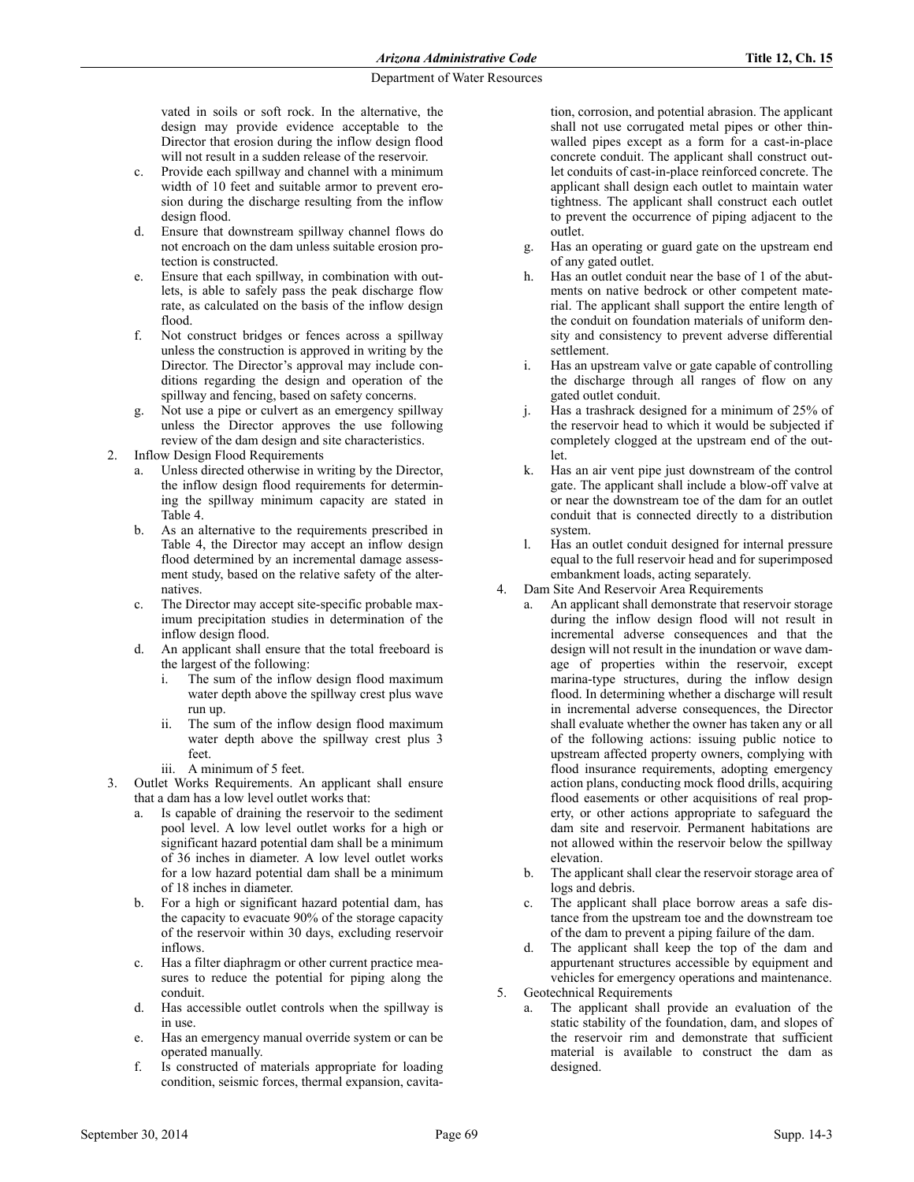vated in soils or soft rock. In the alternative, the design may provide evidence acceptable to the Director that erosion during the inflow design flood will not result in a sudden release of the reservoir.

   c. Provide each spillway and channel with a minimum width of 10 feet and suitable armor to prevent erosion during the discharge resulting from the inflow design flood.
   d. Ensure that downstream spillway channel flows do not encroach on the dam unless suitable erosion protection is constructed.
   e. Ensure that each spillway, in combination with outlets, is able to safely pass the peak discharge flow rate, as calculated on the basis of the inflow design flood.
   f. Not construct bridges or fences across a spillway unless the construction is approved in writing by the Director. The Director's approval may include conditions regarding the design and operation of the spillway and fencing, based on safety concerns.
   g. Not use a pipe or culvert as an emergency spillway unless the Director approves the use following review of the dam design and site characteristics.

2. Inflow Design Flood Requirements
   a. Unless directed otherwise in writing by the Director, the inflow design flood requirements for determining the spillway minimum capacity are stated in Table 4.
   b. As an alternative to the requirements prescribed in Table 4, the Director may accept an inflow design flood determined by an incremental damage assessment study, based on the relative safety of the alternatives.
   c. The Director may accept site-specific probable maximum precipitation studies in determination of the inflow design flood.
   d. An applicant shall ensure that the total freeboard is the largest of the following:
      i. The sum of the inflow design flood maximum water depth above the spillway crest plus wave run up.
      ii. The sum of the inflow design flood maximum water depth above the spillway crest plus 3 feet.
      iii. A minimum of 5 feet.

3. Outlet Works Requirements. An applicant shall ensure that a dam has a low level outlet works that:
   a. Is capable of draining the reservoir to the sediment pool level. A low level outlet works for a high or significant hazard potential dam shall be a minimum of 36 inches in diameter. A low level outlet works for a low hazard potential dam shall be a minimum of 18 inches in diameter.
   b. For a high or significant hazard potential dam, has the capacity to evacuate 90% of the storage capacity of the reservoir within 30 days, excluding reservoir inflows.
   c. Has a filter diaphragm or other current practice measures to reduce the potential for piping along the conduit.
   d. Has accessible outlet controls when the spillway is in use.
   e. Has an emergency manual override system or can be operated manually.
   f. Is constructed of materials appropriate for loading condition, seismic forces, thermal expansion, cavitation, corrosion, and potential abrasion. The applicant shall not use corrugated metal pipes or other thin-walled pipes except as a form for a cast-in-place concrete conduit. The applicant shall construct outlet conduits of cast-in-place reinforced concrete. The applicant shall design each outlet to maintain water tightness. The applicant shall construct each outlet to prevent the occurrence of piping adjacent to the outlet.
   g. Has an operating or guard gate on the upstream end of any gated outlet.
   h. Has an outlet conduit near the base of 1 of the abutments on native bedrock or other competent material. The applicant shall support the entire length of the conduit on foundation materials of uniform density and consistency to prevent adverse differential settlement.
   i. Has an upstream valve or gate capable of controlling the discharge through all ranges of flow on any gated outlet conduit.
   j. Has a trashrack designed for a minimum of 25% of the reservoir head to which it would be subjected if completely clogged at the upstream end of the outlet.
   k. Has an air vent pipe just downstream of the control gate. The applicant shall include a blow-off valve at or near the downstream toe of the dam for an outlet conduit that is connected directly to a distribution system.
   l. Has an outlet conduit designed for internal pressure equal to the full reservoir head and for superimposed embankment loads, acting separately.

4. Dam Site And Reservoir Area Requirements
   a. An applicant shall demonstrate that reservoir storage during the inflow design flood will not result in incremental adverse consequences and that the design will not result in the inundation or wave damage of properties within the reservoir, except marina-type structures, during the inflow design flood. In determining whether a discharge will result in incremental adverse consequences, the Director shall evaluate whether the owner has taken any or all of the following actions: issuing public notice to upstream affected property owners, complying with flood insurance requirements, adopting emergency action plans, conducting mock flood drills, acquiring flood easements or other acquisitions of real property, or other actions appropriate to safeguard the dam site and reservoir. Permanent habitations are not allowed within the reservoir below the spillway elevation.
   b. The applicant shall clear the reservoir storage area of logs and debris.
   c. The applicant shall place borrow areas a safe distance from the upstream toe and the downstream toe of the dam to prevent a piping failure of the dam.
   d. The applicant shall keep the top of the dam and appurtenant structures accessible by equipment and vehicles for emergency operations and maintenance.

5. Geotechnical Requirements
   a. The applicant shall provide an evaluation of the static stability of the foundation, dam, and slopes of the reservoir rim and demonstrate that sufficient material is available to construct the dam as designed.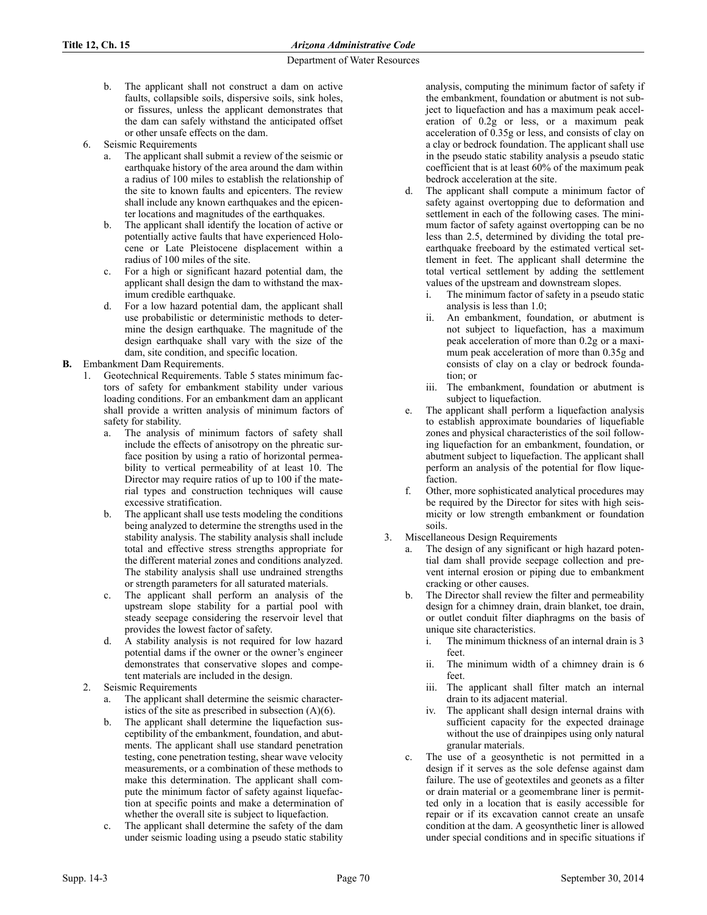b. The applicant shall not construct a dam on active faults, collapsible soils, dispersive soils, sink holes, or fissures, unless the applicant demonstrates that the dam can safely withstand the anticipated offset or other unsafe effects on the dam.

6. Seismic Requirements

   a. The applicant shall submit a review of the seismic or earthquake history of the area around the dam within a radius of 100 miles to establish the relationship of the site to known faults and epicenters. The review shall include any known earthquakes and the epicenter locations and magnitudes of the earthquakes.

   b. The applicant shall identify the location of active or potentially active faults that have experienced Holocene or Late Pleistocene displacement within a radius of 100 miles of the site.

   c. For a high or significant hazard potential dam, the applicant shall design the dam to withstand the maximum credible earthquake.

   d. For a low hazard potential dam, the applicant shall use probabilistic or deterministic methods to determine the design earthquake. The magnitude of the design earthquake shall vary with the size of the dam, site condition, and specific location.

**B.** Embankment Dam Requirements.

1. Geotechnical Requirements. Table 5 states minimum factors of safety for embankment stability under various loading conditions. For an embankment dam an applicant shall provide a written analysis of minimum factors of safety for stability.

   a. The analysis of minimum factors of safety shall include the effects of anisotropy on the phreatic surface position by using a ratio of horizontal permeability to vertical permeability of at least 10. The Director may require ratios of up to 100 if the material types and construction techniques will cause excessive stratification.

   b. The applicant shall use tests modeling the conditions being analyzed to determine the strengths used in the stability analysis. The stability analysis shall include total and effective stress strengths appropriate for the different material zones and conditions analyzed. The stability analysis shall use undrained strengths or strength parameters for all saturated materials.

   c. The applicant shall perform an analysis of the upstream slope stability for a partial pool with steady seepage considering the reservoir level that provides the lowest factor of safety.

   d. A stability analysis is not required for low hazard potential dams if the owner or the owner's engineer demonstrates that conservative slopes and competent materials are included in the design.

2. Seismic Requirements

   a. The applicant shall determine the seismic characteristics of the site as prescribed in subsection (A)(6).

   b. The applicant shall determine the liquefaction susceptibility of the embankment, foundation, and abutments. The applicant shall use standard penetration testing, cone penetration testing, shear wave velocity measurements, or a combination of these methods to make this determination. The applicant shall compute the minimum factor of safety against liquefaction at specific points and make a determination of whether the overall site is subject to liquefaction.

   c. The applicant shall determine the safety of the dam under seismic loading using a pseudo static stability analysis, computing the minimum factor of safety if the embankment, foundation or abutment is not subject to liquefaction and has a maximum peak acceleration of 0.2g or less, or a maximum peak acceleration of 0.35g or less, and consists of clay on a clay or bedrock foundation. The applicant shall use in the pseudo static stability analysis a pseudo static coefficient that is at least 60% of the maximum peak bedrock acceleration at the site.

   d. The applicant shall compute a minimum factor of safety against overtopping due to deformation and settlement in each of the following cases. The minimum factor of safety against overtopping can be no less than 2.5, determined by dividing the total pre-earthquake freeboard by the estimated vertical settlement in feet. The applicant shall determine the total vertical settlement by adding the settlement values of the upstream and downstream slopes.

      i. The minimum factor of safety in a pseudo static analysis is less than 1.0;

      ii. An embankment, foundation, or abutment is not subject to liquefaction, has a maximum peak acceleration of more than 0.2g or a maximum peak acceleration of more than 0.35g and consists of clay on a clay or bedrock foundation; or

      iii. The embankment, foundation or abutment is subject to liquefaction.

   e. The applicant shall perform a liquefaction analysis to establish approximate boundaries of liquefiable zones and physical characteristics of the soil following liquefaction for an embankment, foundation, or abutment subject to liquefaction. The applicant shall perform an analysis of the potential for flow liquefaction.

   f. Other, more sophisticated analytical procedures may be required by the Director for sites with high seismicity or low strength embankment or foundation soils.

3. Miscellaneous Design Requirements

   a. The design of any significant or high hazard potential dam shall provide seepage collection and prevent internal erosion or piping due to embankment cracking or other causes.

   b. The Director shall review the filter and permeability design for a chimney drain, drain blanket, toe drain, or outlet conduit filter diaphragms on the basis of unique site characteristics.

      i. The minimum thickness of an internal drain is 3 feet.

      ii. The minimum width of a chimney drain is 6 feet.

      iii. The applicant shall filter match an internal drain to its adjacent material.

      iv. The applicant shall design internal drains with sufficient capacity for the expected drainage without the use of drainpipes using only natural granular materials.

   c. The use of a geosynthetic is not permitted in a design if it serves as the sole defense against dam failure. The use of geotextiles and geonets as a filter or drain material or a geomembrane liner is permitted only in a location that is easily accessible for repair or if its excavation cannot create an unsafe condition at the dam. A geosynthetic liner is allowed under special conditions and in specific situations if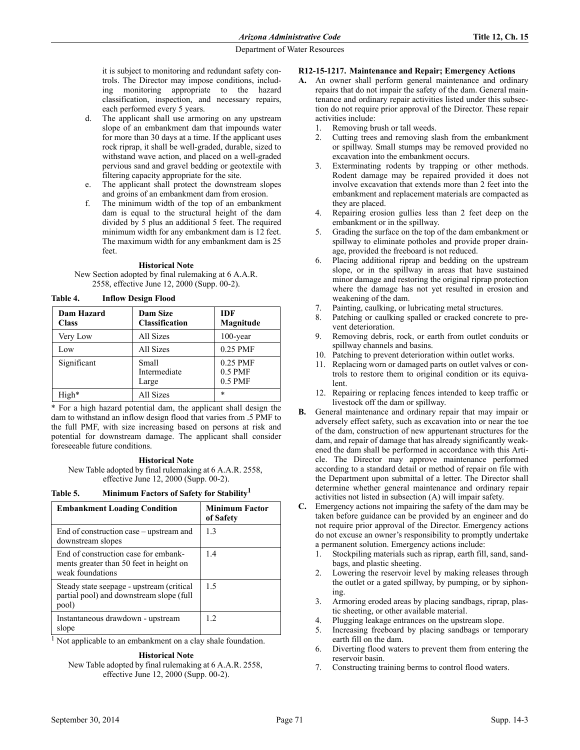it is subject to monitoring and redundant safety controls. The Director may impose conditions, including monitoring appropriate to the hazard classification, inspection, and necessary repairs, each performed every 5 years.

d. The applicant shall use armoring on any upstream slope of an embankment dam that impounds water for more than 30 days at a time. If the applicant uses rock riprap, it shall be well-graded, durable, sized to withstand wave action, and placed on a well-graded pervious sand and gravel bedding or geotextile with filtering capacity appropriate for the site.

e. The applicant shall protect the downstream slopes and groins of an embankment dam from erosion.

f. The minimum width of the top of an embankment dam is equal to the structural height of the dam divided by 5 plus an additional 5 feet. The required minimum width for any embankment dam is 12 feet. The maximum width for any embankment dam is 25 feet.

**Historical Note**

New Section adopted by final rulemaking at 6 A.A.R. 2558, effective June 12, 2000 (Supp. 00-2).

**Table 4. Inflow Design Flood**

| Dam Hazard Class | Dam Size Classification | IDF Magnitude |
|---|---|---|
| Very Low | All Sizes | 100-year |
| Low | All Sizes | 0.25 PMF |
| Significant | Small<br>Intermediate<br>Large | 0.25 PMF<br>0.5 PMF<br>0.5 PMF |
| High* | All Sizes | * |

\* For a high hazard potential dam, the applicant shall design the dam to withstand an inflow design flood that varies from .5 PMF to the full PMF, with size increasing based on persons at risk and potential for downstream damage. The applicant shall consider foreseeable future conditions.

**Historical Note**

New Table adopted by final rulemaking at 6 A.A.R. 2558, effective June 12, 2000 (Supp. 00-2).

**Table 5. Minimum Factors of Safety for Stability[1]**

| Embankment Loading Condition | Minimum Factor of Safety |
|---|---|
| End of construction case – upstream and downstream slopes | 1.3 |
| End of construction case for embankments greater than 50 feet in height on weak foundations | 1.4 |
| Steady state seepage - upstream (critical partial pool) and downstream slope (full pool) | 1.5 |
| Instantaneous drawdown - upstream slope | 1.2 |

[1] Not applicable to an embankment on a clay shale foundation.

**Historical Note**

New Table adopted by final rulemaking at 6 A.A.R. 2558, effective June 12, 2000 (Supp. 00-2).

### R12-15-1217. Maintenance and Repair; Emergency Actions

**A.** An owner shall perform general maintenance and ordinary repairs that do not impair the safety of the dam. General maintenance and ordinary repair activities listed under this subsection do not require prior approval of the Director. These repair activities include:

1. Removing brush or tall weeds.
2. Cutting trees and removing slash from the embankment or spillway. Small stumps may be removed provided no excavation into the embankment occurs.
3. Exterminating rodents by trapping or other methods. Rodent damage may be repaired provided it does not involve excavation that extends more than 2 feet into the embankment and replacement materials are compacted as they are placed.
4. Repairing erosion gullies less than 2 feet deep on the embankment or in the spillway.
5. Grading the surface on the top of the dam embankment or spillway to eliminate potholes and provide proper drainage, provided the freeboard is not reduced.
6. Placing additional riprap and bedding on the upstream slope, or in the spillway in areas that have sustained minor damage and restoring the original riprap protection where the damage has not yet resulted in erosion and weakening of the dam.
7. Painting, caulking, or lubricating metal structures.
8. Patching or caulking spalled or cracked concrete to prevent deterioration.
9. Removing debris, rock, or earth from outlet conduits or spillway channels and basins.
10. Patching to prevent deterioration within outlet works.
11. Replacing worn or damaged parts on outlet valves or controls to restore them to original condition or its equivalent.
12. Repairing or replacing fences intended to keep traffic or livestock off the dam or spillway.

**B.** General maintenance and ordinary repair that may impair or adversely effect safety, such as excavation into or near the toe of the dam, construction of new appurtenant structures for the dam, and repair of damage that has already significantly weakened the dam shall be performed in accordance with this Article. The Director may approve maintenance performed according to a standard detail or method of repair on file with the Department upon submittal of a letter. The Director shall determine whether general maintenance and ordinary repair activities not listed in subsection (A) will impair safety.

**C.** Emergency actions not impairing the safety of the dam may be taken before guidance can be provided by an engineer and do not require prior approval of the Director. Emergency actions do not excuse an owner's responsibility to promptly undertake a permanent solution. Emergency actions include:

1. Stockpiling materials such as riprap, earth fill, sand, sandbags, and plastic sheeting.
2. Lowering the reservoir level by making releases through the outlet or a gated spillway, by pumping, or by siphoning.
3. Armoring eroded areas by placing sandbags, riprap, plastic sheeting, or other available material.
4. Plugging leakage entrances on the upstream slope.
5. Increasing freeboard by placing sandbags or temporary earth fill on the dam.
6. Diverting flood waters to prevent them from entering the reservoir basin.
7. Constructing training berms to control flood waters.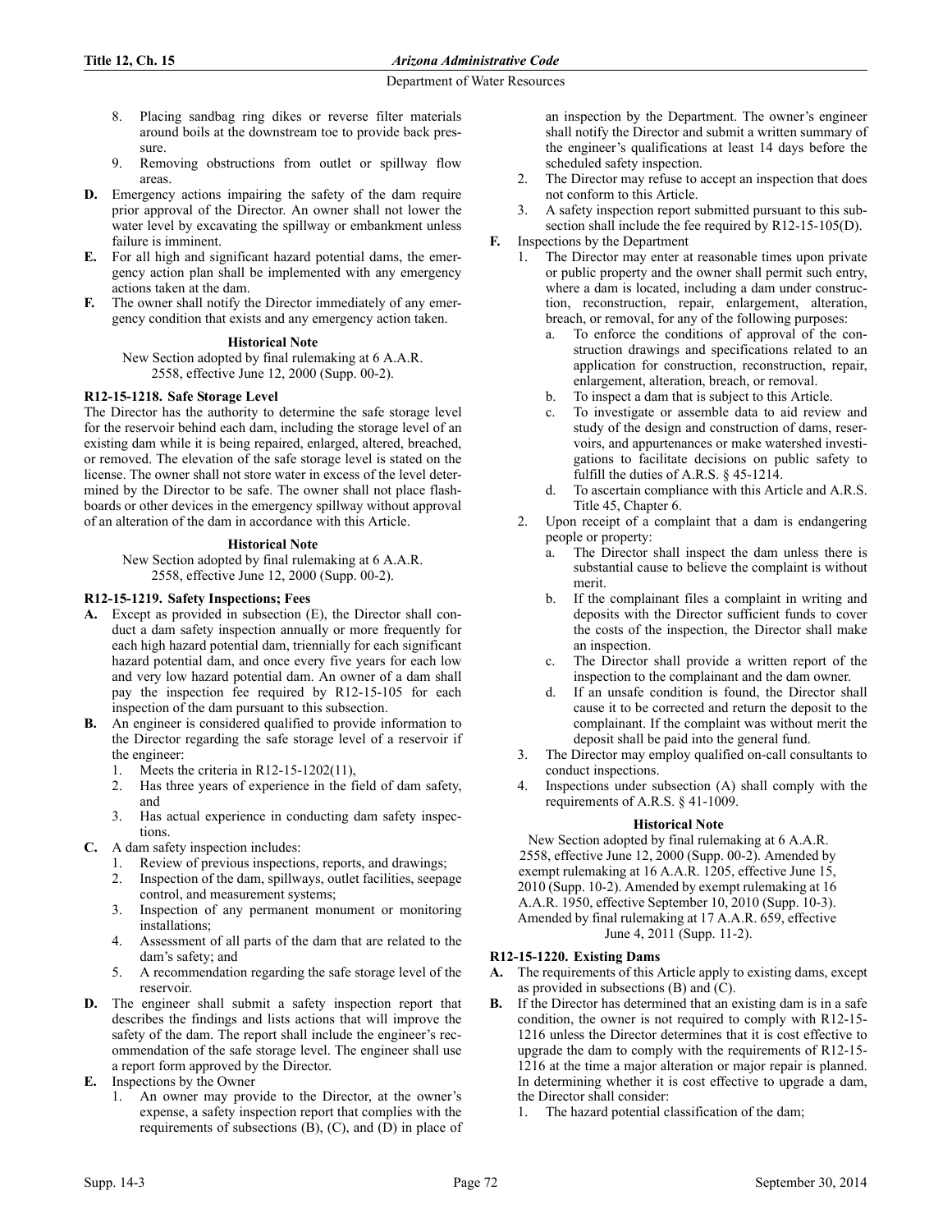8. Placing sandbag ring dikes or reverse filter materials around boils at the downstream toe to provide back pressure.
9. Removing obstructions from outlet or spillway flow areas.

**D.** Emergency actions impairing the safety of the dam require prior approval of the Director. An owner shall not lower the water level by excavating the spillway or embankment unless failure is imminent.

**E.** For all high and significant hazard potential dams, the emergency action plan shall be implemented with any emergency actions taken at the dam.

**F.** The owner shall notify the Director immediately of any emergency condition that exists and any emergency action taken.

**Historical Note**

New Section adopted by final rulemaking at 6 A.A.R. 2558, effective June 12, 2000 (Supp. 00-2).

### R12-15-1218. Safe Storage Level

The Director has the authority to determine the safe storage level for the reservoir behind each dam, including the storage level of an existing dam while it is being repaired, enlarged, altered, breached, or removed. The elevation of the safe storage level is stated on the license. The owner shall not store water in excess of the level determined by the Director to be safe. The owner shall not place flashboards or other devices in the emergency spillway without approval of an alteration of the dam in accordance with this Article.

**Historical Note**

New Section adopted by final rulemaking at 6 A.A.R. 2558, effective June 12, 2000 (Supp. 00-2).

### R12-15-1219. Safety Inspections; Fees

**A.** Except as provided in subsection (E), the Director shall conduct a dam safety inspection annually or more frequently for each high hazard potential dam, triennially for each significant hazard potential dam, and once every five years for each low and very low hazard potential dam. An owner of a dam shall pay the inspection fee required by R12-15-105 for each inspection of the dam pursuant to this subsection.

**B.** An engineer is considered qualified to provide information to the Director regarding the safe storage level of a reservoir if the engineer:
1. Meets the criteria in R12-15-1202(11),
2. Has three years of experience in the field of dam safety, and
3. Has actual experience in conducting dam safety inspections.

**C.** A dam safety inspection includes:
1. Review of previous inspections, reports, and drawings;
2. Inspection of the dam, spillways, outlet facilities, seepage control, and measurement systems;
3. Inspection of any permanent monument or monitoring installations;
4. Assessment of all parts of the dam that are related to the dam's safety; and
5. A recommendation regarding the safe storage level of the reservoir.

**D.** The engineer shall submit a safety inspection report that describes the findings and lists actions that will improve the safety of the dam. The report shall include the engineer's recommendation of the safe storage level. The engineer shall use a report form approved by the Director.

**E.** Inspections by the Owner
1. An owner may provide to the Director, at the owner's expense, a safety inspection report that complies with the requirements of subsections (B), (C), and (D) in place of an inspection by the Department. The owner's engineer shall notify the Director and submit a written summary of the engineer's qualifications at least 14 days before the scheduled safety inspection.
2. The Director may refuse to accept an inspection that does not conform to this Article.
3. A safety inspection report submitted pursuant to this subsection shall include the fee required by R12-15-105(D).

**F.** Inspections by the Department
1. The Director may enter at reasonable times upon private or public property and the owner shall permit such entry, where a dam is located, including a dam under construction, reconstruction, repair, enlargement, alteration, breach, or removal, for any of the following purposes:
   a. To enforce the conditions of approval of the construction drawings and specifications related to an application for construction, reconstruction, repair, enlargement, alteration, breach, or removal.
   b. To inspect a dam that is subject to this Article.
   c. To investigate or assemble data to aid review and study of the design and construction of dams, reservoirs, and appurtenances or make watershed investigations to facilitate decisions on public safety to fulfill the duties of A.R.S. § 45-1214.
   d. To ascertain compliance with this Article and A.R.S. Title 45, Chapter 6.
2. Upon receipt of a complaint that a dam is endangering people or property:
   a. The Director shall inspect the dam unless there is substantial cause to believe the complaint is without merit.
   b. If the complainant files a complaint in writing and deposits with the Director sufficient funds to cover the costs of the inspection, the Director shall make an inspection.
   c. The Director shall provide a written report of the inspection to the complainant and the dam owner.
   d. If an unsafe condition is found, the Director shall cause it to be corrected and return the deposit to the complainant. If the complaint was without merit the deposit shall be paid into the general fund.
3. The Director may employ qualified on-call consultants to conduct inspections.
4. Inspections under subsection (A) shall comply with the requirements of A.R.S. § 41-1009.

**Historical Note**

New Section adopted by final rulemaking at 6 A.A.R. 2558, effective June 12, 2000 (Supp. 00-2). Amended by exempt rulemaking at 16 A.A.R. 1205, effective June 15, 2010 (Supp. 10-2). Amended by exempt rulemaking at 16 A.A.R. 1950, effective September 10, 2010 (Supp. 10-3). Amended by final rulemaking at 17 A.A.R. 659, effective June 4, 2011 (Supp. 11-2).

### R12-15-1220. Existing Dams

**A.** The requirements of this Article apply to existing dams, except as provided in subsections (B) and (C).

**B.** If the Director has determined that an existing dam is in a safe condition, the owner is not required to comply with R12-15-1216 unless the Director determines that it is cost effective to upgrade the dam to comply with the requirements of R12-15-1216 at the time a major alteration or major repair is planned. In determining whether it is cost effective to upgrade a dam, the Director shall consider:
1. The hazard potential classification of the dam;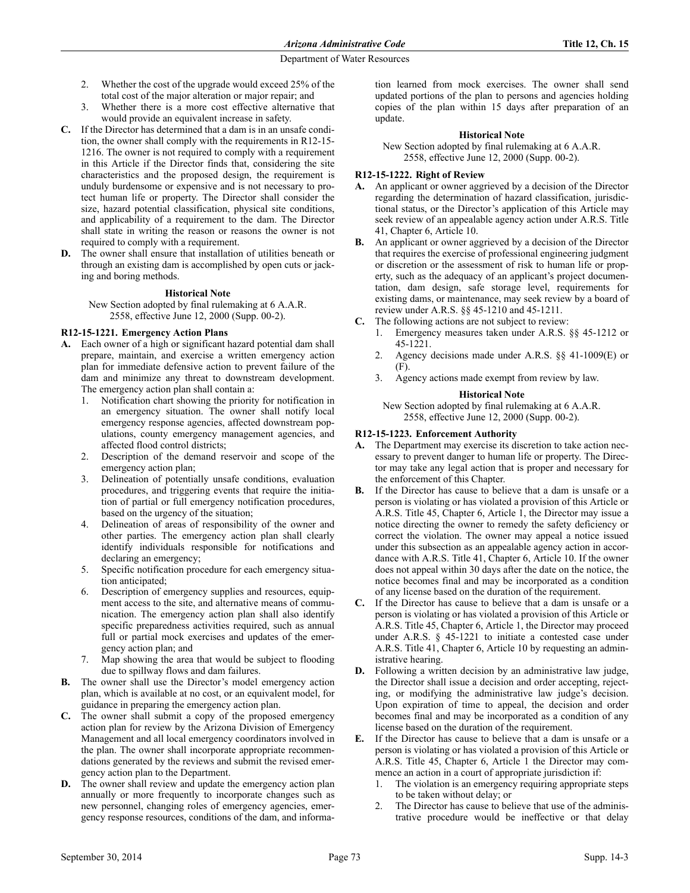2. Whether the cost of the upgrade would exceed 25% of the total cost of the major alteration or major repair; and
3. Whether there is a more cost effective alternative that would provide an equivalent increase in safety.

**C.** If the Director has determined that a dam is in an unsafe condition, the owner shall comply with the requirements in R12-15-1216. The owner is not required to comply with a requirement in this Article if the Director finds that, considering the site characteristics and the proposed design, the requirement is unduly burdensome or expensive and is not necessary to protect human life or property. The Director shall consider the size, hazard potential classification, physical site conditions, and applicability of a requirement to the dam. The Director shall state in writing the reason or reasons the owner is not required to comply with a requirement.

**D.** The owner shall ensure that installation of utilities beneath or through an existing dam is accomplished by open cuts or jacking and boring methods.

**Historical Note**

New Section adopted by final rulemaking at 6 A.A.R. 2558, effective June 12, 2000 (Supp. 00-2).

### R12-15-1221. Emergency Action Plans

**A.** Each owner of a high or significant hazard potential dam shall prepare, maintain, and exercise a written emergency action plan for immediate defensive action to prevent failure of the dam and minimize any threat to downstream development. The emergency action plan shall contain a:
1. Notification chart showing the priority for notification in an emergency situation. The owner shall notify local emergency response agencies, affected downstream populations, county emergency management agencies, and affected flood control districts;
2. Description of the demand reservoir and scope of the emergency action plan;
3. Delineation of potentially unsafe conditions, evaluation procedures, and triggering events that require the initiation of partial or full emergency notification procedures, based on the urgency of the situation;
4. Delineation of areas of responsibility of the owner and other parties. The emergency action plan shall clearly identify individuals responsible for notifications and declaring an emergency;
5. Specific notification procedure for each emergency situation anticipated;
6. Description of emergency supplies and resources, equipment access to the site, and alternative means of communication. The emergency action plan shall also identify specific preparedness activities required, such as annual full or partial mock exercises and updates of the emergency action plan; and
7. Map showing the area that would be subject to flooding due to spillway flows and dam failures.

**B.** The owner shall use the Director's model emergency action plan, which is available at no cost, or an equivalent model, for guidance in preparing the emergency action plan.

**C.** The owner shall submit a copy of the proposed emergency action plan for review by the Arizona Division of Emergency Management and all local emergency coordinators involved in the plan. The owner shall incorporate appropriate recommendations generated by the reviews and submit the revised emergency action plan to the Department.

**D.** The owner shall review and update the emergency action plan annually or more frequently to incorporate changes such as new personnel, changing roles of emergency agencies, emergency response resources, conditions of the dam, and information learned from mock exercises. The owner shall send updated portions of the plan to persons and agencies holding copies of the plan within 15 days after preparation of an update.

**Historical Note**

New Section adopted by final rulemaking at 6 A.A.R. 2558, effective June 12, 2000 (Supp. 00-2).

### R12-15-1222. Right of Review

**A.** An applicant or owner aggrieved by a decision of the Director regarding the determination of hazard classification, jurisdictional status, or the Director's application of this Article may seek review of an appealable agency action under A.R.S. Title 41, Chapter 6, Article 10.

**B.** An applicant or owner aggrieved by a decision of the Director that requires the exercise of professional engineering judgment or discretion or the assessment of risk to human life or property, such as the adequacy of an applicant's project documentation, dam design, safe storage level, requirements for existing dams, or maintenance, may seek review by a board of review under A.R.S. §§ 45-1210 and 45-1211.

**C.** The following actions are not subject to review:
1. Emergency measures taken under A.R.S. §§ 45-1212 or 45-1221.
2. Agency decisions made under A.R.S. §§ 41-1009(E) or (F).
3. Agency actions made exempt from review by law.

**Historical Note**

New Section adopted by final rulemaking at 6 A.A.R. 2558, effective June 12, 2000 (Supp. 00-2).

### R12-15-1223. Enforcement Authority

**A.** The Department may exercise its discretion to take action necessary to prevent danger to human life or property. The Director may take any legal action that is proper and necessary for the enforcement of this Chapter.

**B.** If the Director has cause to believe that a dam is unsafe or a person is violating or has violated a provision of this Article or A.R.S. Title 45, Chapter 6, Article 1, the Director may issue a notice directing the owner to remedy the safety deficiency or correct the violation. The owner may appeal a notice issued under this subsection as an appealable agency action in accordance with A.R.S. Title 41, Chapter 6, Article 10. If the owner does not appeal within 30 days after the date on the notice, the notice becomes final and may be incorporated as a condition of any license based on the duration of the requirement.

**C.** If the Director has cause to believe that a dam is unsafe or a person is violating or has violated a provision of this Article or A.R.S. Title 45, Chapter 6, Article 1, the Director may proceed under A.R.S. § 45-1221 to initiate a contested case under A.R.S. Title 41, Chapter 6, Article 10 by requesting an administrative hearing.

**D.** Following a written decision by an administrative law judge, the Director shall issue a decision and order accepting, rejecting, or modifying the administrative law judge's decision. Upon expiration of time to appeal, the decision and order becomes final and may be incorporated as a condition of any license based on the duration of the requirement.

**E.** If the Director has cause to believe that a dam is unsafe or a person is violating or has violated a provision of this Article or A.R.S. Title 45, Chapter 6, Article 1 the Director may commence an action in a court of appropriate jurisdiction if:
1. The violation is an emergency requiring appropriate steps to be taken without delay; or
2. The Director has cause to believe that use of the administrative procedure would be ineffective or that delay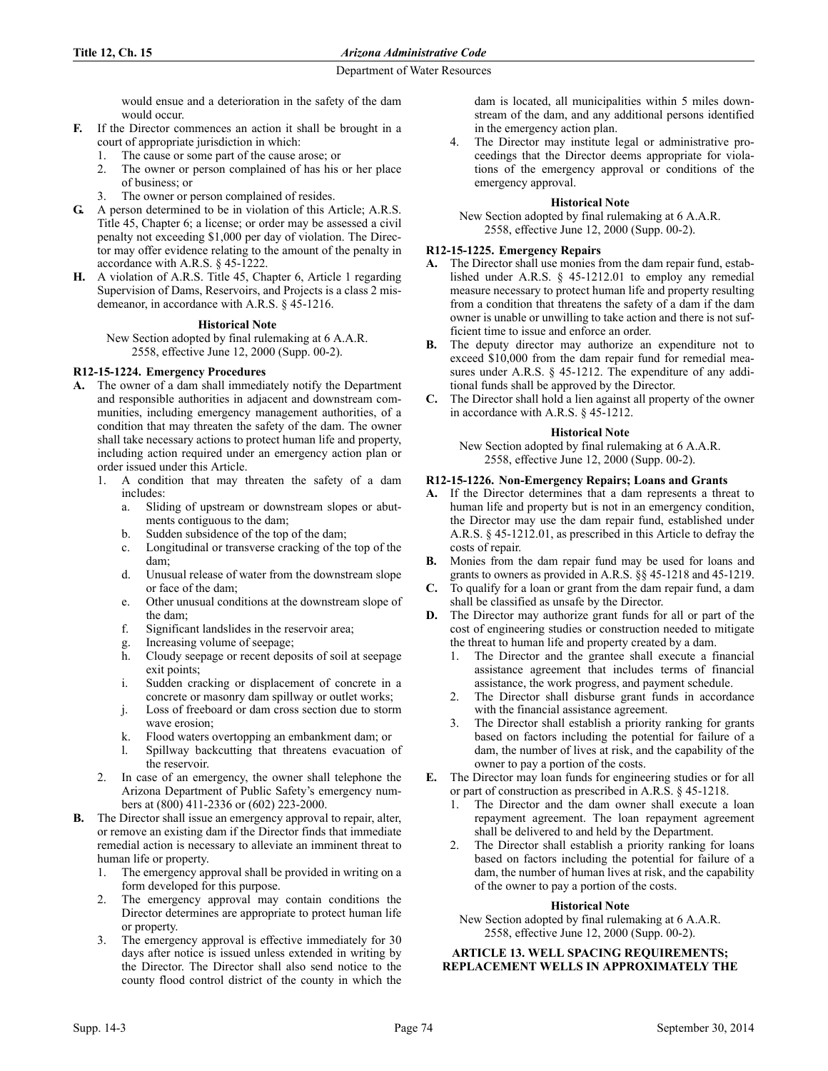would ensue and a deterioration in the safety of the dam would occur.

**F.** If the Director commences an action it shall be brought in a court of appropriate jurisdiction in which:
1. The cause or some part of the cause arose; or
2. The owner or person complained of has his or her place of business; or
3. The owner or person complained of resides.

**G.** A person determined to be in violation of this Article; A.R.S. Title 45, Chapter 6; a license; or order may be assessed a civil penalty not exceeding $1,000 per day of violation. The Director may offer evidence relating to the amount of the penalty in accordance with A.R.S. § 45-1222.

**H.** A violation of A.R.S. Title 45, Chapter 6, Article 1 regarding Supervision of Dams, Reservoirs, and Projects is a class 2 misdemeanor, in accordance with A.R.S. § 45-1216.

**Historical Note**

New Section adopted by final rulemaking at 6 A.A.R. 2558, effective June 12, 2000 (Supp. 00-2).

### R12-15-1224. Emergency Procedures

**A.** The owner of a dam shall immediately notify the Department and responsible authorities in adjacent and downstream communities, including emergency management authorities, of a condition that may threaten the safety of the dam. The owner shall take necessary actions to protect human life and property, including action required under an emergency action plan or order issued under this Article.
1. A condition that may threaten the safety of a dam includes:
   a. Sliding of upstream or downstream slopes or abutments contiguous to the dam;
   b. Sudden subsidence of the top of the dam;
   c. Longitudinal or transverse cracking of the top of the dam;
   d. Unusual release of water from the downstream slope or face of the dam;
   e. Other unusual conditions at the downstream slope of the dam;
   f. Significant landslides in the reservoir area;
   g. Increasing volume of seepage;
   h. Cloudy seepage or recent deposits of soil at seepage exit points;
   i. Sudden cracking or displacement of concrete in a concrete or masonry dam spillway or outlet works;
   j. Loss of freeboard or dam cross section due to storm wave erosion;
   k. Flood waters overtopping an embankment dam; or
   l. Spillway backcutting that threatens evacuation of the reservoir.
2. In case of an emergency, the owner shall telephone the Arizona Department of Public Safety's emergency numbers at (800) 411-2336 or (602) 223-2000.

**B.** The Director shall issue an emergency approval to repair, alter, or remove an existing dam if the Director finds that immediate remedial action is necessary to alleviate an imminent threat to human life or property.
1. The emergency approval shall be provided in writing on a form developed for this purpose.
2. The emergency approval may contain conditions the Director determines are appropriate to protect human life or property.
3. The emergency approval is effective immediately for 30 days after notice is issued unless extended in writing by the Director. The Director shall also send notice to the county flood control district of the county in which the dam is located, all municipalities within 5 miles downstream of the dam, and any additional persons identified in the emergency action plan.
4. The Director may institute legal or administrative proceedings that the Director deems appropriate for violations of the emergency approval or conditions of the emergency approval.

**Historical Note**

New Section adopted by final rulemaking at 6 A.A.R. 2558, effective June 12, 2000 (Supp. 00-2).

### R12-15-1225. Emergency Repairs

**A.** The Director shall use monies from the dam repair fund, established under A.R.S. § 45-1212.01 to employ any remedial measure necessary to protect human life and property resulting from a condition that threatens the safety of a dam if the dam owner is unable or unwilling to take action and there is not sufficient time to issue and enforce an order.

**B.** The deputy director may authorize an expenditure not to exceed $10,000 from the dam repair fund for remedial measures under A.R.S. § 45-1212. The expenditure of any additional funds shall be approved by the Director.

**C.** The Director shall hold a lien against all property of the owner in accordance with A.R.S. § 45-1212.

**Historical Note**

New Section adopted by final rulemaking at 6 A.A.R. 2558, effective June 12, 2000 (Supp. 00-2).

### R12-15-1226. Non-Emergency Repairs; Loans and Grants

**A.** If the Director determines that a dam represents a threat to human life and property but is not in an emergency condition, the Director may use the dam repair fund, established under A.R.S. § 45-1212.01, as prescribed in this Article to defray the costs of repair.

**B.** Monies from the dam repair fund may be used for loans and grants to owners as provided in A.R.S. §§ 45-1218 and 45-1219.

**C.** To qualify for a loan or grant from the dam repair fund, a dam shall be classified as unsafe by the Director.

**D.** The Director may authorize grant funds for all or part of the cost of engineering studies or construction needed to mitigate the threat to human life and property created by a dam.
1. The Director and the grantee shall execute a financial assistance agreement that includes terms of financial assistance, the work progress, and payment schedule.
2. The Director shall disburse grant funds in accordance with the financial assistance agreement.
3. The Director shall establish a priority ranking for grants based on factors including the potential for failure of a dam, the number of lives at risk, and the capability of the owner to pay a portion of the costs.

**E.** The Director may loan funds for engineering studies or for all or part of construction as prescribed in A.R.S. § 45-1218.
1. The Director and the dam owner shall execute a loan repayment agreement. The loan repayment agreement shall be delivered to and held by the Department.
2. The Director shall establish a priority ranking for loans based on factors including the potential for failure of a dam, the number of human lives at risk, and the capability of the owner to pay a portion of the costs.

**Historical Note**

New Section adopted by final rulemaking at 6 A.A.R. 2558, effective June 12, 2000 (Supp. 00-2).

## ARTICLE 13. WELL SPACING REQUIREMENTS; REPLACEMENT WELLS IN APPROXIMATELY THE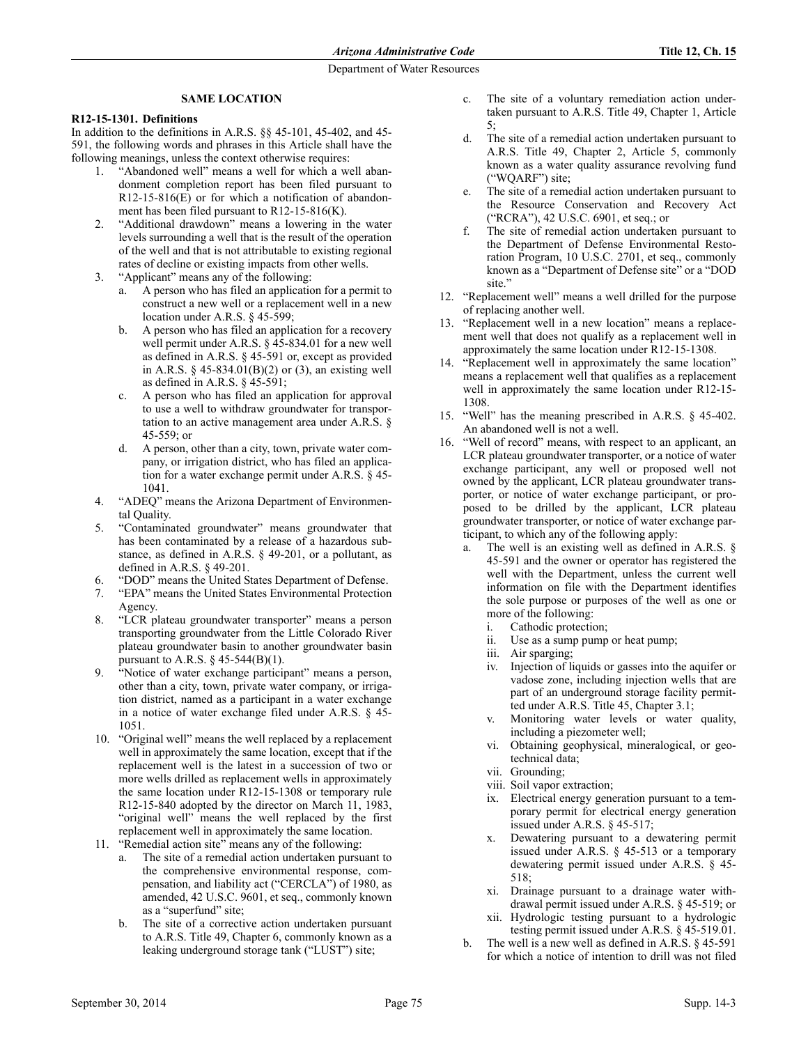### SAME LOCATION

**R12-15-1301. Definitions**

In addition to the definitions in A.R.S. §§ 45-101, 45-402, and 45-591, the following words and phrases in this Article shall have the following meanings, unless the context otherwise requires:

1. "Abandoned well" means a well for which a well abandonment completion report has been filed pursuant to R12-15-816(E) or for which a notification of abandonment has been filed pursuant to R12-15-816(K).
2. "Additional drawdown" means a lowering in the water levels surrounding a well that is the result of the operation of the well and that is not attributable to existing regional rates of decline or existing impacts from other wells.
3. "Applicant" means any of the following:
   a. A person who has filed an application for a permit to construct a new well or a replacement well in a new location under A.R.S. § 45-599;
   b. A person who has filed an application for a recovery well permit under A.R.S. § 45-834.01 for a new well as defined in A.R.S. § 45-591 or, except as provided in A.R.S. § 45-834.01(B)(2) or (3), an existing well as defined in A.R.S. § 45-591;
   c. A person who has filed an application for approval to use a well to withdraw groundwater for transportation to an active management area under A.R.S. § 45-559; or
   d. A person, other than a city, town, private water company, or irrigation district, who has filed an application for a water exchange permit under A.R.S. § 45-1041.
4. "ADEQ" means the Arizona Department of Environmental Quality.
5. "Contaminated groundwater" means groundwater that has been contaminated by a release of a hazardous substance, as defined in A.R.S. § 49-201, or a pollutant, as defined in A.R.S. § 49-201.
6. "DOD" means the United States Department of Defense.
7. "EPA" means the United States Environmental Protection Agency.
8. "LCR plateau groundwater transporter" means a person transporting groundwater from the Little Colorado River plateau groundwater basin to another groundwater basin pursuant to A.R.S. § 45-544(B)(1).
9. "Notice of water exchange participant" means a person, other than a city, town, private water company, or irrigation district, named as a participant in a water exchange in a notice of water exchange filed under A.R.S. § 45-1051.
10. "Original well" means the well replaced by a replacement well in approximately the same location, except that if the replacement well is the latest in a succession of two or more wells drilled as replacement wells in approximately the same location under R12-15-1308 or temporary rule R12-15-840 adopted by the director on March 11, 1983, "original well" means the well replaced by the first replacement well in approximately the same location.
11. "Remedial action site" means any of the following:
    a. The site of a remedial action undertaken pursuant to the comprehensive environmental response, compensation, and liability act ("CERCLA") of 1980, as amended, 42 U.S.C. 9601, et seq., commonly known as a "superfund" site;
    b. The site of a corrective action undertaken pursuant to A.R.S. Title 49, Chapter 6, commonly known as a leaking underground storage tank ("LUST") site;
    c. The site of a voluntary remediation action undertaken pursuant to A.R.S. Title 49, Chapter 1, Article 5;
    d. The site of a remedial action undertaken pursuant to A.R.S. Title 49, Chapter 2, Article 5, commonly known as a water quality assurance revolving fund ("WQARF") site;
    e. The site of a remedial action undertaken pursuant to the Resource Conservation and Recovery Act ("RCRA"), 42 U.S.C. 6901, et seq.; or
    f. The site of remedial action undertaken pursuant to the Department of Defense Environmental Restoration Program, 10 U.S.C. 2701, et seq., commonly known as a "Department of Defense site" or a "DOD site."
12. "Replacement well" means a well drilled for the purpose of replacing another well.
13. "Replacement well in a new location" means a replacement well that does not qualify as a replacement well in approximately the same location under R12-15-1308.
14. "Replacement well in approximately the same location" means a replacement well that qualifies as a replacement well in approximately the same location under R12-15-1308.
15. "Well" has the meaning prescribed in A.R.S. § 45-402. An abandoned well is not a well.
16. "Well of record" means, with respect to an applicant, an LCR plateau groundwater transporter, or a notice of water exchange participant, any well or proposed well not owned by the applicant, LCR plateau groundwater transporter, or notice of water exchange participant, or proposed to be drilled by the applicant, LCR plateau groundwater transporter, or notice of water exchange participant, to which any of the following apply:
    a. The well is an existing well as defined in A.R.S. § 45-591 and the owner or operator has registered the well with the Department, unless the current well information on file with the Department identifies the sole purpose or purposes of the well as one or more of the following:
       i. Cathodic protection;
       ii. Use as a sump pump or heat pump;
       iii. Air sparging;
       iv. Injection of liquids or gasses into the aquifer or vadose zone, including injection wells that are part of an underground storage facility permitted under A.R.S. Title 45, Chapter 3.1;
       v. Monitoring water levels or water quality, including a piezometer well;
       vi. Obtaining geophysical, mineralogical, or geotechnical data;
       vii. Grounding;
       viii. Soil vapor extraction;
       ix. Electrical energy generation pursuant to a temporary permit for electrical energy generation issued under A.R.S. § 45-517;
       x. Dewatering pursuant to a dewatering permit issued under A.R.S. § 45-513 or a temporary dewatering permit issued under A.R.S. § 45-518;
       xi. Drainage pursuant to a drainage water withdrawal permit issued under A.R.S. § 45-519; or
       xii. Hydrologic testing pursuant to a hydrologic testing permit issued under A.R.S. § 45-519.01.
    b. The well is a new well as defined in A.R.S. § 45-591 for which a notice of intention to drill was not filed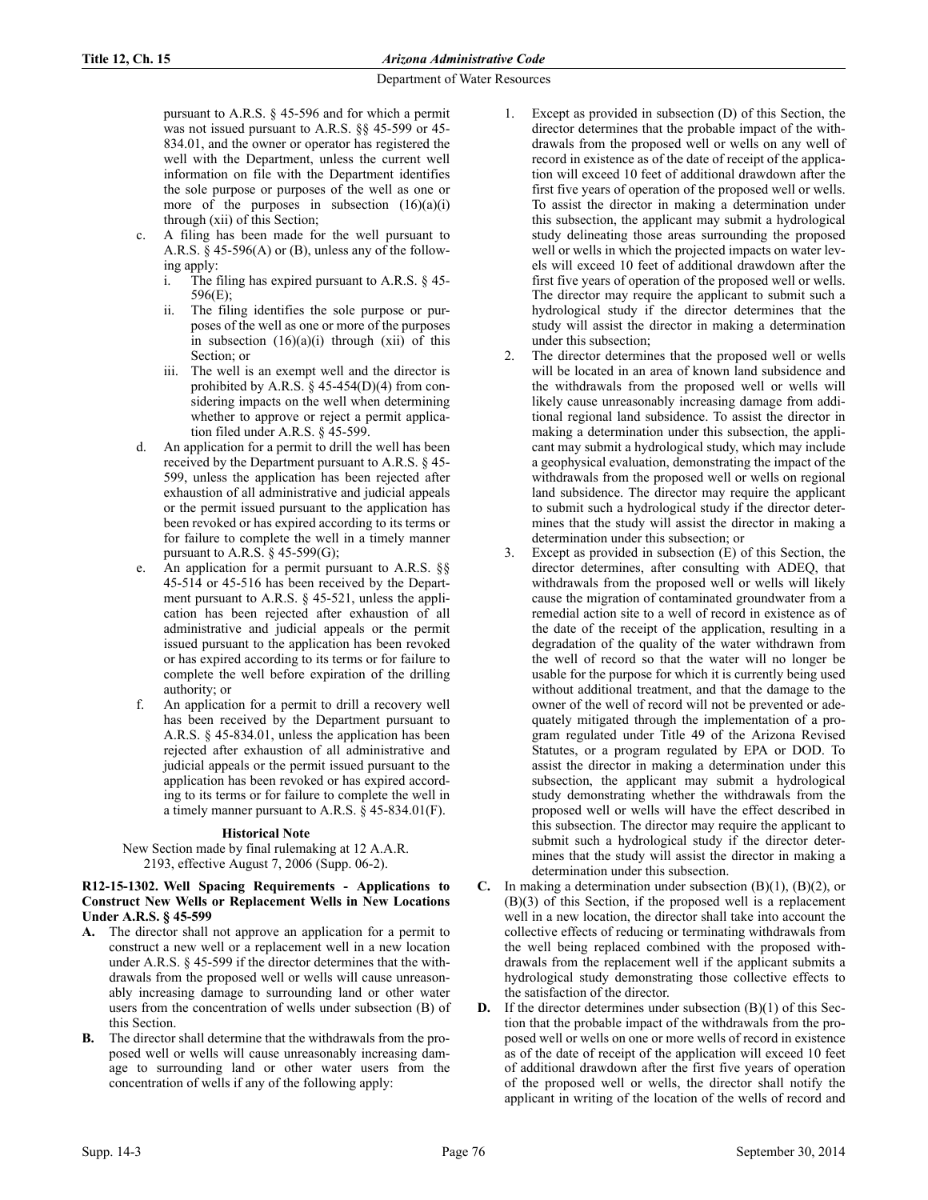pursuant to A.R.S. § 45-596 and for which a permit was not issued pursuant to A.R.S. §§ 45-599 or 45-834.01, and the owner or operator has registered the well with the Department, unless the current well information on file with the Department identifies the sole purpose or purposes of the well as one or more of the purposes in subsection (16)(a)(i) through (xii) of this Section;

c. A filing has been made for the well pursuant to A.R.S. § 45-596(A) or (B), unless any of the following apply:
   i. The filing has expired pursuant to A.R.S. § 45-596(E);
   ii. The filing identifies the sole purpose or purposes of the well as one or more of the purposes in subsection (16)(a)(i) through (xii) of this Section; or
   iii. The well is an exempt well and the director is prohibited by A.R.S. § 45-454(D)(4) from considering impacts on the well when determining whether to approve or reject a permit application filed under A.R.S. § 45-599.

d. An application for a permit to drill the well has been received by the Department pursuant to A.R.S. § 45-599, unless the application has been rejected after exhaustion of all administrative and judicial appeals or the permit issued pursuant to the application has been revoked or has expired according to its terms or for failure to complete the well in a timely manner pursuant to A.R.S. § 45-599(G);

e. An application for a permit pursuant to A.R.S. §§ 45-514 or 45-516 has been received by the Department pursuant to A.R.S. § 45-521, unless the application has been rejected after exhaustion of all administrative and judicial appeals or the permit issued pursuant to the application has been revoked or has expired according to its terms or for failure to complete the well before expiration of the drilling authority; or

f. An application for a permit to drill a recovery well has been received by the Department pursuant to A.R.S. § 45-834.01, unless the application has been rejected after exhaustion of all administrative and judicial appeals or the permit issued pursuant to the application has been revoked or has expired according to its terms or for failure to complete the well in a timely manner pursuant to A.R.S. § 45-834.01(F).

**Historical Note**

New Section made by final rulemaking at 12 A.A.R. 2193, effective August 7, 2006 (Supp. 06-2).

**R12-15-1302. Well Spacing Requirements - Applications to Construct New Wells or Replacement Wells in New Locations Under A.R.S. § 45-599**

**A.** The director shall not approve an application for a permit to construct a new well or a replacement well in a new location under A.R.S. § 45-599 if the director determines that the withdrawals from the proposed well or wells will cause unreasonably increasing damage to surrounding land or other water users from the concentration of wells under subsection (B) of this Section.

**B.** The director shall determine that the withdrawals from the proposed well or wells will cause unreasonably increasing damage to surrounding land or other water users from the concentration of wells if any of the following apply:

1. Except as provided in subsection (D) of this Section, the director determines that the probable impact of the withdrawals from the proposed well or wells on any well of record in existence as of the date of receipt of the application will exceed 10 feet of additional drawdown after the first five years of operation of the proposed well or wells. To assist the director in making a determination under this subsection, the applicant may submit a hydrological study delineating those areas surrounding the proposed well or wells in which the projected impacts on water levels will exceed 10 feet of additional drawdown after the first five years of operation of the proposed well or wells. The director may require the applicant to submit such a hydrological study if the director determines that the study will assist the director in making a determination under this subsection;
2. The director determines that the proposed well or wells will be located in an area of known land subsidence and the withdrawals from the proposed well or wells will likely cause unreasonably increasing damage from additional regional land subsidence. To assist the director in making a determination under this subsection, the applicant may submit a hydrological study, which may include a geophysical evaluation, demonstrating the impact of the withdrawals from the proposed well or wells on regional land subsidence. The director may require the applicant to submit such a hydrological study if the director determines that the study will assist the director in making a determination under this subsection; or
3. Except as provided in subsection (E) of this Section, the director determines, after consulting with ADEQ, that withdrawals from the proposed well or wells will likely cause the migration of contaminated groundwater from a remedial action site to a well of record in existence as of the date of the receipt of the application, resulting in a degradation of the quality of the water withdrawn from the well of record so that the water will no longer be usable for the purpose for which it is currently being used without additional treatment, and that the damage to the owner of the well of record will not be prevented or adequately mitigated through the implementation of a program regulated under Title 49 of the Arizona Revised Statutes, or a program regulated by EPA or DOD. To assist the director in making a determination under this subsection, the applicant may submit a hydrological study demonstrating whether the withdrawals from the proposed well or wells will have the effect described in this subsection. The director may require the applicant to submit such a hydrological study if the director determines that the study will assist the director in making a determination under this subsection.

**C.** In making a determination under subsection (B)(1), (B)(2), or (B)(3) of this Section, if the proposed well is a replacement well in a new location, the director shall take into account the collective effects of reducing or terminating withdrawals from the well being replaced combined with the proposed withdrawals from the replacement well if the applicant submits a hydrological study demonstrating those collective effects to the satisfaction of the director.

**D.** If the director determines under subsection (B)(1) of this Section that the probable impact of the withdrawals from the proposed well or wells on one or more wells of record in existence as of the date of receipt of the application will exceed 10 feet of additional drawdown after the first five years of operation of the proposed well or wells, the director shall notify the applicant in writing of the location of the wells of record and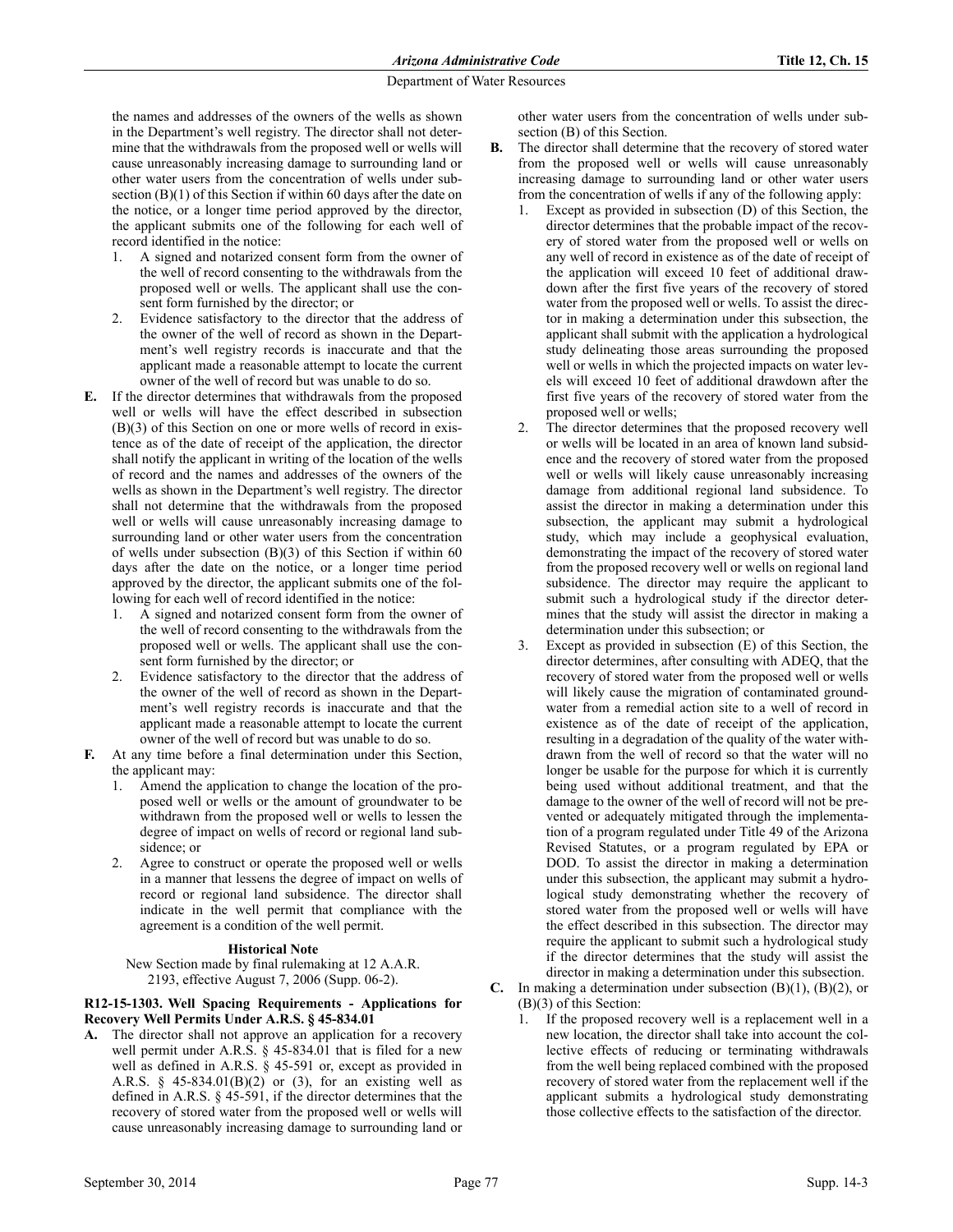the names and addresses of the owners of the wells as shown in the Department's well registry. The director shall not determine that the withdrawals from the proposed well or wells will cause unreasonably increasing damage to surrounding land or other water users from the concentration of wells under subsection (B)(1) of this Section if within 60 days after the date on the notice, or a longer time period approved by the director, the applicant submits one of the following for each well of record identified in the notice:

1. A signed and notarized consent form from the owner of the well of record consenting to the withdrawals from the proposed well or wells. The applicant shall use the consent form furnished by the director; or
2. Evidence satisfactory to the director that the address of the owner of the well of record as shown in the Department's well registry records is inaccurate and that the applicant made a reasonable attempt to locate the current owner of the well of record but was unable to do so.

**E.** If the director determines that withdrawals from the proposed well or wells will have the effect described in subsection (B)(3) of this Section on one or more wells of record in existence as of the date of receipt of the application, the director shall notify the applicant in writing of the location of the wells of record and the names and addresses of the owners of the wells as shown in the Department's well registry. The director shall not determine that the withdrawals from the proposed well or wells will cause unreasonably increasing damage to surrounding land or other water users from the concentration of wells under subsection (B)(3) of this Section if within 60 days after the date on the notice, or a longer time period approved by the director, the applicant submits one of the following for each well of record identified in the notice:

1. A signed and notarized consent form from the owner of the well of record consenting to the withdrawals from the proposed well or wells. The applicant shall use the consent form furnished by the director; or
2. Evidence satisfactory to the director that the address of the owner of the well of record as shown in the Department's well registry records is inaccurate and that the applicant made a reasonable attempt to locate the current owner of the well of record but was unable to do so.

**F.** At any time before a final determination under this Section, the applicant may:

1. Amend the application to change the location of the proposed well or wells or the amount of groundwater to be withdrawn from the proposed well or wells to lessen the degree of impact on wells of record or regional land subsidence; or
2. Agree to construct or operate the proposed well or wells in a manner that lessens the degree of impact on wells of record or regional land subsidence. The director shall indicate in the well permit that compliance with the agreement is a condition of the well permit.

**Historical Note**

New Section made by final rulemaking at 12 A.A.R. 2193, effective August 7, 2006 (Supp. 06-2).

### R12-15-1303. Well Spacing Requirements - Applications for Recovery Well Permits Under A.R.S. § 45-834.01

**A.** The director shall not approve an application for a recovery well permit under A.R.S. § 45-834.01 that is filed for a new well as defined in A.R.S. § 45-591 or, except as provided in A.R.S. § 45-834.01(B)(2) or (3), for an existing well as defined in A.R.S. § 45-591, if the director determines that the recovery of stored water from the proposed well or wells will cause unreasonably increasing damage to surrounding land or other water users from the concentration of wells under subsection (B) of this Section.

**B.** The director shall determine that the recovery of stored water from the proposed well or wells will cause unreasonably increasing damage to surrounding land or other water users from the concentration of wells if any of the following apply:

1. Except as provided in subsection (D) of this Section, the director determines that the probable impact of the recovery of stored water from the proposed well or wells on any well of record in existence as of the date of receipt of the application will exceed 10 feet of additional drawdown after the first five years of the recovery of stored water from the proposed well or wells. To assist the director in making a determination under this subsection, the applicant shall submit with the application a hydrological study delineating those areas surrounding the proposed well or wells in which the projected impacts on water levels will exceed 10 feet of additional drawdown after the first five years of the recovery of stored water from the proposed well or wells;
2. The director determines that the proposed recovery well or wells will be located in an area of known land subsidence and the recovery of stored water from the proposed well or wells will likely cause unreasonably increasing damage from additional regional land subsidence. To assist the director in making a determination under this subsection, the applicant may submit a hydrological study, which may include a geophysical evaluation, demonstrating the impact of the recovery of stored water from the proposed recovery well or wells on regional land subsidence. The director may require the applicant to submit such a hydrological study if the director determines that the study will assist the director in making a determination under this subsection; or
3. Except as provided in subsection (E) of this Section, the director determines, after consulting with ADEQ, that the recovery of stored water from the proposed well or wells will likely cause the migration of contaminated groundwater from a remedial action site to a well of record in existence as of the date of receipt of the application, resulting in a degradation of the quality of the water withdrawn from the well of record so that the water will no longer be usable for the purpose for which it is currently being used without additional treatment, and that the damage to the owner of the well of record will not be prevented or adequately mitigated through the implementation of a program regulated under Title 49 of the Arizona Revised Statutes, or a program regulated by EPA or DOD. To assist the director in making a determination under this subsection, the applicant may submit a hydrological study demonstrating whether the recovery of stored water from the proposed well or wells will have the effect described in this subsection. The director may require the applicant to submit such a hydrological study if the director determines that the study will assist the director in making a determination under this subsection.

**C.** In making a determination under subsection (B)(1), (B)(2), or (B)(3) of this Section:

1. If the proposed recovery well is a replacement well in a new location, the director shall take into account the collective effects of reducing or terminating withdrawals from the well being replaced combined with the proposed recovery of stored water from the replacement well if the applicant submits a hydrological study demonstrating those collective effects to the satisfaction of the director.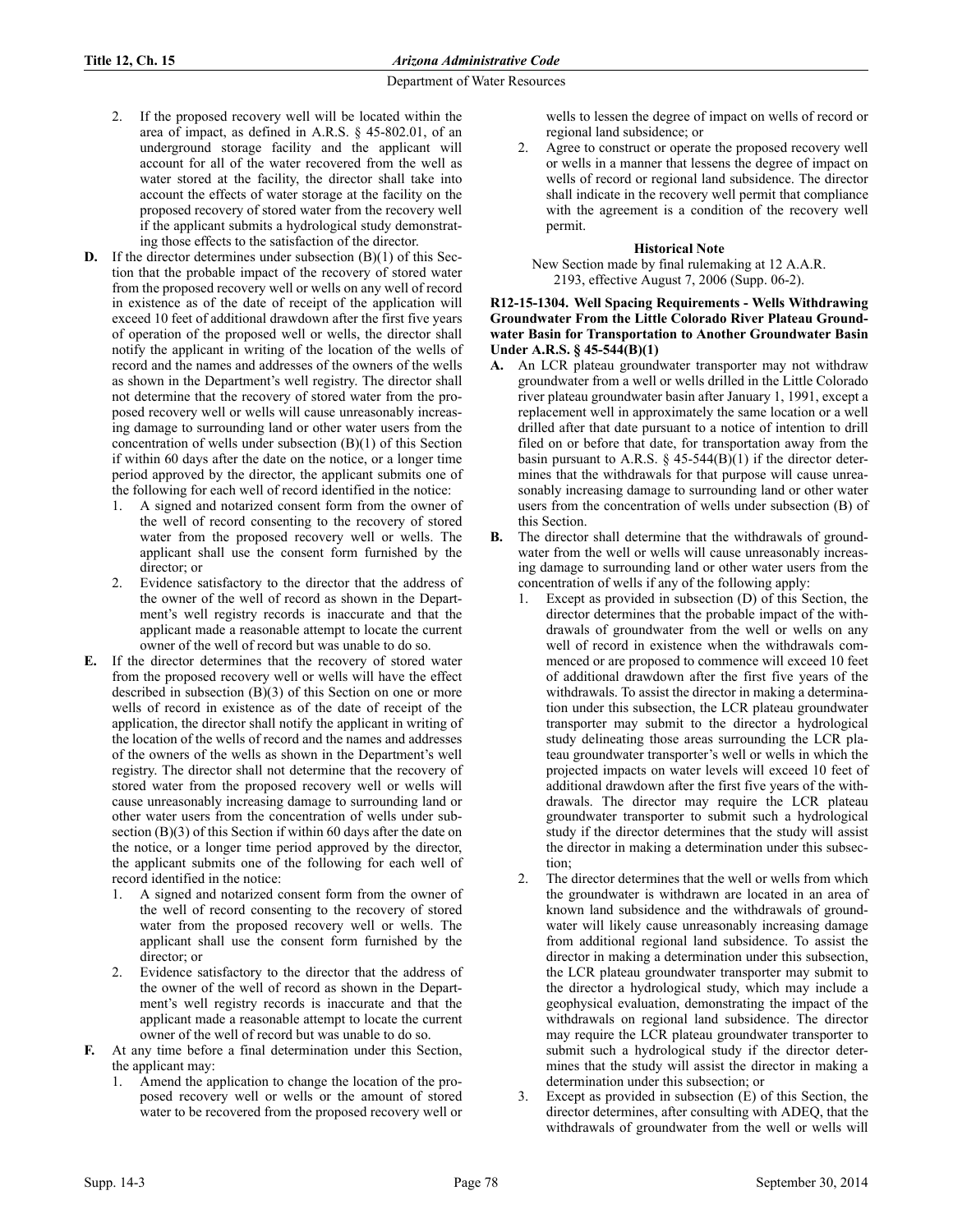2. If the proposed recovery well will be located within the area of impact, as defined in A.R.S. § 45-802.01, of an underground storage facility and the applicant will account for all of the water recovered from the well as water stored at the facility, the director shall take into account the effects of water storage at the facility on the proposed recovery of stored water from the recovery well if the applicant submits a hydrological study demonstrating those effects to the satisfaction of the director.

**D.** If the director determines under subsection (B)(1) of this Section that the probable impact of the recovery of stored water from the proposed recovery well or wells on any well of record in existence as of the date of receipt of the application will exceed 10 feet of additional drawdown after the first five years of operation of the proposed well or wells, the director shall notify the applicant in writing of the location of the wells of record and the names and addresses of the owners of the wells as shown in the Department's well registry. The director shall not determine that the recovery of stored water from the proposed recovery well or wells will cause unreasonably increasing damage to surrounding land or other water users from the concentration of wells under subsection (B)(1) of this Section if within 60 days after the date on the notice, or a longer time period approved by the director, the applicant submits one of the following for each well of record identified in the notice:

1. A signed and notarized consent form from the owner of the well of record consenting to the recovery of stored water from the proposed recovery well or wells. The applicant shall use the consent form furnished by the director; or
2. Evidence satisfactory to the director that the address of the owner of the well of record as shown in the Department's well registry records is inaccurate and that the applicant made a reasonable attempt to locate the current owner of the well of record but was unable to do so.

**E.** If the director determines that the recovery of stored water from the proposed recovery well or wells will have the effect described in subsection (B)(3) of this Section on one or more wells of record in existence as of the date of receipt of the application, the director shall notify the applicant in writing of the location of the wells of record and the names and addresses of the owners of the wells as shown in the Department's well registry. The director shall not determine that the recovery of stored water from the proposed recovery well or wells will cause unreasonably increasing damage to surrounding land or other water users from the concentration of wells under subsection (B)(3) of this Section if within 60 days after the date on the notice, or a longer time period approved by the director, the applicant submits one of the following for each well of record identified in the notice:

1. A signed and notarized consent form from the owner of the well of record consenting to the recovery of stored water from the proposed recovery well or wells. The applicant shall use the consent form furnished by the director; or
2. Evidence satisfactory to the director that the address of the owner of the well of record as shown in the Department's well registry records is inaccurate and that the applicant made a reasonable attempt to locate the current owner of the well of record but was unable to do so.

**F.** At any time before a final determination under this Section, the applicant may:

1. Amend the application to change the location of the proposed recovery well or wells or the amount of stored water to be recovered from the proposed recovery well or wells to lessen the degree of impact on wells of record or regional land subsidence; or
2. Agree to construct or operate the proposed recovery well or wells in a manner that lessens the degree of impact on wells of record or regional land subsidence. The director shall indicate in the recovery well permit that compliance with the agreement is a condition of the recovery well permit.

**Historical Note**

New Section made by final rulemaking at 12 A.A.R. 2193, effective August 7, 2006 (Supp. 06-2).

**R12-15-1304. Well Spacing Requirements - Wells Withdrawing Groundwater From the Little Colorado River Plateau Groundwater Basin for Transportation to Another Groundwater Basin Under A.R.S. § 45-544(B)(1)**

**A.** An LCR plateau groundwater transporter may not withdraw groundwater from a well or wells drilled in the Little Colorado river plateau groundwater basin after January 1, 1991, except a replacement well in approximately the same location or a well drilled after that date pursuant to a notice of intention to drill filed on or before that date, for transportation away from the basin pursuant to A.R.S. § 45-544(B)(1) if the director determines that the withdrawals for that purpose will cause unreasonably increasing damage to surrounding land or other water users from the concentration of wells under subsection (B) of this Section.

**B.** The director shall determine that the withdrawals of groundwater from the well or wells will cause unreasonably increasing damage to surrounding land or other water users from the concentration of wells if any of the following apply:

1. Except as provided in subsection (D) of this Section, the director determines that the probable impact of the withdrawals of groundwater from the well or wells on any well of record in existence when the withdrawals commenced or are proposed to commence will exceed 10 feet of additional drawdown after the first five years of the withdrawals. To assist the director in making a determination under this subsection, the LCR plateau groundwater transporter may submit to the director a hydrological study delineating those areas surrounding the LCR plateau groundwater transporter's well or wells in which the projected impacts on water levels will exceed 10 feet of additional drawdown after the first five years of the withdrawals. The director may require the LCR plateau groundwater transporter to submit such a hydrological study if the director determines that the study will assist the director in making a determination under this subsection;
2. The director determines that the well or wells from which the groundwater is withdrawn are located in an area of known land subsidence and the withdrawals of groundwater will likely cause unreasonably increasing damage from additional regional land subsidence. To assist the director in making a determination under this subsection, the LCR plateau groundwater transporter may submit to the director a hydrological study, which may include a geophysical evaluation, demonstrating the impact of the withdrawals on regional land subsidence. The director may require the LCR plateau groundwater transporter to submit such a hydrological study if the director determines that the study will assist the director in making a determination under this subsection; or
3. Except as provided in subsection (E) of this Section, the director determines, after consulting with ADEQ, that the withdrawals of groundwater from the well or wells will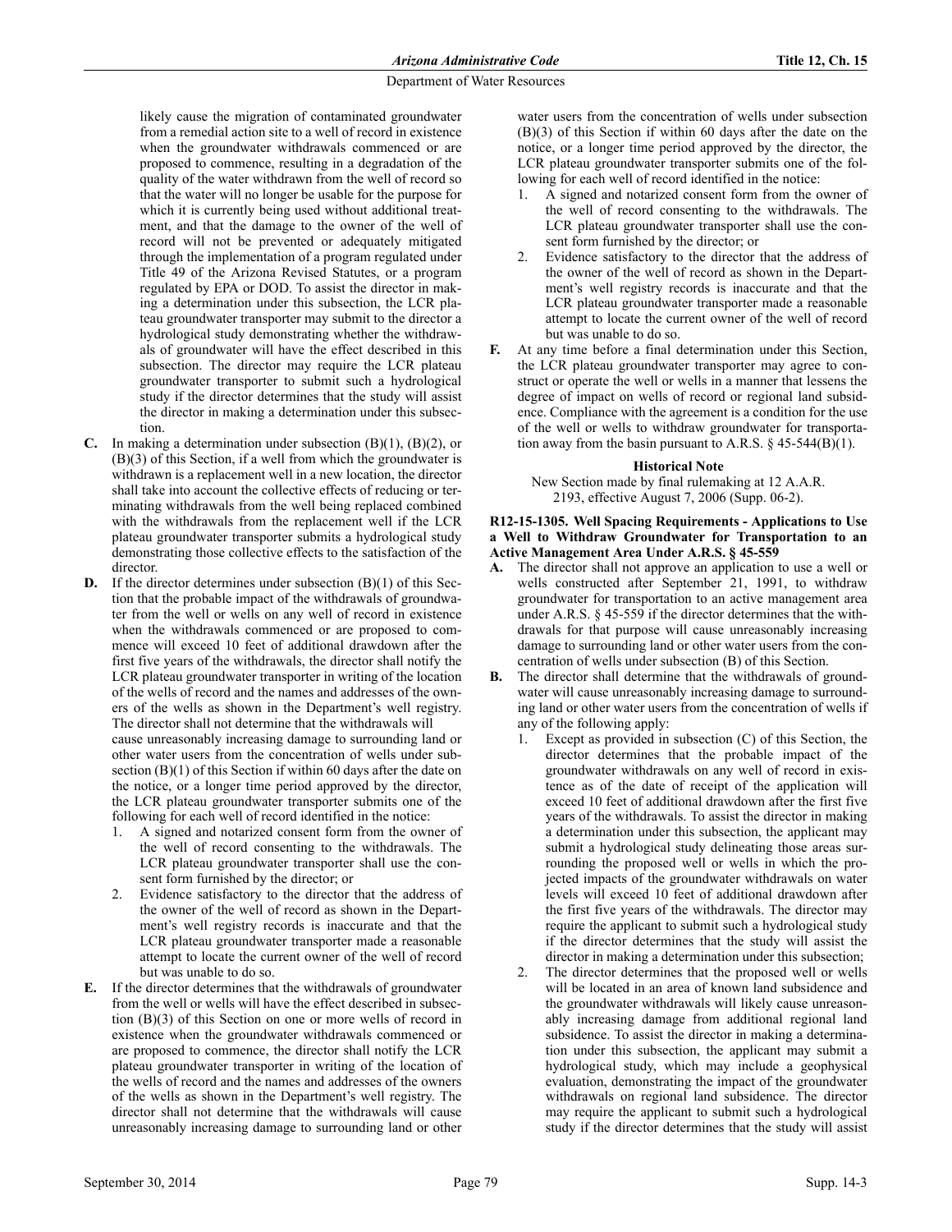likely cause the migration of contaminated groundwater from a remedial action site to a well of record in existence when the groundwater withdrawals commenced or are proposed to commence, resulting in a degradation of the quality of the water withdrawn from the well of record so that the water will no longer be usable for the purpose for which it is currently being used without additional treatment, and that the damage to the owner of the well of record will not be prevented or adequately mitigated through the implementation of a program regulated under Title 49 of the Arizona Revised Statutes, or a program regulated by EPA or DOD. To assist the director in making a determination under this subsection, the LCR plateau groundwater transporter may submit to the director a hydrological study demonstrating whether the withdrawals of groundwater will have the effect described in this subsection. The director may require the LCR plateau groundwater transporter to submit such a hydrological study if the director determines that the study will assist the director in making a determination under this subsection.

**C.** In making a determination under subsection (B)(1), (B)(2), or (B)(3) of this Section, if a well from which the groundwater is withdrawn is a replacement well in a new location, the director shall take into account the collective effects of reducing or terminating withdrawals from the well being replaced combined with the withdrawals from the replacement well if the LCR plateau groundwater transporter submits a hydrological study demonstrating those collective effects to the satisfaction of the director.

**D.** If the director determines under subsection (B)(1) of this Section that the probable impact of the withdrawals of groundwater from the well or wells on any well of record in existence when the withdrawals commenced or are proposed to commence will exceed 10 feet of additional drawdown after the first five years of the withdrawals, the director shall notify the LCR plateau groundwater transporter in writing of the location of the wells of record and the names and addresses of the owners of the wells as shown in the Department's well registry. The director shall not determine that the withdrawals will cause unreasonably increasing damage to surrounding land or other water users from the concentration of wells under subsection (B)(1) of this Section if within 60 days after the date on the notice, or a longer time period approved by the director, the LCR plateau groundwater transporter submits one of the following for each well of record identified in the notice:

1. A signed and notarized consent form from the owner of the well of record consenting to the withdrawals. The LCR plateau groundwater transporter shall use the consent form furnished by the director; or
2. Evidence satisfactory to the director that the address of the owner of the well of record as shown in the Department's well registry records is inaccurate and that the LCR plateau groundwater transporter made a reasonable attempt to locate the current owner of the well of record but was unable to do so.

**E.** If the director determines that the withdrawals of groundwater from the well or wells will have the effect described in subsection (B)(3) of this Section on one or more wells of record in existence when the groundwater withdrawals commenced or are proposed to commence, the director shall notify the LCR plateau groundwater transporter in writing of the location of the wells of record and the names and addresses of the owners of the wells as shown in the Department's well registry. The director shall not determine that the withdrawals will cause unreasonably increasing damage to surrounding land or other water users from the concentration of wells under subsection (B)(3) of this Section if within 60 days after the date on the notice, or a longer time period approved by the director, the LCR plateau groundwater transporter submits one of the following for each well of record identified in the notice:

1. A signed and notarized consent form from the owner of the well of record consenting to the withdrawals. The LCR plateau groundwater transporter shall use the consent form furnished by the director; or
2. Evidence satisfactory to the director that the address of the owner of the well of record as shown in the Department's well registry records is inaccurate and that the LCR plateau groundwater transporter made a reasonable attempt to locate the current owner of the well of record but was unable to do so.

**F.** At any time before a final determination under this Section, the LCR plateau groundwater transporter may agree to construct or operate the well or wells in a manner that lessens the degree of impact on wells of record or regional land subsidence. Compliance with the agreement is a condition for the use of the well or wells to withdraw groundwater for transportation away from the basin pursuant to A.R.S. § 45-544(B)(1).

**Historical Note**

New Section made by final rulemaking at 12 A.A.R. 2193, effective August 7, 2006 (Supp. 06-2).

### R12-15-1305. Well Spacing Requirements - Applications to Use a Well to Withdraw Groundwater for Transportation to an Active Management Area Under A.R.S. § 45-559

**A.** The director shall not approve an application to use a well or wells constructed after September 21, 1991, to withdraw groundwater for transportation to an active management area under A.R.S. § 45-559 if the director determines that the withdrawals for that purpose will cause unreasonably increasing damage to surrounding land or other water users from the concentration of wells under subsection (B) of this Section.

**B.** The director shall determine that the withdrawals of groundwater will cause unreasonably increasing damage to surrounding land or other water users from the concentration of wells if any of the following apply:

1. Except as provided in subsection (C) of this Section, the director determines that the probable impact of the groundwater withdrawals on any well of record in existence as of the date of receipt of the application will exceed 10 feet of additional drawdown after the first five years of the withdrawals. To assist the director in making a determination under this subsection, the applicant may submit a hydrological study delineating those areas surrounding the proposed well or wells in which the projected impacts of the groundwater withdrawals on water levels will exceed 10 feet of additional drawdown after the first five years of the withdrawals. The director may require the applicant to submit such a hydrological study if the director determines that the study will assist the director in making a determination under this subsection;
2. The director determines that the proposed well or wells will be located in an area of known land subsidence and the groundwater withdrawals will likely cause unreasonably increasing damage from additional regional land subsidence. To assist the director in making a determination under this subsection, the applicant may submit a hydrological study, which may include a geophysical evaluation, demonstrating the impact of the groundwater withdrawals on regional land subsidence. The director may require the applicant to submit such a hydrological study if the director determines that the study will assist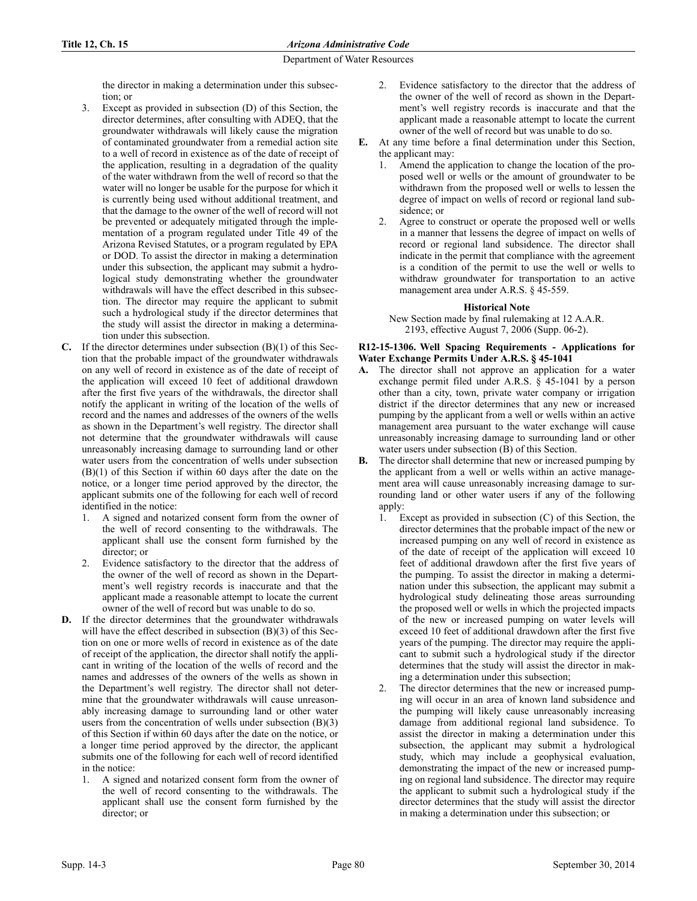the director in making a determination under this subsection; or

3. Except as provided in subsection (D) of this Section, the director determines, after consulting with ADEQ, that the groundwater withdrawals will likely cause the migration of contaminated groundwater from a remedial action site to a well of record in existence as of the date of receipt of the application, resulting in a degradation of the quality of the water withdrawn from the well of record so that the water will no longer be usable for the purpose for which it is currently being used without additional treatment, and that the damage to the owner of the well of record will not be prevented or adequately mitigated through the implementation of a program regulated under Title 49 of the Arizona Revised Statutes, or a program regulated by EPA or DOD. To assist the director in making a determination under this subsection, the applicant may submit a hydrological study demonstrating whether the groundwater withdrawals will have the effect described in this subsection. The director may require the applicant to submit such a hydrological study if the director determines that the study will assist the director in making a determination under this subsection.

**C.** If the director determines under subsection (B)(1) of this Section that the probable impact of the groundwater withdrawals on any well of record in existence as of the date of receipt of the application will exceed 10 feet of additional drawdown after the first five years of the withdrawals, the director shall notify the applicant in writing of the location of the wells of record and the names and addresses of the owners of the wells as shown in the Department's well registry. The director shall not determine that the groundwater withdrawals will cause unreasonably increasing damage to surrounding land or other water users from the concentration of wells under subsection (B)(1) of this Section if within 60 days after the date on the notice, or a longer time period approved by the director, the applicant submits one of the following for each well of record identified in the notice:

1. A signed and notarized consent form from the owner of the well of record consenting to the withdrawals. The applicant shall use the consent form furnished by the director; or
2. Evidence satisfactory to the director that the address of the owner of the well of record as shown in the Department's well registry records is inaccurate and that the applicant made a reasonable attempt to locate the current owner of the well of record but was unable to do so.

**D.** If the director determines that the groundwater withdrawals will have the effect described in subsection (B)(3) of this Section on one or more wells of record in existence as of the date of receipt of the application, the director shall notify the applicant in writing of the location of the wells of record and the names and addresses of the owners of the wells as shown in the Department's well registry. The director shall not determine that the groundwater withdrawals will cause unreasonably increasing damage to surrounding land or other water users from the concentration of wells under subsection (B)(3) of this Section if within 60 days after the date on the notice, or a longer time period approved by the director, the applicant submits one of the following for each well of record identified in the notice:

1. A signed and notarized consent form from the owner of the well of record consenting to the withdrawals. The applicant shall use the consent form furnished by the director; or
2. Evidence satisfactory to the director that the address of the owner of the well of record as shown in the Department's well registry records is inaccurate and that the applicant made a reasonable attempt to locate the current owner of the well of record but was unable to do so.

**E.** At any time before a final determination under this Section, the applicant may:

1. Amend the application to change the location of the proposed well or wells or the amount of groundwater to be withdrawn from the proposed well or wells to lessen the degree of impact on wells of record or regional land subsidence; or
2. Agree to construct or operate the proposed well or wells in a manner that lessens the degree of impact on wells of record or regional land subsidence. The director shall indicate in the permit that compliance with the agreement is a condition of the permit to use the well or wells to withdraw groundwater for transportation to an active management area under A.R.S. § 45-559.

**Historical Note**

New Section made by final rulemaking at 12 A.A.R. 2193, effective August 7, 2006 (Supp. 06-2).

**R12-15-1306. Well Spacing Requirements - Applications for Water Exchange Permits Under A.R.S. § 45-1041**

**A.** The director shall not approve an application for a water exchange permit filed under A.R.S. § 45-1041 by a person other than a city, town, private water company or irrigation district if the director determines that any new or increased pumping by the applicant from a well or wells within an active management area pursuant to the water exchange will cause unreasonably increasing damage to surrounding land or other water users under subsection (B) of this Section.

**B.** The director shall determine that new or increased pumping by the applicant from a well or wells within an active management area will cause unreasonably increasing damage to surrounding land or other water users if any of the following apply:

1. Except as provided in subsection (C) of this Section, the director determines that the probable impact of the new or increased pumping on any well of record in existence as of the date of receipt of the application will exceed 10 feet of additional drawdown after the first five years of the pumping. To assist the director in making a determination under this subsection, the applicant may submit a hydrological study delineating those areas surrounding the proposed well or wells in which the projected impacts of the new or increased pumping on water levels will exceed 10 feet of additional drawdown after the first five years of the pumping. The director may require the applicant to submit such a hydrological study if the director determines that the study will assist the director in making a determination under this subsection;
2. The director determines that the new or increased pumping will occur in an area of known land subsidence and the pumping will likely cause unreasonably increasing damage from additional regional land subsidence. To assist the director in making a determination under this subsection, the applicant may submit a hydrological study, which may include a geophysical evaluation, demonstrating the impact of the new or increased pumping on regional land subsidence. The director may require the applicant to submit such a hydrological study if the director determines that the study will assist the director in making a determination under this subsection; or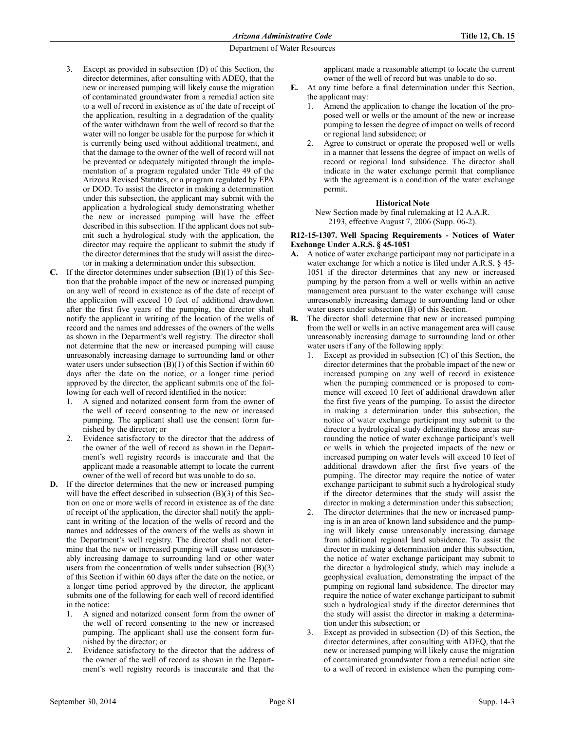3. Except as provided in subsection (D) of this Section, the director determines, after consulting with ADEQ, that the new or increased pumping will likely cause the migration of contaminated groundwater from a remedial action site to a well of record in existence as of the date of receipt of the application, resulting in a degradation of the quality of the water withdrawn from the well of record so that the water will no longer be usable for the purpose for which it is currently being used without additional treatment, and that the damage to the owner of the well of record will not be prevented or adequately mitigated through the implementation of a program regulated under Title 49 of the Arizona Revised Statutes, or a program regulated by EPA or DOD. To assist the director in making a determination under this subsection, the applicant may submit with the application a hydrological study demonstrating whether the new or increased pumping will have the effect described in this subsection. If the applicant does not submit such a hydrological study with the application, the director may require the applicant to submit the study if the director determines that the study will assist the director in making a determination under this subsection.

**C.** If the director determines under subsection (B)(1) of this Section that the probable impact of the new or increased pumping on any well of record in existence as of the date of receipt of the application will exceed 10 feet of additional drawdown after the first five years of the pumping, the director shall notify the applicant in writing of the location of the wells of record and the names and addresses of the owners of the wells as shown in the Department's well registry. The director shall not determine that the new or increased pumping will cause unreasonably increasing damage to surrounding land or other water users under subsection (B)(1) of this Section if within 60 days after the date on the notice, or a longer time period approved by the director, the applicant submits one of the following for each well of record identified in the notice:

1. A signed and notarized consent form from the owner of the well of record consenting to the new or increased pumping. The applicant shall use the consent form furnished by the director; or
2. Evidence satisfactory to the director that the address of the owner of the well of record as shown in the Department's well registry records is inaccurate and that the applicant made a reasonable attempt to locate the current owner of the well of record but was unable to do so.

**D.** If the director determines that the new or increased pumping will have the effect described in subsection (B)(3) of this Section on one or more wells of record in existence as of the date of receipt of the application, the director shall notify the applicant in writing of the location of the wells of record and the names and addresses of the owners of the wells as shown in the Department's well registry. The director shall not determine that the new or increased pumping will cause unreasonably increasing damage to surrounding land or other water users from the concentration of wells under subsection (B)(3) of this Section if within 60 days after the date on the notice, or a longer time period approved by the director, the applicant submits one of the following for each well of record identified in the notice:

1. A signed and notarized consent form from the owner of the well of record consenting to the new or increased pumping. The applicant shall use the consent form furnished by the director; or
2. Evidence satisfactory to the director that the address of the owner of the well of record as shown in the Department's well registry records is inaccurate and that the applicant made a reasonable attempt to locate the current owner of the well of record but was unable to do so.

**E.** At any time before a final determination under this Section, the applicant may:

1. Amend the application to change the location of the proposed well or wells or the amount of the new or increase pumping to lessen the degree of impact on wells of record or regional land subsidence; or
2. Agree to construct or operate the proposed well or wells in a manner that lessens the degree of impact on wells of record or regional land subsidence. The director shall indicate in the water exchange permit that compliance with the agreement is a condition of the water exchange permit.

**Historical Note**

New Section made by final rulemaking at 12 A.A.R. 2193, effective August 7, 2006 (Supp. 06-2).

**R12-15-1307. Well Spacing Requirements - Notices of Water Exchange Under A.R.S. § 45-1051**

**A.** A notice of water exchange participant may not participate in a water exchange for which a notice is filed under A.R.S. § 45-1051 if the director determines that any new or increased pumping by the person from a well or wells within an active management area pursuant to the water exchange will cause unreasonably increasing damage to surrounding land or other water users under subsection (B) of this Section.

**B.** The director shall determine that new or increased pumping from the well or wells in an active management area will cause unreasonably increasing damage to surrounding land or other water users if any of the following apply:

1. Except as provided in subsection (C) of this Section, the director determines that the probable impact of the new or increased pumping on any well of record in existence when the pumping commenced or is proposed to commence will exceed 10 feet of additional drawdown after the first five years of the pumping. To assist the director in making a determination under this subsection, the notice of water exchange participant may submit to the director a hydrological study delineating those areas surrounding the notice of water exchange participant's well or wells in which the projected impacts of the new or increased pumping on water levels will exceed 10 feet of additional drawdown after the first five years of the pumping. The director may require the notice of water exchange participant to submit such a hydrological study if the director determines that the study will assist the director in making a determination under this subsection;
2. The director determines that the new or increased pumping is in an area of known land subsidence and the pumping will likely cause unreasonably increasing damage from additional regional land subsidence. To assist the director in making a determination under this subsection, the notice of water exchange participant may submit to the director a hydrological study, which may include a geophysical evaluation, demonstrating the impact of the pumping on regional land subsidence. The director may require the notice of water exchange participant to submit such a hydrological study if the director determines that the study will assist the director in making a determination under this subsection; or
3. Except as provided in subsection (D) of this Section, the director determines, after consulting with ADEQ, that the new or increased pumping will likely cause the migration of contaminated groundwater from a remedial action site to a well of record in existence when the pumping com-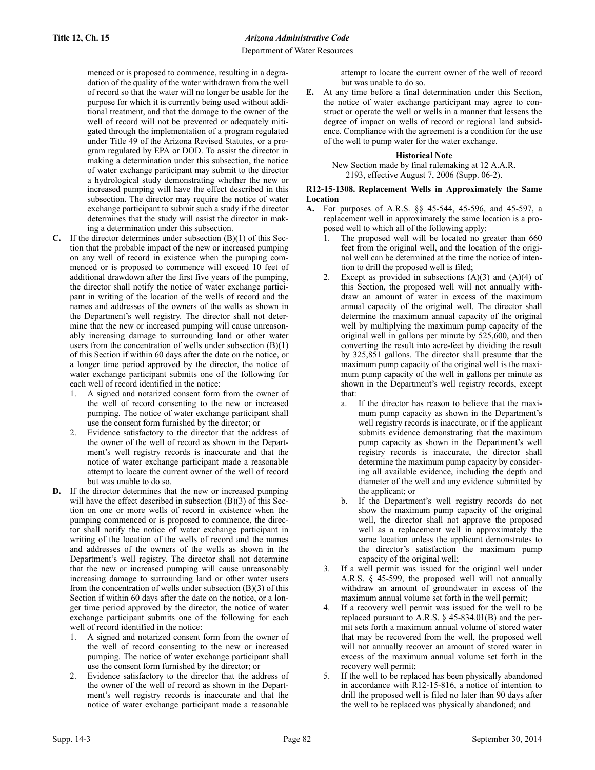menced or is proposed to commence, resulting in a degradation of the quality of the water withdrawn from the well of record so that the water will no longer be usable for the purpose for which it is currently being used without additional treatment, and that the damage to the owner of the well of record will not be prevented or adequately mitigated through the implementation of a program regulated under Title 49 of the Arizona Revised Statutes, or a program regulated by EPA or DOD. To assist the director in making a determination under this subsection, the notice of water exchange participant may submit to the director a hydrological study demonstrating whether the new or increased pumping will have the effect described in this subsection. The director may require the notice of water exchange participant to submit such a study if the director determines that the study will assist the director in making a determination under this subsection.

**C.** If the director determines under subsection (B)(1) of this Section that the probable impact of the new or increased pumping on any well of record in existence when the pumping commenced or is proposed to commence will exceed 10 feet of additional drawdown after the first five years of the pumping, the director shall notify the notice of water exchange participant in writing of the location of the wells of record and the names and addresses of the owners of the wells as shown in the Department's well registry. The director shall not determine that the new or increased pumping will cause unreasonably increasing damage to surrounding land or other water users from the concentration of wells under subsection (B)(1) of this Section if within 60 days after the date on the notice, or a longer time period approved by the director, the notice of water exchange participant submits one of the following for each well of record identified in the notice:

1. A signed and notarized consent form from the owner of the well of record consenting to the new or increased pumping. The notice of water exchange participant shall use the consent form furnished by the director; or
2. Evidence satisfactory to the director that the address of the owner of the well of record as shown in the Department's well registry records is inaccurate and that the notice of water exchange participant made a reasonable attempt to locate the current owner of the well of record but was unable to do so.

**D.** If the director determines that the new or increased pumping will have the effect described in subsection (B)(3) of this Section on one or more wells of record in existence when the pumping commenced or is proposed to commence, the director shall notify the notice of water exchange participant in writing of the location of the wells of record and the names and addresses of the owners of the wells as shown in the Department's well registry. The director shall not determine that the new or increased pumping will cause unreasonably increasing damage to surrounding land or other water users from the concentration of wells under subsection (B)(3) of this Section if within 60 days after the date on the notice, or a longer time period approved by the director, the notice of water exchange participant submits one of the following for each well of record identified in the notice:

1. A signed and notarized consent form from the owner of the well of record consenting to the new or increased pumping. The notice of water exchange participant shall use the consent form furnished by the director; or
2. Evidence satisfactory to the director that the address of the owner of the well of record as shown in the Department's well registry records is inaccurate and that the notice of water exchange participant made a reasonable attempt to locate the current owner of the well of record but was unable to do so.

**E.** At any time before a final determination under this Section, the notice of water exchange participant may agree to construct or operate the well or wells in a manner that lessens the degree of impact on wells of record or regional land subsidence. Compliance with the agreement is a condition for the use of the well to pump water for the water exchange.

**Historical Note**

New Section made by final rulemaking at 12 A.A.R. 2193, effective August 7, 2006 (Supp. 06-2).

**R12-15-1308. Replacement Wells in Approximately the Same Location**

**A.** For purposes of A.R.S. §§ 45-544, 45-596, and 45-597, a replacement well in approximately the same location is a proposed well to which all of the following apply:

1. The proposed well will be located no greater than 660 feet from the original well, and the location of the original well can be determined at the time the notice of intention to drill the proposed well is filed;
2. Except as provided in subsections (A)(3) and (A)(4) of this Section, the proposed well will not annually withdraw an amount of water in excess of the maximum annual capacity of the original well. The director shall determine the maximum annual capacity of the original well by multiplying the maximum pump capacity of the original well in gallons per minute by 525,600, and then converting the result into acre-feet by dividing the result by 325,851 gallons. The director shall presume that the maximum pump capacity of the original well is the maximum pump capacity of the well in gallons per minute as shown in the Department's well registry records, except that:
   a. If the director has reason to believe that the maximum pump capacity as shown in the Department's well registry records is inaccurate, or if the applicant submits evidence demonstrating that the maximum pump capacity as shown in the Department's well registry records is inaccurate, the director shall determine the maximum pump capacity by considering all available evidence, including the depth and diameter of the well and any evidence submitted by the applicant; or
   b. If the Department's well registry records do not show the maximum pump capacity of the original well, the director shall not approve the proposed well as a replacement well in approximately the same location unless the applicant demonstrates to the director's satisfaction the maximum pump capacity of the original well;
3. If a well permit was issued for the original well under A.R.S. § 45-599, the proposed well will not annually withdraw an amount of groundwater in excess of the maximum annual volume set forth in the well permit;
4. If a recovery well permit was issued for the well to be replaced pursuant to A.R.S. § 45-834.01(B) and the permit sets forth a maximum annual volume of stored water that may be recovered from the well, the proposed well will not annually recover an amount of stored water in excess of the maximum annual volume set forth in the recovery well permit;
5. If the well to be replaced has been physically abandoned in accordance with R12-15-816, a notice of intention to drill the proposed well is filed no later than 90 days after the well to be replaced was physically abandoned; and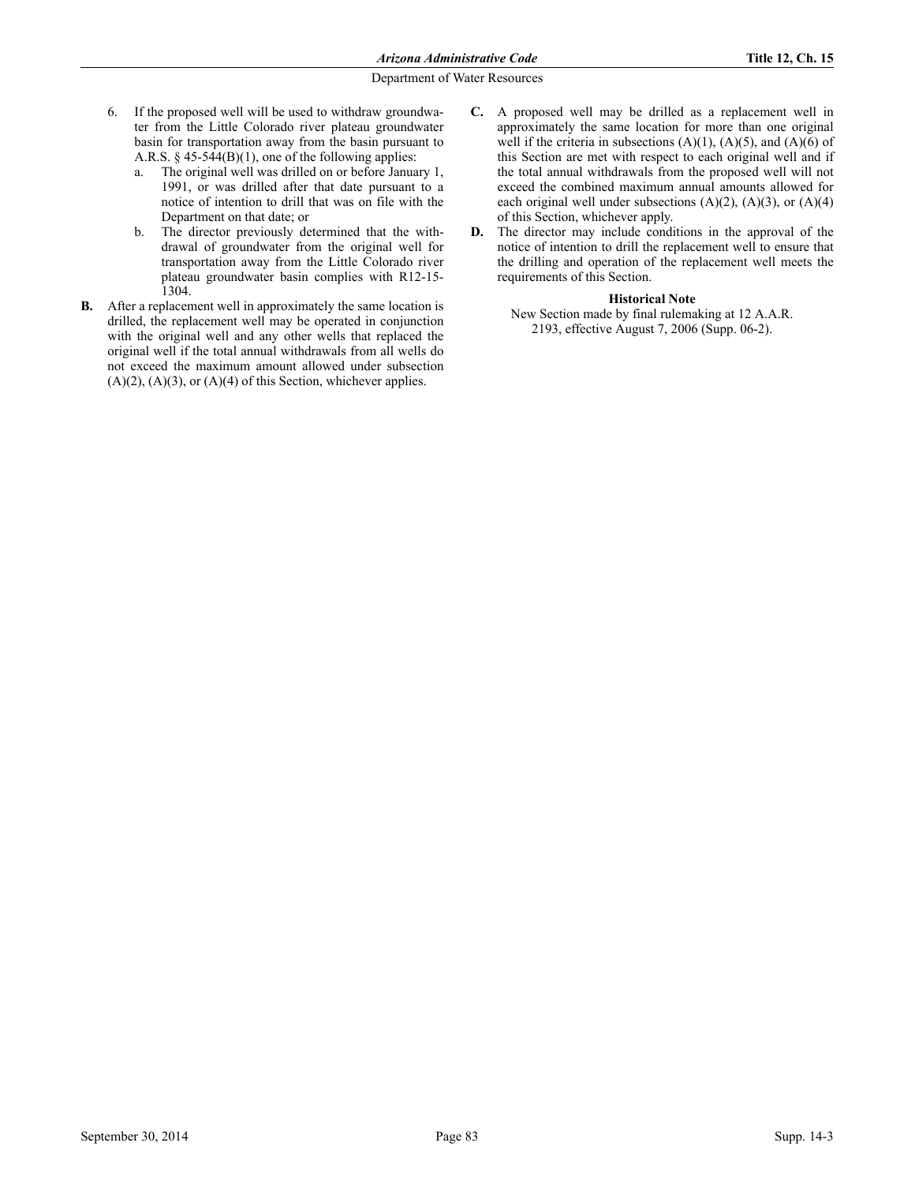6. If the proposed well will be used to withdraw groundwater from the Little Colorado river plateau groundwater basin for transportation away from the basin pursuant to A.R.S. § 45-544(B)(1), one of the following applies:
   a. The original well was drilled on or before January 1, 1991, or was drilled after that date pursuant to a notice of intention to drill that was on file with the Department on that date; or
   b. The director previously determined that the withdrawal of groundwater from the original well for transportation away from the Little Colorado river plateau groundwater basin complies with R12-15-1304.

**B.** After a replacement well in approximately the same location is drilled, the replacement well may be operated in conjunction with the original well and any other wells that replaced the original well if the total annual withdrawals from all wells do not exceed the maximum amount allowed under subsection (A)(2), (A)(3), or (A)(4) of this Section, whichever applies.

**C.** A proposed well may be drilled as a replacement well in approximately the same location for more than one original well if the criteria in subsections (A)(1), (A)(5), and (A)(6) of this Section are met with respect to each original well and if the total annual withdrawals from the proposed well will not exceed the combined maximum annual amounts allowed for each original well under subsections (A)(2), (A)(3), or (A)(4) of this Section, whichever apply.

**D.** The director may include conditions in the approval of the notice of intention to drill the replacement well to ensure that the drilling and operation of the replacement well meets the requirements of this Section.

**Historical Note**

New Section made by final rulemaking at 12 A.A.R. 2193, effective August 7, 2006 (Supp. 06-2).